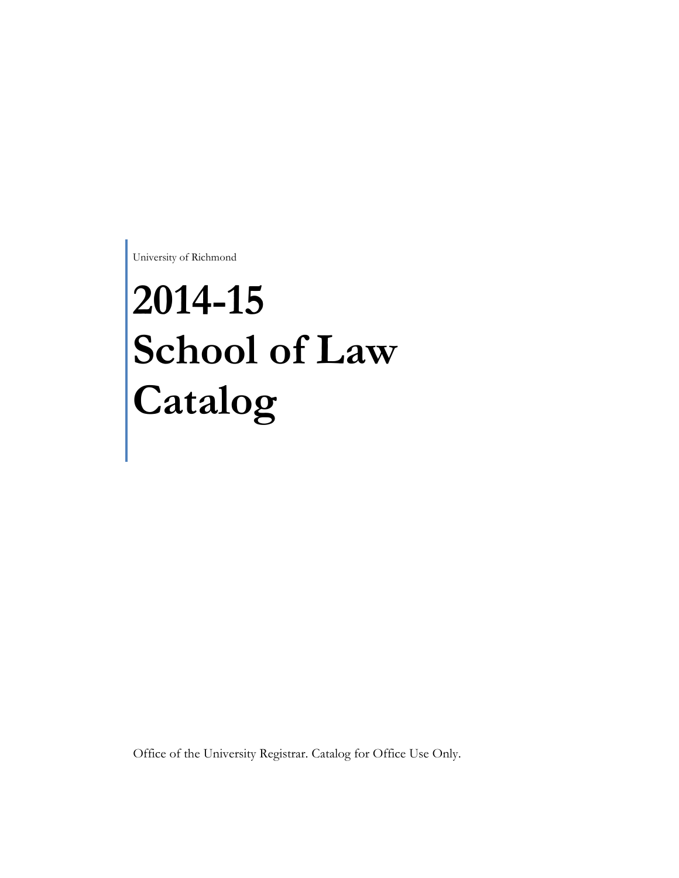University of Richmond

# 2014-15 School of Law Catalog

Office of the University Registrar. Catalog for Office Use Only.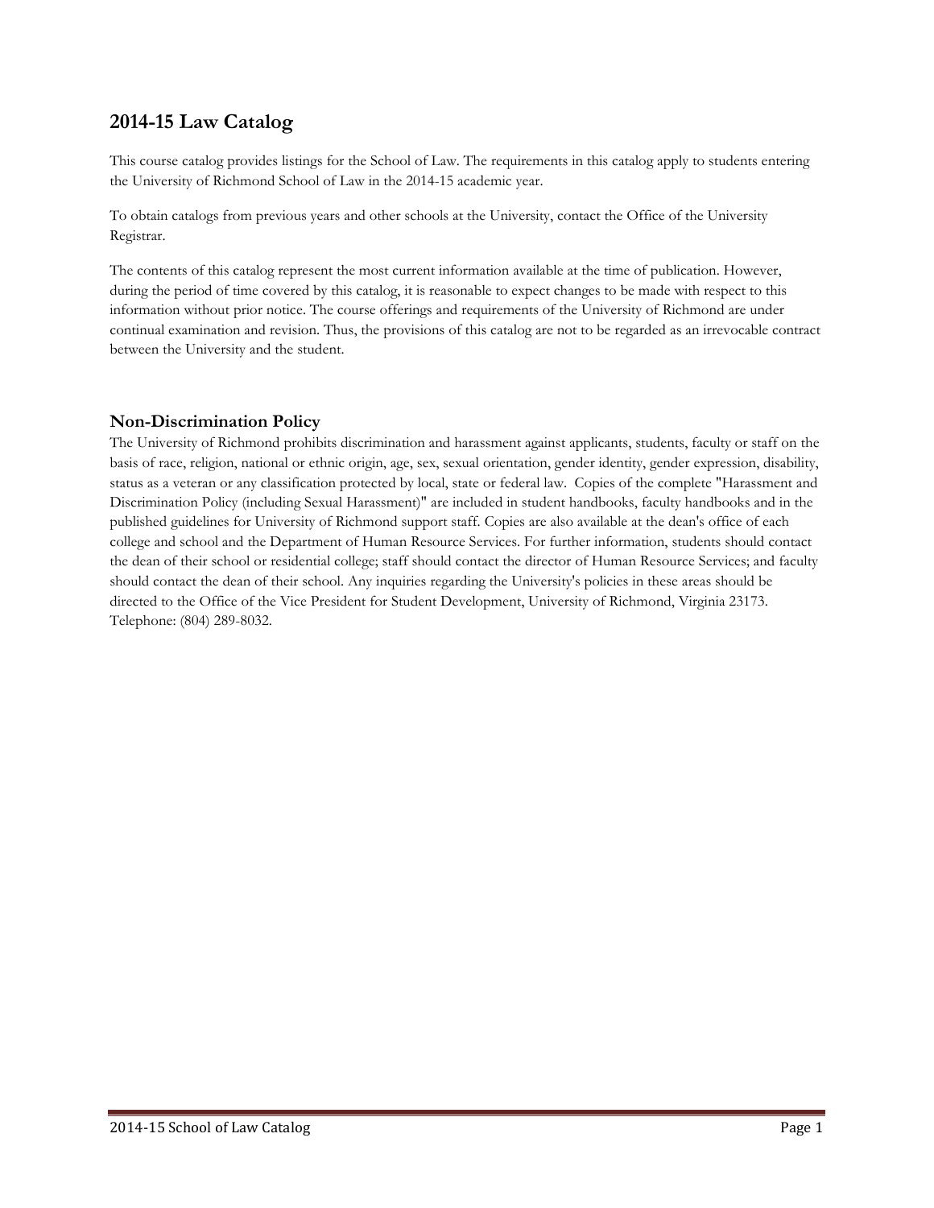# 2014-15 Law Catalog

This course catalog provides listings for the School of Law. The requirements in this catalog apply to students entering the University of Richmond School of Law in the 2014-15 academic year.

To obtain catalogs from previous years and other schools at the University, contact the Office of the University Registrar.

The contents of this catalog represent the most current information available at the time of publication. However, during the period of time covered by this catalog, it is reasonable to expect changes to be made with respect to this information without prior notice. The course offerings and requirements of the University of Richmond are under continual examination and revision. Thus, the provisions of this catalog are not to be regarded as an irrevocable contract between the University and the student.

## Non-Discrimination Policy

The University of Richmond prohibits discrimination and harassment against applicants, students, faculty or staff on the basis of race, religion, national or ethnic origin, age, sex, sexual orientation, gender identity, gender expression, disability, status as a veteran or any classification protected by local, state or federal law. Copies of the complete "Harassment and Discrimination Policy (including Sexual Harassment)" are included in student handbooks, faculty handbooks and in the published guidelines for University of Richmond support staff. Copies are also available at the dean's office of each college and school and the Department of Human Resource Services. For further information, students should contact the dean of their school or residential college; staff should contact the director of Human Resource Services; and faculty should contact the dean of their school. Any inquiries regarding the University's policies in these areas should be directed to the Office of the Vice President for Student Development, University of Richmond, Virginia 23173. Telephone: (804) 289-8032.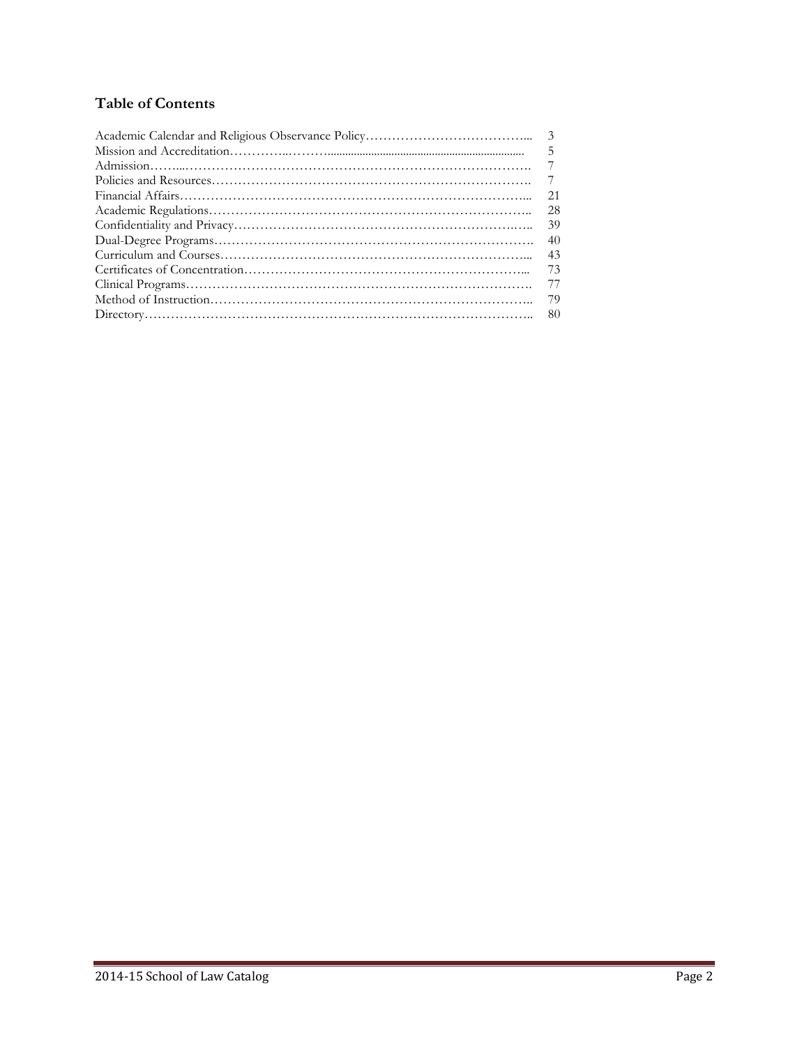## Table of Contents

| | |
|---|---|
| Academic Calendar and Religious Observance Policy | 3 |
| Mission and Accreditation | 5 |
| Admission | 7 |
| Policies and Resources | 7 |
| Financial Affairs | 21 |
| Academic Regulations | 28 |
| Confidentiality and Privacy | 39 |
| Dual-Degree Programs | 40 |
| Curriculum and Courses | 43 |
| Certificates of Concentration | 73 |
| Clinical Programs | 77 |
| Method of Instruction | 79 |
| Directory | 80 |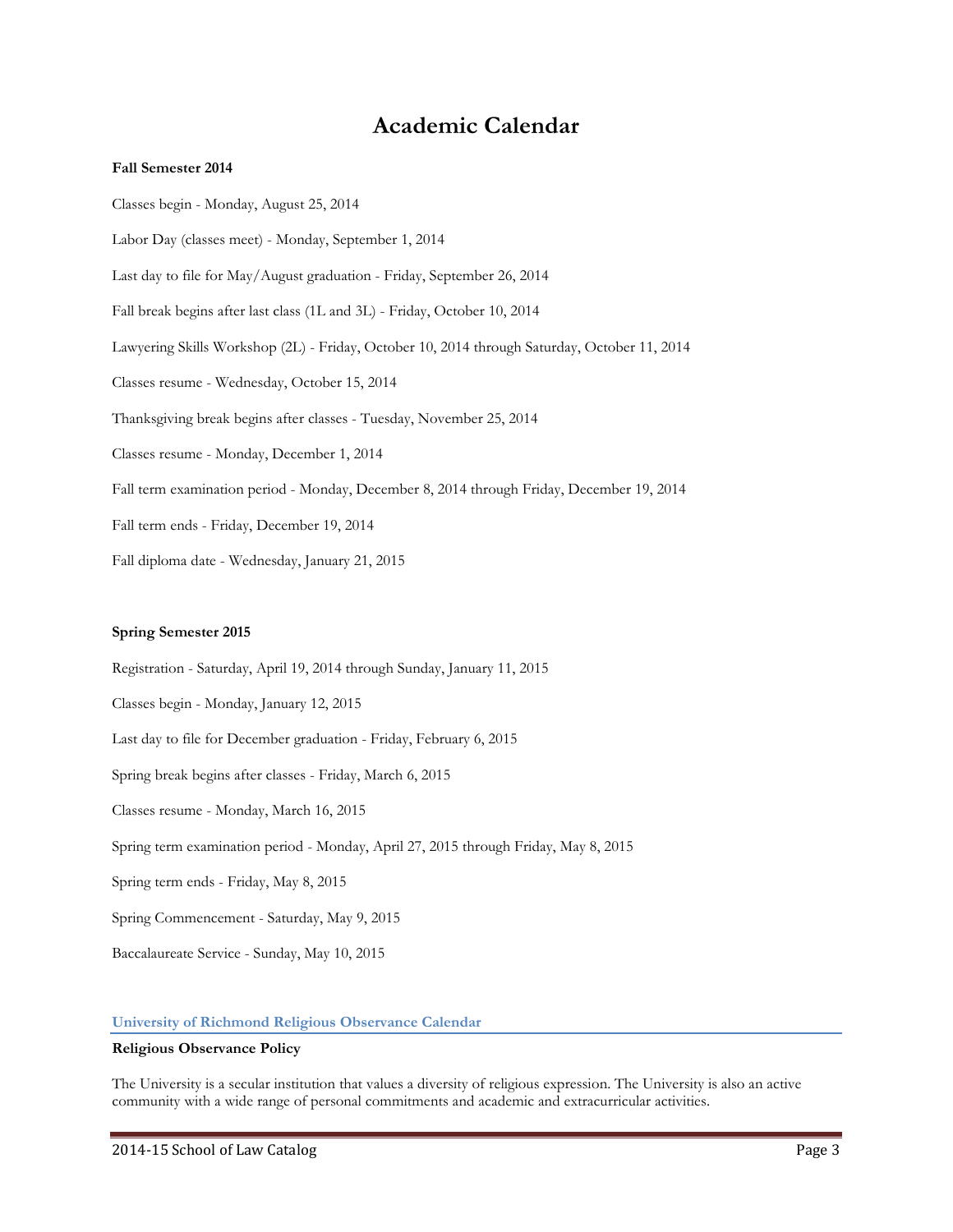# Academic Calendar

**Fall Semester 2014**

Classes begin - Monday, August 25, 2014

Labor Day (classes meet) - Monday, September 1, 2014

Last day to file for May/August graduation - Friday, September 26, 2014

Fall break begins after last class (1L and 3L) - Friday, October 10, 2014

Lawyering Skills Workshop (2L) - Friday, October 10, 2014 through Saturday, October 11, 2014

Classes resume - Wednesday, October 15, 2014

Thanksgiving break begins after classes - Tuesday, November 25, 2014

Classes resume - Monday, December 1, 2014

Fall term examination period - Monday, December 8, 2014 through Friday, December 19, 2014

Fall term ends - Friday, December 19, 2014

Fall diploma date - Wednesday, January 21, 2015

**Spring Semester 2015**

Registration - Saturday, April 19, 2014 through Sunday, January 11, 2015

Classes begin - Monday, January 12, 2015

Last day to file for December graduation - Friday, February 6, 2015

Spring break begins after classes - Friday, March 6, 2015

Classes resume - Monday, March 16, 2015

Spring term examination period - Monday, April 27, 2015 through Friday, May 8, 2015

Spring term ends - Friday, May 8, 2015

Spring Commencement - Saturday, May 9, 2015

Baccalaureate Service - Sunday, May 10, 2015

## University of Richmond Religious Observance Calendar

**Religious Observance Policy**

The University is a secular institution that values a diversity of religious expression. The University is also an active community with a wide range of personal commitments and academic and extracurricular activities.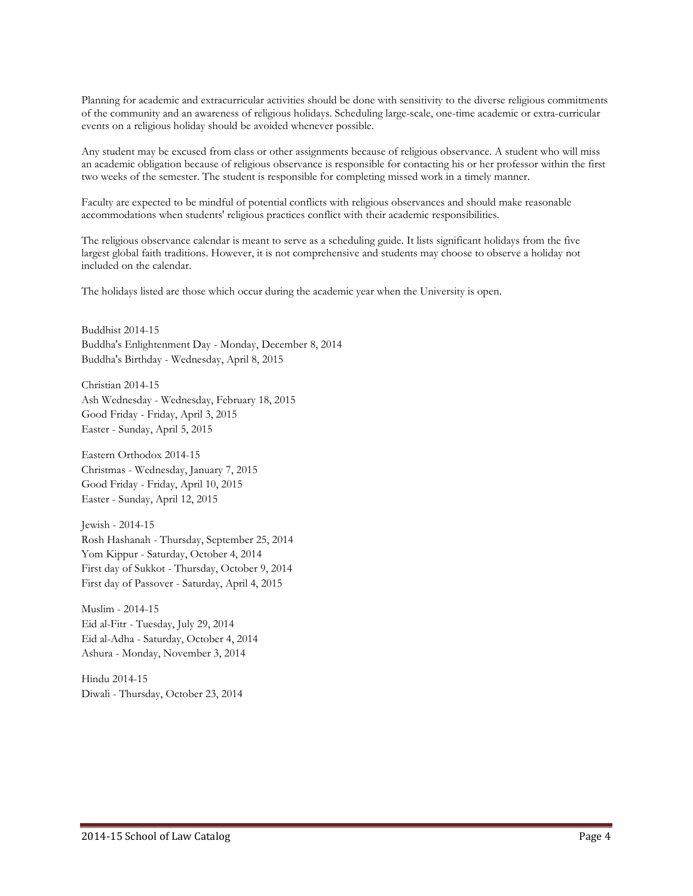Planning for academic and extracurricular activities should be done with sensitivity to the diverse religious commitments of the community and an awareness of religious holidays. Scheduling large-scale, one-time academic or extra-curricular events on a religious holiday should be avoided whenever possible.

Any student may be excused from class or other assignments because of religious observance. A student who will miss an academic obligation because of religious observance is responsible for contacting his or her professor within the first two weeks of the semester. The student is responsible for completing missed work in a timely manner.

Faculty are expected to be mindful of potential conflicts with religious observances and should make reasonable accommodations when students' religious practices conflict with their academic responsibilities.

The religious observance calendar is meant to serve as a scheduling guide. It lists significant holidays from the five largest global faith traditions. However, it is not comprehensive and students may choose to observe a holiday not included on the calendar.

The holidays listed are those which occur during the academic year when the University is open.

Buddhist 2014-15
Buddha's Enlightenment Day - Monday, December 8, 2014
Buddha's Birthday - Wednesday, April 8, 2015

Christian 2014-15
Ash Wednesday - Wednesday, February 18, 2015
Good Friday - Friday, April 3, 2015
Easter - Sunday, April 5, 2015

Eastern Orthodox 2014-15
Christmas - Wednesday, January 7, 2015
Good Friday - Friday, April 10, 2015
Easter - Sunday, April 12, 2015

Jewish - 2014-15
Rosh Hashanah - Thursday, September 25, 2014
Yom Kippur - Saturday, October 4, 2014
First day of Sukkot - Thursday, October 9, 2014
First day of Passover - Saturday, April 4, 2015

Muslim - 2014-15
Eid al-Fitr - Tuesday, July 29, 2014
Eid al-Adha - Saturday, October 4, 2014
Ashura - Monday, November 3, 2014

Hindu 2014-15
Diwali - Thursday, October 23, 2014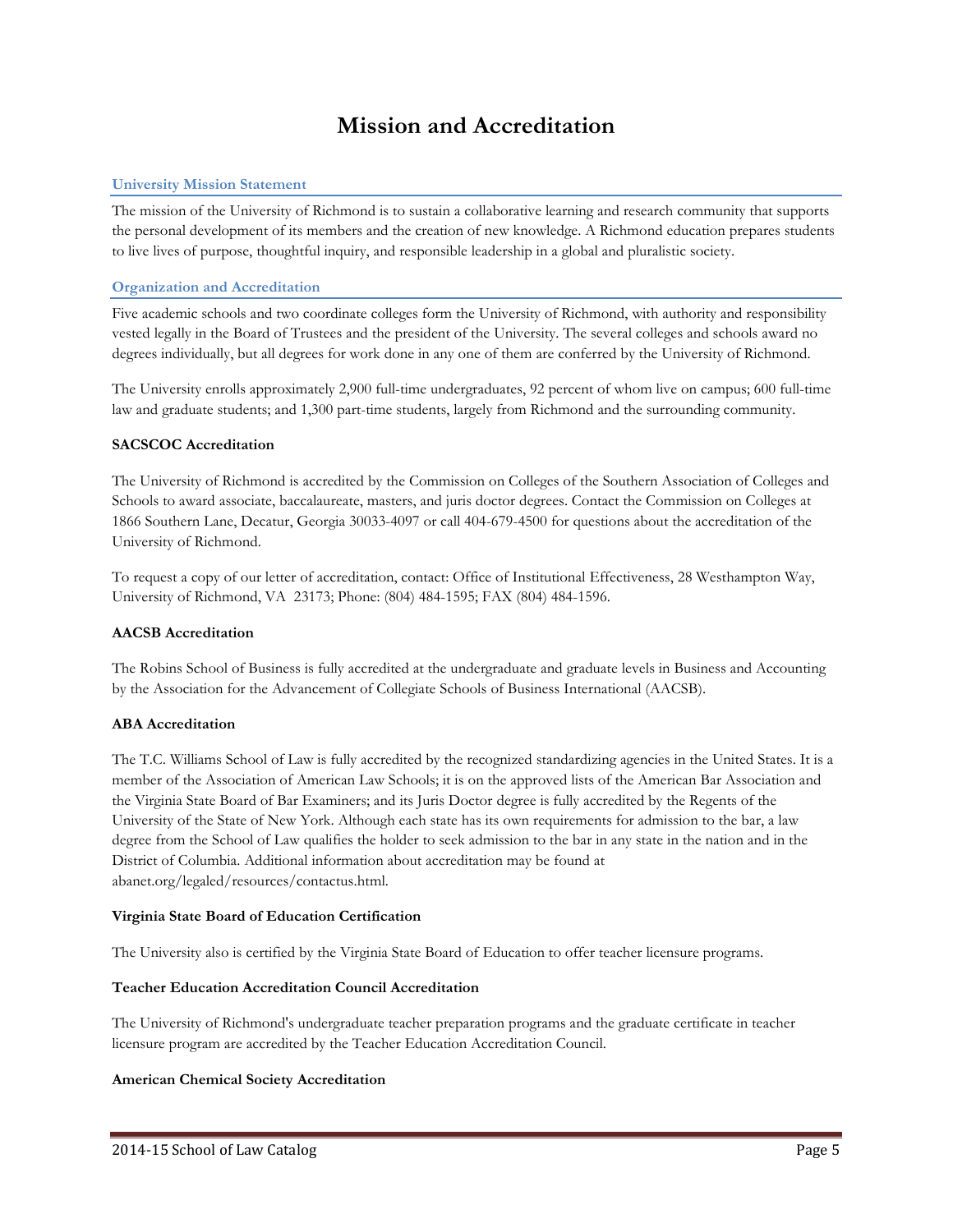# Mission and Accreditation

## University Mission Statement

The mission of the University of Richmond is to sustain a collaborative learning and research community that supports the personal development of its members and the creation of new knowledge. A Richmond education prepares students to live lives of purpose, thoughtful inquiry, and responsible leadership in a global and pluralistic society.

## Organization and Accreditation

Five academic schools and two coordinate colleges form the University of Richmond, with authority and responsibility vested legally in the Board of Trustees and the president of the University. The several colleges and schools award no degrees individually, but all degrees for work done in any one of them are conferred by the University of Richmond.

The University enrolls approximately 2,900 full-time undergraduates, 92 percent of whom live on campus; 600 full-time law and graduate students; and 1,300 part-time students, largely from Richmond and the surrounding community.

### SACSCOC Accreditation

The University of Richmond is accredited by the Commission on Colleges of the Southern Association of Colleges and Schools to award associate, baccalaureate, masters, and juris doctor degrees. Contact the Commission on Colleges at 1866 Southern Lane, Decatur, Georgia 30033-4097 or call 404-679-4500 for questions about the accreditation of the University of Richmond.

To request a copy of our letter of accreditation, contact: Office of Institutional Effectiveness, 28 Westhampton Way, University of Richmond, VA 23173; Phone: (804) 484-1595; FAX (804) 484-1596.

### AACSB Accreditation

The Robins School of Business is fully accredited at the undergraduate and graduate levels in Business and Accounting by the Association for the Advancement of Collegiate Schools of Business International (AACSB).

### ABA Accreditation

The T.C. Williams School of Law is fully accredited by the recognized standardizing agencies in the United States. It is a member of the Association of American Law Schools; it is on the approved lists of the American Bar Association and the Virginia State Board of Bar Examiners; and its Juris Doctor degree is fully accredited by the Regents of the University of the State of New York. Although each state has its own requirements for admission to the bar, a law degree from the School of Law qualifies the holder to seek admission to the bar in any state in the nation and in the District of Columbia. Additional information about accreditation may be found at abanet.org/legaled/resources/contactus.html.

### Virginia State Board of Education Certification

The University also is certified by the Virginia State Board of Education to offer teacher licensure programs.

### Teacher Education Accreditation Council Accreditation

The University of Richmond's undergraduate teacher preparation programs and the graduate certificate in teacher licensure program are accredited by the Teacher Education Accreditation Council.

### American Chemical Society Accreditation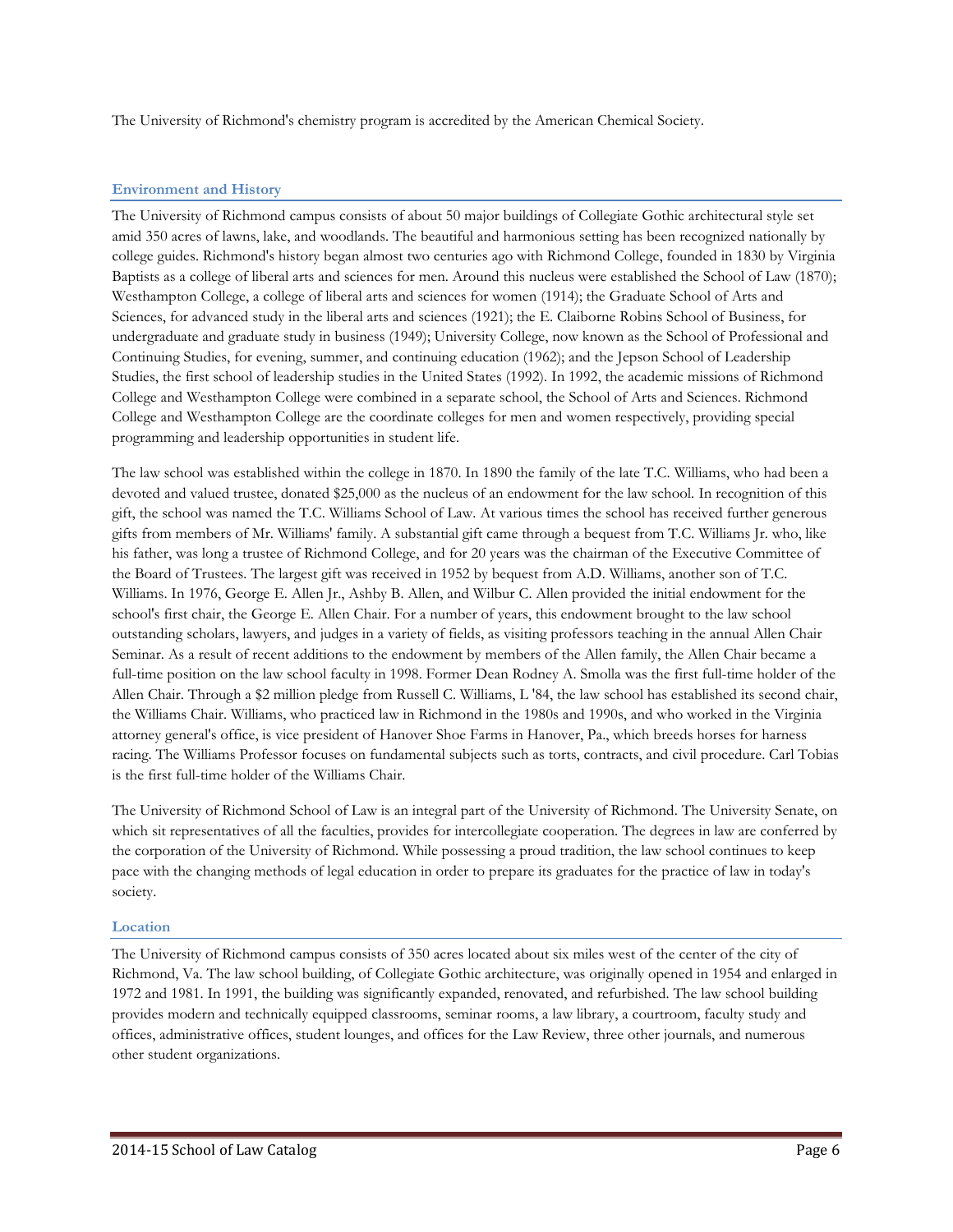The University of Richmond's chemistry program is accredited by the American Chemical Society.

## Environment and History

The University of Richmond campus consists of about 50 major buildings of Collegiate Gothic architectural style set amid 350 acres of lawns, lake, and woodlands. The beautiful and harmonious setting has been recognized nationally by college guides. Richmond's history began almost two centuries ago with Richmond College, founded in 1830 by Virginia Baptists as a college of liberal arts and sciences for men. Around this nucleus were established the School of Law (1870); Westhampton College, a college of liberal arts and sciences for women (1914); the Graduate School of Arts and Sciences, for advanced study in the liberal arts and sciences (1921); the E. Claiborne Robins School of Business, for undergraduate and graduate study in business (1949); University College, now known as the School of Professional and Continuing Studies, for evening, summer, and continuing education (1962); and the Jepson School of Leadership Studies, the first school of leadership studies in the United States (1992). In 1992, the academic missions of Richmond College and Westhampton College were combined in a separate school, the School of Arts and Sciences. Richmond College and Westhampton College are the coordinate colleges for men and women respectively, providing special programming and leadership opportunities in student life.

The law school was established within the college in 1870. In 1890 the family of the late T.C. Williams, who had been a devoted and valued trustee, donated $25,000 as the nucleus of an endowment for the law school. In recognition of this gift, the school was named the T.C. Williams School of Law. At various times the school has received further generous gifts from members of Mr. Williams' family. A substantial gift came through a bequest from T.C. Williams Jr. who, like his father, was long a trustee of Richmond College, and for 20 years was the chairman of the Executive Committee of the Board of Trustees. The largest gift was received in 1952 by bequest from A.D. Williams, another son of T.C. Williams. In 1976, George E. Allen Jr., Ashby B. Allen, and Wilbur C. Allen provided the initial endowment for the school's first chair, the George E. Allen Chair. For a number of years, this endowment brought to the law school outstanding scholars, lawyers, and judges in a variety of fields, as visiting professors teaching in the annual Allen Chair Seminar. As a result of recent additions to the endowment by members of the Allen family, the Allen Chair became a full-time position on the law school faculty in 1998. Former Dean Rodney A. Smolla was the first full-time holder of the Allen Chair. Through a $2 million pledge from Russell C. Williams, L '84, the law school has established its second chair, the Williams Chair. Williams, who practiced law in Richmond in the 1980s and 1990s, and who worked in the Virginia attorney general's office, is vice president of Hanover Shoe Farms in Hanover, Pa., which breeds horses for harness racing. The Williams Professor focuses on fundamental subjects such as torts, contracts, and civil procedure. Carl Tobias is the first full-time holder of the Williams Chair.

The University of Richmond School of Law is an integral part of the University of Richmond. The University Senate, on which sit representatives of all the faculties, provides for intercollegiate cooperation. The degrees in law are conferred by the corporation of the University of Richmond. While possessing a proud tradition, the law school continues to keep pace with the changing methods of legal education in order to prepare its graduates for the practice of law in today's society.

## Location

The University of Richmond campus consists of 350 acres located about six miles west of the center of the city of Richmond, Va. The law school building, of Collegiate Gothic architecture, was originally opened in 1954 and enlarged in 1972 and 1981. In 1991, the building was significantly expanded, renovated, and refurbished. The law school building provides modern and technically equipped classrooms, seminar rooms, a law library, a courtroom, faculty study and offices, administrative offices, student lounges, and offices for the Law Review, three other journals, and numerous other student organizations.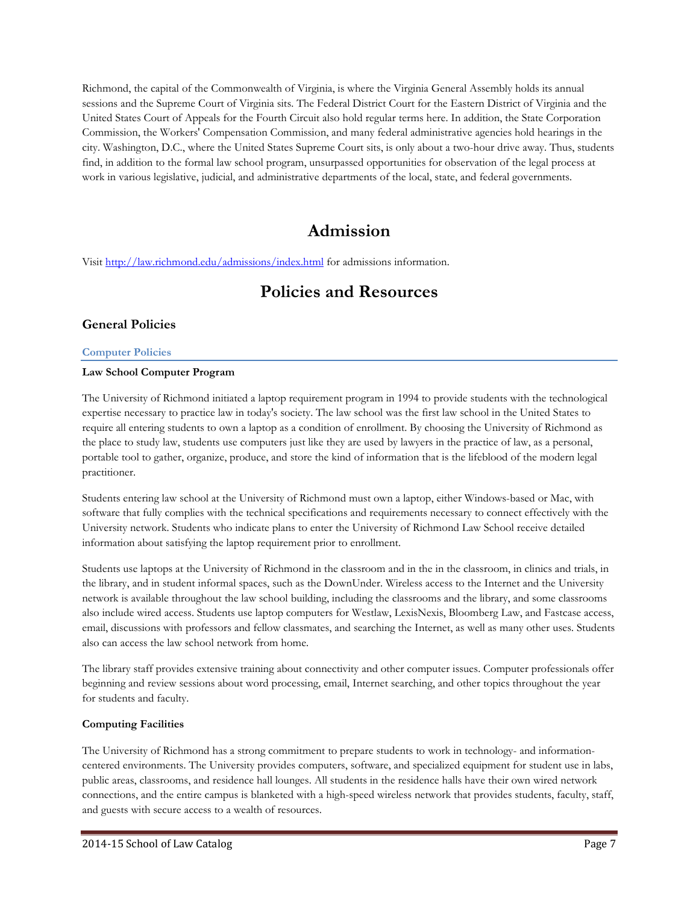Richmond, the capital of the Commonwealth of Virginia, is where the Virginia General Assembly holds its annual sessions and the Supreme Court of Virginia sits. The Federal District Court for the Eastern District of Virginia and the United States Court of Appeals for the Fourth Circuit also hold regular terms here. In addition, the State Corporation Commission, the Workers' Compensation Commission, and many federal administrative agencies hold hearings in the city. Washington, D.C., where the United States Supreme Court sits, is only about a two-hour drive away. Thus, students find, in addition to the formal law school program, unsurpassed opportunities for observation of the legal process at work in various legislative, judicial, and administrative departments of the local, state, and federal governments.

# Admission

Visit [http://law.richmond.edu/admissions/index.html](http://law.richmond.edu/admissions/index.html) for admissions information.

# Policies and Resources

## General Policies

### Computer Policies

**Law School Computer Program**

The University of Richmond initiated a laptop requirement program in 1994 to provide students with the technological expertise necessary to practice law in today's society. The law school was the first law school in the United States to require all entering students to own a laptop as a condition of enrollment. By choosing the University of Richmond as the place to study law, students use computers just like they are used by lawyers in the practice of law, as a personal, portable tool to gather, organize, produce, and store the kind of information that is the lifeblood of the modern legal practitioner.

Students entering law school at the University of Richmond must own a laptop, either Windows-based or Mac, with software that fully complies with the technical specifications and requirements necessary to connect effectively with the University network. Students who indicate plans to enter the University of Richmond Law School receive detailed information about satisfying the laptop requirement prior to enrollment.

Students use laptops at the University of Richmond in the classroom and in the in the classroom, in clinics and trials, in the library, and in student informal spaces, such as the DownUnder. Wireless access to the Internet and the University network is available throughout the law school building, including the classrooms and the library, and some classrooms also include wired access. Students use laptop computers for Westlaw, LexisNexis, Bloomberg Law, and Fastcase access, email, discussions with professors and fellow classmates, and searching the Internet, as well as many other uses. Students also can access the law school network from home.

The library staff provides extensive training about connectivity and other computer issues. Computer professionals offer beginning and review sessions about word processing, email, Internet searching, and other topics throughout the year for students and faculty.

**Computing Facilities**

The University of Richmond has a strong commitment to prepare students to work in technology- and information-centered environments. The University provides computers, software, and specialized equipment for student use in labs, public areas, classrooms, and residence hall lounges. All students in the residence halls have their own wired network connections, and the entire campus is blanketed with a high-speed wireless network that provides students, faculty, staff, and guests with secure access to a wealth of resources.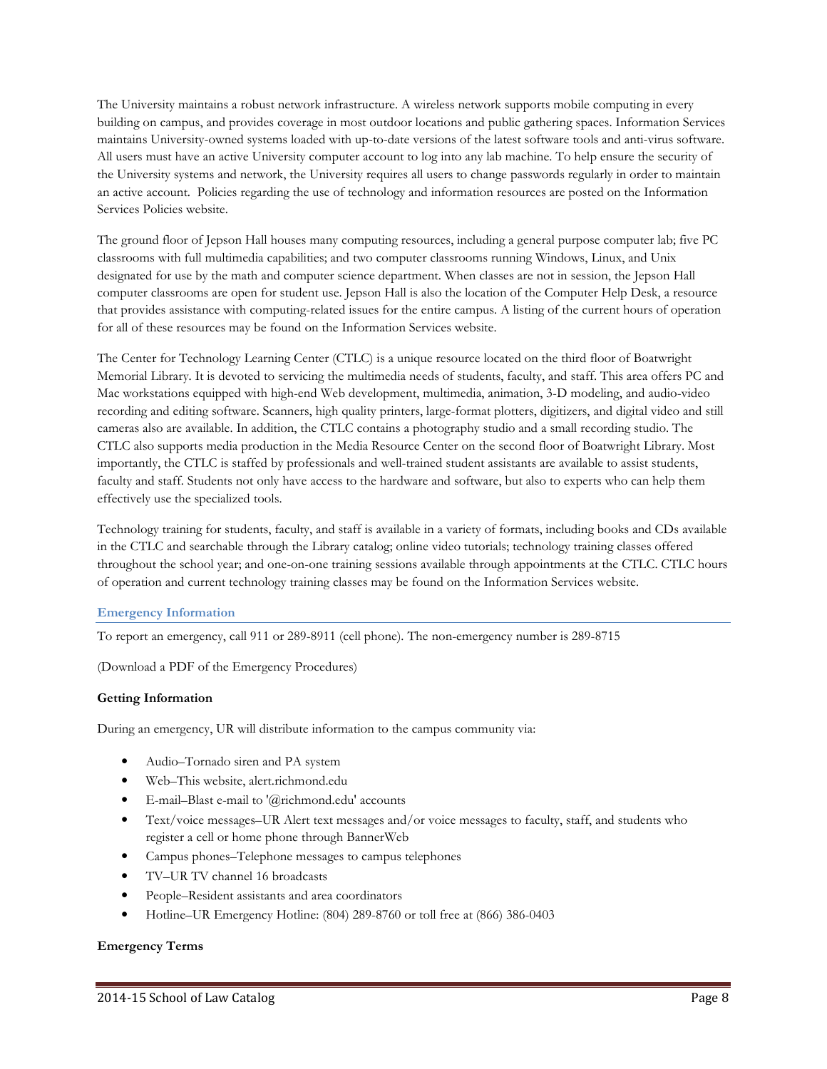The University maintains a robust network infrastructure. A wireless network supports mobile computing in every building on campus, and provides coverage in most outdoor locations and public gathering spaces. Information Services maintains University-owned systems loaded with up-to-date versions of the latest software tools and anti-virus software. All users must have an active University computer account to log into any lab machine. To help ensure the security of the University systems and network, the University requires all users to change passwords regularly in order to maintain an active account. Policies regarding the use of technology and information resources are posted on the Information Services Policies website.

The ground floor of Jepson Hall houses many computing resources, including a general purpose computer lab; five PC classrooms with full multimedia capabilities; and two computer classrooms running Windows, Linux, and Unix designated for use by the math and computer science department. When classes are not in session, the Jepson Hall computer classrooms are open for student use. Jepson Hall is also the location of the Computer Help Desk, a resource that provides assistance with computing-related issues for the entire campus. A listing of the current hours of operation for all of these resources may be found on the Information Services website.

The Center for Technology Learning Center (CTLC) is a unique resource located on the third floor of Boatwright Memorial Library. It is devoted to servicing the multimedia needs of students, faculty, and staff. This area offers PC and Mac workstations equipped with high-end Web development, multimedia, animation, 3-D modeling, and audio-video recording and editing software. Scanners, high quality printers, large-format plotters, digitizers, and digital video and still cameras also are available. In addition, the CTLC contains a photography studio and a small recording studio. The CTLC also supports media production in the Media Resource Center on the second floor of Boatwright Library. Most importantly, the CTLC is staffed by professionals and well-trained student assistants are available to assist students, faculty and staff. Students not only have access to the hardware and software, but also to experts who can help them effectively use the specialized tools.

Technology training for students, faculty, and staff is available in a variety of formats, including books and CDs available in the CTLC and searchable through the Library catalog; online video tutorials; technology training classes offered throughout the school year; and one-on-one training sessions available through appointments at the CTLC. CTLC hours of operation and current technology training classes may be found on the Information Services website.

## Emergency Information

To report an emergency, call 911 or 289-8911 (cell phone). The non-emergency number is 289-8715

(Download a PDF of the Emergency Procedures)

### Getting Information

During an emergency, UR will distribute information to the campus community via:

- Audio–Tornado siren and PA system
- Web–This website, alert.richmond.edu
- E-mail–Blast e-mail to '@richmond.edu' accounts
- Text/voice messages–UR Alert text messages and/or voice messages to faculty, staff, and students who register a cell or home phone through BannerWeb
- Campus phones–Telephone messages to campus telephones
- TV–UR TV channel 16 broadcasts
- People–Resident assistants and area coordinators
- Hotline–UR Emergency Hotline: (804) 289-8760 or toll free at (866) 386-0403

### Emergency Terms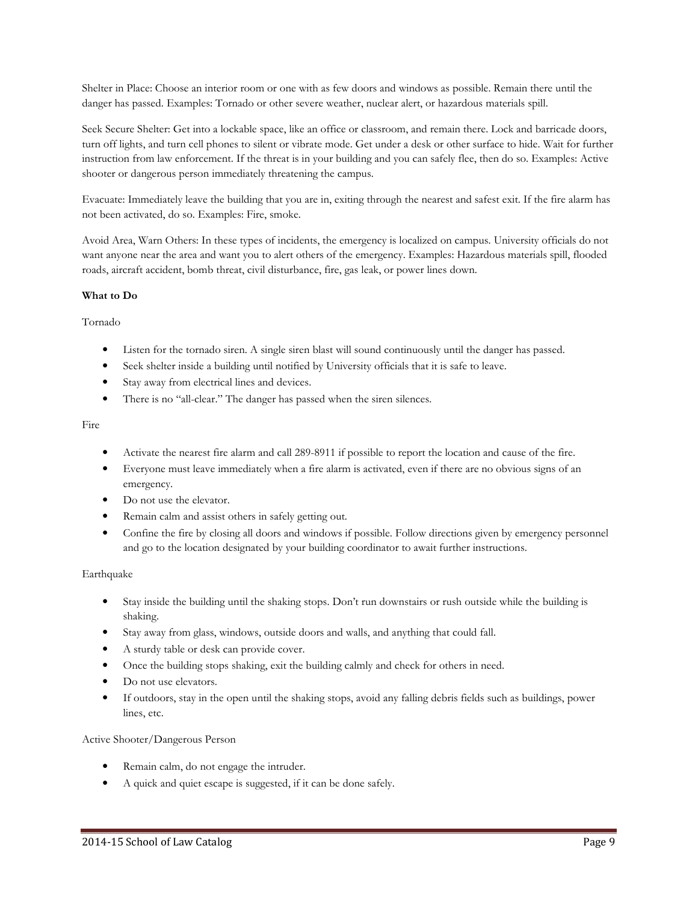Shelter in Place: Choose an interior room or one with as few doors and windows as possible. Remain there until the danger has passed. Examples: Tornado or other severe weather, nuclear alert, or hazardous materials spill.

Seek Secure Shelter: Get into a lockable space, like an office or classroom, and remain there. Lock and barricade doors, turn off lights, and turn cell phones to silent or vibrate mode. Get under a desk or other surface to hide. Wait for further instruction from law enforcement. If the threat is in your building and you can safely flee, then do so. Examples: Active shooter or dangerous person immediately threatening the campus.

Evacuate: Immediately leave the building that you are in, exiting through the nearest and safest exit. If the fire alarm has not been activated, do so. Examples: Fire, smoke.

Avoid Area, Warn Others: In these types of incidents, the emergency is localized on campus. University officials do not want anyone near the area and want you to alert others of the emergency. Examples: Hazardous materials spill, flooded roads, aircraft accident, bomb threat, civil disturbance, fire, gas leak, or power lines down.

**What to Do**

Tornado

- Listen for the tornado siren. A single siren blast will sound continuously until the danger has passed.
- Seek shelter inside a building until notified by University officials that it is safe to leave.
- Stay away from electrical lines and devices.
- There is no "all-clear." The danger has passed when the siren silences.

Fire

- Activate the nearest fire alarm and call 289-8911 if possible to report the location and cause of the fire.
- Everyone must leave immediately when a fire alarm is activated, even if there are no obvious signs of an emergency.
- Do not use the elevator.
- Remain calm and assist others in safely getting out.
- Confine the fire by closing all doors and windows if possible. Follow directions given by emergency personnel and go to the location designated by your building coordinator to await further instructions.

Earthquake

- Stay inside the building until the shaking stops. Don't run downstairs or rush outside while the building is shaking.
- Stay away from glass, windows, outside doors and walls, and anything that could fall.
- A sturdy table or desk can provide cover.
- Once the building stops shaking, exit the building calmly and check for others in need.
- Do not use elevators.
- If outdoors, stay in the open until the shaking stops, avoid any falling debris fields such as buildings, power lines, etc.

Active Shooter/Dangerous Person

- Remain calm, do not engage the intruder.
- A quick and quiet escape is suggested, if it can be done safely.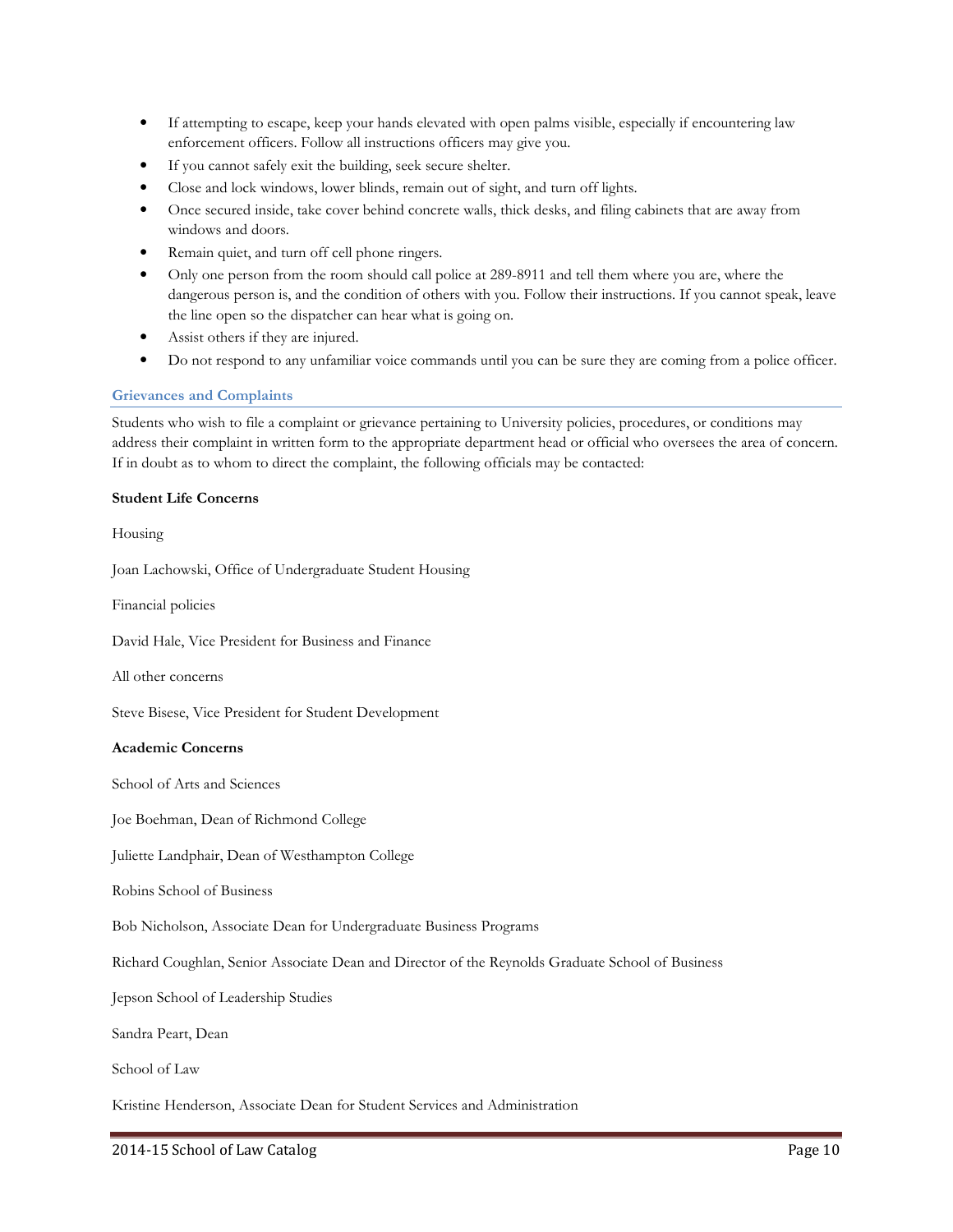- If attempting to escape, keep your hands elevated with open palms visible, especially if encountering law enforcement officers. Follow all instructions officers may give you.
- If you cannot safely exit the building, seek secure shelter.
- Close and lock windows, lower blinds, remain out of sight, and turn off lights.
- Once secured inside, take cover behind concrete walls, thick desks, and filing cabinets that are away from windows and doors.
- Remain quiet, and turn off cell phone ringers.
- Only one person from the room should call police at 289-8911 and tell them where you are, where the dangerous person is, and the condition of others with you. Follow their instructions. If you cannot speak, leave the line open so the dispatcher can hear what is going on.
- Assist others if they are injured.
- Do not respond to any unfamiliar voice commands until you can be sure they are coming from a police officer.

## Grievances and Complaints

Students who wish to file a complaint or grievance pertaining to University policies, procedures, or conditions may address their complaint in written form to the appropriate department head or official who oversees the area of concern. If in doubt as to whom to direct the complaint, the following officials may be contacted:

**Student Life Concerns**

Housing

Joan Lachowski, Office of Undergraduate Student Housing

Financial policies

David Hale, Vice President for Business and Finance

All other concerns

Steve Bisese, Vice President for Student Development

**Academic Concerns**

School of Arts and Sciences

Joe Boehman, Dean of Richmond College

Juliette Landphair, Dean of Westhampton College

Robins School of Business

Bob Nicholson, Associate Dean for Undergraduate Business Programs

Richard Coughlan, Senior Associate Dean and Director of the Reynolds Graduate School of Business

Jepson School of Leadership Studies

Sandra Peart, Dean

School of Law

Kristine Henderson, Associate Dean for Student Services and Administration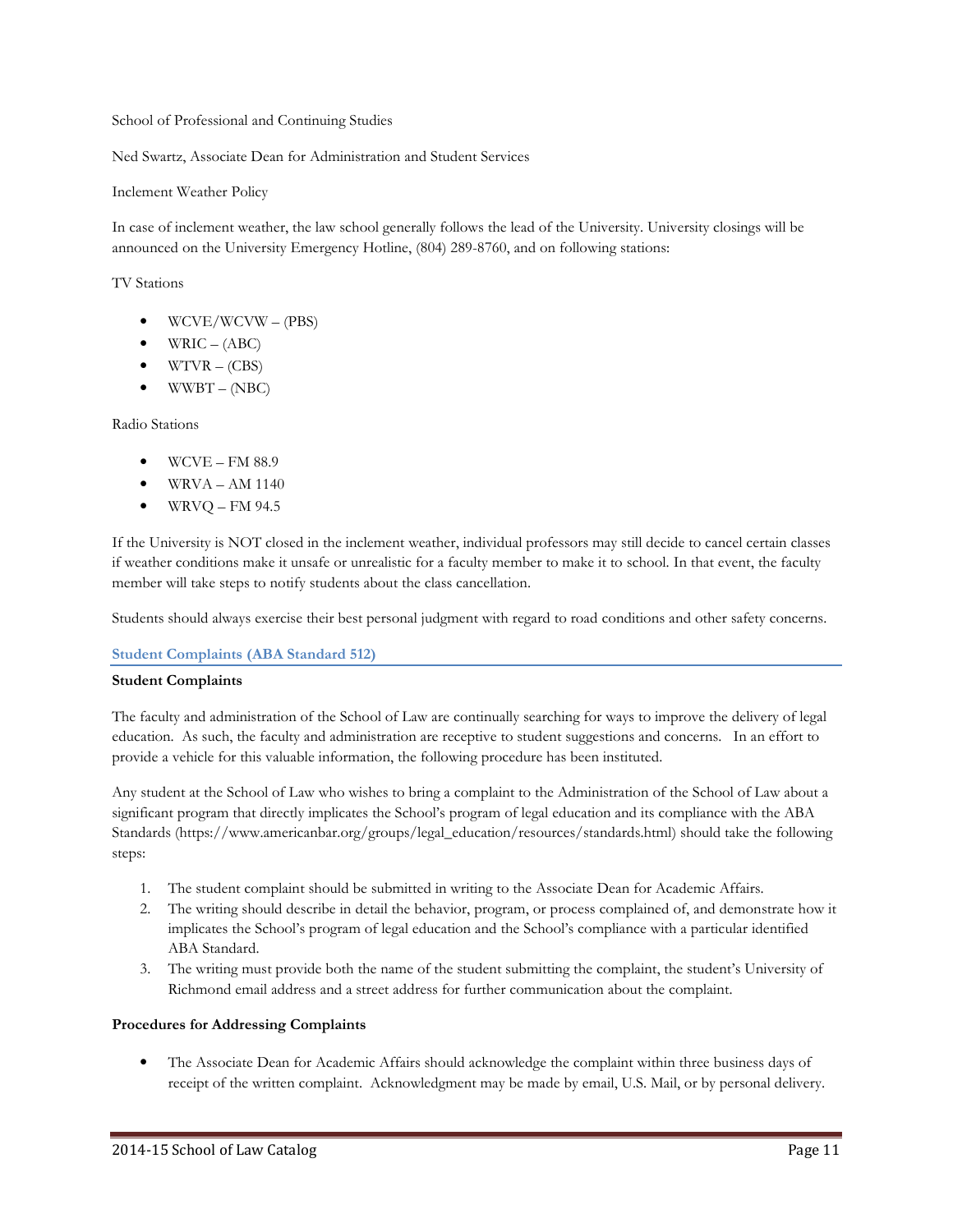School of Professional and Continuing Studies

Ned Swartz, Associate Dean for Administration and Student Services

Inclement Weather Policy

In case of inclement weather, the law school generally follows the lead of the University. University closings will be announced on the University Emergency Hotline, (804) 289-8760, and on following stations:

TV Stations

- WCVE/WCVW – (PBS)
- WRIC – (ABC)
- WTVR – (CBS)
- WWBT – (NBC)

Radio Stations

- WCVE – FM 88.9
- WRVA – AM 1140
- WRVQ – FM 94.5

If the University is NOT closed in the inclement weather, individual professors may still decide to cancel certain classes if weather conditions make it unsafe or unrealistic for a faculty member to make it to school. In that event, the faculty member will take steps to notify students about the class cancellation.

Students should always exercise their best personal judgment with regard to road conditions and other safety concerns.

## Student Complaints (ABA Standard 512)

**Student Complaints**

The faculty and administration of the School of Law are continually searching for ways to improve the delivery of legal education. As such, the faculty and administration are receptive to student suggestions and concerns. In an effort to provide a vehicle for this valuable information, the following procedure has been instituted.

Any student at the School of Law who wishes to bring a complaint to the Administration of the School of Law about a significant program that directly implicates the School's program of legal education and its compliance with the ABA Standards (https://www.americanbar.org/groups/legal_education/resources/standards.html) should take the following steps:

1. The student complaint should be submitted in writing to the Associate Dean for Academic Affairs.
2. The writing should describe in detail the behavior, program, or process complained of, and demonstrate how it implicates the School's program of legal education and the School's compliance with a particular identified ABA Standard.
3. The writing must provide both the name of the student submitting the complaint, the student's University of Richmond email address and a street address for further communication about the complaint.

**Procedures for Addressing Complaints**

- The Associate Dean for Academic Affairs should acknowledge the complaint within three business days of receipt of the written complaint. Acknowledgment may be made by email, U.S. Mail, or by personal delivery.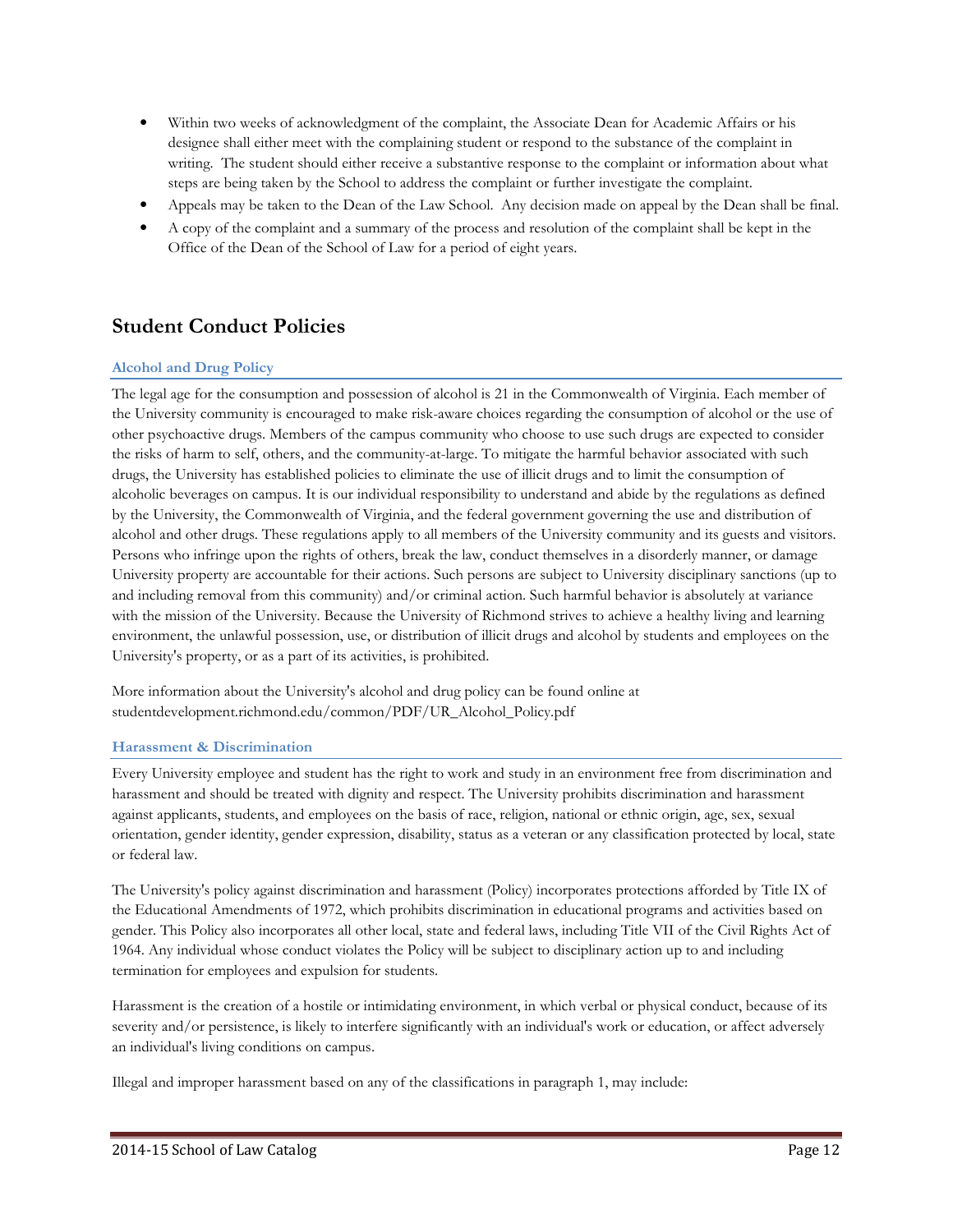- Within two weeks of acknowledgment of the complaint, the Associate Dean for Academic Affairs or his designee shall either meet with the complaining student or respond to the substance of the complaint in writing. The student should either receive a substantive response to the complaint or information about what steps are being taken by the School to address the complaint or further investigate the complaint.
- Appeals may be taken to the Dean of the Law School. Any decision made on appeal by the Dean shall be final.
- A copy of the complaint and a summary of the process and resolution of the complaint shall be kept in the Office of the Dean of the School of Law for a period of eight years.

## Student Conduct Policies

### Alcohol and Drug Policy

The legal age for the consumption and possession of alcohol is 21 in the Commonwealth of Virginia. Each member of the University community is encouraged to make risk-aware choices regarding the consumption of alcohol or the use of other psychoactive drugs. Members of the campus community who choose to use such drugs are expected to consider the risks of harm to self, others, and the community-at-large. To mitigate the harmful behavior associated with such drugs, the University has established policies to eliminate the use of illicit drugs and to limit the consumption of alcoholic beverages on campus. It is our individual responsibility to understand and abide by the regulations as defined by the University, the Commonwealth of Virginia, and the federal government governing the use and distribution of alcohol and other drugs. These regulations apply to all members of the University community and its guests and visitors. Persons who infringe upon the rights of others, break the law, conduct themselves in a disorderly manner, or damage University property are accountable for their actions. Such persons are subject to University disciplinary sanctions (up to and including removal from this community) and/or criminal action. Such harmful behavior is absolutely at variance with the mission of the University. Because the University of Richmond strives to achieve a healthy living and learning environment, the unlawful possession, use, or distribution of illicit drugs and alcohol by students and employees on the University's property, or as a part of its activities, is prohibited.

More information about the University's alcohol and drug policy can be found online at studentdevelopment.richmond.edu/common/PDF/UR_Alcohol_Policy.pdf

### Harassment & Discrimination

Every University employee and student has the right to work and study in an environment free from discrimination and harassment and should be treated with dignity and respect. The University prohibits discrimination and harassment against applicants, students, and employees on the basis of race, religion, national or ethnic origin, age, sex, sexual orientation, gender identity, gender expression, disability, status as a veteran or any classification protected by local, state or federal law.

The University's policy against discrimination and harassment (Policy) incorporates protections afforded by Title IX of the Educational Amendments of 1972, which prohibits discrimination in educational programs and activities based on gender. This Policy also incorporates all other local, state and federal laws, including Title VII of the Civil Rights Act of 1964. Any individual whose conduct violates the Policy will be subject to disciplinary action up to and including termination for employees and expulsion for students.

Harassment is the creation of a hostile or intimidating environment, in which verbal or physical conduct, because of its severity and/or persistence, is likely to interfere significantly with an individual's work or education, or affect adversely an individual's living conditions on campus.

Illegal and improper harassment based on any of the classifications in paragraph 1, may include: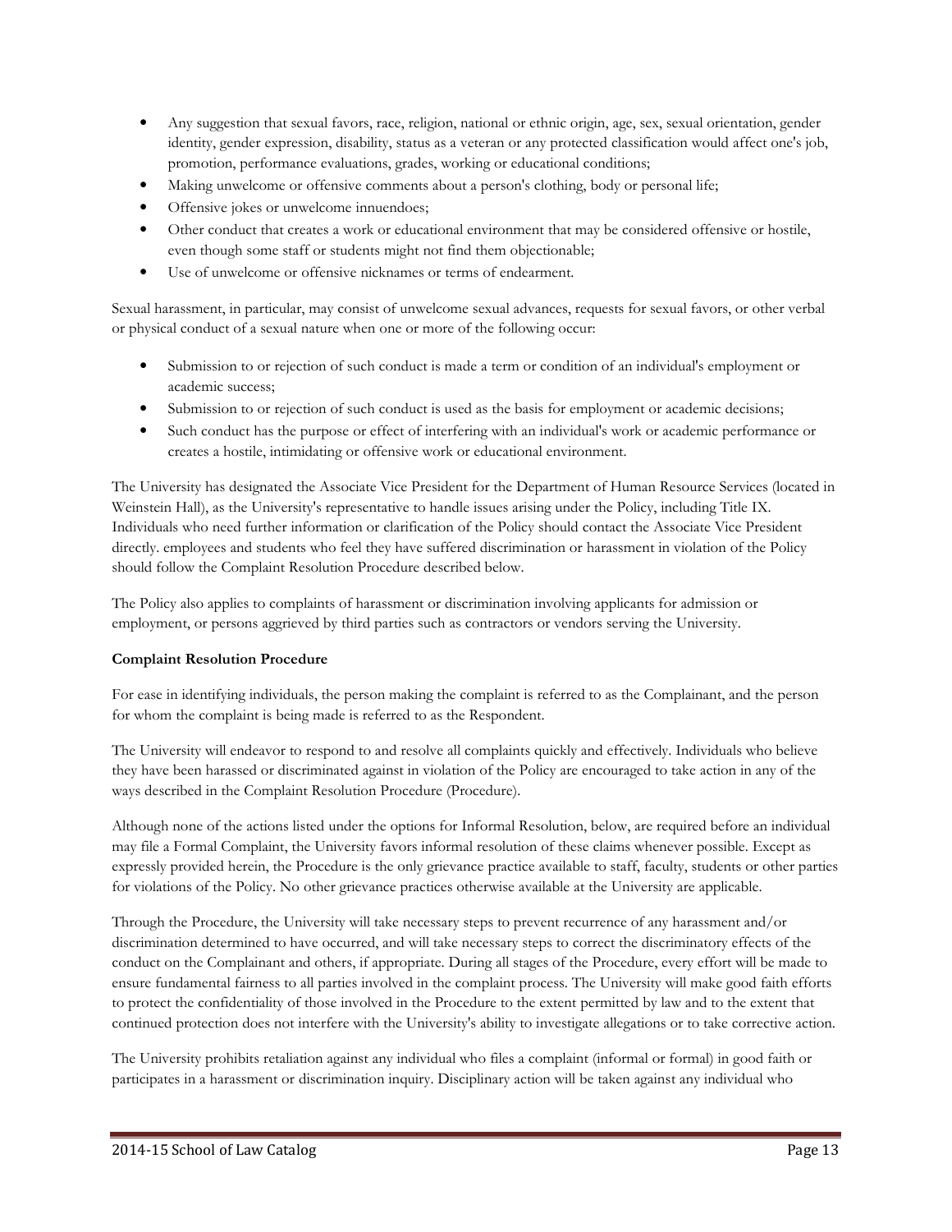- Any suggestion that sexual favors, race, religion, national or ethnic origin, age, sex, sexual orientation, gender identity, gender expression, disability, status as a veteran or any protected classification would affect one's job, promotion, performance evaluations, grades, working or educational conditions;
- Making unwelcome or offensive comments about a person's clothing, body or personal life;
- Offensive jokes or unwelcome innuendoes;
- Other conduct that creates a work or educational environment that may be considered offensive or hostile, even though some staff or students might not find them objectionable;
- Use of unwelcome or offensive nicknames or terms of endearment.

Sexual harassment, in particular, may consist of unwelcome sexual advances, requests for sexual favors, or other verbal or physical conduct of a sexual nature when one or more of the following occur:

- Submission to or rejection of such conduct is made a term or condition of an individual's employment or academic success;
- Submission to or rejection of such conduct is used as the basis for employment or academic decisions;
- Such conduct has the purpose or effect of interfering with an individual's work or academic performance or creates a hostile, intimidating or offensive work or educational environment.

The University has designated the Associate Vice President for the Department of Human Resource Services (located in Weinstein Hall), as the University's representative to handle issues arising under the Policy, including Title IX. Individuals who need further information or clarification of the Policy should contact the Associate Vice President directly. employees and students who feel they have suffered discrimination or harassment in violation of the Policy should follow the Complaint Resolution Procedure described below.

The Policy also applies to complaints of harassment or discrimination involving applicants for admission or employment, or persons aggrieved by third parties such as contractors or vendors serving the University.

**Complaint Resolution Procedure**

For ease in identifying individuals, the person making the complaint is referred to as the Complainant, and the person for whom the complaint is being made is referred to as the Respondent.

The University will endeavor to respond to and resolve all complaints quickly and effectively. Individuals who believe they have been harassed or discriminated against in violation of the Policy are encouraged to take action in any of the ways described in the Complaint Resolution Procedure (Procedure).

Although none of the actions listed under the options for Informal Resolution, below, are required before an individual may file a Formal Complaint, the University favors informal resolution of these claims whenever possible. Except as expressly provided herein, the Procedure is the only grievance practice available to staff, faculty, students or other parties for violations of the Policy. No other grievance practices otherwise available at the University are applicable.

Through the Procedure, the University will take necessary steps to prevent recurrence of any harassment and/or discrimination determined to have occurred, and will take necessary steps to correct the discriminatory effects of the conduct on the Complainant and others, if appropriate. During all stages of the Procedure, every effort will be made to ensure fundamental fairness to all parties involved in the complaint process. The University will make good faith efforts to protect the confidentiality of those involved in the Procedure to the extent permitted by law and to the extent that continued protection does not interfere with the University's ability to investigate allegations or to take corrective action.

The University prohibits retaliation against any individual who files a complaint (informal or formal) in good faith or participates in a harassment or discrimination inquiry. Disciplinary action will be taken against any individual who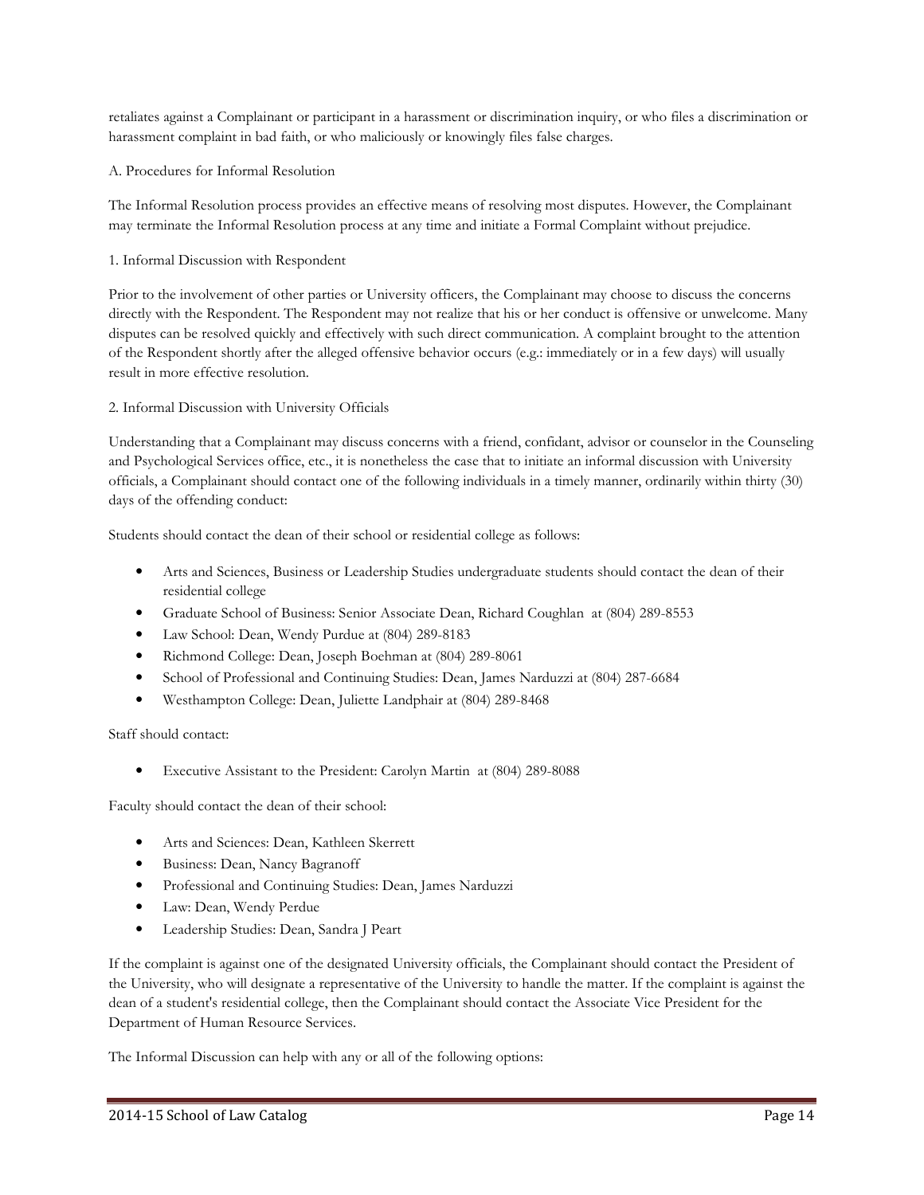retaliates against a Complainant or participant in a harassment or discrimination inquiry, or who files a discrimination or harassment complaint in bad faith, or who maliciously or knowingly files false charges.

A. Procedures for Informal Resolution

The Informal Resolution process provides an effective means of resolving most disputes. However, the Complainant may terminate the Informal Resolution process at any time and initiate a Formal Complaint without prejudice.

1. Informal Discussion with Respondent

Prior to the involvement of other parties or University officers, the Complainant may choose to discuss the concerns directly with the Respondent. The Respondent may not realize that his or her conduct is offensive or unwelcome. Many disputes can be resolved quickly and effectively with such direct communication. A complaint brought to the attention of the Respondent shortly after the alleged offensive behavior occurs (e.g.: immediately or in a few days) will usually result in more effective resolution.

2. Informal Discussion with University Officials

Understanding that a Complainant may discuss concerns with a friend, confidant, advisor or counselor in the Counseling and Psychological Services office, etc., it is nonetheless the case that to initiate an informal discussion with University officials, a Complainant should contact one of the following individuals in a timely manner, ordinarily within thirty (30) days of the offending conduct:

Students should contact the dean of their school or residential college as follows:

- Arts and Sciences, Business or Leadership Studies undergraduate students should contact the dean of their residential college
- Graduate School of Business: Senior Associate Dean, Richard Coughlan at (804) 289-8553
- Law School: Dean, Wendy Purdue at (804) 289-8183
- Richmond College: Dean, Joseph Boehman at (804) 289-8061
- School of Professional and Continuing Studies: Dean, James Narduzzi at (804) 287-6684
- Westhampton College: Dean, Juliette Landphair at (804) 289-8468

Staff should contact:

- Executive Assistant to the President: Carolyn Martin at (804) 289-8088

Faculty should contact the dean of their school:

- Arts and Sciences: Dean, Kathleen Skerrett
- Business: Dean, Nancy Bagranoff
- Professional and Continuing Studies: Dean, James Narduzzi
- Law: Dean, Wendy Perdue
- Leadership Studies: Dean, Sandra J Peart

If the complaint is against one of the designated University officials, the Complainant should contact the President of the University, who will designate a representative of the University to handle the matter. If the complaint is against the dean of a student's residential college, then the Complainant should contact the Associate Vice President for the Department of Human Resource Services.

The Informal Discussion can help with any or all of the following options: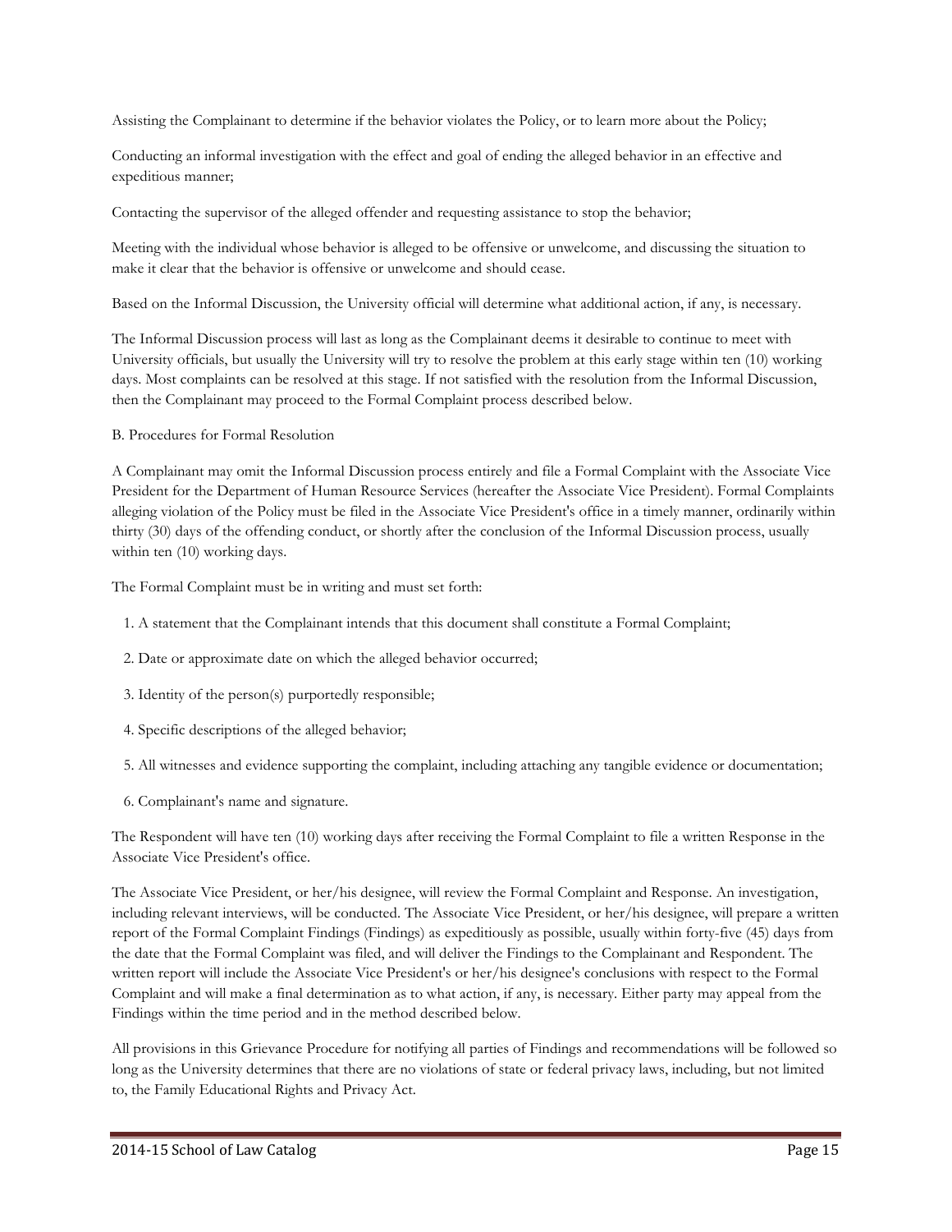Assisting the Complainant to determine if the behavior violates the Policy, or to learn more about the Policy;

Conducting an informal investigation with the effect and goal of ending the alleged behavior in an effective and expeditious manner;

Contacting the supervisor of the alleged offender and requesting assistance to stop the behavior;

Meeting with the individual whose behavior is alleged to be offensive or unwelcome, and discussing the situation to make it clear that the behavior is offensive or unwelcome and should cease.

Based on the Informal Discussion, the University official will determine what additional action, if any, is necessary.

The Informal Discussion process will last as long as the Complainant deems it desirable to continue to meet with University officials, but usually the University will try to resolve the problem at this early stage within ten (10) working days. Most complaints can be resolved at this stage. If not satisfied with the resolution from the Informal Discussion, then the Complainant may proceed to the Formal Complaint process described below.

B. Procedures for Formal Resolution

A Complainant may omit the Informal Discussion process entirely and file a Formal Complaint with the Associate Vice President for the Department of Human Resource Services (hereafter the Associate Vice President). Formal Complaints alleging violation of the Policy must be filed in the Associate Vice President's office in a timely manner, ordinarily within thirty (30) days of the offending conduct, or shortly after the conclusion of the Informal Discussion process, usually within ten (10) working days.

The Formal Complaint must be in writing and must set forth:

1. A statement that the Complainant intends that this document shall constitute a Formal Complaint;
2. Date or approximate date on which the alleged behavior occurred;
3. Identity of the person(s) purportedly responsible;
4. Specific descriptions of the alleged behavior;
5. All witnesses and evidence supporting the complaint, including attaching any tangible evidence or documentation;
6. Complainant's name and signature.

The Respondent will have ten (10) working days after receiving the Formal Complaint to file a written Response in the Associate Vice President's office.

The Associate Vice President, or her/his designee, will review the Formal Complaint and Response. An investigation, including relevant interviews, will be conducted. The Associate Vice President, or her/his designee, will prepare a written report of the Formal Complaint Findings (Findings) as expeditiously as possible, usually within forty-five (45) days from the date that the Formal Complaint was filed, and will deliver the Findings to the Complainant and Respondent. The written report will include the Associate Vice President's or her/his designee's conclusions with respect to the Formal Complaint and will make a final determination as to what action, if any, is necessary. Either party may appeal from the Findings within the time period and in the method described below.

All provisions in this Grievance Procedure for notifying all parties of Findings and recommendations will be followed so long as the University determines that there are no violations of state or federal privacy laws, including, but not limited to, the Family Educational Rights and Privacy Act.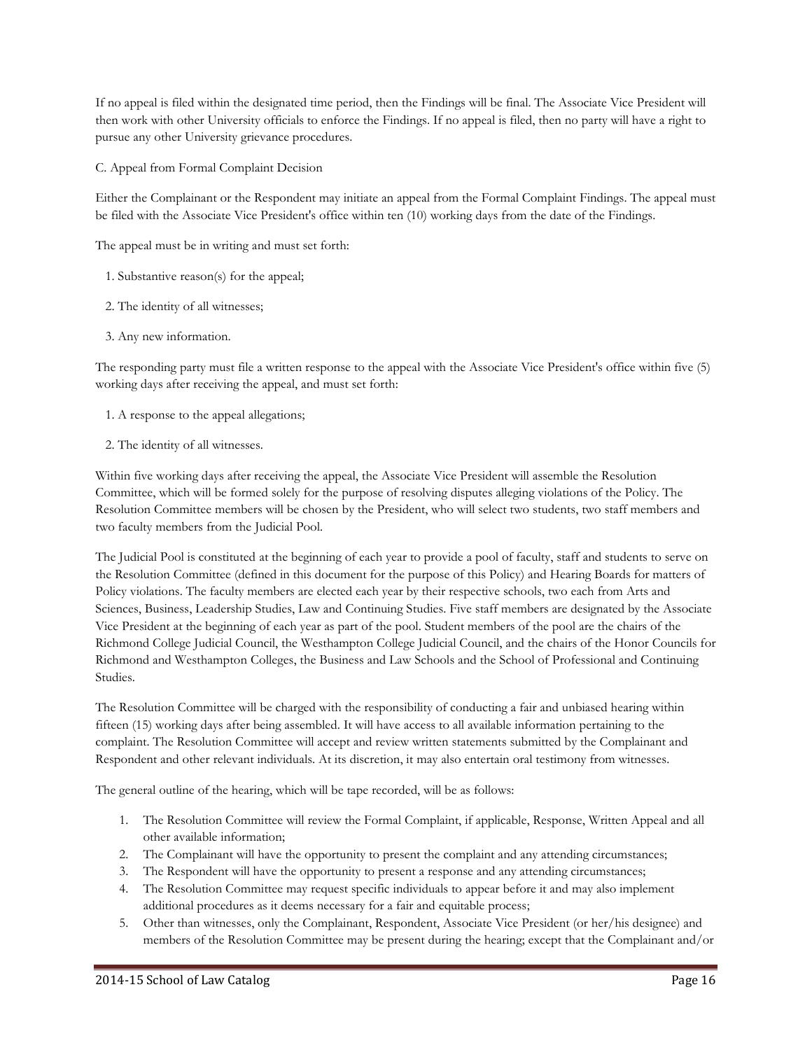If no appeal is filed within the designated time period, then the Findings will be final. The Associate Vice President will then work with other University officials to enforce the Findings. If no appeal is filed, then no party will have a right to pursue any other University grievance procedures.

C. Appeal from Formal Complaint Decision

Either the Complainant or the Respondent may initiate an appeal from the Formal Complaint Findings. The appeal must be filed with the Associate Vice President's office within ten (10) working days from the date of the Findings.

The appeal must be in writing and must set forth:

1. Substantive reason(s) for the appeal;
2. The identity of all witnesses;
3. Any new information.

The responding party must file a written response to the appeal with the Associate Vice President's office within five (5) working days after receiving the appeal, and must set forth:

1. A response to the appeal allegations;
2. The identity of all witnesses.

Within five working days after receiving the appeal, the Associate Vice President will assemble the Resolution Committee, which will be formed solely for the purpose of resolving disputes alleging violations of the Policy. The Resolution Committee members will be chosen by the President, who will select two students, two staff members and two faculty members from the Judicial Pool.

The Judicial Pool is constituted at the beginning of each year to provide a pool of faculty, staff and students to serve on the Resolution Committee (defined in this document for the purpose of this Policy) and Hearing Boards for matters of Policy violations. The faculty members are elected each year by their respective schools, two each from Arts and Sciences, Business, Leadership Studies, Law and Continuing Studies. Five staff members are designated by the Associate Vice President at the beginning of each year as part of the pool. Student members of the pool are the chairs of the Richmond College Judicial Council, the Westhampton College Judicial Council, and the chairs of the Honor Councils for Richmond and Westhampton Colleges, the Business and Law Schools and the School of Professional and Continuing Studies.

The Resolution Committee will be charged with the responsibility of conducting a fair and unbiased hearing within fifteen (15) working days after being assembled. It will have access to all available information pertaining to the complaint. The Resolution Committee will accept and review written statements submitted by the Complainant and Respondent and other relevant individuals. At its discretion, it may also entertain oral testimony from witnesses.

The general outline of the hearing, which will be tape recorded, will be as follows:

1. The Resolution Committee will review the Formal Complaint, if applicable, Response, Written Appeal and all other available information;
2. The Complainant will have the opportunity to present the complaint and any attending circumstances;
3. The Respondent will have the opportunity to present a response and any attending circumstances;
4. The Resolution Committee may request specific individuals to appear before it and may also implement additional procedures as it deems necessary for a fair and equitable process;
5. Other than witnesses, only the Complainant, Respondent, Associate Vice President (or her/his designee) and members of the Resolution Committee may be present during the hearing; except that the Complainant and/or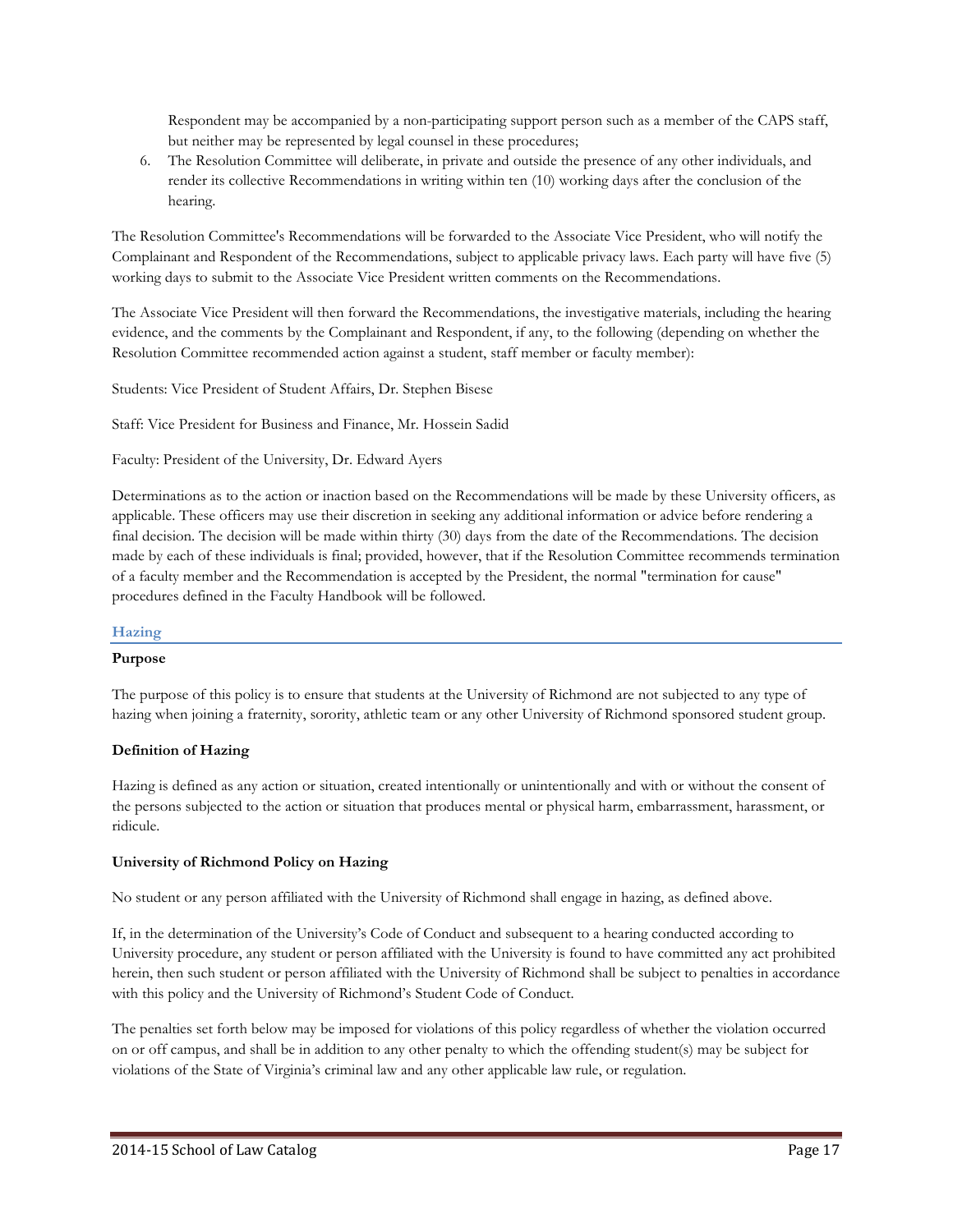Respondent may be accompanied by a non-participating support person such as a member of the CAPS staff, but neither may be represented by legal counsel in these procedures;

6. The Resolution Committee will deliberate, in private and outside the presence of any other individuals, and render its collective Recommendations in writing within ten (10) working days after the conclusion of the hearing.

The Resolution Committee's Recommendations will be forwarded to the Associate Vice President, who will notify the Complainant and Respondent of the Recommendations, subject to applicable privacy laws. Each party will have five (5) working days to submit to the Associate Vice President written comments on the Recommendations.

The Associate Vice President will then forward the Recommendations, the investigative materials, including the hearing evidence, and the comments by the Complainant and Respondent, if any, to the following (depending on whether the Resolution Committee recommended action against a student, staff member or faculty member):

Students: Vice President of Student Affairs, Dr. Stephen Bisese

Staff: Vice President for Business and Finance, Mr. Hossein Sadid

Faculty: President of the University, Dr. Edward Ayers

Determinations as to the action or inaction based on the Recommendations will be made by these University officers, as applicable. These officers may use their discretion in seeking any additional information or advice before rendering a final decision. The decision will be made within thirty (30) days from the date of the Recommendations. The decision made by each of these individuals is final; provided, however, that if the Resolution Committee recommends termination of a faculty member and the Recommendation is accepted by the President, the normal "termination for cause" procedures defined in the Faculty Handbook will be followed.

## Hazing

**Purpose**

The purpose of this policy is to ensure that students at the University of Richmond are not subjected to any type of hazing when joining a fraternity, sorority, athletic team or any other University of Richmond sponsored student group.

**Definition of Hazing**

Hazing is defined as any action or situation, created intentionally or unintentionally and with or without the consent of the persons subjected to the action or situation that produces mental or physical harm, embarrassment, harassment, or ridicule.

**University of Richmond Policy on Hazing**

No student or any person affiliated with the University of Richmond shall engage in hazing, as defined above.

If, in the determination of the University's Code of Conduct and subsequent to a hearing conducted according to University procedure, any student or person affiliated with the University is found to have committed any act prohibited herein, then such student or person affiliated with the University of Richmond shall be subject to penalties in accordance with this policy and the University of Richmond's Student Code of Conduct.

The penalties set forth below may be imposed for violations of this policy regardless of whether the violation occurred on or off campus, and shall be in addition to any other penalty to which the offending student(s) may be subject for violations of the State of Virginia's criminal law and any other applicable law rule, or regulation.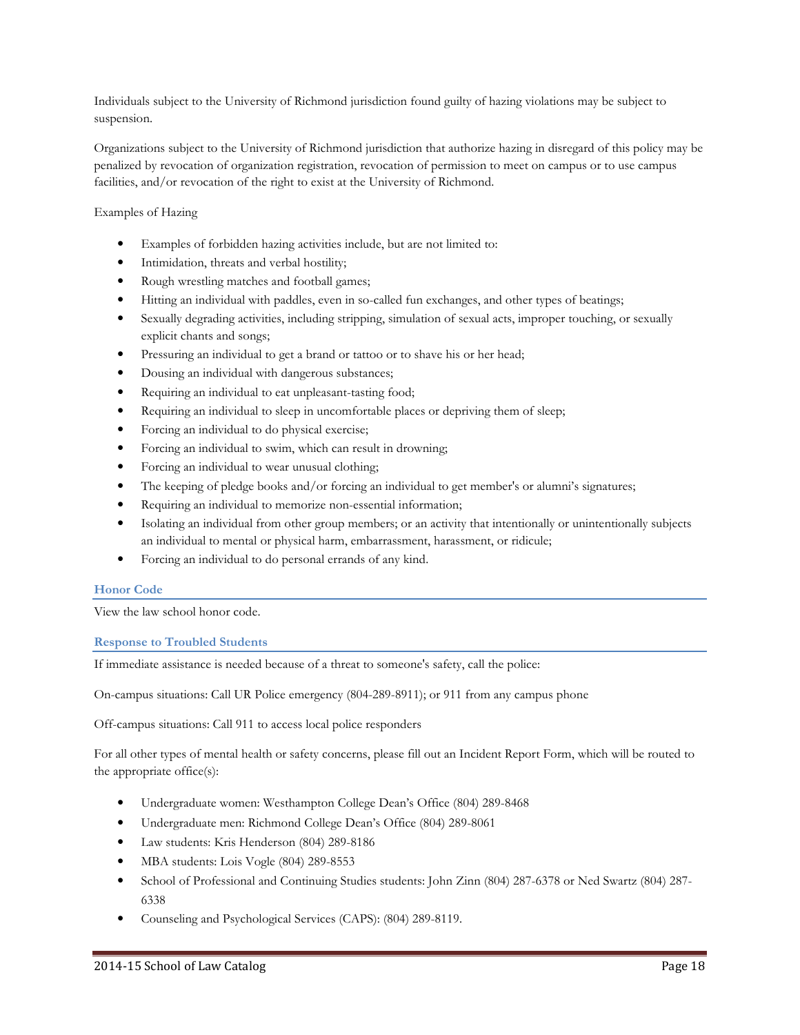Individuals subject to the University of Richmond jurisdiction found guilty of hazing violations may be subject to suspension.

Organizations subject to the University of Richmond jurisdiction that authorize hazing in disregard of this policy may be penalized by revocation of organization registration, revocation of permission to meet on campus or to use campus facilities, and/or revocation of the right to exist at the University of Richmond.

Examples of Hazing

- Examples of forbidden hazing activities include, but are not limited to:
- Intimidation, threats and verbal hostility;
- Rough wrestling matches and football games;
- Hitting an individual with paddles, even in so-called fun exchanges, and other types of beatings;
- Sexually degrading activities, including stripping, simulation of sexual acts, improper touching, or sexually explicit chants and songs;
- Pressuring an individual to get a brand or tattoo or to shave his or her head;
- Dousing an individual with dangerous substances;
- Requiring an individual to eat unpleasant-tasting food;
- Requiring an individual to sleep in uncomfortable places or depriving them of sleep;
- Forcing an individual to do physical exercise;
- Forcing an individual to swim, which can result in drowning;
- Forcing an individual to wear unusual clothing;
- The keeping of pledge books and/or forcing an individual to get member's or alumni's signatures;
- Requiring an individual to memorize non-essential information;
- Isolating an individual from other group members; or an activity that intentionally or unintentionally subjects an individual to mental or physical harm, embarrassment, harassment, or ridicule;
- Forcing an individual to do personal errands of any kind.

### Honor Code

View the law school honor code.

### Response to Troubled Students

If immediate assistance is needed because of a threat to someone's safety, call the police:

On-campus situations: Call UR Police emergency (804-289-8911); or 911 from any campus phone

Off-campus situations: Call 911 to access local police responders

For all other types of mental health or safety concerns, please fill out an Incident Report Form, which will be routed to the appropriate office(s):

- Undergraduate women: Westhampton College Dean's Office (804) 289-8468
- Undergraduate men: Richmond College Dean's Office (804) 289-8061
- Law students: Kris Henderson (804) 289-8186
- MBA students: Lois Vogle (804) 289-8553
- School of Professional and Continuing Studies students: John Zinn (804) 287-6378 or Ned Swartz (804) 287-6338
- Counseling and Psychological Services (CAPS): (804) 289-8119.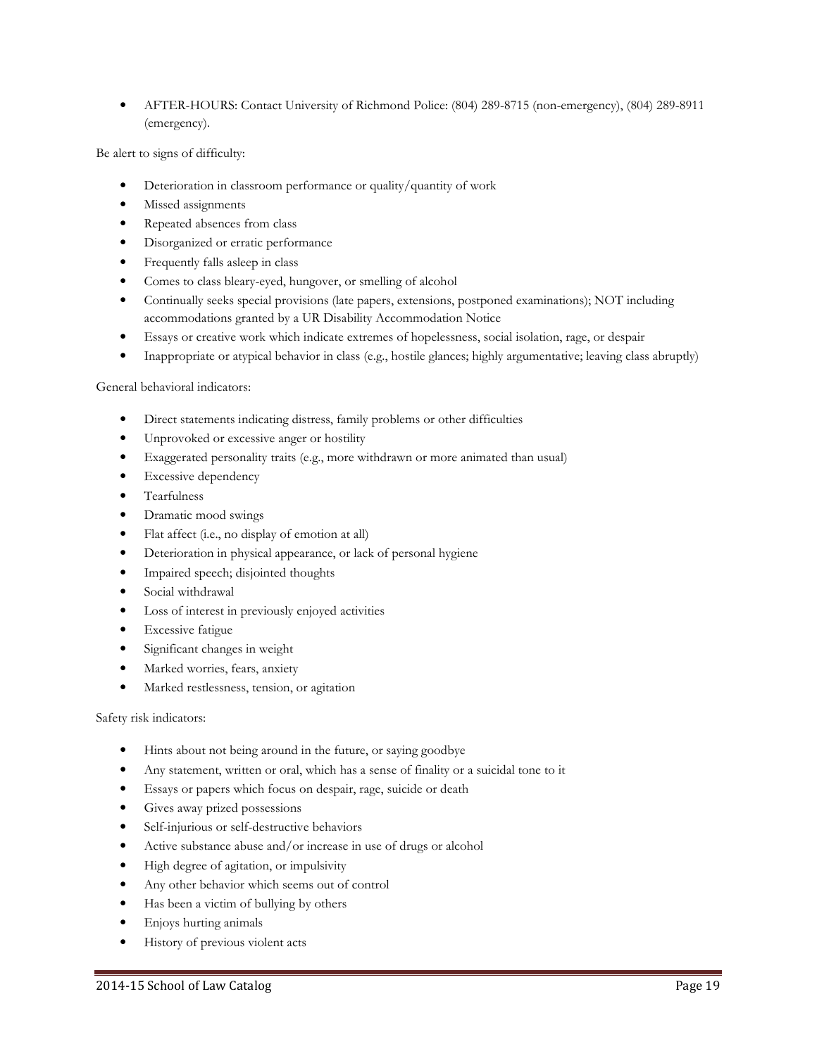- AFTER-HOURS: Contact University of Richmond Police: (804) 289-8715 (non-emergency), (804) 289-8911 (emergency).

Be alert to signs of difficulty:

- Deterioration in classroom performance or quality/quantity of work
- Missed assignments
- Repeated absences from class
- Disorganized or erratic performance
- Frequently falls asleep in class
- Comes to class bleary-eyed, hungover, or smelling of alcohol
- Continually seeks special provisions (late papers, extensions, postponed examinations); NOT including accommodations granted by a UR Disability Accommodation Notice
- Essays or creative work which indicate extremes of hopelessness, social isolation, rage, or despair
- Inappropriate or atypical behavior in class (e.g., hostile glances; highly argumentative; leaving class abruptly)

General behavioral indicators:

- Direct statements indicating distress, family problems or other difficulties
- Unprovoked or excessive anger or hostility
- Exaggerated personality traits (e.g., more withdrawn or more animated than usual)
- Excessive dependency
- Tearfulness
- Dramatic mood swings
- Flat affect (i.e., no display of emotion at all)
- Deterioration in physical appearance, or lack of personal hygiene
- Impaired speech; disjointed thoughts
- Social withdrawal
- Loss of interest in previously enjoyed activities
- Excessive fatigue
- Significant changes in weight
- Marked worries, fears, anxiety
- Marked restlessness, tension, or agitation

Safety risk indicators:

- Hints about not being around in the future, or saying goodbye
- Any statement, written or oral, which has a sense of finality or a suicidal tone to it
- Essays or papers which focus on despair, rage, suicide or death
- Gives away prized possessions
- Self-injurious or self-destructive behaviors
- Active substance abuse and/or increase in use of drugs or alcohol
- High degree of agitation, or impulsivity
- Any other behavior which seems out of control
- Has been a victim of bullying by others
- Enjoys hurting animals
- History of previous violent acts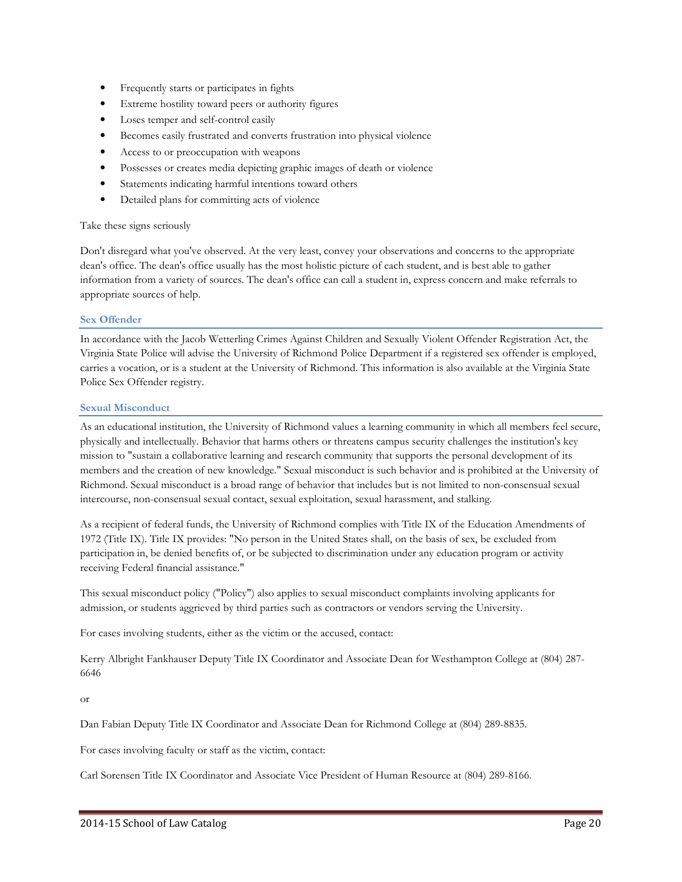- Frequently starts or participates in fights
- Extreme hostility toward peers or authority figures
- Loses temper and self-control easily
- Becomes easily frustrated and converts frustration into physical violence
- Access to or preoccupation with weapons
- Possesses or creates media depicting graphic images of death or violence
- Statements indicating harmful intentions toward others
- Detailed plans for committing acts of violence

Take these signs seriously

Don't disregard what you've observed. At the very least, convey your observations and concerns to the appropriate dean's office. The dean's office usually has the most holistic picture of each student, and is best able to gather information from a variety of sources. The dean's office can call a student in, express concern and make referrals to appropriate sources of help.

### Sex Offender

In accordance with the Jacob Wetterling Crimes Against Children and Sexually Violent Offender Registration Act, the Virginia State Police will advise the University of Richmond Police Department if a registered sex offender is employed, carries a vocation, or is a student at the University of Richmond. This information is also available at the Virginia State Police Sex Offender registry.

### Sexual Misconduct

As an educational institution, the University of Richmond values a learning community in which all members feel secure, physically and intellectually. Behavior that harms others or threatens campus security challenges the institution's key mission to "sustain a collaborative learning and research community that supports the personal development of its members and the creation of new knowledge." Sexual misconduct is such behavior and is prohibited at the University of Richmond. Sexual misconduct is a broad range of behavior that includes but is not limited to non-consensual sexual intercourse, non-consensual sexual contact, sexual exploitation, sexual harassment, and stalking.

As a recipient of federal funds, the University of Richmond complies with Title IX of the Education Amendments of 1972 (Title IX). Title IX provides: "No person in the United States shall, on the basis of sex, be excluded from participation in, be denied benefits of, or be subjected to discrimination under any education program or activity receiving Federal financial assistance."

This sexual misconduct policy ("Policy") also applies to sexual misconduct complaints involving applicants for admission, or students aggrieved by third parties such as contractors or vendors serving the University.

For cases involving students, either as the victim or the accused, contact:

Kerry Albright Fankhauser Deputy Title IX Coordinator and Associate Dean for Westhampton College at (804) 287-6646

or

Dan Fabian Deputy Title IX Coordinator and Associate Dean for Richmond College at (804) 289-8835.

For cases involving faculty or staff as the victim, contact:

Carl Sorensen Title IX Coordinator and Associate Vice President of Human Resource at (804) 289-8166.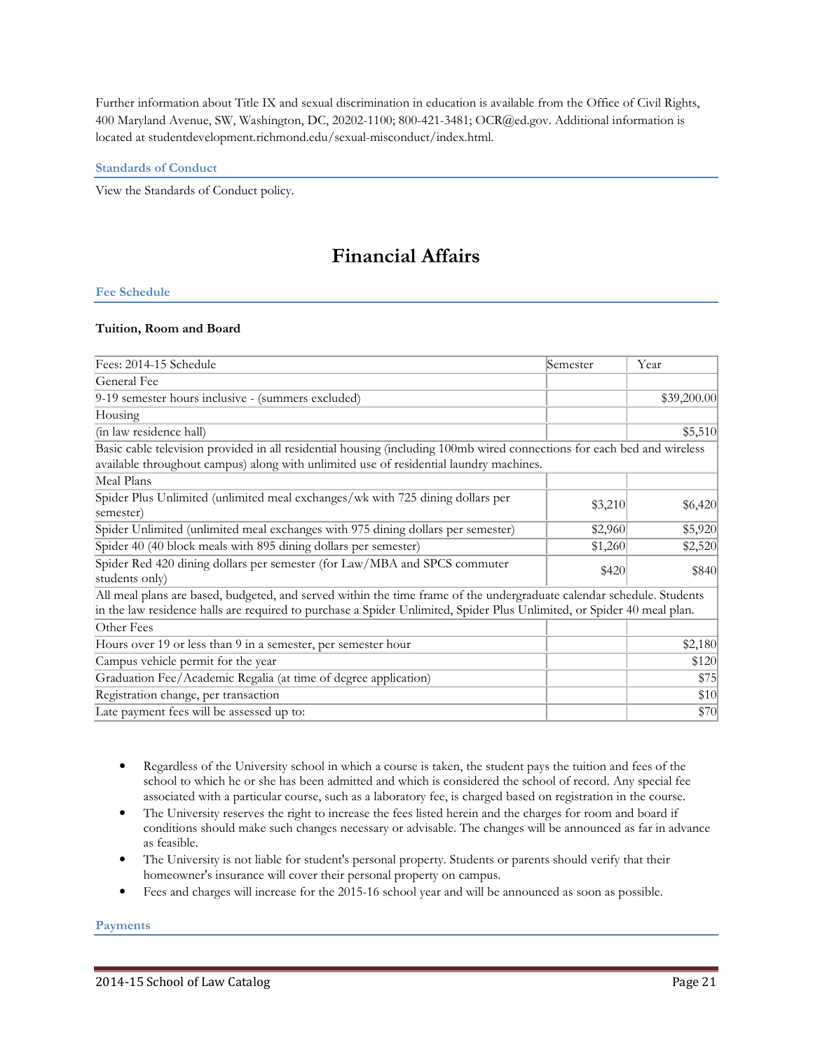Further information about Title IX and sexual discrimination in education is available from the Office of Civil Rights, 400 Maryland Avenue, SW, Washington, DC, 20202-1100; 800-421-3481; OCR@ed.gov. Additional information is located at studentdevelopment.richmond.edu/sexual-misconduct/index.html.

### Standards of Conduct

View the Standards of Conduct policy.

# Financial Affairs

### Fee Schedule

**Tuition, Room and Board**

| Fees: 2014-15 Schedule | Semester | Year |
|---|---|---|
| General Fee | | |
| 9-19 semester hours inclusive - (summers excluded) | | $39,200.00 |
| Housing | | |
| (in law residence hall) | | $5,510 |
| Basic cable television provided in all residential housing (including 100mb wired connections for each bed and wireless available throughout campus) along with unlimited use of residential laundry machines. | | |
| Meal Plans | | |
| Spider Plus Unlimited (unlimited meal exchanges/wk with 725 dining dollars per semester) | $3,210 | $6,420 |
| Spider Unlimited (unlimited meal exchanges with 975 dining dollars per semester) | $2,960 | $5,920 |
| Spider 40 (40 block meals with 895 dining dollars per semester) | $1,260 | $2,520 |
| Spider Red 420 dining dollars per semester (for Law/MBA and SPCS commuter students only) | $420 | $840 |
| All meal plans are based, budgeted, and served within the time frame of the undergraduate calendar schedule. Students in the law residence halls are required to purchase a Spider Unlimited, Spider Plus Unlimited, or Spider 40 meal plan. | | |
| Other Fees | | |
| Hours over 19 or less than 9 in a semester, per semester hour | | $2,180 |
| Campus vehicle permit for the year | | $120 |
| Graduation Fee/Academic Regalia (at time of degree application) | | $75 |
| Registration change, per transaction | | $10 |
| Late payment fees will be assessed up to: | | $70 |

- Regardless of the University school in which a course is taken, the student pays the tuition and fees of the school to which he or she has been admitted and which is considered the school of record. Any special fee associated with a particular course, such as a laboratory fee, is charged based on registration in the course.
- The University reserves the right to increase the fees listed herein and the charges for room and board if conditions should make such changes necessary or advisable. The changes will be announced as far in advance as feasible.
- The University is not liable for student's personal property. Students or parents should verify that their homeowner's insurance will cover their personal property on campus.
- Fees and charges will increase for the 2015-16 school year and will be announced as soon as possible.

### Payments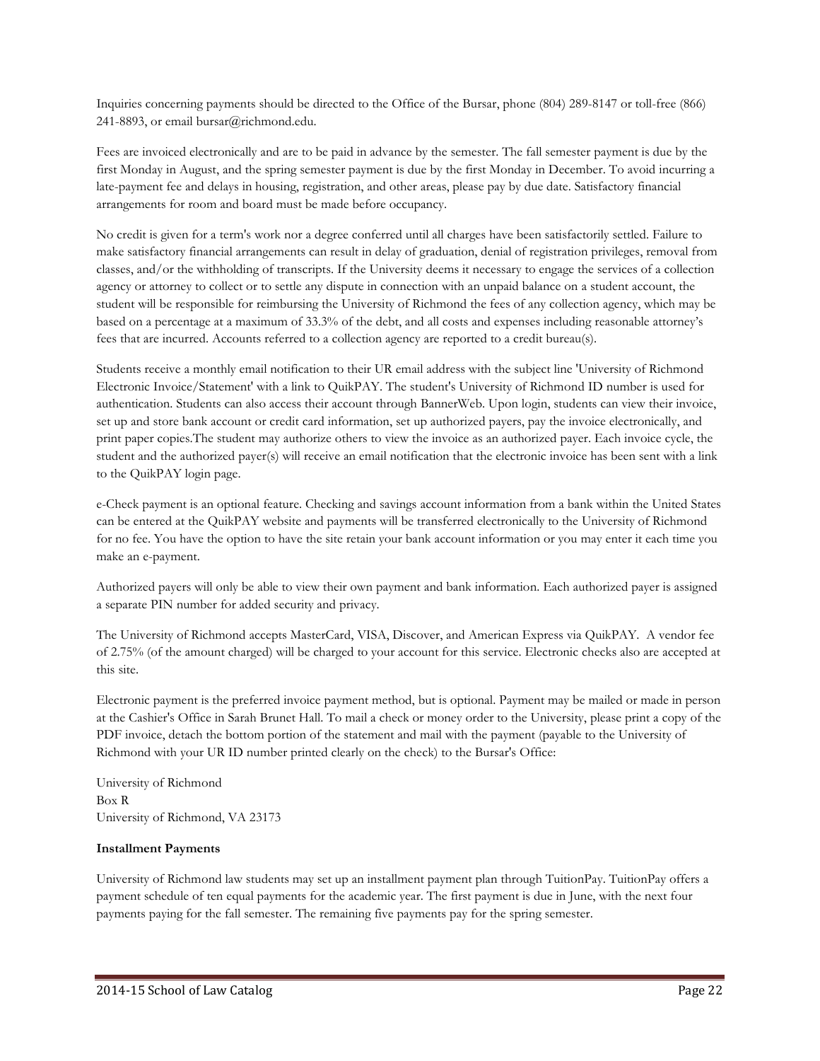Inquiries concerning payments should be directed to the Office of the Bursar, phone (804) 289-8147 or toll-free (866) 241-8893, or email bursar@richmond.edu.

Fees are invoiced electronically and are to be paid in advance by the semester. The fall semester payment is due by the first Monday in August, and the spring semester payment is due by the first Monday in December. To avoid incurring a late-payment fee and delays in housing, registration, and other areas, please pay by due date. Satisfactory financial arrangements for room and board must be made before occupancy.

No credit is given for a term's work nor a degree conferred until all charges have been satisfactorily settled. Failure to make satisfactory financial arrangements can result in delay of graduation, denial of registration privileges, removal from classes, and/or the withholding of transcripts. If the University deems it necessary to engage the services of a collection agency or attorney to collect or to settle any dispute in connection with an unpaid balance on a student account, the student will be responsible for reimbursing the University of Richmond the fees of any collection agency, which may be based on a percentage at a maximum of 33.3% of the debt, and all costs and expenses including reasonable attorney's fees that are incurred. Accounts referred to a collection agency are reported to a credit bureau(s).

Students receive a monthly email notification to their UR email address with the subject line 'University of Richmond Electronic Invoice/Statement' with a link to QuikPAY. The student's University of Richmond ID number is used for authentication. Students can also access their account through BannerWeb. Upon login, students can view their invoice, set up and store bank account or credit card information, set up authorized payers, pay the invoice electronically, and print paper copies.The student may authorize others to view the invoice as an authorized payer. Each invoice cycle, the student and the authorized payer(s) will receive an email notification that the electronic invoice has been sent with a link to the QuikPAY login page.

e-Check payment is an optional feature. Checking and savings account information from a bank within the United States can be entered at the QuikPAY website and payments will be transferred electronically to the University of Richmond for no fee. You have the option to have the site retain your bank account information or you may enter it each time you make an e-payment.

Authorized payers will only be able to view their own payment and bank information. Each authorized payer is assigned a separate PIN number for added security and privacy.

The University of Richmond accepts MasterCard, VISA, Discover, and American Express via QuikPAY. A vendor fee of 2.75% (of the amount charged) will be charged to your account for this service. Electronic checks also are accepted at this site.

Electronic payment is the preferred invoice payment method, but is optional. Payment may be mailed or made in person at the Cashier's Office in Sarah Brunet Hall. To mail a check or money order to the University, please print a copy of the PDF invoice, detach the bottom portion of the statement and mail with the payment (payable to the University of Richmond with your UR ID number printed clearly on the check) to the Bursar's Office:

University of Richmond  
Box R  
University of Richmond, VA 23173

**Installment Payments**

University of Richmond law students may set up an installment payment plan through TuitionPay. TuitionPay offers a payment schedule of ten equal payments for the academic year. The first payment is due in June, with the next four payments paying for the fall semester. The remaining five payments pay for the spring semester.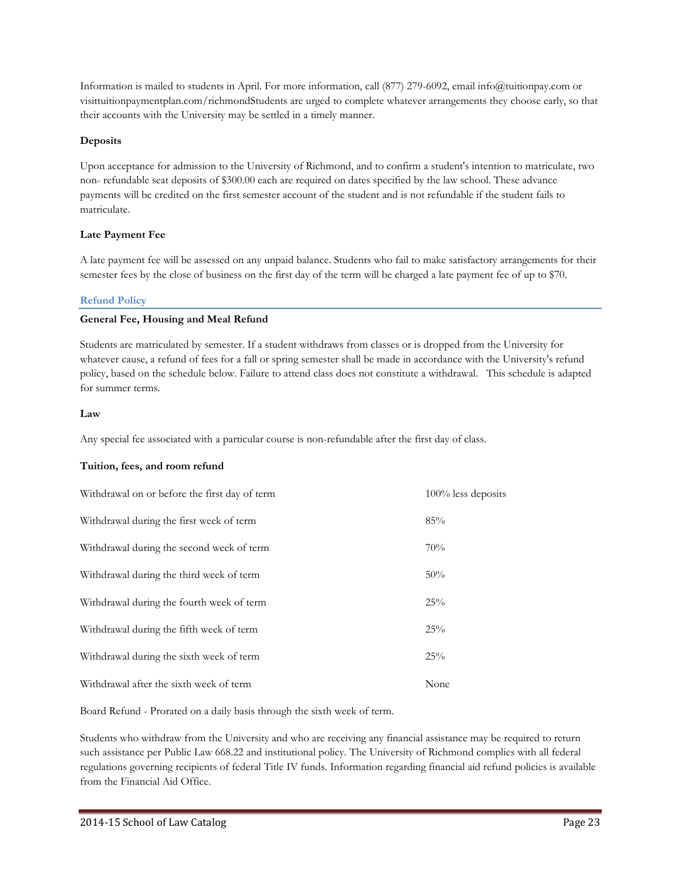Information is mailed to students in April. For more information, call (877) 279-6092, email info@tuitionpay.com or visittuitionpaymentplan.com/richmondStudents are urged to complete whatever arrangements they choose early, so that their accounts with the University may be settled in a timely manner.

**Deposits**

Upon acceptance for admission to the University of Richmond, and to confirm a student's intention to matriculate, two non- refundable seat deposits of $300.00 each are required on dates specified by the law school. These advance payments will be credited on the first semester account of the student and is not refundable if the student fails to matriculate.

**Late Payment Fee**

A late payment fee will be assessed on any unpaid balance. Students who fail to make satisfactory arrangements for their semester fees by the close of business on the first day of the term will be charged a late payment fee of up to $70.

## Refund Policy

**General Fee, Housing and Meal Refund**

Students are matriculated by semester. If a student withdraws from classes or is dropped from the University for whatever cause, a refund of fees for a fall or spring semester shall be made in accordance with the University's refund policy, based on the schedule below. Failure to attend class does not constitute a withdrawal. This schedule is adapted for summer terms.

**Law**

Any special fee associated with a particular course is non-refundable after the first day of class.

**Tuition, fees, and room refund**

| | |
|---|---|
| Withdrawal on or before the first day of term | 100% less deposits |
| Withdrawal during the first week of term | 85% |
| Withdrawal during the second week of term | 70% |
| Withdrawal during the third week of term | 50% |
| Withdrawal during the fourth week of term | 25% |
| Withdrawal during the fifth week of term | 25% |
| Withdrawal during the sixth week of term | 25% |
| Withdrawal after the sixth week of term | None |

Board Refund - Prorated on a daily basis through the sixth week of term.

Students who withdraw from the University and who are receiving any financial assistance may be required to return such assistance per Public Law 668.22 and institutional policy. The University of Richmond complies with all federal regulations governing recipients of federal Title IV funds. Information regarding financial aid refund policies is available from the Financial Aid Office.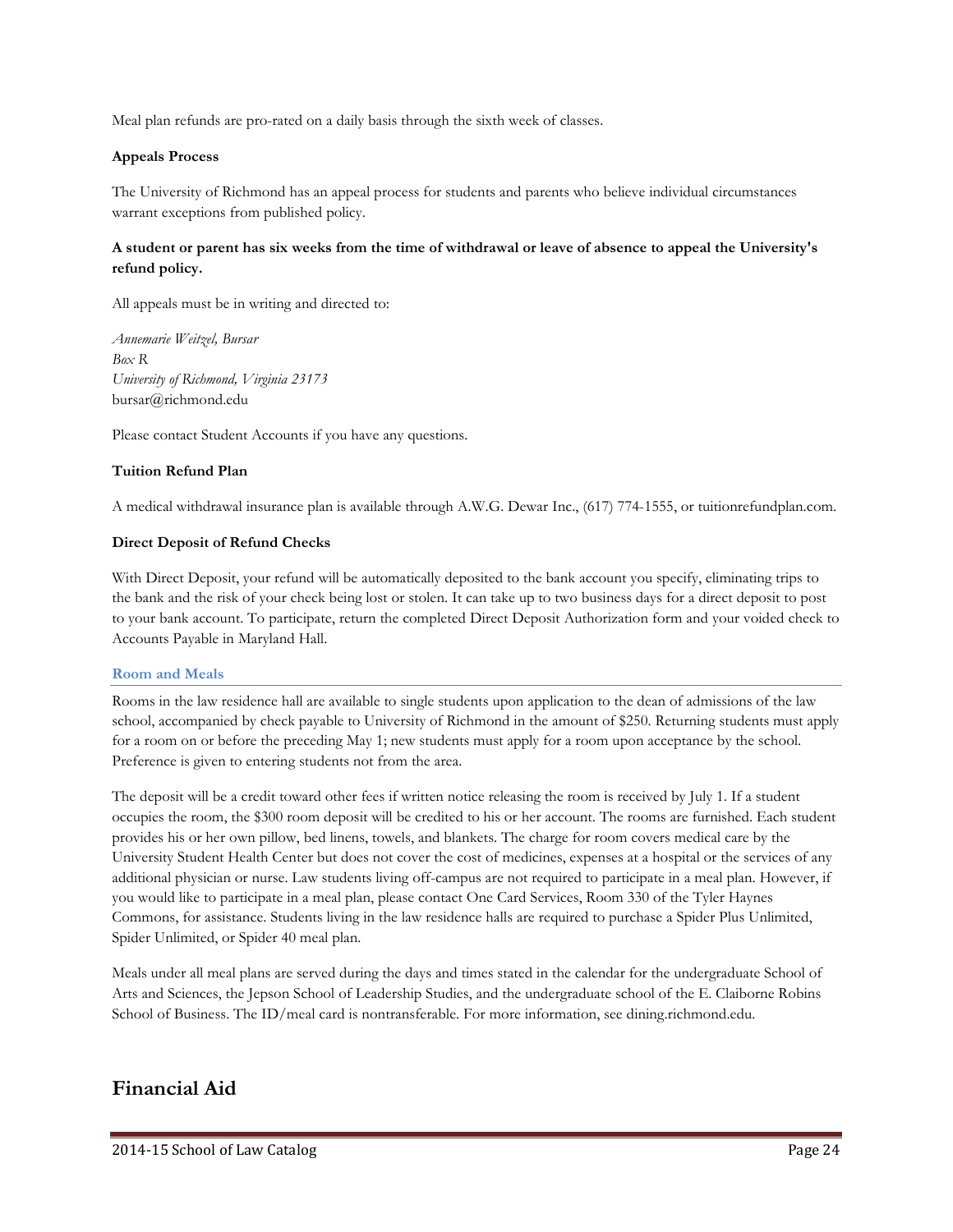Meal plan refunds are pro-rated on a daily basis through the sixth week of classes.

**Appeals Process**

The University of Richmond has an appeal process for students and parents who believe individual circumstances warrant exceptions from published policy.

**A student or parent has six weeks from the time of withdrawal or leave of absence to appeal the University's refund policy.**

All appeals must be in writing and directed to:

*Annemarie Weitzel, Bursar*
*Box R*
*University of Richmond, Virginia 23173*
bursar@richmond.edu

Please contact Student Accounts if you have any questions.

**Tuition Refund Plan**

A medical withdrawal insurance plan is available through A.W.G. Dewar Inc., (617) 774-1555, or tuitionrefundplan.com.

**Direct Deposit of Refund Checks**

With Direct Deposit, your refund will be automatically deposited to the bank account you specify, eliminating trips to the bank and the risk of your check being lost or stolen. It can take up to two business days for a direct deposit to post to your bank account. To participate, return the completed Direct Deposit Authorization form and your voided check to Accounts Payable in Maryland Hall.

### Room and Meals

Rooms in the law residence hall are available to single students upon application to the dean of admissions of the law school, accompanied by check payable to University of Richmond in the amount of $250. Returning students must apply for a room on or before the preceding May 1; new students must apply for a room upon acceptance by the school. Preference is given to entering students not from the area.

The deposit will be a credit toward other fees if written notice releasing the room is received by July 1. If a student occupies the room, the $300 room deposit will be credited to his or her account. The rooms are furnished. Each student provides his or her own pillow, bed linens, towels, and blankets. The charge for room covers medical care by the University Student Health Center but does not cover the cost of medicines, expenses at a hospital or the services of any additional physician or nurse. Law students living off-campus are not required to participate in a meal plan. However, if you would like to participate in a meal plan, please contact One Card Services, Room 330 of the Tyler Haynes Commons, for assistance. Students living in the law residence halls are required to purchase a Spider Plus Unlimited, Spider Unlimited, or Spider 40 meal plan.

Meals under all meal plans are served during the days and times stated in the calendar for the undergraduate School of Arts and Sciences, the Jepson School of Leadership Studies, and the undergraduate school of the E. Claiborne Robins School of Business. The ID/meal card is nontransferable. For more information, see dining.richmond.edu.

# Financial Aid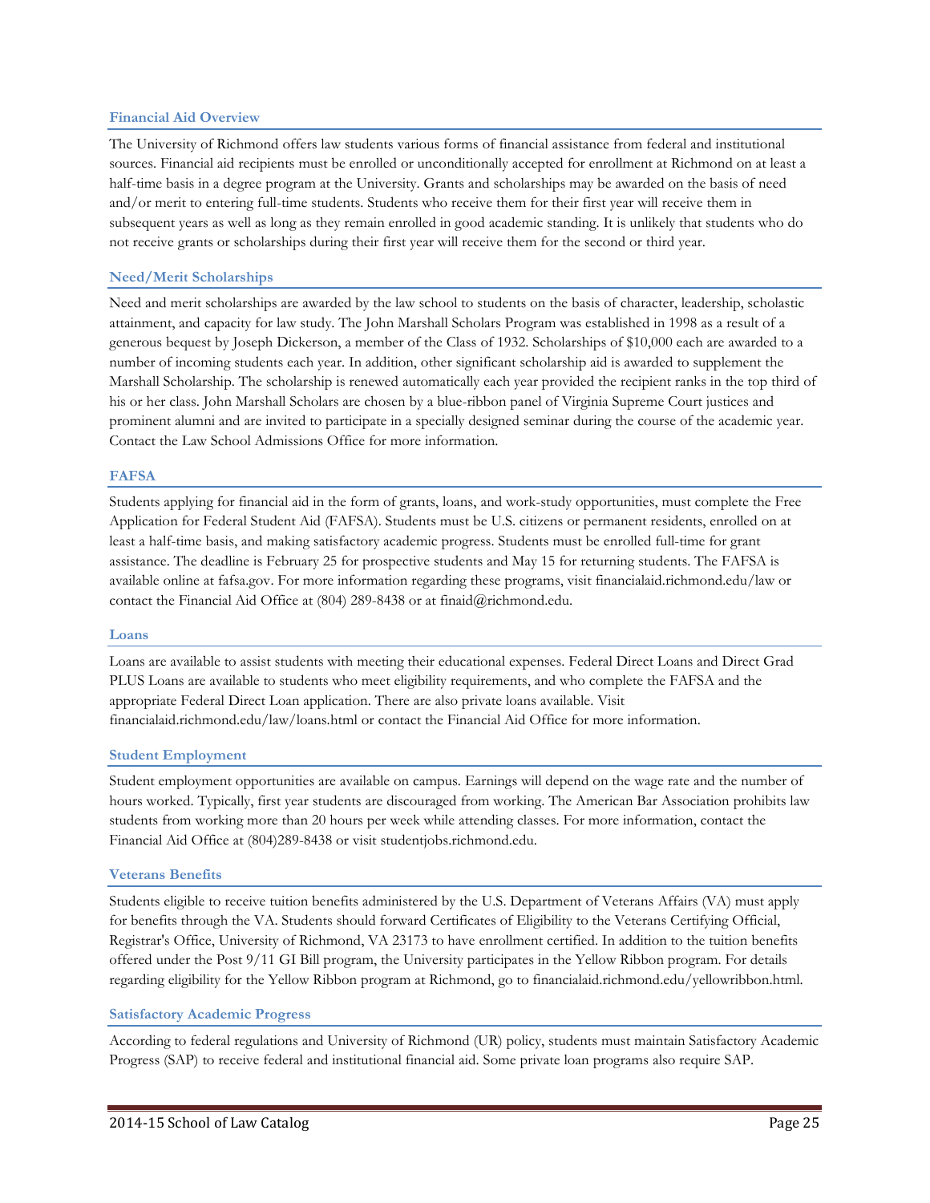### Financial Aid Overview

The University of Richmond offers law students various forms of financial assistance from federal and institutional sources. Financial aid recipients must be enrolled or unconditionally accepted for enrollment at Richmond on at least a half-time basis in a degree program at the University. Grants and scholarships may be awarded on the basis of need and/or merit to entering full-time students. Students who receive them for their first year will receive them in subsequent years as well as long as they remain enrolled in good academic standing. It is unlikely that students who do not receive grants or scholarships during their first year will receive them for the second or third year.

### Need/Merit Scholarships

Need and merit scholarships are awarded by the law school to students on the basis of character, leadership, scholastic attainment, and capacity for law study. The John Marshall Scholars Program was established in 1998 as a result of a generous bequest by Joseph Dickerson, a member of the Class of 1932. Scholarships of $10,000 each are awarded to a number of incoming students each year. In addition, other significant scholarship aid is awarded to supplement the Marshall Scholarship. The scholarship is renewed automatically each year provided the recipient ranks in the top third of his or her class. John Marshall Scholars are chosen by a blue-ribbon panel of Virginia Supreme Court justices and prominent alumni and are invited to participate in a specially designed seminar during the course of the academic year. Contact the Law School Admissions Office for more information.

### FAFSA

Students applying for financial aid in the form of grants, loans, and work-study opportunities, must complete the Free Application for Federal Student Aid (FAFSA). Students must be U.S. citizens or permanent residents, enrolled on at least a half-time basis, and making satisfactory academic progress. Students must be enrolled full-time for grant assistance. The deadline is February 25 for prospective students and May 15 for returning students. The FAFSA is available online at fafsa.gov. For more information regarding these programs, visit financialaid.richmond.edu/law or contact the Financial Aid Office at (804) 289-8438 or at finaid@richmond.edu.

### Loans

Loans are available to assist students with meeting their educational expenses. Federal Direct Loans and Direct Grad PLUS Loans are available to students who meet eligibility requirements, and who complete the FAFSA and the appropriate Federal Direct Loan application. There are also private loans available. Visit financialaid.richmond.edu/law/loans.html or contact the Financial Aid Office for more information.

### Student Employment

Student employment opportunities are available on campus. Earnings will depend on the wage rate and the number of hours worked. Typically, first year students are discouraged from working. The American Bar Association prohibits law students from working more than 20 hours per week while attending classes. For more information, contact the Financial Aid Office at (804)289-8438 or visit studentjobs.richmond.edu.

### Veterans Benefits

Students eligible to receive tuition benefits administered by the U.S. Department of Veterans Affairs (VA) must apply for benefits through the VA. Students should forward Certificates of Eligibility to the Veterans Certifying Official, Registrar's Office, University of Richmond, VA 23173 to have enrollment certified. In addition to the tuition benefits offered under the Post 9/11 GI Bill program, the University participates in the Yellow Ribbon program. For details regarding eligibility for the Yellow Ribbon program at Richmond, go to financialaid.richmond.edu/yellowribbon.html.

### Satisfactory Academic Progress

According to federal regulations and University of Richmond (UR) policy, students must maintain Satisfactory Academic Progress (SAP) to receive federal and institutional financial aid. Some private loan programs also require SAP.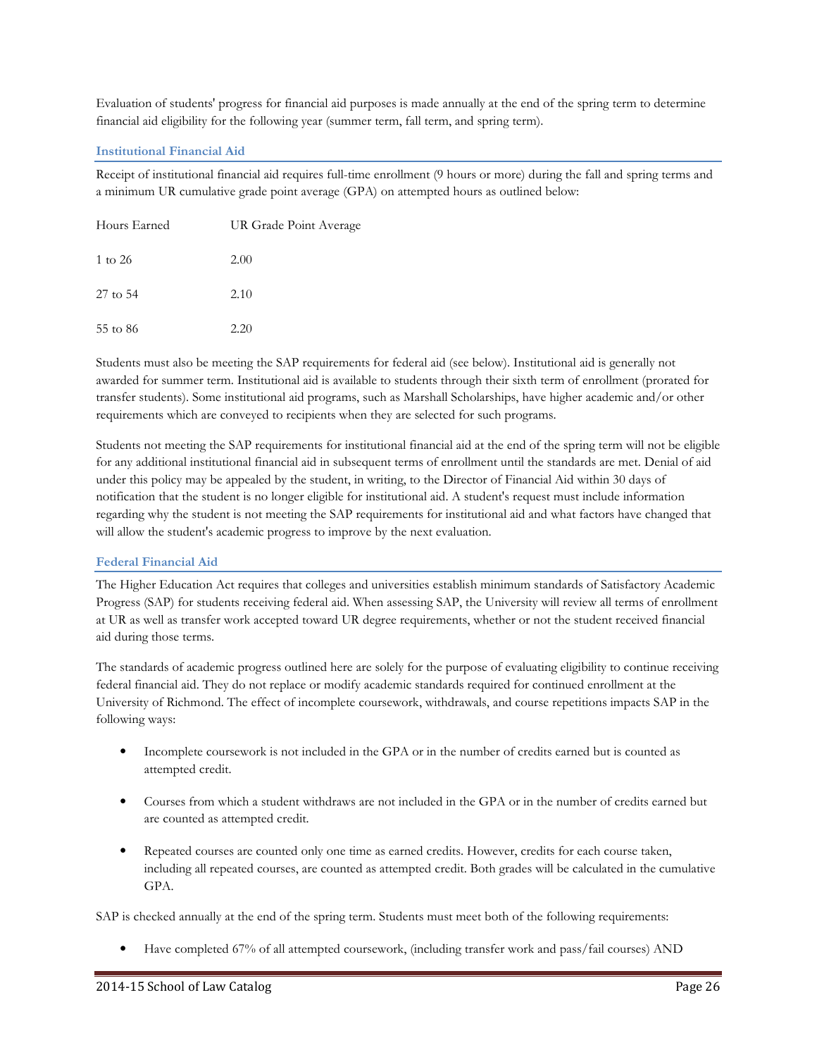Evaluation of students' progress for financial aid purposes is made annually at the end of the spring term to determine financial aid eligibility for the following year (summer term, fall term, and spring term).

### Institutional Financial Aid

Receipt of institutional financial aid requires full-time enrollment (9 hours or more) during the fall and spring terms and a minimum UR cumulative grade point average (GPA) on attempted hours as outlined below:

| Hours Earned | UR Grade Point Average |
|---|---|
| 1 to 26 | 2.00 |
| 27 to 54 | 2.10 |
| 55 to 86 | 2.20 |

Students must also be meeting the SAP requirements for federal aid (see below). Institutional aid is generally not awarded for summer term. Institutional aid is available to students through their sixth term of enrollment (prorated for transfer students). Some institutional aid programs, such as Marshall Scholarships, have higher academic and/or other requirements which are conveyed to recipients when they are selected for such programs.

Students not meeting the SAP requirements for institutional financial aid at the end of the spring term will not be eligible for any additional institutional financial aid in subsequent terms of enrollment until the standards are met. Denial of aid under this policy may be appealed by the student, in writing, to the Director of Financial Aid within 30 days of notification that the student is no longer eligible for institutional aid. A student's request must include information regarding why the student is not meeting the SAP requirements for institutional aid and what factors have changed that will allow the student's academic progress to improve by the next evaluation.

### Federal Financial Aid

The Higher Education Act requires that colleges and universities establish minimum standards of Satisfactory Academic Progress (SAP) for students receiving federal aid. When assessing SAP, the University will review all terms of enrollment at UR as well as transfer work accepted toward UR degree requirements, whether or not the student received financial aid during those terms.

The standards of academic progress outlined here are solely for the purpose of evaluating eligibility to continue receiving federal financial aid. They do not replace or modify academic standards required for continued enrollment at the University of Richmond. The effect of incomplete coursework, withdrawals, and course repetitions impacts SAP in the following ways:

- Incomplete coursework is not included in the GPA or in the number of credits earned but is counted as attempted credit.
- Courses from which a student withdraws are not included in the GPA or in the number of credits earned but are counted as attempted credit.
- Repeated courses are counted only one time as earned credits. However, credits for each course taken, including all repeated courses, are counted as attempted credit. Both grades will be calculated in the cumulative GPA.

SAP is checked annually at the end of the spring term. Students must meet both of the following requirements:

- Have completed 67% of all attempted coursework, (including transfer work and pass/fail courses) AND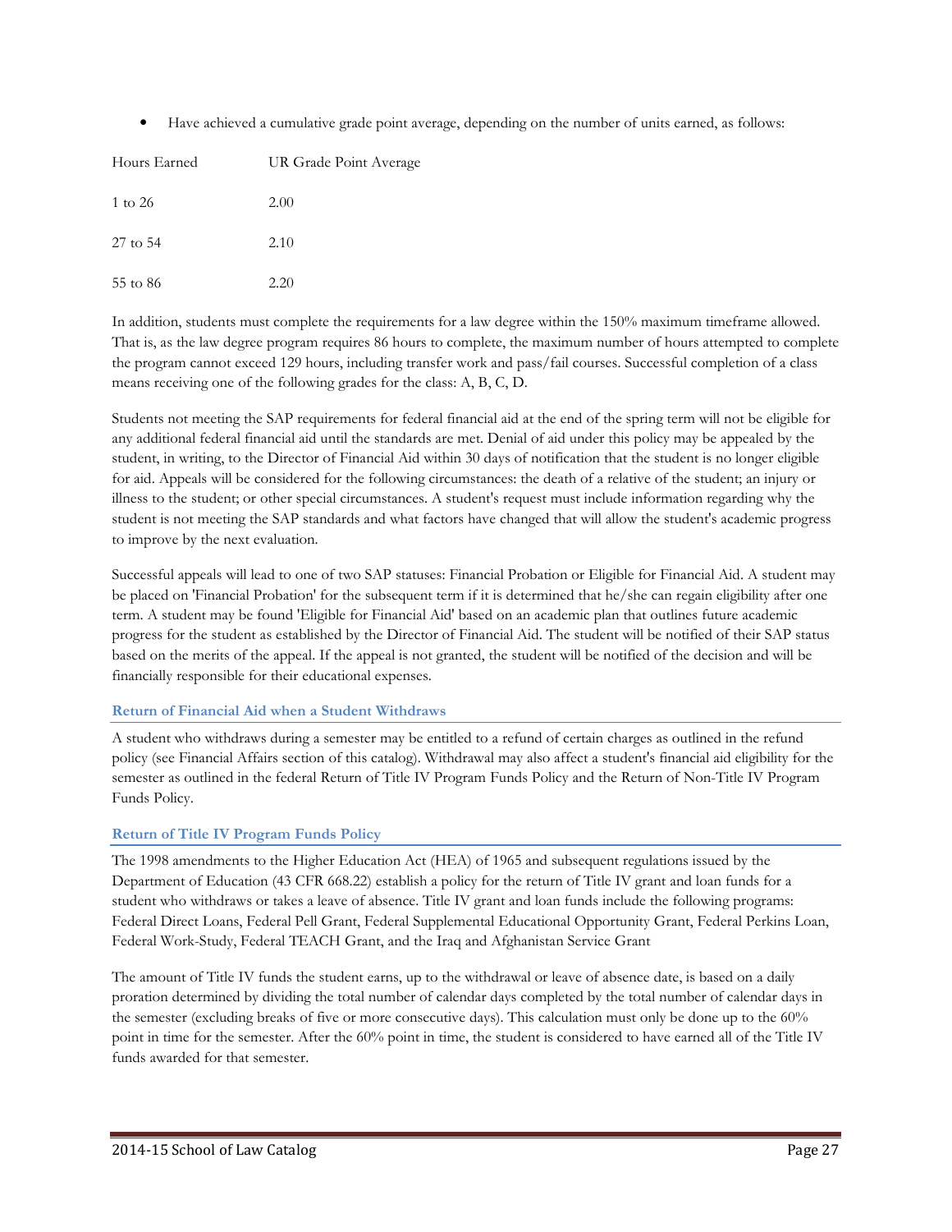- Have achieved a cumulative grade point average, depending on the number of units earned, as follows:

| Hours Earned | UR Grade Point Average |
|---|---|
| 1 to 26 | 2.00 |
| 27 to 54 | 2.10 |
| 55 to 86 | 2.20 |

In addition, students must complete the requirements for a law degree within the 150% maximum timeframe allowed. That is, as the law degree program requires 86 hours to complete, the maximum number of hours attempted to complete the program cannot exceed 129 hours, including transfer work and pass/fail courses. Successful completion of a class means receiving one of the following grades for the class: A, B, C, D.

Students not meeting the SAP requirements for federal financial aid at the end of the spring term will not be eligible for any additional federal financial aid until the standards are met. Denial of aid under this policy may be appealed by the student, in writing, to the Director of Financial Aid within 30 days of notification that the student is no longer eligible for aid. Appeals will be considered for the following circumstances: the death of a relative of the student; an injury or illness to the student; or other special circumstances. A student's request must include information regarding why the student is not meeting the SAP standards and what factors have changed that will allow the student's academic progress to improve by the next evaluation.

Successful appeals will lead to one of two SAP statuses: Financial Probation or Eligible for Financial Aid. A student may be placed on 'Financial Probation' for the subsequent term if it is determined that he/she can regain eligibility after one term. A student may be found 'Eligible for Financial Aid' based on an academic plan that outlines future academic progress for the student as established by the Director of Financial Aid. The student will be notified of their SAP status based on the merits of the appeal. If the appeal is not granted, the student will be notified of the decision and will be financially responsible for their educational expenses.

### Return of Financial Aid when a Student Withdraws

A student who withdraws during a semester may be entitled to a refund of certain charges as outlined in the refund policy (see Financial Affairs section of this catalog). Withdrawal may also affect a student's financial aid eligibility for the semester as outlined in the federal Return of Title IV Program Funds Policy and the Return of Non-Title IV Program Funds Policy.

### Return of Title IV Program Funds Policy

The 1998 amendments to the Higher Education Act (HEA) of 1965 and subsequent regulations issued by the Department of Education (43 CFR 668.22) establish a policy for the return of Title IV grant and loan funds for a student who withdraws or takes a leave of absence. Title IV grant and loan funds include the following programs: Federal Direct Loans, Federal Pell Grant, Federal Supplemental Educational Opportunity Grant, Federal Perkins Loan, Federal Work-Study, Federal TEACH Grant, and the Iraq and Afghanistan Service Grant

The amount of Title IV funds the student earns, up to the withdrawal or leave of absence date, is based on a daily proration determined by dividing the total number of calendar days completed by the total number of calendar days in the semester (excluding breaks of five or more consecutive days). This calculation must only be done up to the 60% point in time for the semester. After the 60% point in time, the student is considered to have earned all of the Title IV funds awarded for that semester.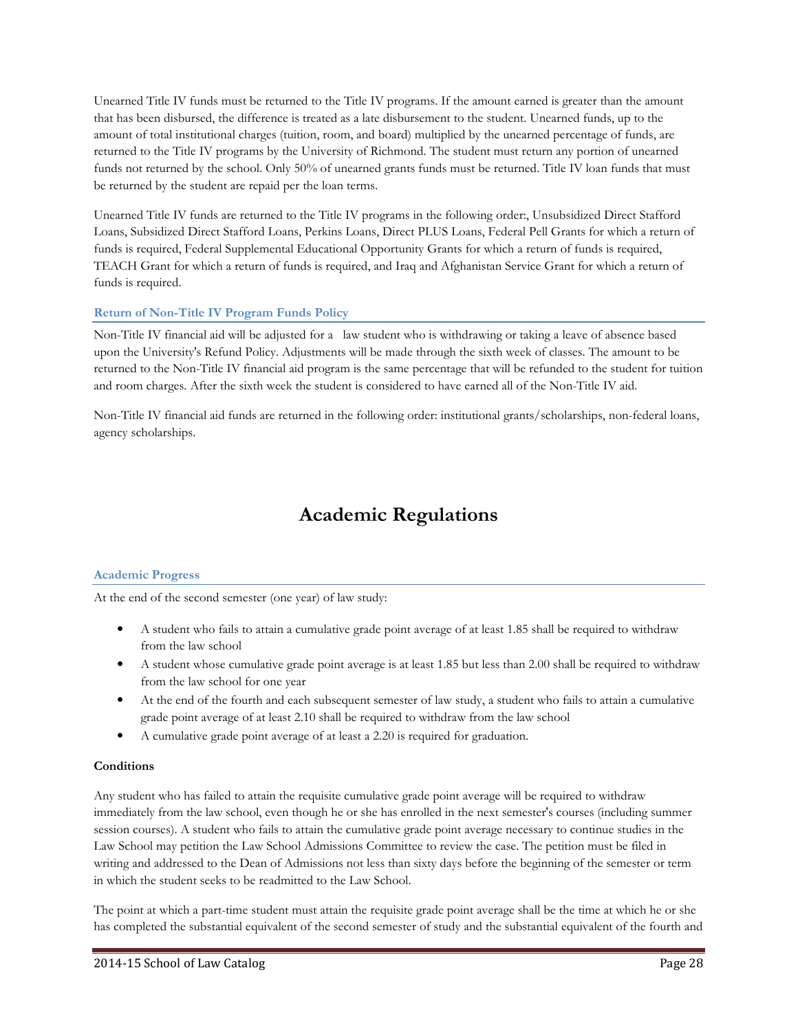Unearned Title IV funds must be returned to the Title IV programs. If the amount earned is greater than the amount that has been disbursed, the difference is treated as a late disbursement to the student. Unearned funds, up to the amount of total institutional charges (tuition, room, and board) multiplied by the unearned percentage of funds, are returned to the Title IV programs by the University of Richmond. The student must return any portion of unearned funds not returned by the school. Only 50% of unearned grants funds must be returned. Title IV loan funds that must be returned by the student are repaid per the loan terms.

Unearned Title IV funds are returned to the Title IV programs in the following order:, Unsubsidized Direct Stafford Loans, Subsidized Direct Stafford Loans, Perkins Loans, Direct PLUS Loans, Federal Pell Grants for which a return of funds is required, Federal Supplemental Educational Opportunity Grants for which a return of funds is required, TEACH Grant for which a return of funds is required, and Iraq and Afghanistan Service Grant for which a return of funds is required.

### Return of Non-Title IV Program Funds Policy

Non-Title IV financial aid will be adjusted for a law student who is withdrawing or taking a leave of absence based upon the University's Refund Policy. Adjustments will be made through the sixth week of classes. The amount to be returned to the Non-Title IV financial aid program is the same percentage that will be refunded to the student for tuition and room charges. After the sixth week the student is considered to have earned all of the Non-Title IV aid.

Non-Title IV financial aid funds are returned in the following order: institutional grants/scholarships, non-federal loans, agency scholarships.

# Academic Regulations

### Academic Progress

At the end of the second semester (one year) of law study:

- A student who fails to attain a cumulative grade point average of at least 1.85 shall be required to withdraw from the law school
- A student whose cumulative grade point average is at least 1.85 but less than 2.00 shall be required to withdraw from the law school for one year
- At the end of the fourth and each subsequent semester of law study, a student who fails to attain a cumulative grade point average of at least 2.10 shall be required to withdraw from the law school
- A cumulative grade point average of at least a 2.20 is required for graduation.

**Conditions**

Any student who has failed to attain the requisite cumulative grade point average will be required to withdraw immediately from the law school, even though he or she has enrolled in the next semester's courses (including summer session courses). A student who fails to attain the cumulative grade point average necessary to continue studies in the Law School may petition the Law School Admissions Committee to review the case. The petition must be filed in writing and addressed to the Dean of Admissions not less than sixty days before the beginning of the semester or term in which the student seeks to be readmitted to the Law School.

The point at which a part-time student must attain the requisite grade point average shall be the time at which he or she has completed the substantial equivalent of the second semester of study and the substantial equivalent of the fourth and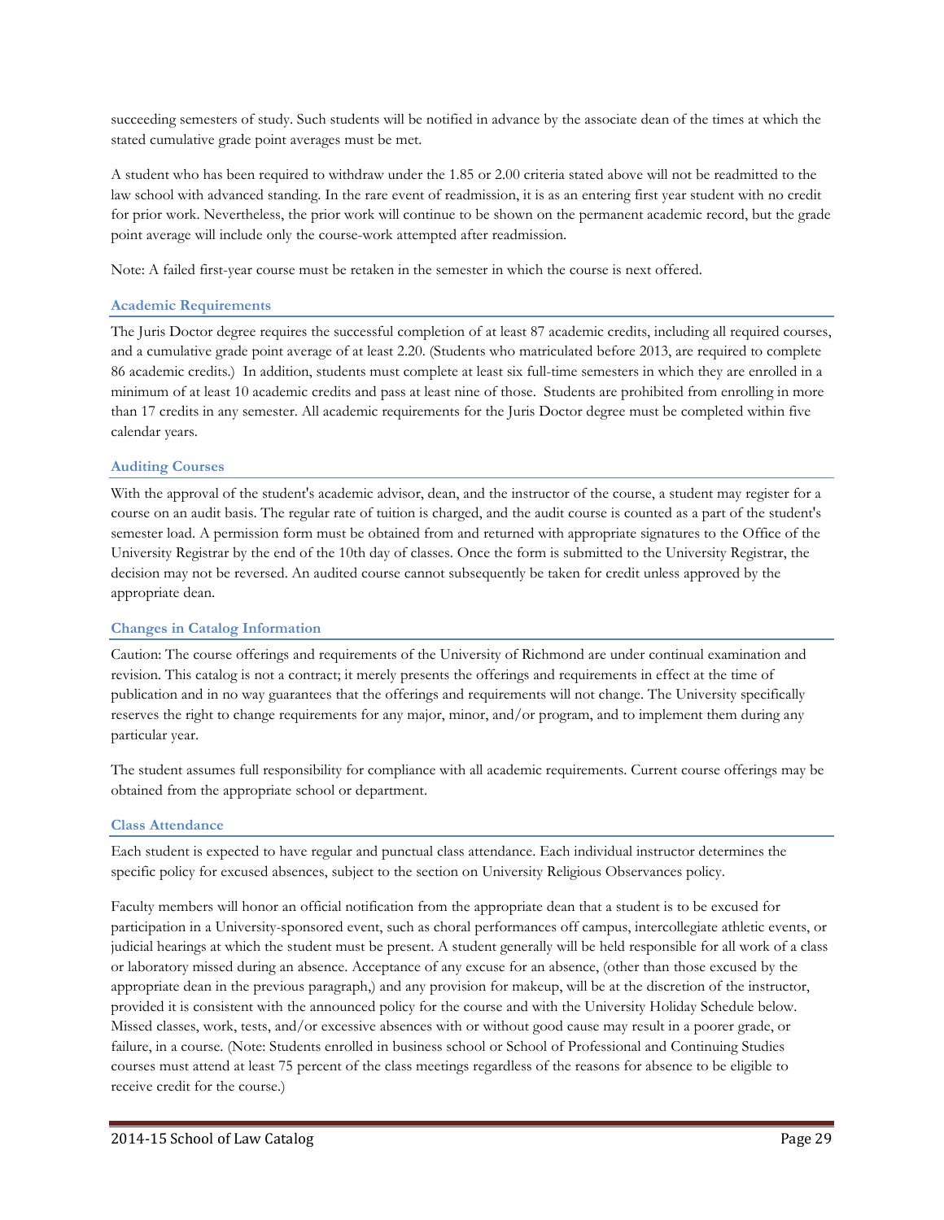succeeding semesters of study. Such students will be notified in advance by the associate dean of the times at which the stated cumulative grade point averages must be met.

A student who has been required to withdraw under the 1.85 or 2.00 criteria stated above will not be readmitted to the law school with advanced standing. In the rare event of readmission, it is as an entering first year student with no credit for prior work. Nevertheless, the prior work will continue to be shown on the permanent academic record, but the grade point average will include only the course-work attempted after readmission.

Note: A failed first-year course must be retaken in the semester in which the course is next offered.

### Academic Requirements

The Juris Doctor degree requires the successful completion of at least 87 academic credits, including all required courses, and a cumulative grade point average of at least 2.20. (Students who matriculated before 2013, are required to complete 86 academic credits.) In addition, students must complete at least six full-time semesters in which they are enrolled in a minimum of at least 10 academic credits and pass at least nine of those. Students are prohibited from enrolling in more than 17 credits in any semester. All academic requirements for the Juris Doctor degree must be completed within five calendar years.

### Auditing Courses

With the approval of the student's academic advisor, dean, and the instructor of the course, a student may register for a course on an audit basis. The regular rate of tuition is charged, and the audit course is counted as a part of the student's semester load. A permission form must be obtained from and returned with appropriate signatures to the Office of the University Registrar by the end of the 10th day of classes. Once the form is submitted to the University Registrar, the decision may not be reversed. An audited course cannot subsequently be taken for credit unless approved by the appropriate dean.

### Changes in Catalog Information

Caution: The course offerings and requirements of the University of Richmond are under continual examination and revision. This catalog is not a contract; it merely presents the offerings and requirements in effect at the time of publication and in no way guarantees that the offerings and requirements will not change. The University specifically reserves the right to change requirements for any major, minor, and/or program, and to implement them during any particular year.

The student assumes full responsibility for compliance with all academic requirements. Current course offerings may be obtained from the appropriate school or department.

### Class Attendance

Each student is expected to have regular and punctual class attendance. Each individual instructor determines the specific policy for excused absences, subject to the section on University Religious Observances policy.

Faculty members will honor an official notification from the appropriate dean that a student is to be excused for participation in a University-sponsored event, such as choral performances off campus, intercollegiate athletic events, or judicial hearings at which the student must be present. A student generally will be held responsible for all work of a class or laboratory missed during an absence. Acceptance of any excuse for an absence, (other than those excused by the appropriate dean in the previous paragraph,) and any provision for makeup, will be at the discretion of the instructor, provided it is consistent with the announced policy for the course and with the University Holiday Schedule below. Missed classes, work, tests, and/or excessive absences with or without good cause may result in a poorer grade, or failure, in a course. (Note: Students enrolled in business school or School of Professional and Continuing Studies courses must attend at least 75 percent of the class meetings regardless of the reasons for absence to be eligible to receive credit for the course.)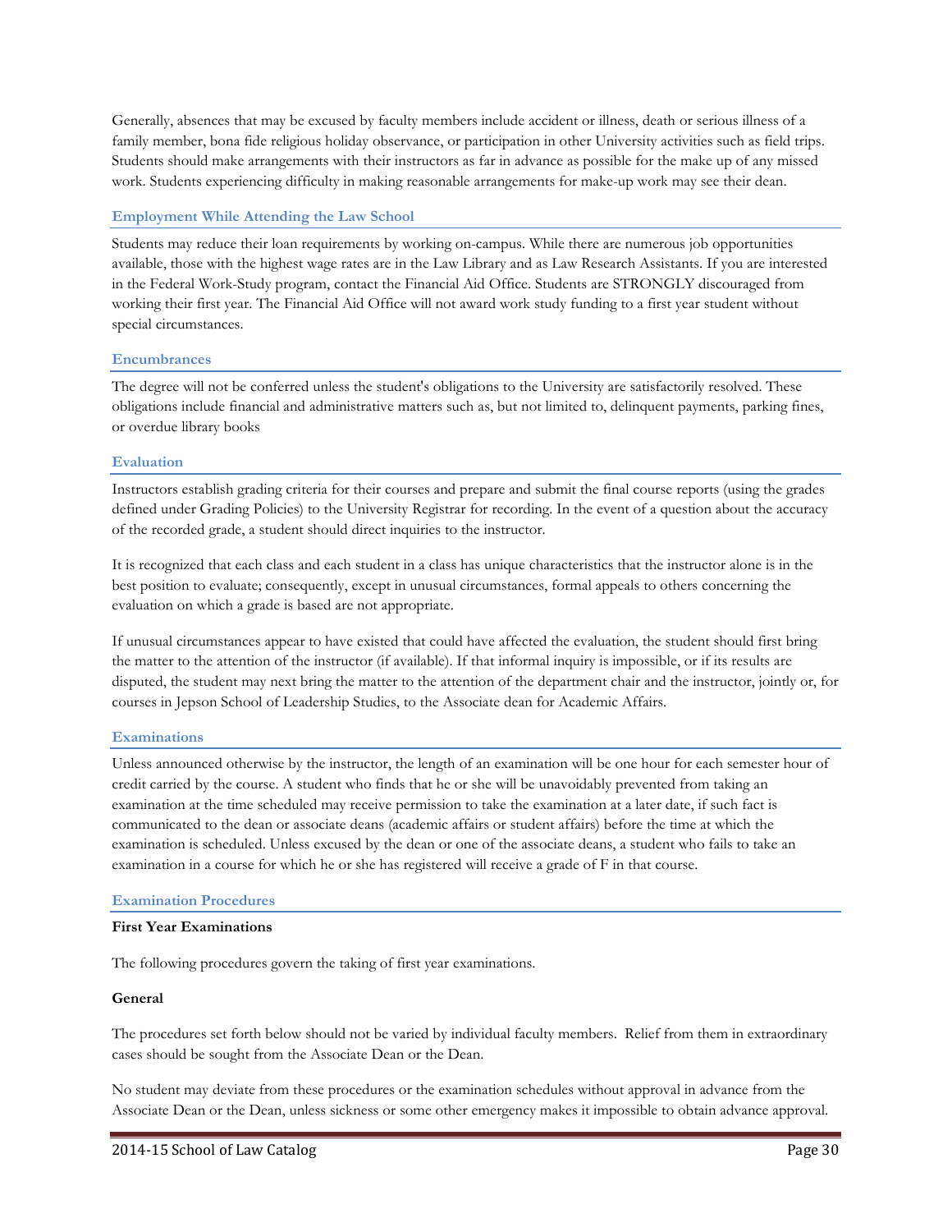Generally, absences that may be excused by faculty members include accident or illness, death or serious illness of a family member, bona fide religious holiday observance, or participation in other University activities such as field trips. Students should make arrangements with their instructors as far in advance as possible for the make up of any missed work. Students experiencing difficulty in making reasonable arrangements for make-up work may see their dean.

### Employment While Attending the Law School

Students may reduce their loan requirements by working on-campus. While there are numerous job opportunities available, those with the highest wage rates are in the Law Library and as Law Research Assistants. If you are interested in the Federal Work-Study program, contact the Financial Aid Office. Students are STRONGLY discouraged from working their first year. The Financial Aid Office will not award work study funding to a first year student without special circumstances.

### Encumbrances

The degree will not be conferred unless the student's obligations to the University are satisfactorily resolved. These obligations include financial and administrative matters such as, but not limited to, delinquent payments, parking fines, or overdue library books

### Evaluation

Instructors establish grading criteria for their courses and prepare and submit the final course reports (using the grades defined under Grading Policies) to the University Registrar for recording. In the event of a question about the accuracy of the recorded grade, a student should direct inquiries to the instructor.

It is recognized that each class and each student in a class has unique characteristics that the instructor alone is in the best position to evaluate; consequently, except in unusual circumstances, formal appeals to others concerning the evaluation on which a grade is based are not appropriate.

If unusual circumstances appear to have existed that could have affected the evaluation, the student should first bring the matter to the attention of the instructor (if available). If that informal inquiry is impossible, or if its results are disputed, the student may next bring the matter to the attention of the department chair and the instructor, jointly or, for courses in Jepson School of Leadership Studies, to the Associate dean for Academic Affairs.

### Examinations

Unless announced otherwise by the instructor, the length of an examination will be one hour for each semester hour of credit carried by the course. A student who finds that he or she will be unavoidably prevented from taking an examination at the time scheduled may receive permission to take the examination at a later date, if such fact is communicated to the dean or associate deans (academic affairs or student affairs) before the time at which the examination is scheduled. Unless excused by the dean or one of the associate deans, a student who fails to take an examination in a course for which he or she has registered will receive a grade of F in that course.

### Examination Procedures

**First Year Examinations**

The following procedures govern the taking of first year examinations.

**General**

The procedures set forth below should not be varied by individual faculty members. Relief from them in extraordinary cases should be sought from the Associate Dean or the Dean.

No student may deviate from these procedures or the examination schedules without approval in advance from the Associate Dean or the Dean, unless sickness or some other emergency makes it impossible to obtain advance approval.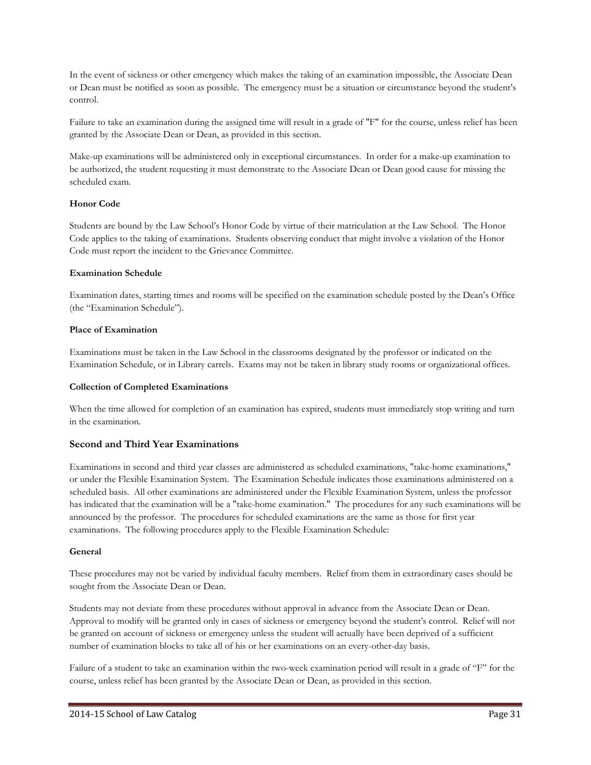In the event of sickness or other emergency which makes the taking of an examination impossible, the Associate Dean or Dean must be notified as soon as possible. The emergency must be a situation or circumstance beyond the student's control.

Failure to take an examination during the assigned time will result in a grade of "F" for the course, unless relief has been granted by the Associate Dean or Dean, as provided in this section.

Make-up examinations will be administered only in exceptional circumstances. In order for a make-up examination to be authorized, the student requesting it must demonstrate to the Associate Dean or Dean good cause for missing the scheduled exam.

**Honor Code**

Students are bound by the Law School's Honor Code by virtue of their matriculation at the Law School. The Honor Code applies to the taking of examinations. Students observing conduct that might involve a violation of the Honor Code must report the incident to the Grievance Committee.

**Examination Schedule**

Examination dates, starting times and rooms will be specified on the examination schedule posted by the Dean's Office (the "Examination Schedule").

**Place of Examination**

Examinations must be taken in the Law School in the classrooms designated by the professor or indicated on the Examination Schedule, or in Library carrels. Exams may not be taken in library study rooms or organizational offices.

**Collection of Completed Examinations**

When the time allowed for completion of an examination has expired, students must immediately stop writing and turn in the examination.

## Second and Third Year Examinations

Examinations in second and third year classes are administered as scheduled examinations, "take-home examinations," or under the Flexible Examination System. The Examination Schedule indicates those examinations administered on a scheduled basis. All other examinations are administered under the Flexible Examination System, unless the professor has indicated that the examination will be a "take-home examination." The procedures for any such examinations will be announced by the professor. The procedures for scheduled examinations are the same as those for first year examinations. The following procedures apply to the Flexible Examination Schedule:

**General**

These procedures may not be varied by individual faculty members. Relief from them in extraordinary cases should be sought from the Associate Dean or Dean.

Students may not deviate from these procedures without approval in advance from the Associate Dean or Dean. Approval to modify will be granted only in cases of sickness or emergency beyond the student's control. Relief will not be granted on account of sickness or emergency unless the student will actually have been deprived of a sufficient number of examination blocks to take all of his or her examinations on an every-other-day basis.

Failure of a student to take an examination within the two-week examination period will result in a grade of "F" for the course, unless relief has been granted by the Associate Dean or Dean, as provided in this section.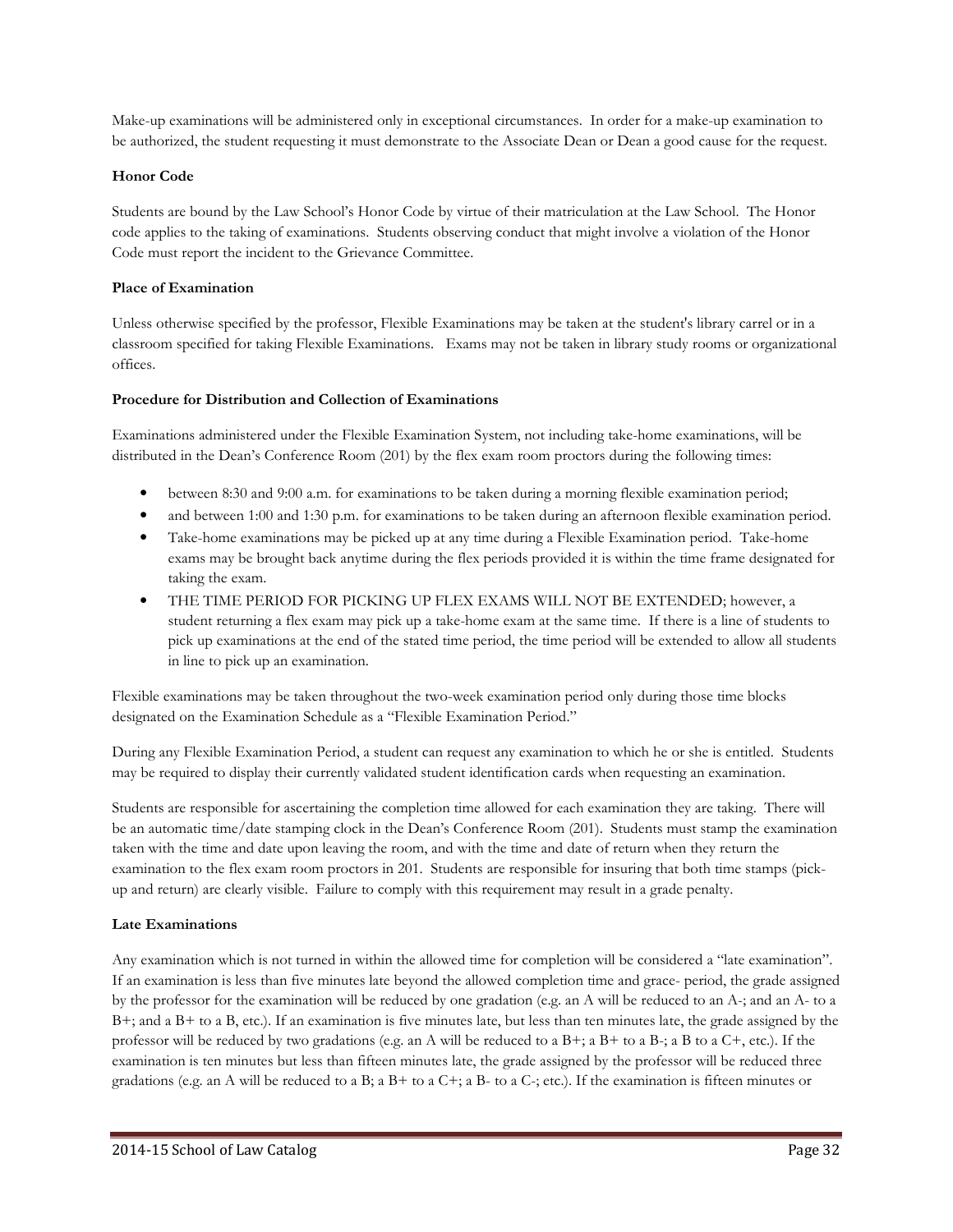Make-up examinations will be administered only in exceptional circumstances. In order for a make-up examination to be authorized, the student requesting it must demonstrate to the Associate Dean or Dean a good cause for the request.

**Honor Code**

Students are bound by the Law School's Honor Code by virtue of their matriculation at the Law School. The Honor code applies to the taking of examinations. Students observing conduct that might involve a violation of the Honor Code must report the incident to the Grievance Committee.

**Place of Examination**

Unless otherwise specified by the professor, Flexible Examinations may be taken at the student's library carrel or in a classroom specified for taking Flexible Examinations. Exams may not be taken in library study rooms or organizational offices.

**Procedure for Distribution and Collection of Examinations**

Examinations administered under the Flexible Examination System, not including take-home examinations, will be distributed in the Dean's Conference Room (201) by the flex exam room proctors during the following times:

- between 8:30 and 9:00 a.m. for examinations to be taken during a morning flexible examination period;
- and between 1:00 and 1:30 p.m. for examinations to be taken during an afternoon flexible examination period.
- Take-home examinations may be picked up at any time during a Flexible Examination period. Take-home exams may be brought back anytime during the flex periods provided it is within the time frame designated for taking the exam.
- THE TIME PERIOD FOR PICKING UP FLEX EXAMS WILL NOT BE EXTENDED; however, a student returning a flex exam may pick up a take-home exam at the same time. If there is a line of students to pick up examinations at the end of the stated time period, the time period will be extended to allow all students in line to pick up an examination.

Flexible examinations may be taken throughout the two-week examination period only during those time blocks designated on the Examination Schedule as a "Flexible Examination Period."

During any Flexible Examination Period, a student can request any examination to which he or she is entitled. Students may be required to display their currently validated student identification cards when requesting an examination.

Students are responsible for ascertaining the completion time allowed for each examination they are taking. There will be an automatic time/date stamping clock in the Dean's Conference Room (201). Students must stamp the examination taken with the time and date upon leaving the room, and with the time and date of return when they return the examination to the flex exam room proctors in 201. Students are responsible for insuring that both time stamps (pick-up and return) are clearly visible. Failure to comply with this requirement may result in a grade penalty.

**Late Examinations**

Any examination which is not turned in within the allowed time for completion will be considered a "late examination". If an examination is less than five minutes late beyond the allowed completion time and grace- period, the grade assigned by the professor for the examination will be reduced by one gradation (e.g. an A will be reduced to an A-; and an A- to a B+; and a B+ to a B, etc.). If an examination is five minutes late, but less than ten minutes late, the grade assigned by the professor will be reduced by two gradations (e.g. an A will be reduced to a B+; a B+ to a B-; a B to a C+, etc.). If the examination is ten minutes but less than fifteen minutes late, the grade assigned by the professor will be reduced three gradations (e.g. an A will be reduced to a B; a B+ to a C+; a B- to a C-; etc.). If the examination is fifteen minutes or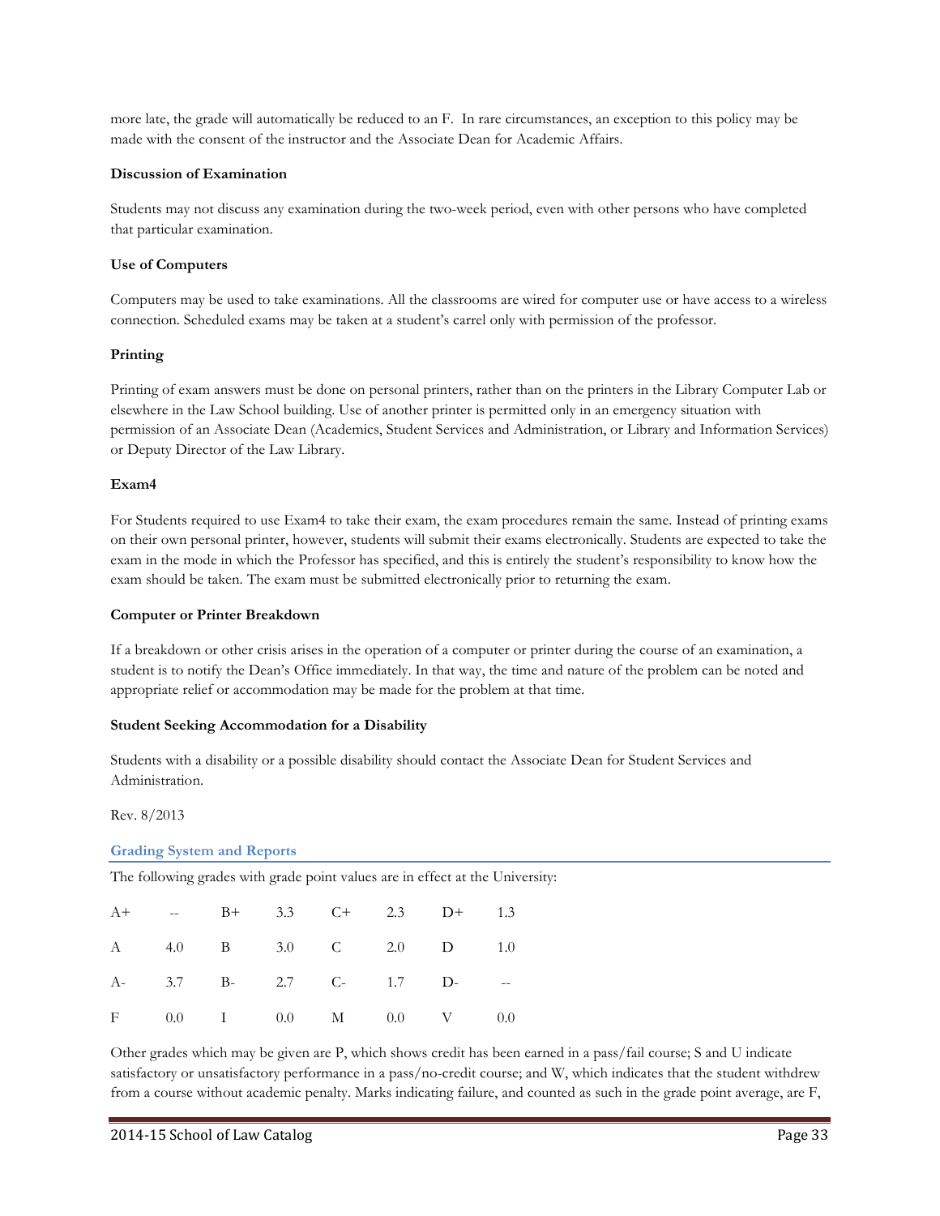more late, the grade will automatically be reduced to an F. In rare circumstances, an exception to this policy may be made with the consent of the instructor and the Associate Dean for Academic Affairs.

**Discussion of Examination**

Students may not discuss any examination during the two-week period, even with other persons who have completed that particular examination.

**Use of Computers**

Computers may be used to take examinations. All the classrooms are wired for computer use or have access to a wireless connection. Scheduled exams may be taken at a student's carrel only with permission of the professor.

**Printing**

Printing of exam answers must be done on personal printers, rather than on the printers in the Library Computer Lab or elsewhere in the Law School building. Use of another printer is permitted only in an emergency situation with permission of an Associate Dean (Academics, Student Services and Administration, or Library and Information Services) or Deputy Director of the Law Library.

**Exam4**

For Students required to use Exam4 to take their exam, the exam procedures remain the same. Instead of printing exams on their own personal printer, however, students will submit their exams electronically. Students are expected to take the exam in the mode in which the Professor has specified, and this is entirely the student's responsibility to know how the exam should be taken. The exam must be submitted electronically prior to returning the exam.

**Computer or Printer Breakdown**

If a breakdown or other crisis arises in the operation of a computer or printer during the course of an examination, a student is to notify the Dean's Office immediately. In that way, the time and nature of the problem can be noted and appropriate relief or accommodation may be made for the problem at that time.

**Student Seeking Accommodation for a Disability**

Students with a disability or a possible disability should contact the Associate Dean for Student Services and Administration.

Rev. 8/2013

## Grading System and Reports

The following grades with grade point values are in effect at the University:

| | | | | | | | |
|---|---|---|---|---|---|---|---|
| A+ | -- | B+ | 3.3 | C+ | 2.3 | D+ | 1.3 |
| A | 4.0 | B | 3.0 | C | 2.0 | D | 1.0 |
| A- | 3.7 | B- | 2.7 | C- | 1.7 | D- | -- |
| F | 0.0 | I | 0.0 | M | 0.0 | V | 0.0 |

Other grades which may be given are P, which shows credit has been earned in a pass/fail course; S and U indicate satisfactory or unsatisfactory performance in a pass/no-credit course; and W, which indicates that the student withdrew from a course without academic penalty. Marks indicating failure, and counted as such in the grade point average, are F,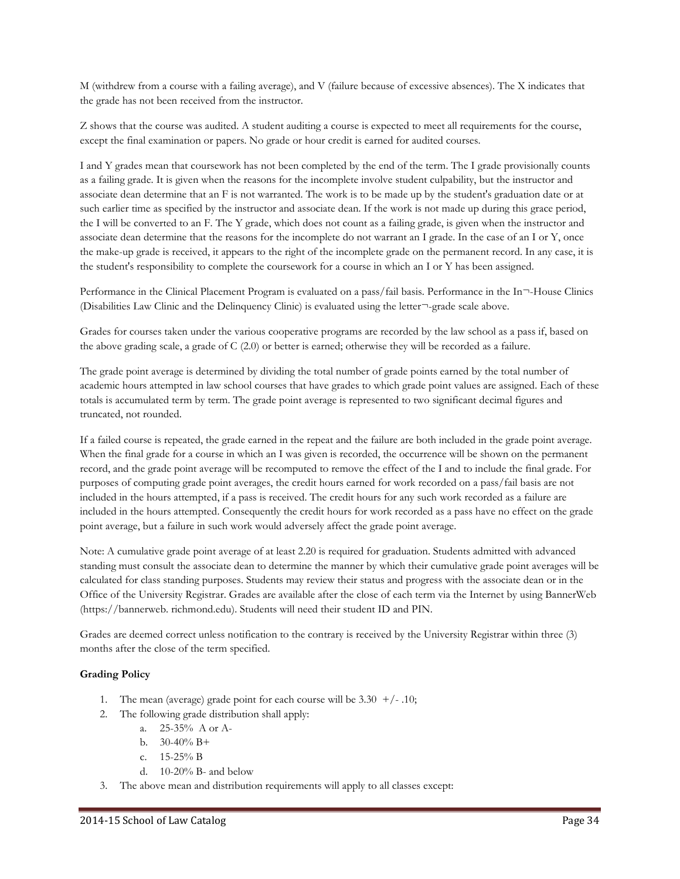M (withdrew from a course with a failing average), and V (failure because of excessive absences). The X indicates that the grade has not been received from the instructor.

Z shows that the course was audited. A student auditing a course is expected to meet all requirements for the course, except the final examination or papers. No grade or hour credit is earned for audited courses.

I and Y grades mean that coursework has not been completed by the end of the term. The I grade provisionally counts as a failing grade. It is given when the reasons for the incomplete involve student culpability, but the instructor and associate dean determine that an F is not warranted. The work is to be made up by the student's graduation date or at such earlier time as specified by the instructor and associate dean. If the work is not made up during this grace period, the I will be converted to an F. The Y grade, which does not count as a failing grade, is given when the instructor and associate dean determine that the reasons for the incomplete do not warrant an I grade. In the case of an I or Y, once the make-up grade is received, it appears to the right of the incomplete grade on the permanent record. In any case, it is the student's responsibility to complete the coursework for a course in which an I or Y has been assigned.

Performance in the Clinical Placement Program is evaluated on a pass/fail basis. Performance in the In¬-House Clinics (Disabilities Law Clinic and the Delinquency Clinic) is evaluated using the letter¬-grade scale above.

Grades for courses taken under the various cooperative programs are recorded by the law school as a pass if, based on the above grading scale, a grade of C (2.0) or better is earned; otherwise they will be recorded as a failure.

The grade point average is determined by dividing the total number of grade points earned by the total number of academic hours attempted in law school courses that have grades to which grade point values are assigned. Each of these totals is accumulated term by term. The grade point average is represented to two significant decimal figures and truncated, not rounded.

If a failed course is repeated, the grade earned in the repeat and the failure are both included in the grade point average. When the final grade for a course in which an I was given is recorded, the occurrence will be shown on the permanent record, and the grade point average will be recomputed to remove the effect of the I and to include the final grade. For purposes of computing grade point averages, the credit hours earned for work recorded on a pass/fail basis are not included in the hours attempted, if a pass is received. The credit hours for any such work recorded as a failure are included in the hours attempted. Consequently the credit hours for work recorded as a pass have no effect on the grade point average, but a failure in such work would adversely affect the grade point average.

Note: A cumulative grade point average of at least 2.20 is required for graduation. Students admitted with advanced standing must consult the associate dean to determine the manner by which their cumulative grade point averages will be calculated for class standing purposes. Students may review their status and progress with the associate dean or in the Office of the University Registrar. Grades are available after the close of each term via the Internet by using BannerWeb (https://bannerweb. richmond.edu). Students will need their student ID and PIN.

Grades are deemed correct unless notification to the contrary is received by the University Registrar within three (3) months after the close of the term specified.

**Grading Policy**

1. The mean (average) grade point for each course will be 3.30 +/- .10;
2. The following grade distribution shall apply:
    a. 25-35% A or A-
    b. 30-40% B+
    c. 15-25% B
    d. 10-20% B- and below
3. The above mean and distribution requirements will apply to all classes except: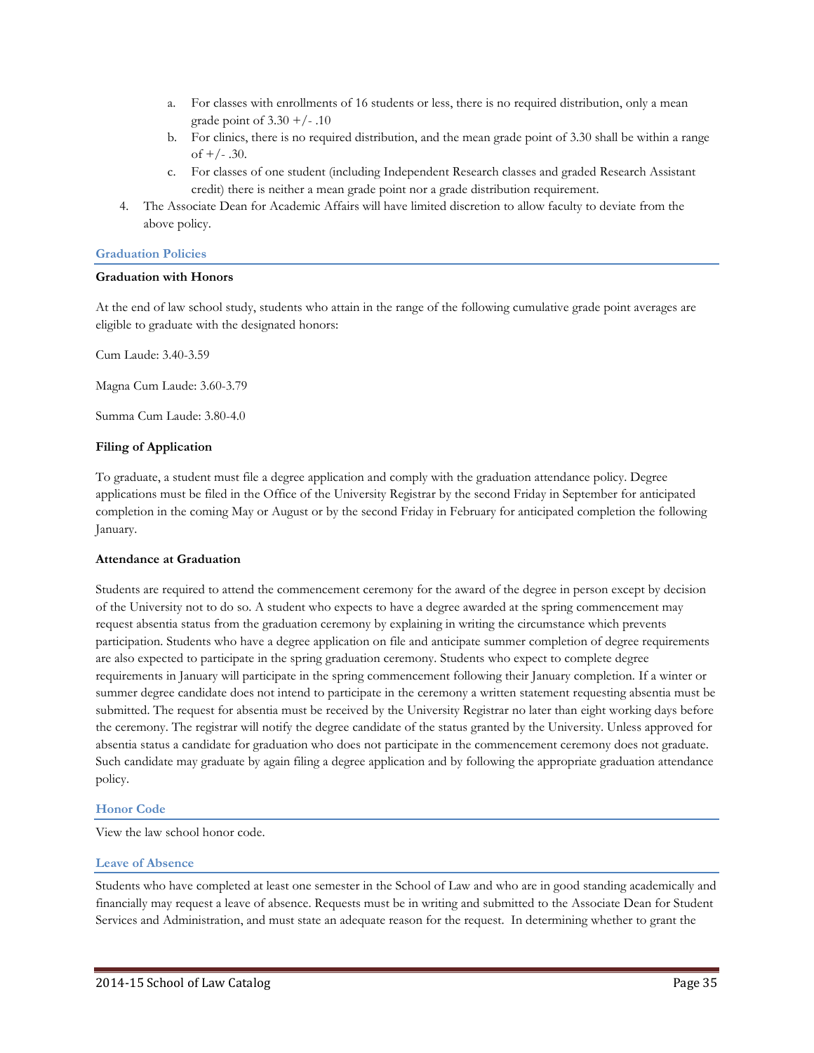a. For classes with enrollments of 16 students or less, there is no required distribution, only a mean grade point of 3.30 +/- .10
   b. For clinics, there is no required distribution, and the mean grade point of 3.30 shall be within a range of +/- .30.
   c. For classes of one student (including Independent Research classes and graded Research Assistant credit) there is neither a mean grade point nor a grade distribution requirement.
4. The Associate Dean for Academic Affairs will have limited discretion to allow faculty to deviate from the above policy.

## Graduation Policies

**Graduation with Honors**

At the end of law school study, students who attain in the range of the following cumulative grade point averages are eligible to graduate with the designated honors:

Cum Laude: 3.40-3.59

Magna Cum Laude: 3.60-3.79

Summa Cum Laude: 3.80-4.0

**Filing of Application**

To graduate, a student must file a degree application and comply with the graduation attendance policy. Degree applications must be filed in the Office of the University Registrar by the second Friday in September for anticipated completion in the coming May or August or by the second Friday in February for anticipated completion the following January.

**Attendance at Graduation**

Students are required to attend the commencement ceremony for the award of the degree in person except by decision of the University not to do so. A student who expects to have a degree awarded at the spring commencement may request absentia status from the graduation ceremony by explaining in writing the circumstance which prevents participation. Students who have a degree application on file and anticipate summer completion of degree requirements are also expected to participate in the spring graduation ceremony. Students who expect to complete degree requirements in January will participate in the spring commencement following their January completion. If a winter or summer degree candidate does not intend to participate in the ceremony a written statement requesting absentia must be submitted. The request for absentia must be received by the University Registrar no later than eight working days before the ceremony. The registrar will notify the degree candidate of the status granted by the University. Unless approved for absentia status a candidate for graduation who does not participate in the commencement ceremony does not graduate. Such candidate may graduate by again filing a degree application and by following the appropriate graduation attendance policy.

## Honor Code

View the law school honor code.

## Leave of Absence

Students who have completed at least one semester in the School of Law and who are in good standing academically and financially may request a leave of absence. Requests must be in writing and submitted to the Associate Dean for Student Services and Administration, and must state an adequate reason for the request. In determining whether to grant the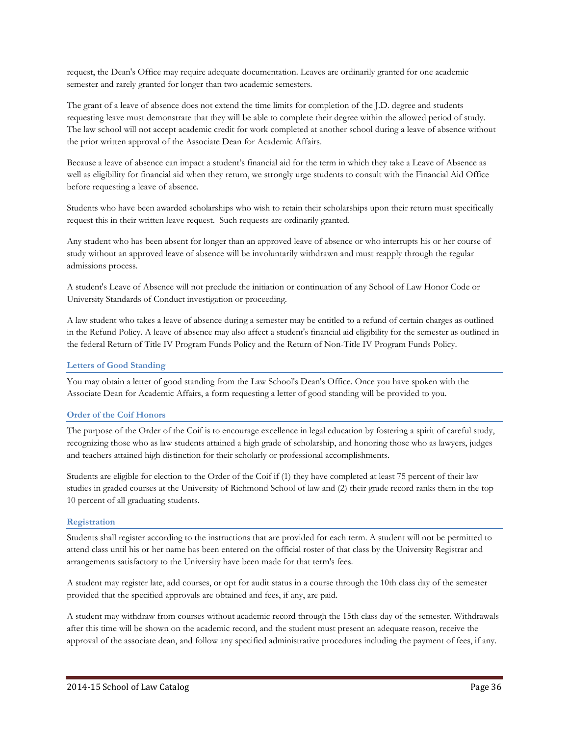request, the Dean's Office may require adequate documentation. Leaves are ordinarily granted for one academic semester and rarely granted for longer than two academic semesters.

The grant of a leave of absence does not extend the time limits for completion of the J.D. degree and students requesting leave must demonstrate that they will be able to complete their degree within the allowed period of study. The law school will not accept academic credit for work completed at another school during a leave of absence without the prior written approval of the Associate Dean for Academic Affairs.

Because a leave of absence can impact a student's financial aid for the term in which they take a Leave of Absence as well as eligibility for financial aid when they return, we strongly urge students to consult with the Financial Aid Office before requesting a leave of absence.

Students who have been awarded scholarships who wish to retain their scholarships upon their return must specifically request this in their written leave request. Such requests are ordinarily granted.

Any student who has been absent for longer than an approved leave of absence or who interrupts his or her course of study without an approved leave of absence will be involuntarily withdrawn and must reapply through the regular admissions process.

A student's Leave of Absence will not preclude the initiation or continuation of any School of Law Honor Code or University Standards of Conduct investigation or proceeding.

A law student who takes a leave of absence during a semester may be entitled to a refund of certain charges as outlined in the Refund Policy. A leave of absence may also affect a student's financial aid eligibility for the semester as outlined in the federal Return of Title IV Program Funds Policy and the Return of Non-Title IV Program Funds Policy.

### Letters of Good Standing

You may obtain a letter of good standing from the Law School's Dean's Office. Once you have spoken with the Associate Dean for Academic Affairs, a form requesting a letter of good standing will be provided to you.

### Order of the Coif Honors

The purpose of the Order of the Coif is to encourage excellence in legal education by fostering a spirit of careful study, recognizing those who as law students attained a high grade of scholarship, and honoring those who as lawyers, judges and teachers attained high distinction for their scholarly or professional accomplishments.

Students are eligible for election to the Order of the Coif if (1) they have completed at least 75 percent of their law studies in graded courses at the University of Richmond School of law and (2) their grade record ranks them in the top 10 percent of all graduating students.

### Registration

Students shall register according to the instructions that are provided for each term. A student will not be permitted to attend class until his or her name has been entered on the official roster of that class by the University Registrar and arrangements satisfactory to the University have been made for that term's fees.

A student may register late, add courses, or opt for audit status in a course through the 10th class day of the semester provided that the specified approvals are obtained and fees, if any, are paid.

A student may withdraw from courses without academic record through the 15th class day of the semester. Withdrawals after this time will be shown on the academic record, and the student must present an adequate reason, receive the approval of the associate dean, and follow any specified administrative procedures including the payment of fees, if any.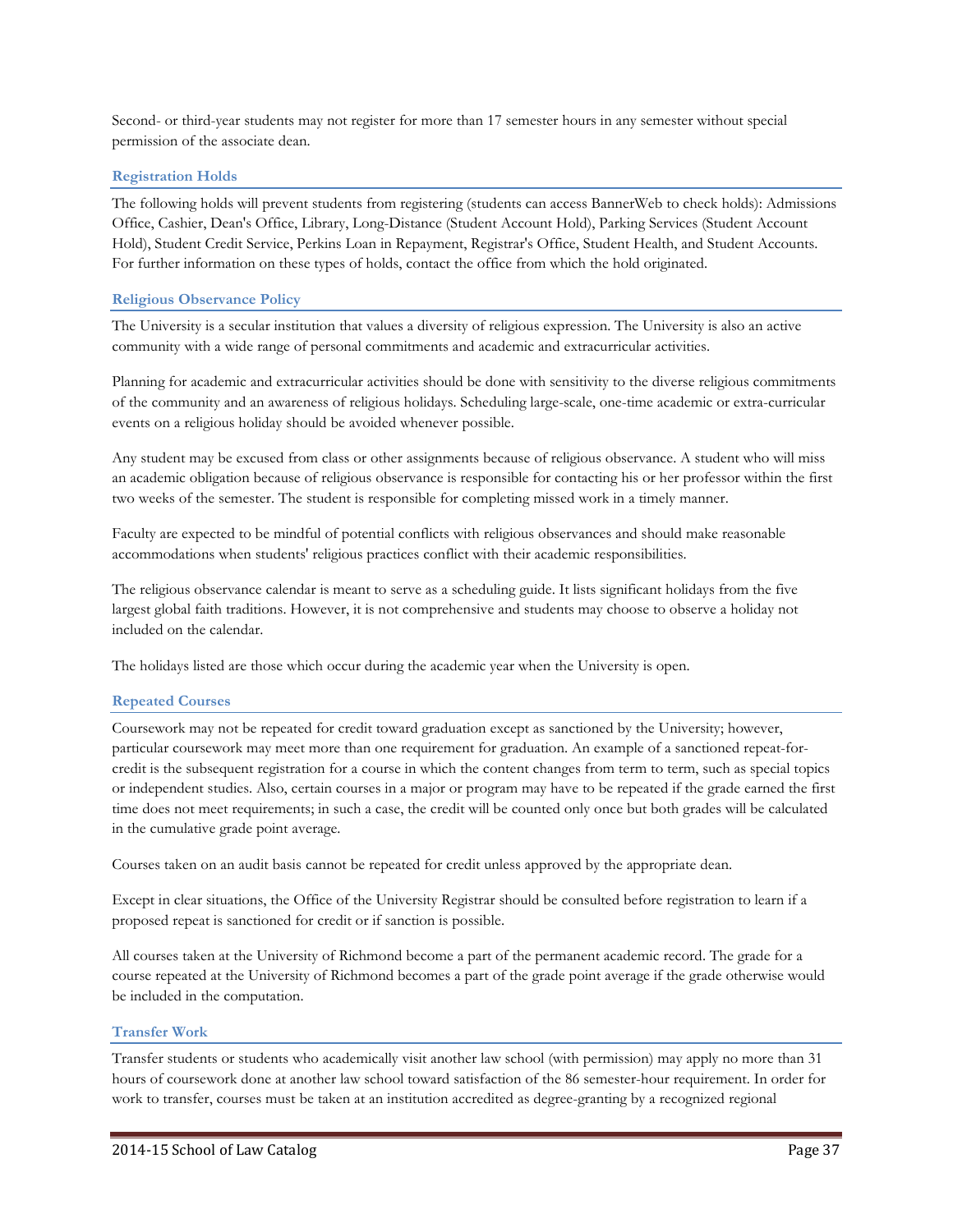Second- or third-year students may not register for more than 17 semester hours in any semester without special permission of the associate dean.

### Registration Holds

The following holds will prevent students from registering (students can access BannerWeb to check holds): Admissions Office, Cashier, Dean's Office, Library, Long-Distance (Student Account Hold), Parking Services (Student Account Hold), Student Credit Service, Perkins Loan in Repayment, Registrar's Office, Student Health, and Student Accounts. For further information on these types of holds, contact the office from which the hold originated.

### Religious Observance Policy

The University is a secular institution that values a diversity of religious expression. The University is also an active community with a wide range of personal commitments and academic and extracurricular activities.

Planning for academic and extracurricular activities should be done with sensitivity to the diverse religious commitments of the community and an awareness of religious holidays. Scheduling large-scale, one-time academic or extra-curricular events on a religious holiday should be avoided whenever possible.

Any student may be excused from class or other assignments because of religious observance. A student who will miss an academic obligation because of religious observance is responsible for contacting his or her professor within the first two weeks of the semester. The student is responsible for completing missed work in a timely manner.

Faculty are expected to be mindful of potential conflicts with religious observances and should make reasonable accommodations when students' religious practices conflict with their academic responsibilities.

The religious observance calendar is meant to serve as a scheduling guide. It lists significant holidays from the five largest global faith traditions. However, it is not comprehensive and students may choose to observe a holiday not included on the calendar.

The holidays listed are those which occur during the academic year when the University is open.

### Repeated Courses

Coursework may not be repeated for credit toward graduation except as sanctioned by the University; however, particular coursework may meet more than one requirement for graduation. An example of a sanctioned repeat-for-credit is the subsequent registration for a course in which the content changes from term to term, such as special topics or independent studies. Also, certain courses in a major or program may have to be repeated if the grade earned the first time does not meet requirements; in such a case, the credit will be counted only once but both grades will be calculated in the cumulative grade point average.

Courses taken on an audit basis cannot be repeated for credit unless approved by the appropriate dean.

Except in clear situations, the Office of the University Registrar should be consulted before registration to learn if a proposed repeat is sanctioned for credit or if sanction is possible.

All courses taken at the University of Richmond become a part of the permanent academic record. The grade for a course repeated at the University of Richmond becomes a part of the grade point average if the grade otherwise would be included in the computation.

### Transfer Work

Transfer students or students who academically visit another law school (with permission) may apply no more than 31 hours of coursework done at another law school toward satisfaction of the 86 semester-hour requirement. In order for work to transfer, courses must be taken at an institution accredited as degree-granting by a recognized regional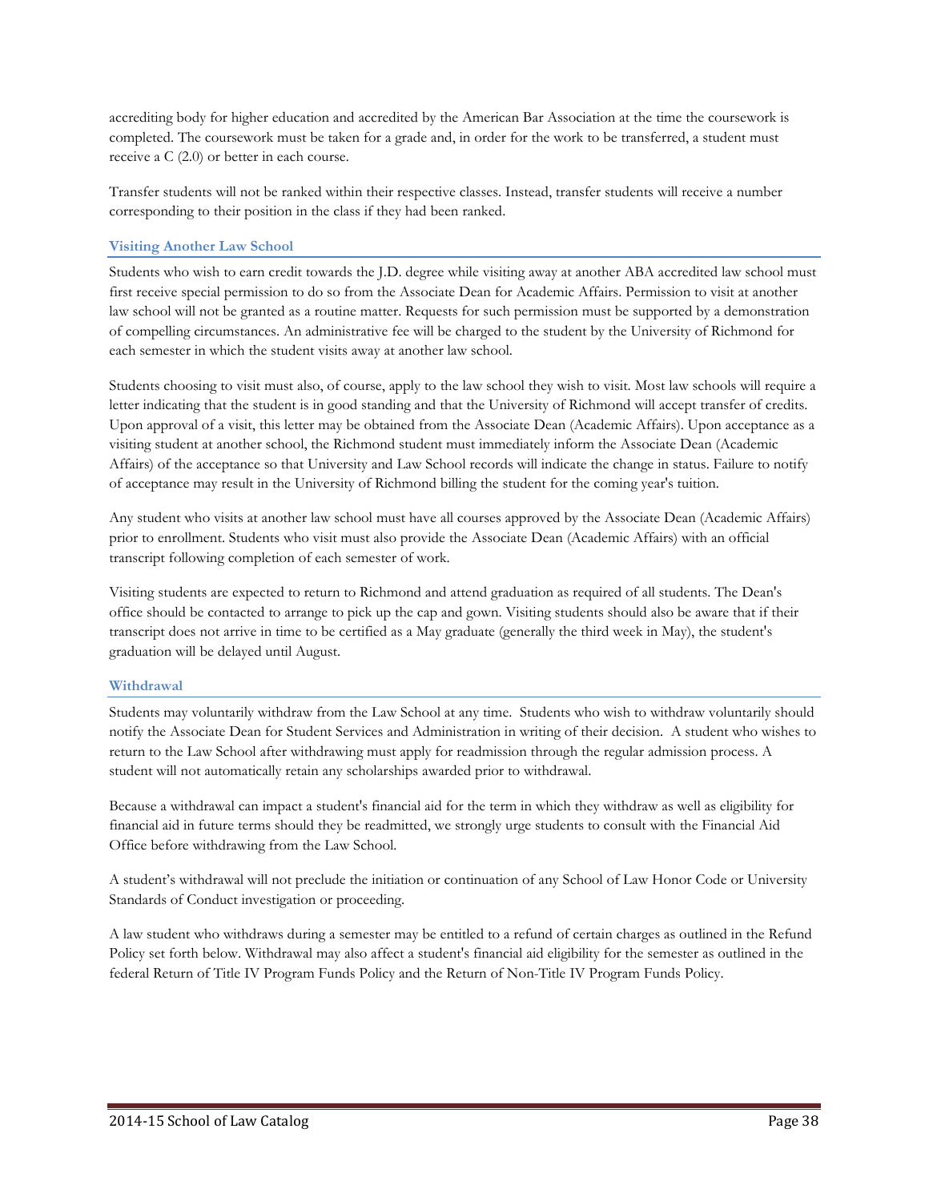accrediting body for higher education and accredited by the American Bar Association at the time the coursework is completed. The coursework must be taken for a grade and, in order for the work to be transferred, a student must receive a C (2.0) or better in each course.

Transfer students will not be ranked within their respective classes. Instead, transfer students will receive a number corresponding to their position in the class if they had been ranked.

### Visiting Another Law School

Students who wish to earn credit towards the J.D. degree while visiting away at another ABA accredited law school must first receive special permission to do so from the Associate Dean for Academic Affairs. Permission to visit at another law school will not be granted as a routine matter. Requests for such permission must be supported by a demonstration of compelling circumstances. An administrative fee will be charged to the student by the University of Richmond for each semester in which the student visits away at another law school.

Students choosing to visit must also, of course, apply to the law school they wish to visit. Most law schools will require a letter indicating that the student is in good standing and that the University of Richmond will accept transfer of credits. Upon approval of a visit, this letter may be obtained from the Associate Dean (Academic Affairs). Upon acceptance as a visiting student at another school, the Richmond student must immediately inform the Associate Dean (Academic Affairs) of the acceptance so that University and Law School records will indicate the change in status. Failure to notify of acceptance may result in the University of Richmond billing the student for the coming year's tuition.

Any student who visits at another law school must have all courses approved by the Associate Dean (Academic Affairs) prior to enrollment. Students who visit must also provide the Associate Dean (Academic Affairs) with an official transcript following completion of each semester of work.

Visiting students are expected to return to Richmond and attend graduation as required of all students. The Dean's office should be contacted to arrange to pick up the cap and gown. Visiting students should also be aware that if their transcript does not arrive in time to be certified as a May graduate (generally the third week in May), the student's graduation will be delayed until August.

### Withdrawal

Students may voluntarily withdraw from the Law School at any time. Students who wish to withdraw voluntarily should notify the Associate Dean for Student Services and Administration in writing of their decision. A student who wishes to return to the Law School after withdrawing must apply for readmission through the regular admission process. A student will not automatically retain any scholarships awarded prior to withdrawal.

Because a withdrawal can impact a student's financial aid for the term in which they withdraw as well as eligibility for financial aid in future terms should they be readmitted, we strongly urge students to consult with the Financial Aid Office before withdrawing from the Law School.

A student's withdrawal will not preclude the initiation or continuation of any School of Law Honor Code or University Standards of Conduct investigation or proceeding.

A law student who withdraws during a semester may be entitled to a refund of certain charges as outlined in the Refund Policy set forth below. Withdrawal may also affect a student's financial aid eligibility for the semester as outlined in the federal Return of Title IV Program Funds Policy and the Return of Non-Title IV Program Funds Policy.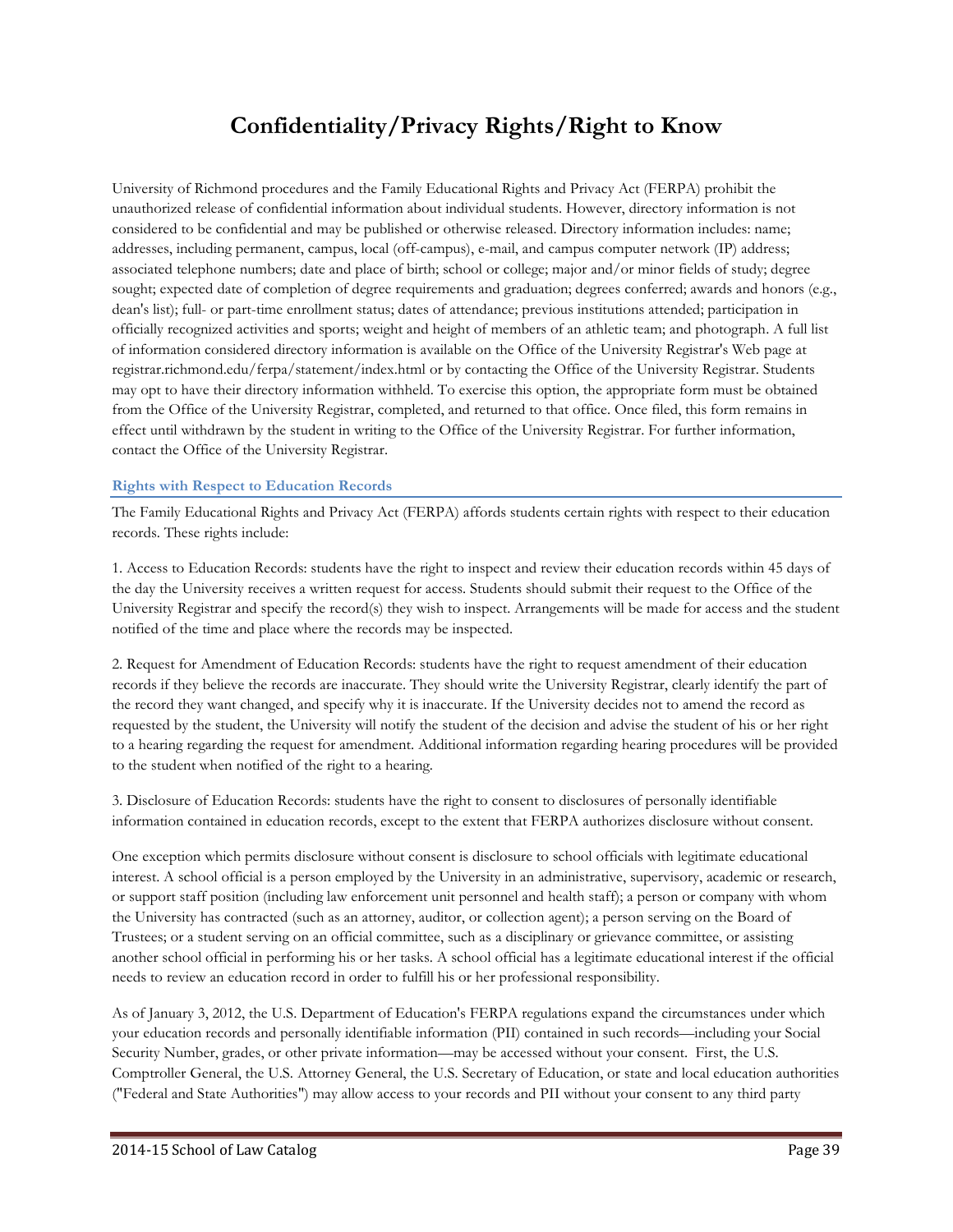# Confidentiality/Privacy Rights/Right to Know

University of Richmond procedures and the Family Educational Rights and Privacy Act (FERPA) prohibit the unauthorized release of confidential information about individual students. However, directory information is not considered to be confidential and may be published or otherwise released. Directory information includes: name; addresses, including permanent, campus, local (off-campus), e-mail, and campus computer network (IP) address; associated telephone numbers; date and place of birth; school or college; major and/or minor fields of study; degree sought; expected date of completion of degree requirements and graduation; degrees conferred; awards and honors (e.g., dean's list); full- or part-time enrollment status; dates of attendance; previous institutions attended; participation in officially recognized activities and sports; weight and height of members of an athletic team; and photograph. A full list of information considered directory information is available on the Office of the University Registrar's Web page at registrar.richmond.edu/ferpa/statement/index.html or by contacting the Office of the University Registrar. Students may opt to have their directory information withheld. To exercise this option, the appropriate form must be obtained from the Office of the University Registrar, completed, and returned to that office. Once filed, this form remains in effect until withdrawn by the student in writing to the Office of the University Registrar. For further information, contact the Office of the University Registrar.

### Rights with Respect to Education Records

The Family Educational Rights and Privacy Act (FERPA) affords students certain rights with respect to their education records. These rights include:

1. Access to Education Records: students have the right to inspect and review their education records within 45 days of the day the University receives a written request for access. Students should submit their request to the Office of the University Registrar and specify the record(s) they wish to inspect. Arrangements will be made for access and the student notified of the time and place where the records may be inspected.

2. Request for Amendment of Education Records: students have the right to request amendment of their education records if they believe the records are inaccurate. They should write the University Registrar, clearly identify the part of the record they want changed, and specify why it is inaccurate. If the University decides not to amend the record as requested by the student, the University will notify the student of the decision and advise the student of his or her right to a hearing regarding the request for amendment. Additional information regarding hearing procedures will be provided to the student when notified of the right to a hearing.

3. Disclosure of Education Records: students have the right to consent to disclosures of personally identifiable information contained in education records, except to the extent that FERPA authorizes disclosure without consent.

One exception which permits disclosure without consent is disclosure to school officials with legitimate educational interest. A school official is a person employed by the University in an administrative, supervisory, academic or research, or support staff position (including law enforcement unit personnel and health staff); a person or company with whom the University has contracted (such as an attorney, auditor, or collection agent); a person serving on the Board of Trustees; or a student serving on an official committee, such as a disciplinary or grievance committee, or assisting another school official in performing his or her tasks. A school official has a legitimate educational interest if the official needs to review an education record in order to fulfill his or her professional responsibility.

As of January 3, 2012, the U.S. Department of Education's FERPA regulations expand the circumstances under which your education records and personally identifiable information (PII) contained in such records—including your Social Security Number, grades, or other private information—may be accessed without your consent. First, the U.S. Comptroller General, the U.S. Attorney General, the U.S. Secretary of Education, or state and local education authorities ("Federal and State Authorities") may allow access to your records and PII without your consent to any third party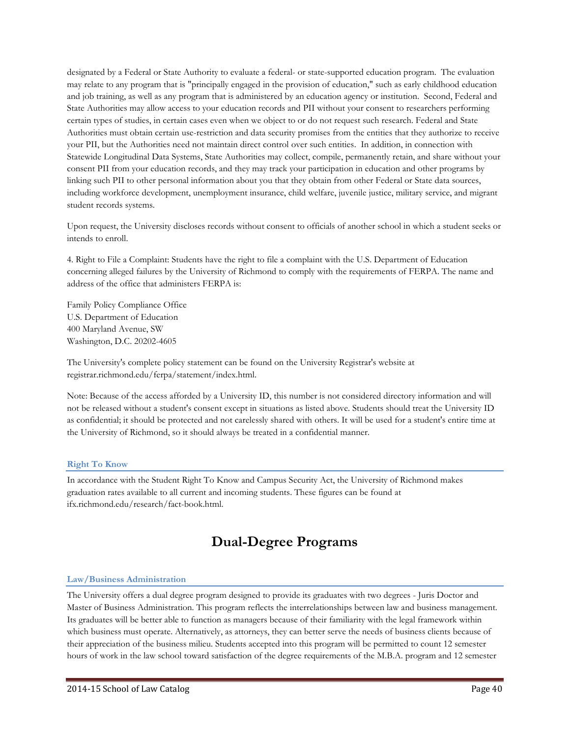designated by a Federal or State Authority to evaluate a federal- or state-supported education program. The evaluation may relate to any program that is "principally engaged in the provision of education," such as early childhood education and job training, as well as any program that is administered by an education agency or institution. Second, Federal and State Authorities may allow access to your education records and PII without your consent to researchers performing certain types of studies, in certain cases even when we object to or do not request such research. Federal and State Authorities must obtain certain use-restriction and data security promises from the entities that they authorize to receive your PII, but the Authorities need not maintain direct control over such entities. In addition, in connection with Statewide Longitudinal Data Systems, State Authorities may collect, compile, permanently retain, and share without your consent PII from your education records, and they may track your participation in education and other programs by linking such PII to other personal information about you that they obtain from other Federal or State data sources, including workforce development, unemployment insurance, child welfare, juvenile justice, military service, and migrant student records systems.

Upon request, the University discloses records without consent to officials of another school in which a student seeks or intends to enroll.

4. Right to File a Complaint: Students have the right to file a complaint with the U.S. Department of Education concerning alleged failures by the University of Richmond to comply with the requirements of FERPA. The name and address of the office that administers FERPA is:

Family Policy Compliance Office
U.S. Department of Education
400 Maryland Avenue, SW
Washington, D.C. 20202-4605

The University's complete policy statement can be found on the University Registrar's website at registrar.richmond.edu/ferpa/statement/index.html.

Note: Because of the access afforded by a University ID, this number is not considered directory information and will not be released without a student's consent except in situations as listed above. Students should treat the University ID as confidential; it should be protected and not carelessly shared with others. It will be used for a student's entire time at the University of Richmond, so it should always be treated in a confidential manner.

### Right To Know

In accordance with the Student Right To Know and Campus Security Act, the University of Richmond makes graduation rates available to all current and incoming students. These figures can be found at ifx.richmond.edu/research/fact-book.html.

# Dual-Degree Programs

### Law/Business Administration

The University offers a dual degree program designed to provide its graduates with two degrees - Juris Doctor and Master of Business Administration. This program reflects the interrelationships between law and business management. Its graduates will be better able to function as managers because of their familiarity with the legal framework within which business must operate. Alternatively, as attorneys, they can better serve the needs of business clients because of their appreciation of the business milieu. Students accepted into this program will be permitted to count 12 semester hours of work in the law school toward satisfaction of the degree requirements of the M.B.A. program and 12 semester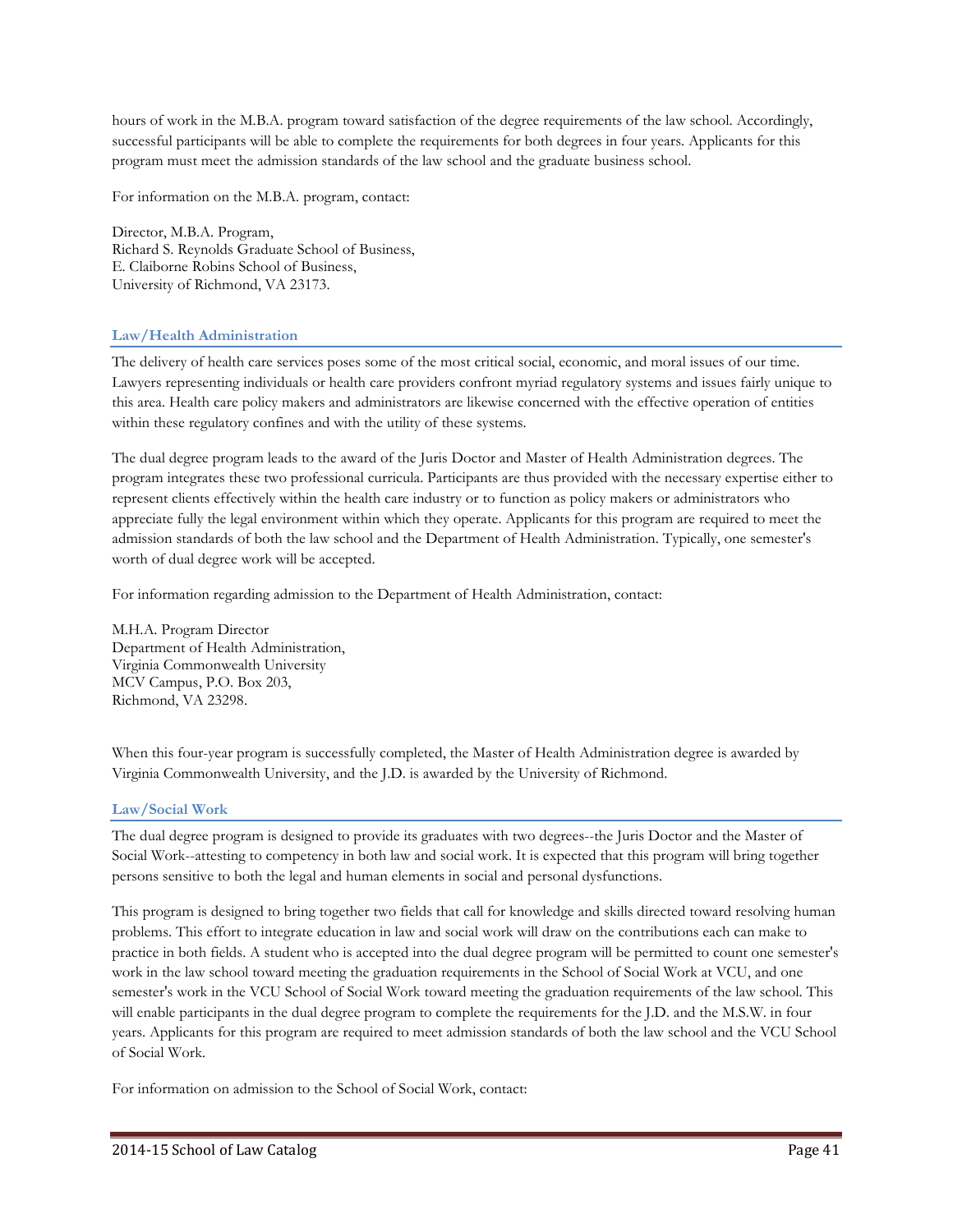hours of work in the M.B.A. program toward satisfaction of the degree requirements of the law school. Accordingly, successful participants will be able to complete the requirements for both degrees in four years. Applicants for this program must meet the admission standards of the law school and the graduate business school.

For information on the M.B.A. program, contact:

Director, M.B.A. Program,  
Richard S. Reynolds Graduate School of Business,  
E. Claiborne Robins School of Business,  
University of Richmond, VA 23173.

### Law/Health Administration

The delivery of health care services poses some of the most critical social, economic, and moral issues of our time. Lawyers representing individuals or health care providers confront myriad regulatory systems and issues fairly unique to this area. Health care policy makers and administrators are likewise concerned with the effective operation of entities within these regulatory confines and with the utility of these systems.

The dual degree program leads to the award of the Juris Doctor and Master of Health Administration degrees. The program integrates these two professional curricula. Participants are thus provided with the necessary expertise either to represent clients effectively within the health care industry or to function as policy makers or administrators who appreciate fully the legal environment within which they operate. Applicants for this program are required to meet the admission standards of both the law school and the Department of Health Administration. Typically, one semester's worth of dual degree work will be accepted.

For information regarding admission to the Department of Health Administration, contact:

M.H.A. Program Director  
Department of Health Administration,  
Virginia Commonwealth University  
MCV Campus, P.O. Box 203,  
Richmond, VA 23298.

When this four-year program is successfully completed, the Master of Health Administration degree is awarded by Virginia Commonwealth University, and the J.D. is awarded by the University of Richmond.

### Law/Social Work

The dual degree program is designed to provide its graduates with two degrees--the Juris Doctor and the Master of Social Work--attesting to competency in both law and social work. It is expected that this program will bring together persons sensitive to both the legal and human elements in social and personal dysfunctions.

This program is designed to bring together two fields that call for knowledge and skills directed toward resolving human problems. This effort to integrate education in law and social work will draw on the contributions each can make to practice in both fields. A student who is accepted into the dual degree program will be permitted to count one semester's work in the law school toward meeting the graduation requirements in the School of Social Work at VCU, and one semester's work in the VCU School of Social Work toward meeting the graduation requirements of the law school. This will enable participants in the dual degree program to complete the requirements for the J.D. and the M.S.W. in four years. Applicants for this program are required to meet admission standards of both the law school and the VCU School of Social Work.

For information on admission to the School of Social Work, contact: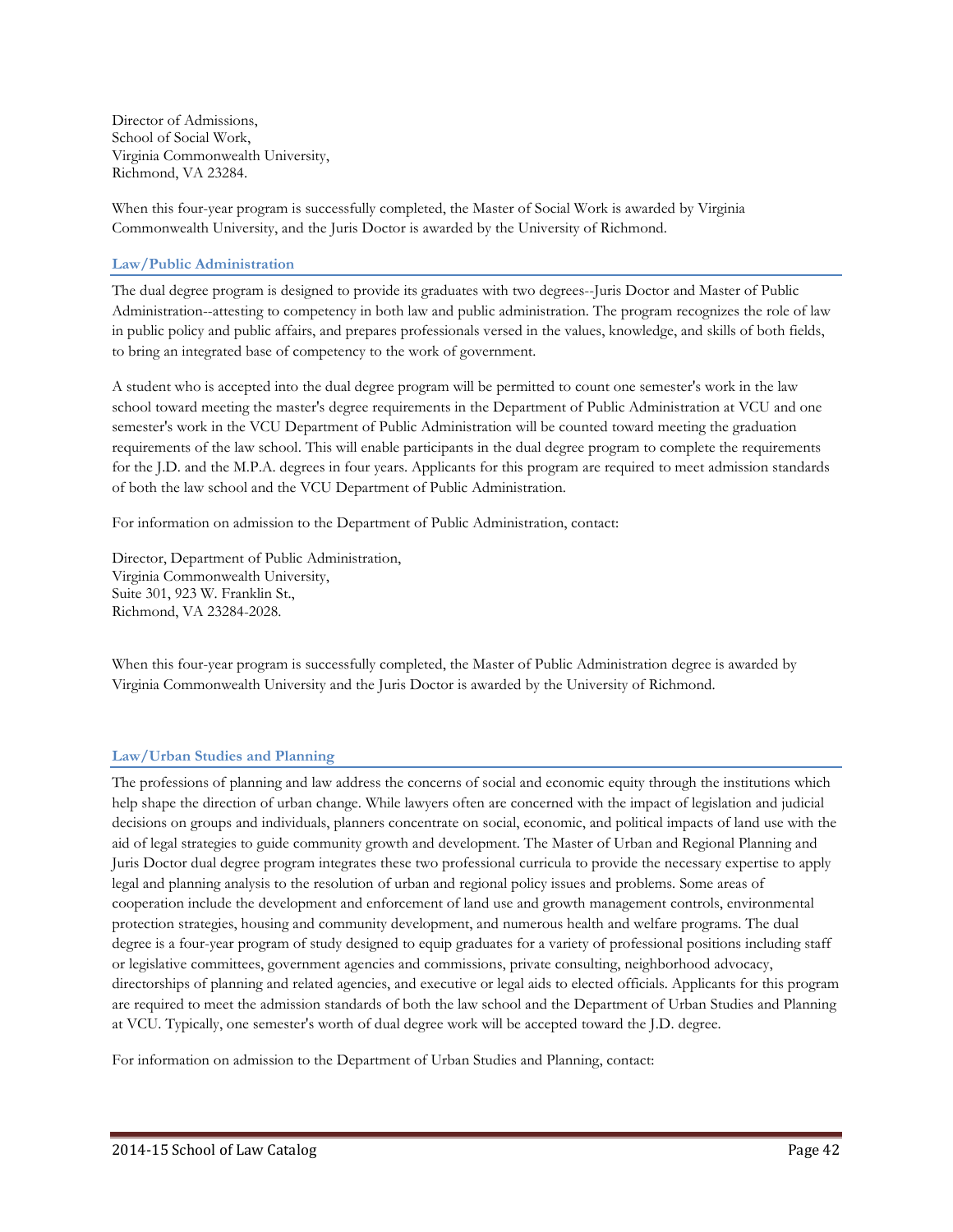Director of Admissions,  
School of Social Work,  
Virginia Commonwealth University,  
Richmond, VA 23284.

When this four-year program is successfully completed, the Master of Social Work is awarded by Virginia Commonwealth University, and the Juris Doctor is awarded by the University of Richmond.

### Law/Public Administration

The dual degree program is designed to provide its graduates with two degrees--Juris Doctor and Master of Public Administration--attesting to competency in both law and public administration. The program recognizes the role of law in public policy and public affairs, and prepares professionals versed in the values, knowledge, and skills of both fields, to bring an integrated base of competency to the work of government.

A student who is accepted into the dual degree program will be permitted to count one semester's work in the law school toward meeting the master's degree requirements in the Department of Public Administration at VCU and one semester's work in the VCU Department of Public Administration will be counted toward meeting the graduation requirements of the law school. This will enable participants in the dual degree program to complete the requirements for the J.D. and the M.P.A. degrees in four years. Applicants for this program are required to meet admission standards of both the law school and the VCU Department of Public Administration.

For information on admission to the Department of Public Administration, contact:

Director, Department of Public Administration,  
Virginia Commonwealth University,  
Suite 301, 923 W. Franklin St.,  
Richmond, VA 23284-2028.

When this four-year program is successfully completed, the Master of Public Administration degree is awarded by Virginia Commonwealth University and the Juris Doctor is awarded by the University of Richmond.

### Law/Urban Studies and Planning

The professions of planning and law address the concerns of social and economic equity through the institutions which help shape the direction of urban change. While lawyers often are concerned with the impact of legislation and judicial decisions on groups and individuals, planners concentrate on social, economic, and political impacts of land use with the aid of legal strategies to guide community growth and development. The Master of Urban and Regional Planning and Juris Doctor dual degree program integrates these two professional curricula to provide the necessary expertise to apply legal and planning analysis to the resolution of urban and regional policy issues and problems. Some areas of cooperation include the development and enforcement of land use and growth management controls, environmental protection strategies, housing and community development, and numerous health and welfare programs. The dual degree is a four-year program of study designed to equip graduates for a variety of professional positions including staff or legislative committees, government agencies and commissions, private consulting, neighborhood advocacy, directorships of planning and related agencies, and executive or legal aids to elected officials. Applicants for this program are required to meet the admission standards of both the law school and the Department of Urban Studies and Planning at VCU. Typically, one semester's worth of dual degree work will be accepted toward the J.D. degree.

For information on admission to the Department of Urban Studies and Planning, contact: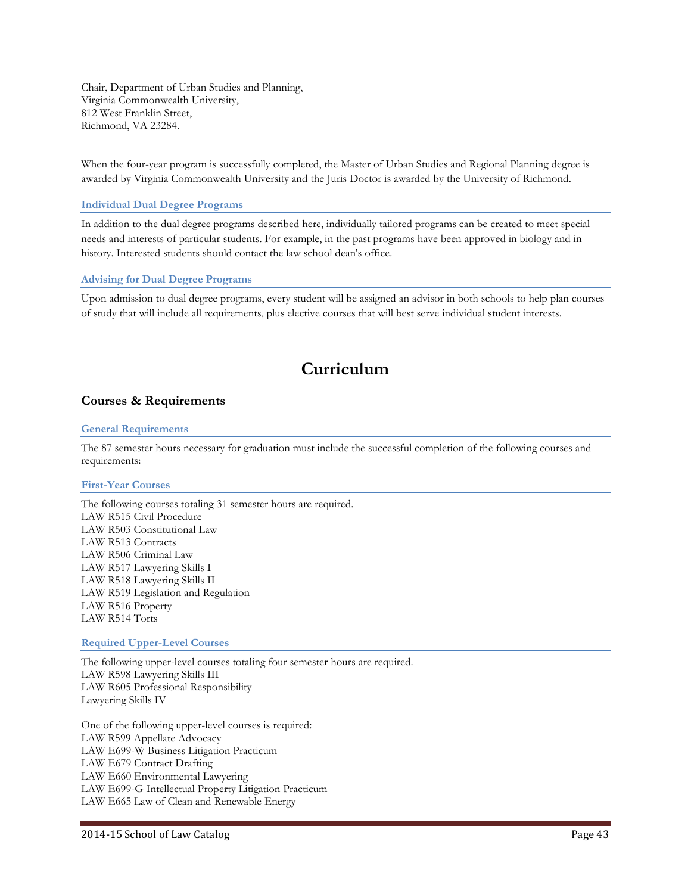Chair, Department of Urban Studies and Planning,
Virginia Commonwealth University,
812 West Franklin Street,
Richmond, VA 23284.

When the four-year program is successfully completed, the Master of Urban Studies and Regional Planning degree is awarded by Virginia Commonwealth University and the Juris Doctor is awarded by the University of Richmond.

#### Individual Dual Degree Programs

In addition to the dual degree programs described here, individually tailored programs can be created to meet special needs and interests of particular students. For example, in the past programs have been approved in biology and in history. Interested students should contact the law school dean's office.

#### Advising for Dual Degree Programs

Upon admission to dual degree programs, every student will be assigned an advisor in both schools to help plan courses of study that will include all requirements, plus elective courses that will best serve individual student interests.

# Curriculum

## Courses & Requirements

#### General Requirements

The 87 semester hours necessary for graduation must include the successful completion of the following courses and requirements:

#### First-Year Courses

The following courses totaling 31 semester hours are required.
LAW R515 Civil Procedure
LAW R503 Constitutional Law
LAW R513 Contracts
LAW R506 Criminal Law
LAW R517 Lawyering Skills I
LAW R518 Lawyering Skills II
LAW R519 Legislation and Regulation
LAW R516 Property
LAW R514 Torts

#### Required Upper-Level Courses

The following upper-level courses totaling four semester hours are required.
LAW R598 Lawyering Skills III
LAW R605 Professional Responsibility
Lawyering Skills IV

One of the following upper-level courses is required:
LAW R599 Appellate Advocacy
LAW E699-W Business Litigation Practicum
LAW E679 Contract Drafting
LAW E660 Environmental Lawyering
LAW E699-G Intellectual Property Litigation Practicum
LAW E665 Law of Clean and Renewable Energy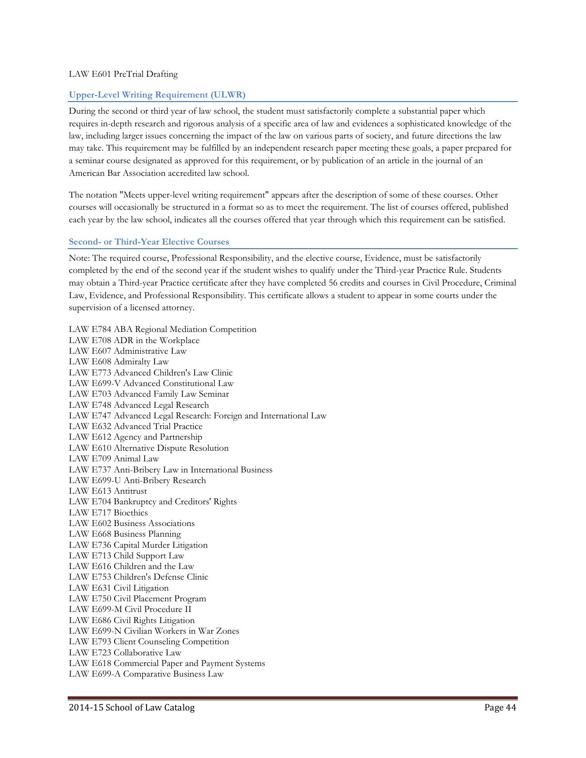LAW E601 PreTrial Drafting

### Upper-Level Writing Requirement (ULWR)

During the second or third year of law school, the student must satisfactorily complete a substantial paper which requires in-depth research and rigorous analysis of a specific area of law and evidences a sophisticated knowledge of the law, including larger issues concerning the impact of the law on various parts of society, and future directions the law may take. This requirement may be fulfilled by an independent research paper meeting these goals, a paper prepared for a seminar course designated as approved for this requirement, or by publication of an article in the journal of an American Bar Association accredited law school.

The notation "Meets upper-level writing requirement" appears after the description of some of these courses. Other courses will occasionally be structured in a format so as to meet the requirement. The list of courses offered, published each year by the law school, indicates all the courses offered that year through which this requirement can be satisfied.

### Second- or Third-Year Elective Courses

Note: The required course, Professional Responsibility, and the elective course, Evidence, must be satisfactorily completed by the end of the second year if the student wishes to qualify under the Third-year Practice Rule. Students may obtain a Third-year Practice certificate after they have completed 56 credits and courses in Civil Procedure, Criminal Law, Evidence, and Professional Responsibility. This certificate allows a student to appear in some courts under the supervision of a licensed attorney.

LAW E784 ABA Regional Mediation Competition
LAW E708 ADR in the Workplace
LAW E607 Administrative Law
LAW E608 Admiralty Law
LAW E773 Advanced Children's Law Clinic
LAW E699-V Advanced Constitutional Law
LAW E703 Advanced Family Law Seminar
LAW E748 Advanced Legal Research
LAW E747 Advanced Legal Research: Foreign and International Law
LAW E632 Advanced Trial Practice
LAW E612 Agency and Partnership
LAW E610 Alternative Dispute Resolution
LAW E709 Animal Law
LAW E737 Anti-Bribery Law in International Business
LAW E699-U Anti-Bribery Research
LAW E613 Antitrust
LAW E704 Bankruptcy and Creditors' Rights
LAW E717 Bioethics
LAW E602 Business Associations
LAW E668 Business Planning
LAW E736 Capital Murder Litigation
LAW E713 Child Support Law
LAW E616 Children and the Law
LAW E753 Children's Defense Clinic
LAW E631 Civil Litigation
LAW E750 Civil Placement Program
LAW E699-M Civil Procedure II
LAW E686 Civil Rights Litigation
LAW E699-N Civilian Workers in War Zones
LAW E793 Client Counseling Competition
LAW E723 Collaborative Law
LAW E618 Commercial Paper and Payment Systems
LAW E699-A Comparative Business Law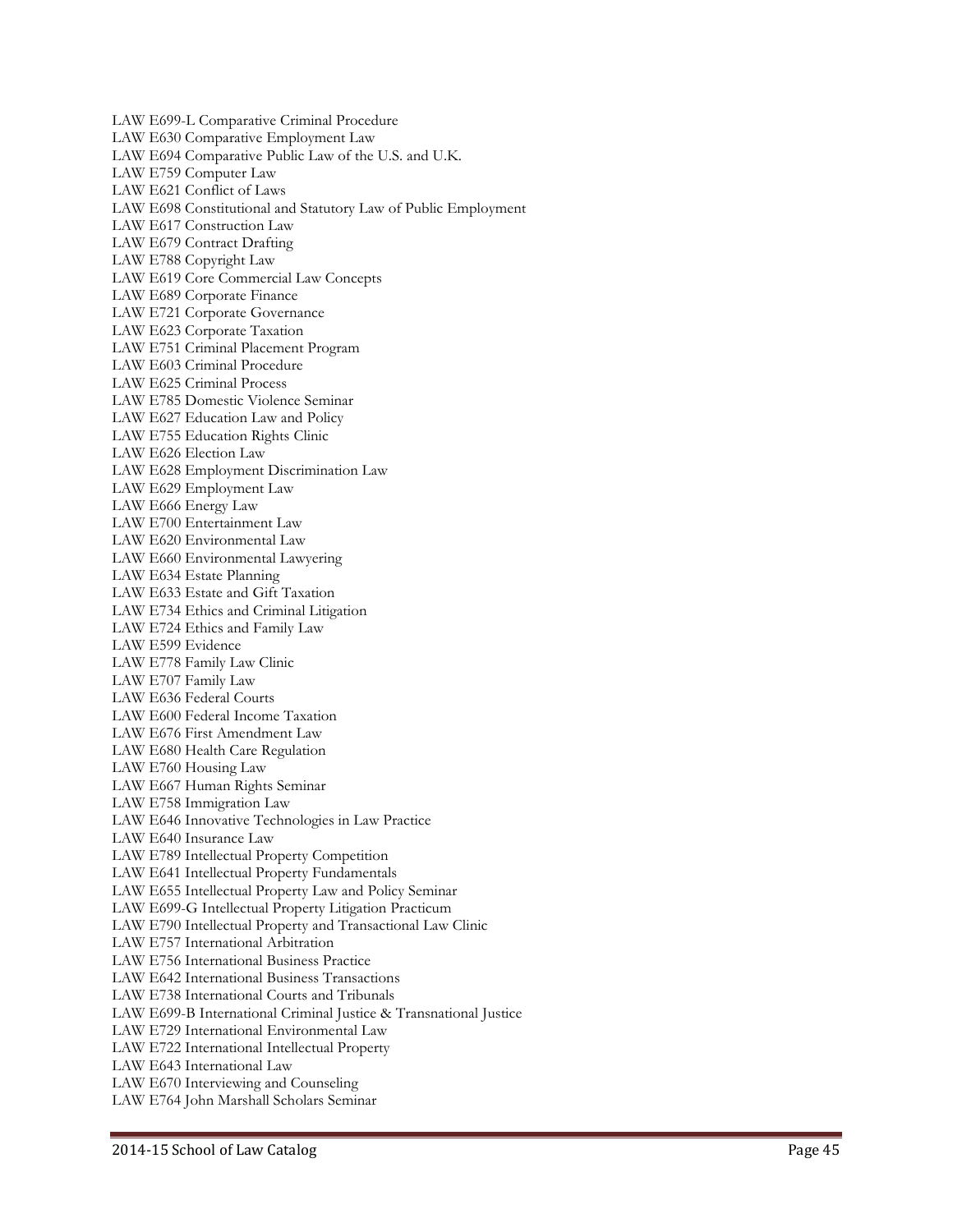LAW E699-L Comparative Criminal Procedure
LAW E630 Comparative Employment Law
LAW E694 Comparative Public Law of the U.S. and U.K.
LAW E759 Computer Law
LAW E621 Conflict of Laws
LAW E698 Constitutional and Statutory Law of Public Employment
LAW E617 Construction Law
LAW E679 Contract Drafting
LAW E788 Copyright Law
LAW E619 Core Commercial Law Concepts
LAW E689 Corporate Finance
LAW E721 Corporate Governance
LAW E623 Corporate Taxation
LAW E751 Criminal Placement Program
LAW E603 Criminal Procedure
LAW E625 Criminal Process
LAW E785 Domestic Violence Seminar
LAW E627 Education Law and Policy
LAW E755 Education Rights Clinic
LAW E626 Election Law
LAW E628 Employment Discrimination Law
LAW E629 Employment Law
LAW E666 Energy Law
LAW E700 Entertainment Law
LAW E620 Environmental Law
LAW E660 Environmental Lawyering
LAW E634 Estate Planning
LAW E633 Estate and Gift Taxation
LAW E734 Ethics and Criminal Litigation
LAW E724 Ethics and Family Law
LAW E599 Evidence
LAW E778 Family Law Clinic
LAW E707 Family Law
LAW E636 Federal Courts
LAW E600 Federal Income Taxation
LAW E676 First Amendment Law
LAW E680 Health Care Regulation
LAW E760 Housing Law
LAW E667 Human Rights Seminar
LAW E758 Immigration Law
LAW E646 Innovative Technologies in Law Practice
LAW E640 Insurance Law
LAW E789 Intellectual Property Competition
LAW E641 Intellectual Property Fundamentals
LAW E655 Intellectual Property Law and Policy Seminar
LAW E699-G Intellectual Property Litigation Practicum
LAW E790 Intellectual Property and Transactional Law Clinic
LAW E757 International Arbitration
LAW E756 International Business Practice
LAW E642 International Business Transactions
LAW E738 International Courts and Tribunals
LAW E699-B International Criminal Justice & Transnational Justice
LAW E729 International Environmental Law
LAW E722 International Intellectual Property
LAW E643 International Law
LAW E670 Interviewing and Counseling
LAW E764 John Marshall Scholars Seminar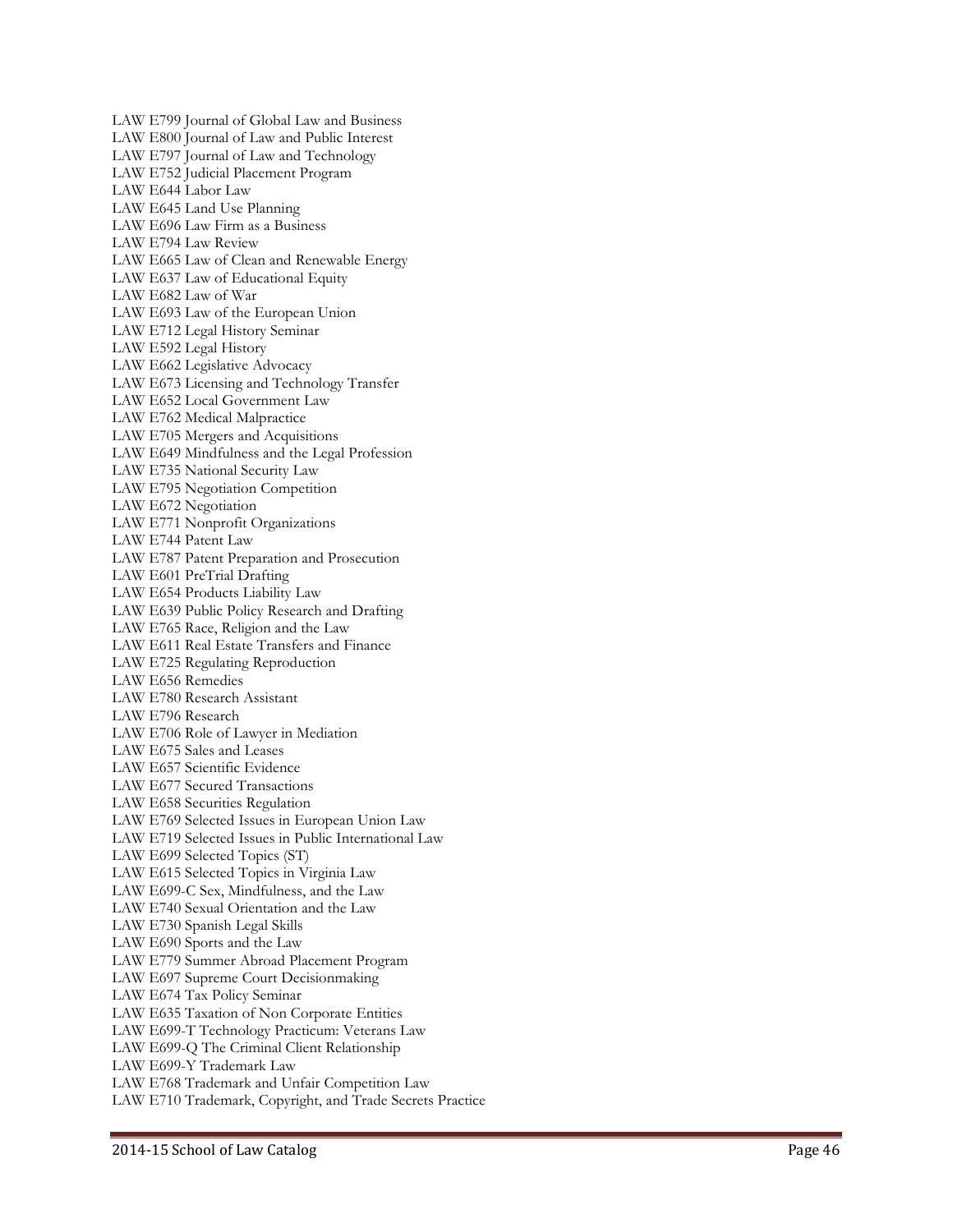LAW E799 Journal of Global Law and Business
LAW E800 Journal of Law and Public Interest
LAW E797 Journal of Law and Technology
LAW E752 Judicial Placement Program
LAW E644 Labor Law
LAW E645 Land Use Planning
LAW E696 Law Firm as a Business
LAW E794 Law Review
LAW E665 Law of Clean and Renewable Energy
LAW E637 Law of Educational Equity
LAW E682 Law of War
LAW E693 Law of the European Union
LAW E712 Legal History Seminar
LAW E592 Legal History
LAW E662 Legislative Advocacy
LAW E673 Licensing and Technology Transfer
LAW E652 Local Government Law
LAW E762 Medical Malpractice
LAW E705 Mergers and Acquisitions
LAW E649 Mindfulness and the Legal Profession
LAW E735 National Security Law
LAW E795 Negotiation Competition
LAW E672 Negotiation
LAW E771 Nonprofit Organizations
LAW E744 Patent Law
LAW E787 Patent Preparation and Prosecution
LAW E601 PreTrial Drafting
LAW E654 Products Liability Law
LAW E639 Public Policy Research and Drafting
LAW E765 Race, Religion and the Law
LAW E611 Real Estate Transfers and Finance
LAW E725 Regulating Reproduction
LAW E656 Remedies
LAW E780 Research Assistant
LAW E796 Research
LAW E706 Role of Lawyer in Mediation
LAW E675 Sales and Leases
LAW E657 Scientific Evidence
LAW E677 Secured Transactions
LAW E658 Securities Regulation
LAW E769 Selected Issues in European Union Law
LAW E719 Selected Issues in Public International Law
LAW E699 Selected Topics (ST)
LAW E615 Selected Topics in Virginia Law
LAW E699-C Sex, Mindfulness, and the Law
LAW E740 Sexual Orientation and the Law
LAW E730 Spanish Legal Skills
LAW E690 Sports and the Law
LAW E779 Summer Abroad Placement Program
LAW E697 Supreme Court Decisionmaking
LAW E674 Tax Policy Seminar
LAW E635 Taxation of Non Corporate Entities
LAW E699-T Technology Practicum: Veterans Law
LAW E699-Q The Criminal Client Relationship
LAW E699-Y Trademark Law
LAW E768 Trademark and Unfair Competition Law
LAW E710 Trademark, Copyright, and Trade Secrets Practice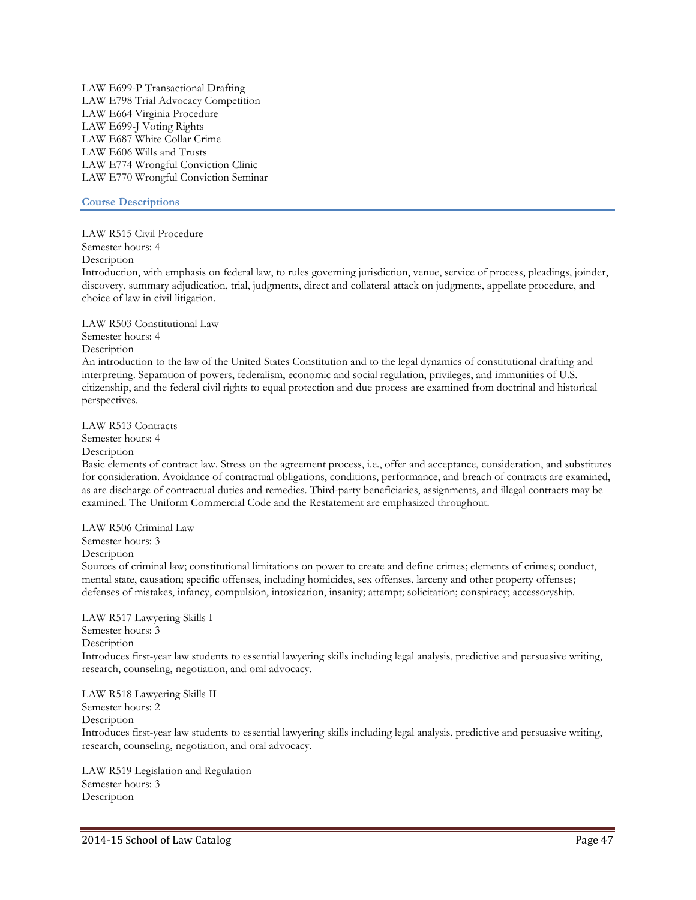LAW E699-P Transactional Drafting
LAW E798 Trial Advocacy Competition
LAW E664 Virginia Procedure
LAW E699-J Voting Rights
LAW E687 White Collar Crime
LAW E606 Wills and Trusts
LAW E774 Wrongful Conviction Clinic
LAW E770 Wrongful Conviction Seminar

## Course Descriptions

LAW R515 Civil Procedure
Semester hours: 4
Description
Introduction, with emphasis on federal law, to rules governing jurisdiction, venue, service of process, pleadings, joinder, discovery, summary adjudication, trial, judgments, direct and collateral attack on judgments, appellate procedure, and choice of law in civil litigation.

LAW R503 Constitutional Law
Semester hours: 4
Description
An introduction to the law of the United States Constitution and to the legal dynamics of constitutional drafting and interpreting. Separation of powers, federalism, economic and social regulation, privileges, and immunities of U.S. citizenship, and the federal civil rights to equal protection and due process are examined from doctrinal and historical perspectives.

LAW R513 Contracts
Semester hours: 4
Description
Basic elements of contract law. Stress on the agreement process, i.e., offer and acceptance, consideration, and substitutes for consideration. Avoidance of contractual obligations, conditions, performance, and breach of contracts are examined, as are discharge of contractual duties and remedies. Third-party beneficiaries, assignments, and illegal contracts may be examined. The Uniform Commercial Code and the Restatement are emphasized throughout.

LAW R506 Criminal Law
Semester hours: 3
Description
Sources of criminal law; constitutional limitations on power to create and define crimes; elements of crimes; conduct, mental state, causation; specific offenses, including homicides, sex offenses, larceny and other property offenses; defenses of mistakes, infancy, compulsion, intoxication, insanity; attempt; solicitation; conspiracy; accessoryship.

LAW R517 Lawyering Skills I
Semester hours: 3
Description
Introduces first-year law students to essential lawyering skills including legal analysis, predictive and persuasive writing, research, counseling, negotiation, and oral advocacy.

LAW R518 Lawyering Skills II
Semester hours: 2
Description
Introduces first-year law students to essential lawyering skills including legal analysis, predictive and persuasive writing, research, counseling, negotiation, and oral advocacy.

LAW R519 Legislation and Regulation
Semester hours: 3
Description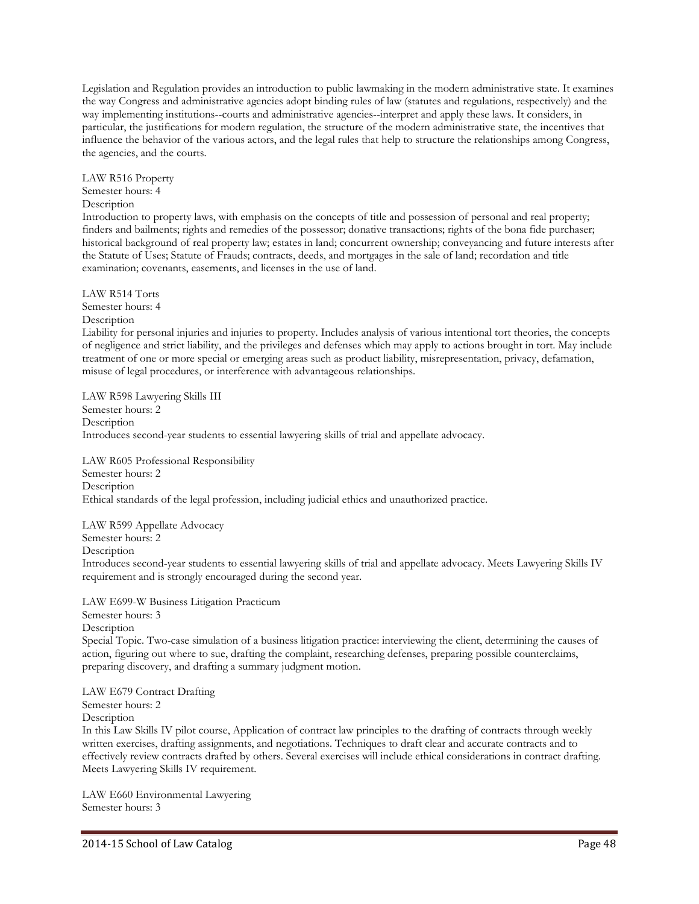Legislation and Regulation provides an introduction to public lawmaking in the modern administrative state. It examines the way Congress and administrative agencies adopt binding rules of law (statutes and regulations, respectively) and the way implementing institutions--courts and administrative agencies--interpret and apply these laws. It considers, in particular, the justifications for modern regulation, the structure of the modern administrative state, the incentives that influence the behavior of the various actors, and the legal rules that help to structure the relationships among Congress, the agencies, and the courts.

LAW R516 Property
Semester hours: 4
Description
Introduction to property laws, with emphasis on the concepts of title and possession of personal and real property; finders and bailments; rights and remedies of the possessor; donative transactions; rights of the bona fide purchaser; historical background of real property law; estates in land; concurrent ownership; conveyancing and future interests after the Statute of Uses; Statute of Frauds; contracts, deeds, and mortgages in the sale of land; recordation and title examination; covenants, easements, and licenses in the use of land.

LAW R514 Torts
Semester hours: 4
Description
Liability for personal injuries and injuries to property. Includes analysis of various intentional tort theories, the concepts of negligence and strict liability, and the privileges and defenses which may apply to actions brought in tort. May include treatment of one or more special or emerging areas such as product liability, misrepresentation, privacy, defamation, misuse of legal procedures, or interference with advantageous relationships.

LAW R598 Lawyering Skills III
Semester hours: 2
Description
Introduces second-year students to essential lawyering skills of trial and appellate advocacy.

LAW R605 Professional Responsibility
Semester hours: 2
Description
Ethical standards of the legal profession, including judicial ethics and unauthorized practice.

LAW R599 Appellate Advocacy
Semester hours: 2
Description
Introduces second-year students to essential lawyering skills of trial and appellate advocacy. Meets Lawyering Skills IV requirement and is strongly encouraged during the second year.

LAW E699-W Business Litigation Practicum
Semester hours: 3
Description
Special Topic. Two-case simulation of a business litigation practice: interviewing the client, determining the causes of action, figuring out where to sue, drafting the complaint, researching defenses, preparing possible counterclaims, preparing discovery, and drafting a summary judgment motion.

LAW E679 Contract Drafting
Semester hours: 2
Description
In this Law Skills IV pilot course, Application of contract law principles to the drafting of contracts through weekly written exercises, drafting assignments, and negotiations. Techniques to draft clear and accurate contracts and to effectively review contracts drafted by others. Several exercises will include ethical considerations in contract drafting. Meets Lawyering Skills IV requirement.

LAW E660 Environmental Lawyering
Semester hours: 3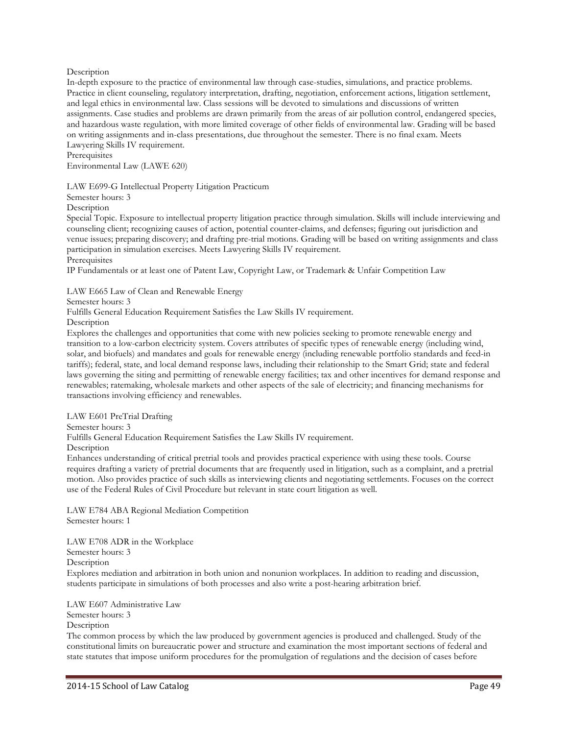Description

In-depth exposure to the practice of environmental law through case-studies, simulations, and practice problems. Practice in client counseling, regulatory interpretation, drafting, negotiation, enforcement actions, litigation settlement, and legal ethics in environmental law. Class sessions will be devoted to simulations and discussions of written assignments. Case studies and problems are drawn primarily from the areas of air pollution control, endangered species, and hazardous waste regulation, with more limited coverage of other fields of environmental law. Grading will be based on writing assignments and in-class presentations, due throughout the semester. There is no final exam. Meets Lawyering Skills IV requirement.

Prerequisites

Environmental Law (LAWE 620)

LAW E699-G Intellectual Property Litigation Practicum

Semester hours: 3

Description

Special Topic. Exposure to intellectual property litigation practice through simulation. Skills will include interviewing and counseling client; recognizing causes of action, potential counter-claims, and defenses; figuring out jurisdiction and venue issues; preparing discovery; and drafting pre-trial motions. Grading will be based on writing assignments and class participation in simulation exercises. Meets Lawyering Skills IV requirement.

Prerequisites

IP Fundamentals or at least one of Patent Law, Copyright Law, or Trademark & Unfair Competition Law

LAW E665 Law of Clean and Renewable Energy

Semester hours: 3

Fulfills General Education Requirement Satisfies the Law Skills IV requirement.

Description

Explores the challenges and opportunities that come with new policies seeking to promote renewable energy and transition to a low-carbon electricity system. Covers attributes of specific types of renewable energy (including wind, solar, and biofuels) and mandates and goals for renewable energy (including renewable portfolio standards and feed-in tariffs); federal, state, and local demand response laws, including their relationship to the Smart Grid; state and federal laws governing the siting and permitting of renewable energy facilities; tax and other incentives for demand response and renewables; ratemaking, wholesale markets and other aspects of the sale of electricity; and financing mechanisms for transactions involving efficiency and renewables.

LAW E601 PreTrial Drafting

Semester hours: 3

Fulfills General Education Requirement Satisfies the Law Skills IV requirement.

Description

Enhances understanding of critical pretrial tools and provides practical experience with using these tools. Course requires drafting a variety of pretrial documents that are frequently used in litigation, such as a complaint, and a pretrial motion. Also provides practice of such skills as interviewing clients and negotiating settlements. Focuses on the correct use of the Federal Rules of Civil Procedure but relevant in state court litigation as well.

LAW E784 ABA Regional Mediation Competition

Semester hours: 1

LAW E708 ADR in the Workplace

Semester hours: 3

Description

Explores mediation and arbitration in both union and nonunion workplaces. In addition to reading and discussion, students participate in simulations of both processes and also write a post-hearing arbitration brief.

LAW E607 Administrative Law

Semester hours: 3

Description

The common process by which the law produced by government agencies is produced and challenged. Study of the constitutional limits on bureaucratic power and structure and examination the most important sections of federal and state statutes that impose uniform procedures for the promulgation of regulations and the decision of cases before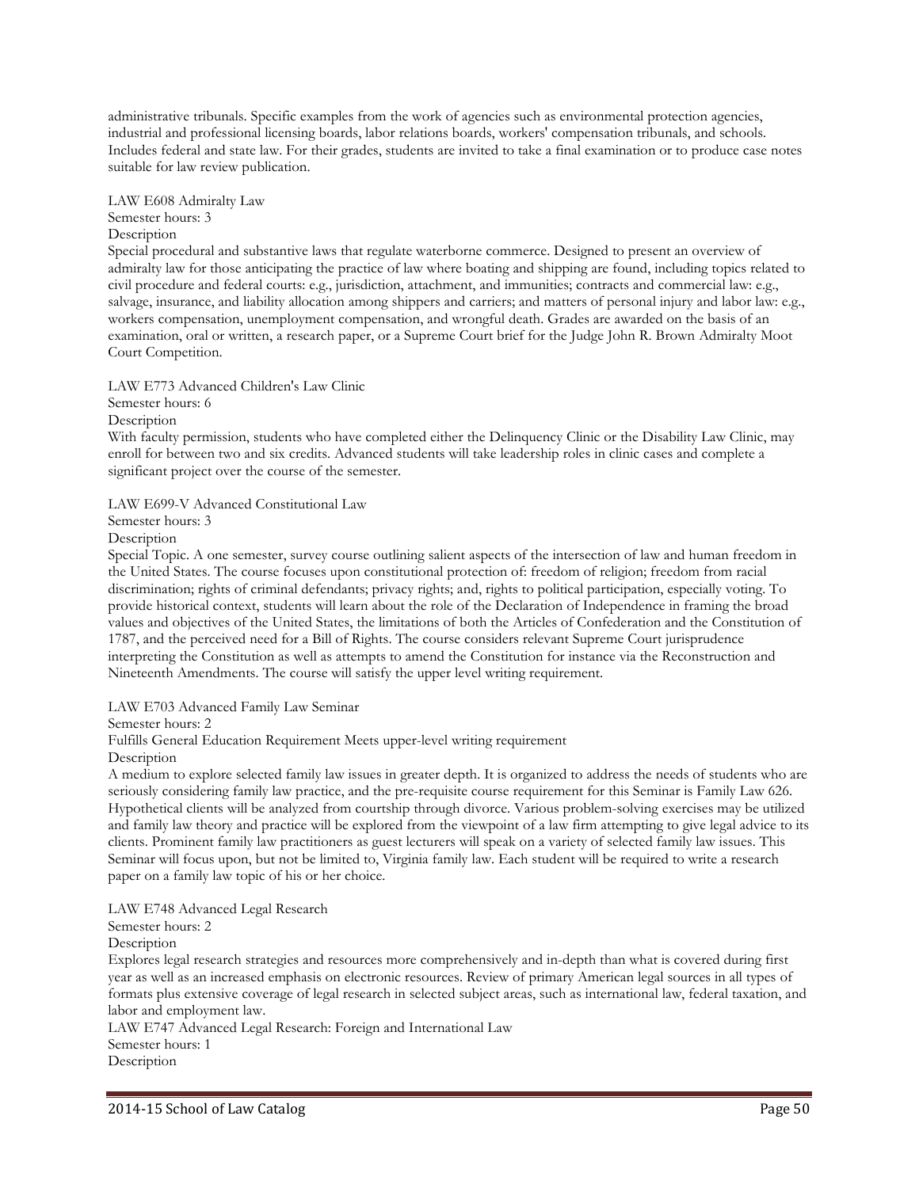administrative tribunals. Specific examples from the work of agencies such as environmental protection agencies, industrial and professional licensing boards, labor relations boards, workers' compensation tribunals, and schools. Includes federal and state law. For their grades, students are invited to take a final examination or to produce case notes suitable for law review publication.

LAW E608 Admiralty Law
Semester hours: 3
Description
Special procedural and substantive laws that regulate waterborne commerce. Designed to present an overview of admiralty law for those anticipating the practice of law where boating and shipping are found, including topics related to civil procedure and federal courts: e.g., jurisdiction, attachment, and immunities; contracts and commercial law: e.g., salvage, insurance, and liability allocation among shippers and carriers; and matters of personal injury and labor law: e.g., workers compensation, unemployment compensation, and wrongful death. Grades are awarded on the basis of an examination, oral or written, a research paper, or a Supreme Court brief for the Judge John R. Brown Admiralty Moot Court Competition.

LAW E773 Advanced Children's Law Clinic
Semester hours: 6
Description
With faculty permission, students who have completed either the Delinquency Clinic or the Disability Law Clinic, may enroll for between two and six credits. Advanced students will take leadership roles in clinic cases and complete a significant project over the course of the semester.

LAW E699-V Advanced Constitutional Law
Semester hours: 3
Description
Special Topic. A one semester, survey course outlining salient aspects of the intersection of law and human freedom in the United States. The course focuses upon constitutional protection of: freedom of religion; freedom from racial discrimination; rights of criminal defendants; privacy rights; and, rights to political participation, especially voting. To provide historical context, students will learn about the role of the Declaration of Independence in framing the broad values and objectives of the United States, the limitations of both the Articles of Confederation and the Constitution of 1787, and the perceived need for a Bill of Rights. The course considers relevant Supreme Court jurisprudence interpreting the Constitution as well as attempts to amend the Constitution for instance via the Reconstruction and Nineteenth Amendments. The course will satisfy the upper level writing requirement.

LAW E703 Advanced Family Law Seminar
Semester hours: 2
Fulfills General Education Requirement Meets upper-level writing requirement
Description
A medium to explore selected family law issues in greater depth. It is organized to address the needs of students who are seriously considering family law practice, and the pre-requisite course requirement for this Seminar is Family Law 626. Hypothetical clients will be analyzed from courtship through divorce. Various problem-solving exercises may be utilized and family law theory and practice will be explored from the viewpoint of a law firm attempting to give legal advice to its clients. Prominent family law practitioners as guest lecturers will speak on a variety of selected family law issues. This Seminar will focus upon, but not be limited to, Virginia family law. Each student will be required to write a research paper on a family law topic of his or her choice.

LAW E748 Advanced Legal Research
Semester hours: 2
Description
Explores legal research strategies and resources more comprehensively and in-depth than what is covered during first year as well as an increased emphasis on electronic resources. Review of primary American legal sources in all types of formats plus extensive coverage of legal research in selected subject areas, such as international law, federal taxation, and labor and employment law.

LAW E747 Advanced Legal Research: Foreign and International Law
Semester hours: 1
Description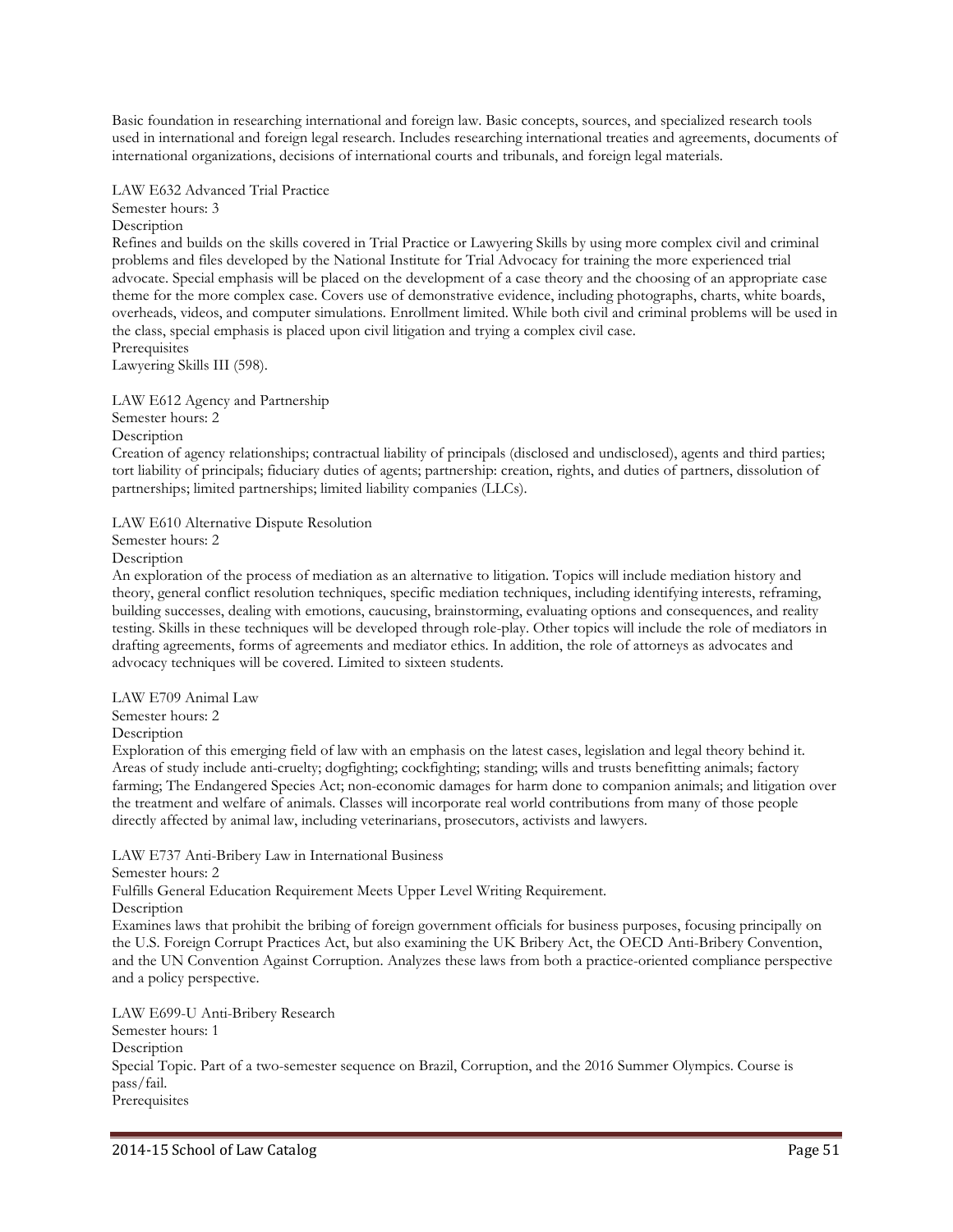Basic foundation in researching international and foreign law. Basic concepts, sources, and specialized research tools used in international and foreign legal research. Includes researching international treaties and agreements, documents of international organizations, decisions of international courts and tribunals, and foreign legal materials.

LAW E632 Advanced Trial Practice

Semester hours: 3

Description

Refines and builds on the skills covered in Trial Practice or Lawyering Skills by using more complex civil and criminal problems and files developed by the National Institute for Trial Advocacy for training the more experienced trial advocate. Special emphasis will be placed on the development of a case theory and the choosing of an appropriate case theme for the more complex case. Covers use of demonstrative evidence, including photographs, charts, white boards, overheads, videos, and computer simulations. Enrollment limited. While both civil and criminal problems will be used in the class, special emphasis is placed upon civil litigation and trying a complex civil case.

Prerequisites

Lawyering Skills III (598).

LAW E612 Agency and Partnership

Semester hours: 2

Description

Creation of agency relationships; contractual liability of principals (disclosed and undisclosed), agents and third parties; tort liability of principals; fiduciary duties of agents; partnership: creation, rights, and duties of partners, dissolution of partnerships; limited partnerships; limited liability companies (LLCs).

LAW E610 Alternative Dispute Resolution

Semester hours: 2

Description

An exploration of the process of mediation as an alternative to litigation. Topics will include mediation history and theory, general conflict resolution techniques, specific mediation techniques, including identifying interests, reframing, building successes, dealing with emotions, caucusing, brainstorming, evaluating options and consequences, and reality testing. Skills in these techniques will be developed through role-play. Other topics will include the role of mediators in drafting agreements, forms of agreements and mediator ethics. In addition, the role of attorneys as advocates and advocacy techniques will be covered. Limited to sixteen students.

LAW E709 Animal Law

Semester hours: 2

Description

Exploration of this emerging field of law with an emphasis on the latest cases, legislation and legal theory behind it. Areas of study include anti-cruelty; dogfighting; cockfighting; standing; wills and trusts benefitting animals; factory farming; The Endangered Species Act; non-economic damages for harm done to companion animals; and litigation over the treatment and welfare of animals. Classes will incorporate real world contributions from many of those people directly affected by animal law, including veterinarians, prosecutors, activists and lawyers.

LAW E737 Anti-Bribery Law in International Business

Semester hours: 2

Fulfills General Education Requirement Meets Upper Level Writing Requirement.

Description

Examines laws that prohibit the bribing of foreign government officials for business purposes, focusing principally on the U.S. Foreign Corrupt Practices Act, but also examining the UK Bribery Act, the OECD Anti-Bribery Convention, and the UN Convention Against Corruption. Analyzes these laws from both a practice-oriented compliance perspective and a policy perspective.

LAW E699-U Anti-Bribery Research

Semester hours: 1

Description

Special Topic. Part of a two-semester sequence on Brazil, Corruption, and the 2016 Summer Olympics. Course is pass/fail.

Prerequisites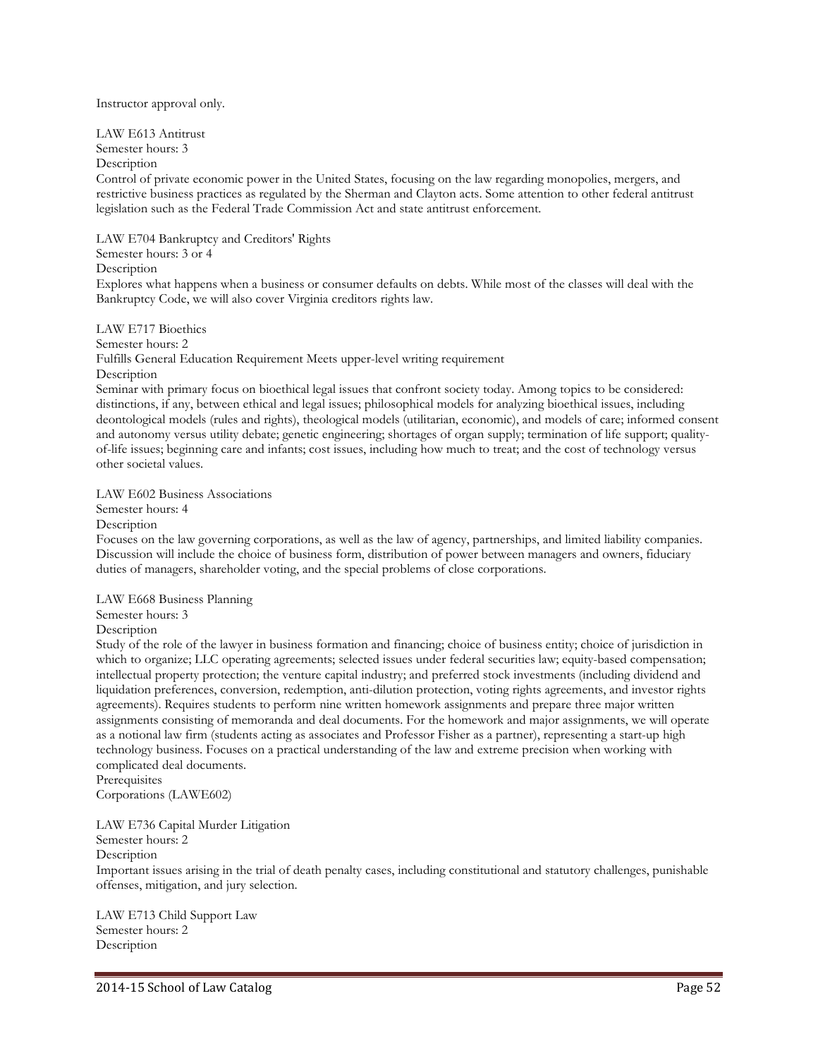Instructor approval only.

LAW E613 Antitrust
Semester hours: 3
Description
Control of private economic power in the United States, focusing on the law regarding monopolies, mergers, and restrictive business practices as regulated by the Sherman and Clayton acts. Some attention to other federal antitrust legislation such as the Federal Trade Commission Act and state antitrust enforcement.

LAW E704 Bankruptcy and Creditors' Rights
Semester hours: 3 or 4
Description
Explores what happens when a business or consumer defaults on debts. While most of the classes will deal with the Bankruptcy Code, we will also cover Virginia creditors rights law.

LAW E717 Bioethics
Semester hours: 2
Fulfills General Education Requirement Meets upper-level writing requirement
Description
Seminar with primary focus on bioethical legal issues that confront society today. Among topics to be considered: distinctions, if any, between ethical and legal issues; philosophical models for analyzing bioethical issues, including deontological models (rules and rights), theological models (utilitarian, economic), and models of care; informed consent and autonomy versus utility debate; genetic engineering; shortages of organ supply; termination of life support; quality-of-life issues; beginning care and infants; cost issues, including how much to treat; and the cost of technology versus other societal values.

LAW E602 Business Associations
Semester hours: 4
Description
Focuses on the law governing corporations, as well as the law of agency, partnerships, and limited liability companies. Discussion will include the choice of business form, distribution of power between managers and owners, fiduciary duties of managers, shareholder voting, and the special problems of close corporations.

LAW E668 Business Planning
Semester hours: 3
Description
Study of the role of the lawyer in business formation and financing; choice of business entity; choice of jurisdiction in which to organize; LLC operating agreements; selected issues under federal securities law; equity-based compensation; intellectual property protection; the venture capital industry; and preferred stock investments (including dividend and liquidation preferences, conversion, redemption, anti-dilution protection, voting rights agreements, and investor rights agreements). Requires students to perform nine written homework assignments and prepare three major written assignments consisting of memoranda and deal documents. For the homework and major assignments, we will operate as a notional law firm (students acting as associates and Professor Fisher as a partner), representing a start-up high technology business. Focuses on a practical understanding of the law and extreme precision when working with complicated deal documents.
Prerequisites
Corporations (LAWE602)

LAW E736 Capital Murder Litigation
Semester hours: 2
Description
Important issues arising in the trial of death penalty cases, including constitutional and statutory challenges, punishable offenses, mitigation, and jury selection.

LAW E713 Child Support Law
Semester hours: 2
Description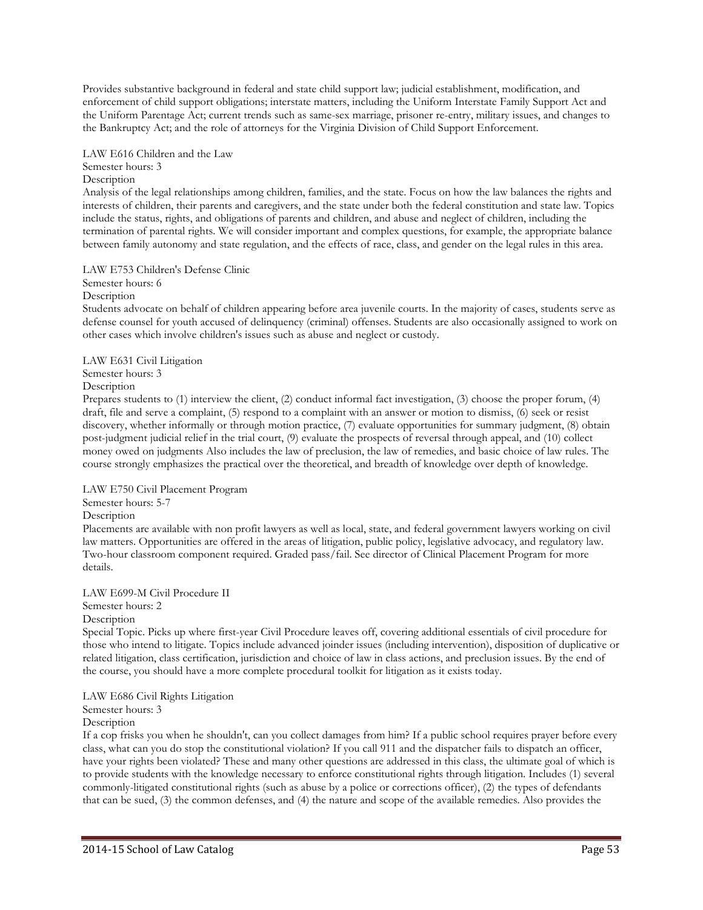Provides substantive background in federal and state child support law; judicial establishment, modification, and enforcement of child support obligations; interstate matters, including the Uniform Interstate Family Support Act and the Uniform Parentage Act; current trends such as same-sex marriage, prisoner re-entry, military issues, and changes to the Bankruptcy Act; and the role of attorneys for the Virginia Division of Child Support Enforcement.

LAW E616 Children and the Law
Semester hours: 3
Description
Analysis of the legal relationships among children, families, and the state. Focus on how the law balances the rights and interests of children, their parents and caregivers, and the state under both the federal constitution and state law. Topics include the status, rights, and obligations of parents and children, and abuse and neglect of children, including the termination of parental rights. We will consider important and complex questions, for example, the appropriate balance between family autonomy and state regulation, and the effects of race, class, and gender on the legal rules in this area.

LAW E753 Children's Defense Clinic
Semester hours: 6
Description
Students advocate on behalf of children appearing before area juvenile courts. In the majority of cases, students serve as defense counsel for youth accused of delinquency (criminal) offenses. Students are also occasionally assigned to work on other cases which involve children's issues such as abuse and neglect or custody.

LAW E631 Civil Litigation
Semester hours: 3
Description
Prepares students to (1) interview the client, (2) conduct informal fact investigation, (3) choose the proper forum, (4) draft, file and serve a complaint, (5) respond to a complaint with an answer or motion to dismiss, (6) seek or resist discovery, whether informally or through motion practice, (7) evaluate opportunities for summary judgment, (8) obtain post-judgment judicial relief in the trial court, (9) evaluate the prospects of reversal through appeal, and (10) collect money owed on judgments Also includes the law of preclusion, the law of remedies, and basic choice of law rules. The course strongly emphasizes the practical over the theoretical, and breadth of knowledge over depth of knowledge.

LAW E750 Civil Placement Program
Semester hours: 5-7
Description
Placements are available with non profit lawyers as well as local, state, and federal government lawyers working on civil law matters. Opportunities are offered in the areas of litigation, public policy, legislative advocacy, and regulatory law. Two-hour classroom component required. Graded pass/fail. See director of Clinical Placement Program for more details.

LAW E699-M Civil Procedure II
Semester hours: 2
Description
Special Topic. Picks up where first-year Civil Procedure leaves off, covering additional essentials of civil procedure for those who intend to litigate. Topics include advanced joinder issues (including intervention), disposition of duplicative or related litigation, class certification, jurisdiction and choice of law in class actions, and preclusion issues. By the end of the course, you should have a more complete procedural toolkit for litigation as it exists today.

LAW E686 Civil Rights Litigation
Semester hours: 3
Description
If a cop frisks you when he shouldn't, can you collect damages from him? If a public school requires prayer before every class, what can you do stop the constitutional violation? If you call 911 and the dispatcher fails to dispatch an officer, have your rights been violated? These and many other questions are addressed in this class, the ultimate goal of which is to provide students with the knowledge necessary to enforce constitutional rights through litigation. Includes (1) several commonly-litigated constitutional rights (such as abuse by a police or corrections officer), (2) the types of defendants that can be sued, (3) the common defenses, and (4) the nature and scope of the available remedies. Also provides the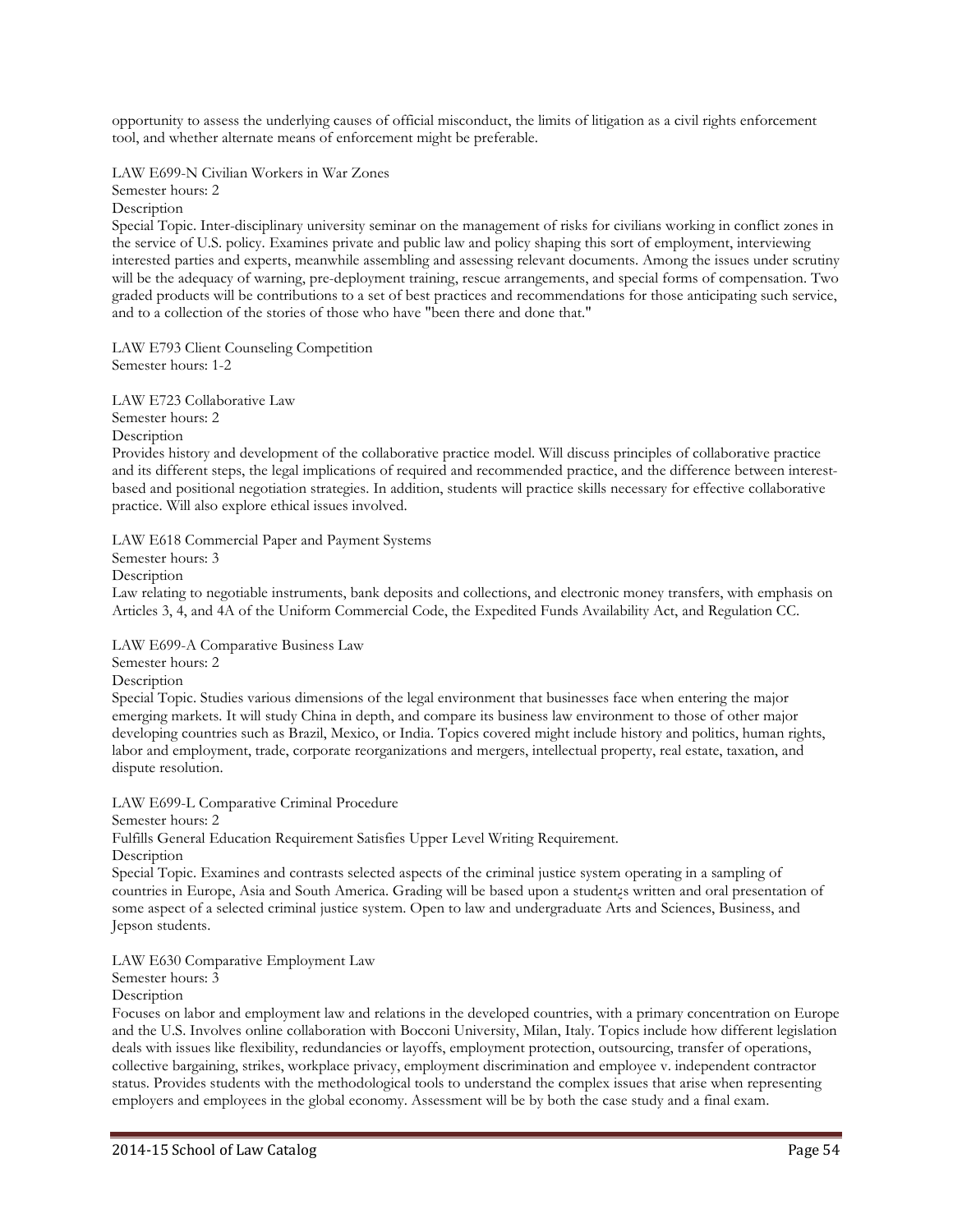opportunity to assess the underlying causes of official misconduct, the limits of litigation as a civil rights enforcement tool, and whether alternate means of enforcement might be preferable.

LAW E699-N Civilian Workers in War Zones
Semester hours: 2
Description
Special Topic. Inter-disciplinary university seminar on the management of risks for civilians working in conflict zones in the service of U.S. policy. Examines private and public law and policy shaping this sort of employment, interviewing interested parties and experts, meanwhile assembling and assessing relevant documents. Among the issues under scrutiny will be the adequacy of warning, pre-deployment training, rescue arrangements, and special forms of compensation. Two graded products will be contributions to a set of best practices and recommendations for those anticipating such service, and to a collection of the stories of those who have "been there and done that."

LAW E793 Client Counseling Competition
Semester hours: 1-2

LAW E723 Collaborative Law
Semester hours: 2
Description
Provides history and development of the collaborative practice model. Will discuss principles of collaborative practice and its different steps, the legal implications of required and recommended practice, and the difference between interest-based and positional negotiation strategies. In addition, students will practice skills necessary for effective collaborative practice. Will also explore ethical issues involved.

LAW E618 Commercial Paper and Payment Systems
Semester hours: 3
Description
Law relating to negotiable instruments, bank deposits and collections, and electronic money transfers, with emphasis on Articles 3, 4, and 4A of the Uniform Commercial Code, the Expedited Funds Availability Act, and Regulation CC.

LAW E699-A Comparative Business Law
Semester hours: 2
Description
Special Topic. Studies various dimensions of the legal environment that businesses face when entering the major emerging markets. It will study China in depth, and compare its business law environment to those of other major developing countries such as Brazil, Mexico, or India. Topics covered might include history and politics, human rights, labor and employment, trade, corporate reorganizations and mergers, intellectual property, real estate, taxation, and dispute resolution.

LAW E699-L Comparative Criminal Procedure
Semester hours: 2
Fulfills General Education Requirement Satisfies Upper Level Writing Requirement.
Description
Special Topic. Examines and contrasts selected aspects of the criminal justice system operating in a sampling of countries in Europe, Asia and South America. Grading will be based upon a student¿s written and oral presentation of some aspect of a selected criminal justice system. Open to law and undergraduate Arts and Sciences, Business, and Jepson students.

LAW E630 Comparative Employment Law
Semester hours: 3
Description
Focuses on labor and employment law and relations in the developed countries, with a primary concentration on Europe and the U.S. Involves online collaboration with Bocconi University, Milan, Italy. Topics include how different legislation deals with issues like flexibility, redundancies or layoffs, employment protection, outsourcing, transfer of operations, collective bargaining, strikes, workplace privacy, employment discrimination and employee v. independent contractor status. Provides students with the methodological tools to understand the complex issues that arise when representing employers and employees in the global economy. Assessment will be by both the case study and a final exam.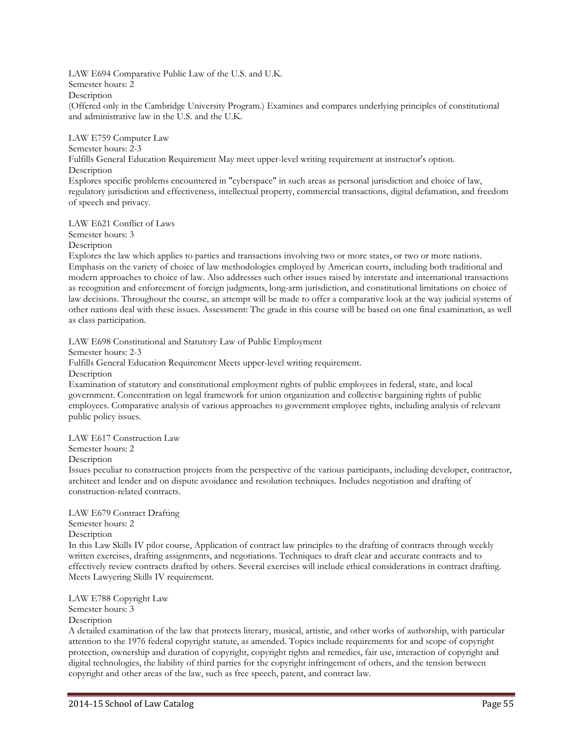LAW E694 Comparative Public Law of the U.S. and U.K.
Semester hours: 2
Description
(Offered only in the Cambridge University Program.) Examines and compares underlying principles of constitutional and administrative law in the U.S. and the U.K.

LAW E759 Computer Law
Semester hours: 2-3
Fulfills General Education Requirement May meet upper-level writing requirement at instructor's option.
Description
Explores specific problems encountered in "cyberspace" in such areas as personal jurisdiction and choice of law, regulatory jurisdiction and effectiveness, intellectual property, commercial transactions, digital defamation, and freedom of speech and privacy.

LAW E621 Conflict of Laws
Semester hours: 3
Description
Explores the law which applies to parties and transactions involving two or more states, or two or more nations. Emphasis on the variety of choice of law methodologies employed by American courts, including both traditional and modern approaches to choice of law. Also addresses such other issues raised by interstate and international transactions as recognition and enforcement of foreign judgments, long-arm jurisdiction, and constitutional limitations on choice of law decisions. Throughout the course, an attempt will be made to offer a comparative look at the way judicial systems of other nations deal with these issues. Assessment: The grade in this course will be based on one final examination, as well as class participation.

LAW E698 Constitutional and Statutory Law of Public Employment
Semester hours: 2-3
Fulfills General Education Requirement Meets upper-level writing requirement.
Description
Examination of statutory and constitutional employment rights of public employees in federal, state, and local government. Concentration on legal framework for union organization and collective bargaining rights of public employees. Comparative analysis of various approaches to government employee rights, including analysis of relevant public policy issues.

LAW E617 Construction Law
Semester hours: 2
Description
Issues peculiar to construction projects from the perspective of the various participants, including developer, contractor, architect and lender and on dispute avoidance and resolution techniques. Includes negotiation and drafting of construction-related contracts.

LAW E679 Contract Drafting
Semester hours: 2
Description
In this Law Skills IV pilot course, Application of contract law principles to the drafting of contracts through weekly written exercises, drafting assignments, and negotiations. Techniques to draft clear and accurate contracts and to effectively review contracts drafted by others. Several exercises will include ethical considerations in contract drafting. Meets Lawyering Skills IV requirement.

LAW E788 Copyright Law
Semester hours: 3
Description
A detailed examination of the law that protects literary, musical, artistic, and other works of authorship, with particular attention to the 1976 federal copyright statute, as amended. Topics include requirements for and scope of copyright protection, ownership and duration of copyright, copyright rights and remedies, fair use, interaction of copyright and digital technologies, the liability of third parties for the copyright infringement of others, and the tension between copyright and other areas of the law, such as free speech, patent, and contract law.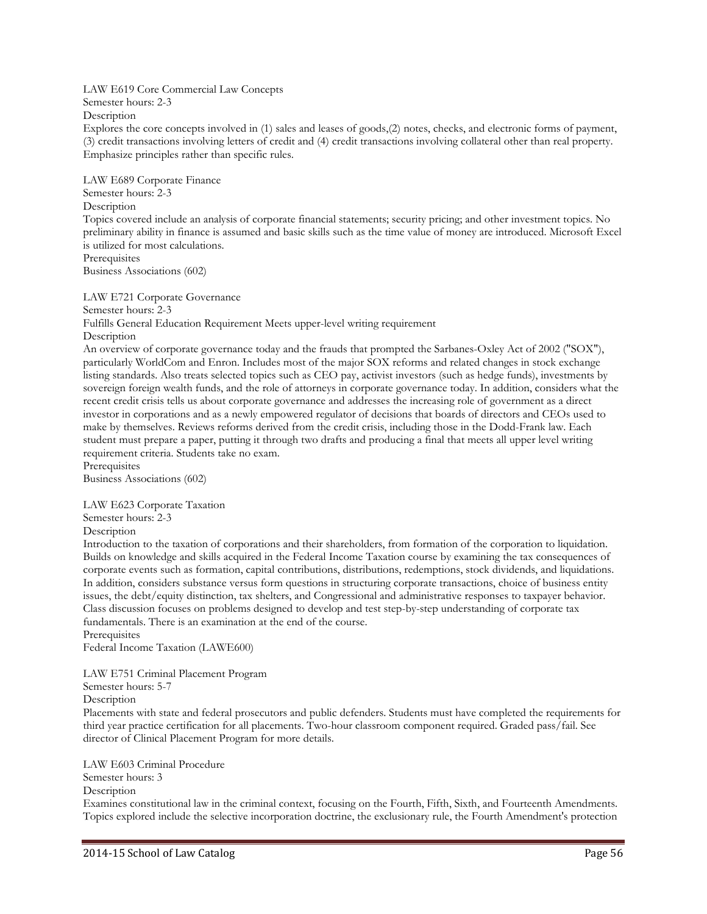LAW E619 Core Commercial Law Concepts
Semester hours: 2-3
Description
Explores the core concepts involved in (1) sales and leases of goods,(2) notes, checks, and electronic forms of payment, (3) credit transactions involving letters of credit and (4) credit transactions involving collateral other than real property. Emphasize principles rather than specific rules.

LAW E689 Corporate Finance
Semester hours: 2-3
Description
Topics covered include an analysis of corporate financial statements; security pricing; and other investment topics. No preliminary ability in finance is assumed and basic skills such as the time value of money are introduced. Microsoft Excel is utilized for most calculations.
Prerequisites
Business Associations (602)

LAW E721 Corporate Governance
Semester hours: 2-3
Fulfills General Education Requirement Meets upper-level writing requirement
Description
An overview of corporate governance today and the frauds that prompted the Sarbanes-Oxley Act of 2002 ("SOX"), particularly WorldCom and Enron. Includes most of the major SOX reforms and related changes in stock exchange listing standards. Also treats selected topics such as CEO pay, activist investors (such as hedge funds), investments by sovereign foreign wealth funds, and the role of attorneys in corporate governance today. In addition, considers what the recent credit crisis tells us about corporate governance and addresses the increasing role of government as a direct investor in corporations and as a newly empowered regulator of decisions that boards of directors and CEOs used to make by themselves. Reviews reforms derived from the credit crisis, including those in the Dodd-Frank law. Each student must prepare a paper, putting it through two drafts and producing a final that meets all upper level writing requirement criteria. Students take no exam.
Prerequisites
Business Associations (602)

LAW E623 Corporate Taxation
Semester hours: 2-3
Description
Introduction to the taxation of corporations and their shareholders, from formation of the corporation to liquidation. Builds on knowledge and skills acquired in the Federal Income Taxation course by examining the tax consequences of corporate events such as formation, capital contributions, distributions, redemptions, stock dividends, and liquidations. In addition, considers substance versus form questions in structuring corporate transactions, choice of business entity issues, the debt/equity distinction, tax shelters, and Congressional and administrative responses to taxpayer behavior. Class discussion focuses on problems designed to develop and test step-by-step understanding of corporate tax fundamentals. There is an examination at the end of the course.
Prerequisites
Federal Income Taxation (LAWE600)

LAW E751 Criminal Placement Program
Semester hours: 5-7
Description
Placements with state and federal prosecutors and public defenders. Students must have completed the requirements for third year practice certification for all placements. Two-hour classroom component required. Graded pass/fail. See director of Clinical Placement Program for more details.

LAW E603 Criminal Procedure
Semester hours: 3
Description
Examines constitutional law in the criminal context, focusing on the Fourth, Fifth, Sixth, and Fourteenth Amendments. Topics explored include the selective incorporation doctrine, the exclusionary rule, the Fourth Amendment's protection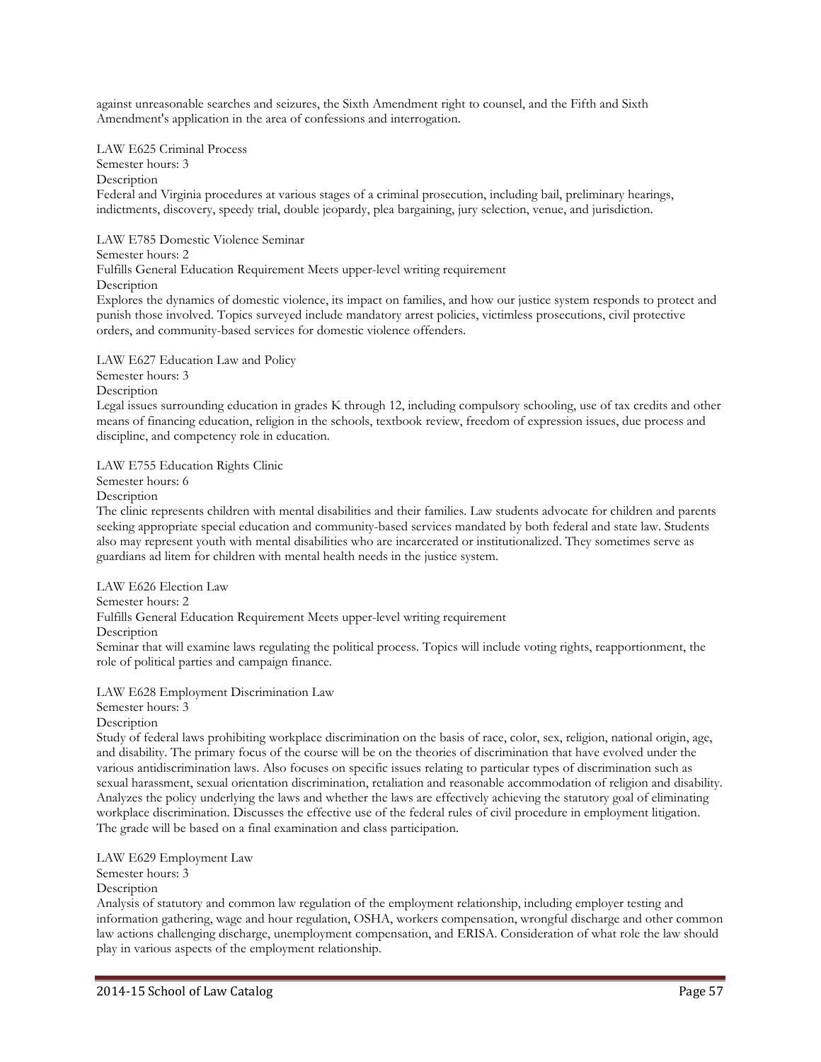against unreasonable searches and seizures, the Sixth Amendment right to counsel, and the Fifth and Sixth Amendment's application in the area of confessions and interrogation.

LAW E625 Criminal Process

Semester hours: 3

Description

Federal and Virginia procedures at various stages of a criminal prosecution, including bail, preliminary hearings, indictments, discovery, speedy trial, double jeopardy, plea bargaining, jury selection, venue, and jurisdiction.

LAW E785 Domestic Violence Seminar

Semester hours: 2

Fulfills General Education Requirement Meets upper-level writing requirement

Description

Explores the dynamics of domestic violence, its impact on families, and how our justice system responds to protect and punish those involved. Topics surveyed include mandatory arrest policies, victimless prosecutions, civil protective orders, and community-based services for domestic violence offenders.

LAW E627 Education Law and Policy

Semester hours: 3

Description

Legal issues surrounding education in grades K through 12, including compulsory schooling, use of tax credits and other means of financing education, religion in the schools, textbook review, freedom of expression issues, due process and discipline, and competency role in education.

LAW E755 Education Rights Clinic

Semester hours: 6

Description

The clinic represents children with mental disabilities and their families. Law students advocate for children and parents seeking appropriate special education and community-based services mandated by both federal and state law. Students also may represent youth with mental disabilities who are incarcerated or institutionalized. They sometimes serve as guardians ad litem for children with mental health needs in the justice system.

LAW E626 Election Law

Semester hours: 2

Fulfills General Education Requirement Meets upper-level writing requirement

Description

Seminar that will examine laws regulating the political process. Topics will include voting rights, reapportionment, the role of political parties and campaign finance.

LAW E628 Employment Discrimination Law

Semester hours: 3

Description

Study of federal laws prohibiting workplace discrimination on the basis of race, color, sex, religion, national origin, age, and disability. The primary focus of the course will be on the theories of discrimination that have evolved under the various antidiscrimination laws. Also focuses on specific issues relating to particular types of discrimination such as sexual harassment, sexual orientation discrimination, retaliation and reasonable accommodation of religion and disability. Analyzes the policy underlying the laws and whether the laws are effectively achieving the statutory goal of eliminating workplace discrimination. Discusses the effective use of the federal rules of civil procedure in employment litigation. The grade will be based on a final examination and class participation.

LAW E629 Employment Law

Semester hours: 3

Description

Analysis of statutory and common law regulation of the employment relationship, including employer testing and information gathering, wage and hour regulation, OSHA, workers compensation, wrongful discharge and other common law actions challenging discharge, unemployment compensation, and ERISA. Consideration of what role the law should play in various aspects of the employment relationship.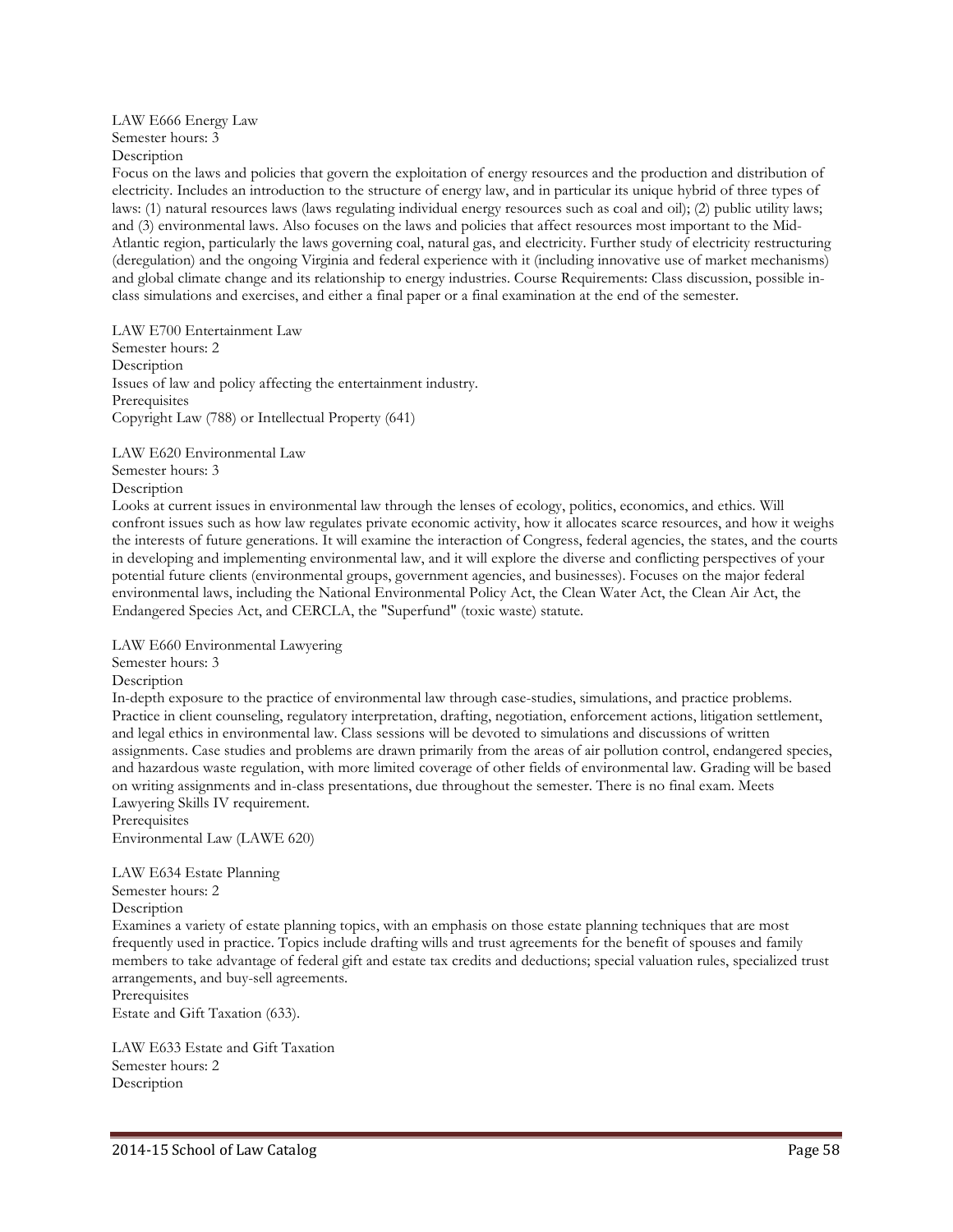LAW E666 Energy Law
Semester hours: 3
Description
Focus on the laws and policies that govern the exploitation of energy resources and the production and distribution of electricity. Includes an introduction to the structure of energy law, and in particular its unique hybrid of three types of laws: (1) natural resources laws (laws regulating individual energy resources such as coal and oil); (2) public utility laws; and (3) environmental laws. Also focuses on the laws and policies that affect resources most important to the Mid-Atlantic region, particularly the laws governing coal, natural gas, and electricity. Further study of electricity restructuring (deregulation) and the ongoing Virginia and federal experience with it (including innovative use of market mechanisms) and global climate change and its relationship to energy industries. Course Requirements: Class discussion, possible in-class simulations and exercises, and either a final paper or a final examination at the end of the semester.

LAW E700 Entertainment Law
Semester hours: 2
Description
Issues of law and policy affecting the entertainment industry.
Prerequisites
Copyright Law (788) or Intellectual Property (641)

LAW E620 Environmental Law
Semester hours: 3
Description
Looks at current issues in environmental law through the lenses of ecology, politics, economics, and ethics. Will confront issues such as how law regulates private economic activity, how it allocates scarce resources, and how it weighs the interests of future generations. It will examine the interaction of Congress, federal agencies, the states, and the courts in developing and implementing environmental law, and it will explore the diverse and conflicting perspectives of your potential future clients (environmental groups, government agencies, and businesses). Focuses on the major federal environmental laws, including the National Environmental Policy Act, the Clean Water Act, the Clean Air Act, the Endangered Species Act, and CERCLA, the "Superfund" (toxic waste) statute.

LAW E660 Environmental Lawyering
Semester hours: 3
Description
In-depth exposure to the practice of environmental law through case-studies, simulations, and practice problems. Practice in client counseling, regulatory interpretation, drafting, negotiation, enforcement actions, litigation settlement, and legal ethics in environmental law. Class sessions will be devoted to simulations and discussions of written assignments. Case studies and problems are drawn primarily from the areas of air pollution control, endangered species, and hazardous waste regulation, with more limited coverage of other fields of environmental law. Grading will be based on writing assignments and in-class presentations, due throughout the semester. There is no final exam. Meets Lawyering Skills IV requirement.
Prerequisites
Environmental Law (LAWE 620)

LAW E634 Estate Planning
Semester hours: 2
Description
Examines a variety of estate planning topics, with an emphasis on those estate planning techniques that are most frequently used in practice. Topics include drafting wills and trust agreements for the benefit of spouses and family members to take advantage of federal gift and estate tax credits and deductions; special valuation rules, specialized trust arrangements, and buy-sell agreements.
Prerequisites
Estate and Gift Taxation (633).

LAW E633 Estate and Gift Taxation
Semester hours: 2
Description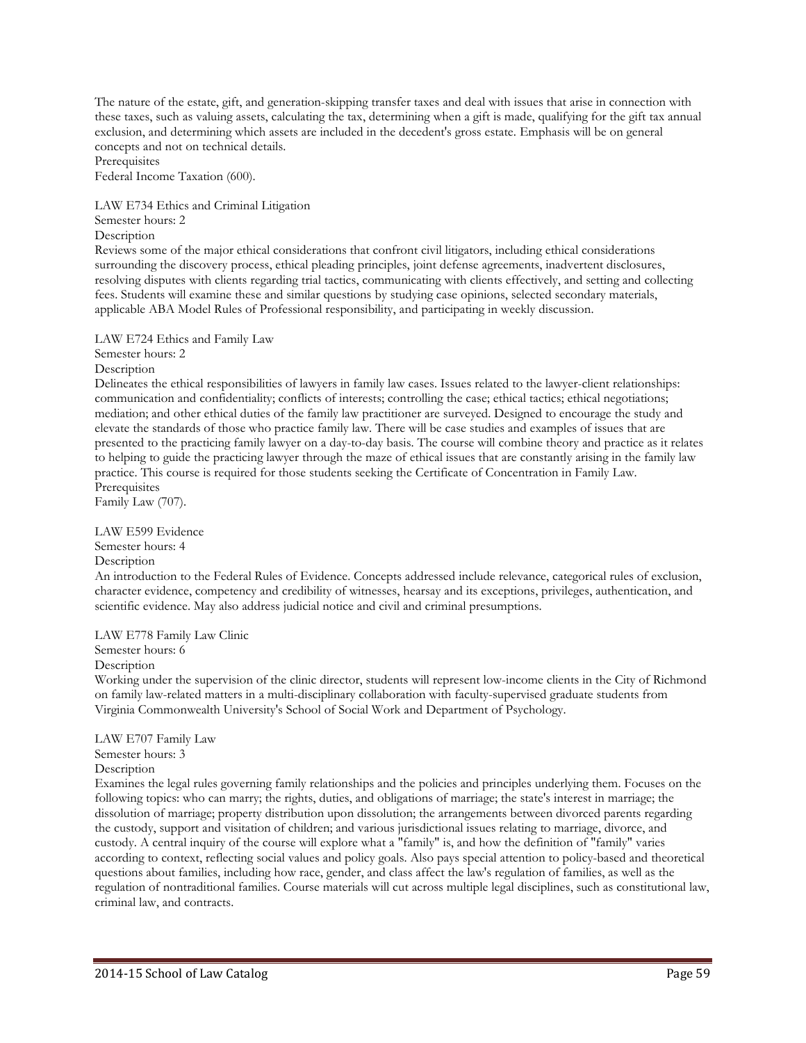The nature of the estate, gift, and generation-skipping transfer taxes and deal with issues that arise in connection with these taxes, such as valuing assets, calculating the tax, determining when a gift is made, qualifying for the gift tax annual exclusion, and determining which assets are included in the decedent's gross estate. Emphasis will be on general concepts and not on technical details.

Prerequisites

Federal Income Taxation (600).

LAW E734 Ethics and Criminal Litigation

Semester hours: 2

Description

Reviews some of the major ethical considerations that confront civil litigators, including ethical considerations surrounding the discovery process, ethical pleading principles, joint defense agreements, inadvertent disclosures, resolving disputes with clients regarding trial tactics, communicating with clients effectively, and setting and collecting fees. Students will examine these and similar questions by studying case opinions, selected secondary materials, applicable ABA Model Rules of Professional responsibility, and participating in weekly discussion.

LAW E724 Ethics and Family Law

Semester hours: 2

Description

Delineates the ethical responsibilities of lawyers in family law cases. Issues related to the lawyer-client relationships: communication and confidentiality; conflicts of interests; controlling the case; ethical tactics; ethical negotiations; mediation; and other ethical duties of the family law practitioner are surveyed. Designed to encourage the study and elevate the standards of those who practice family law. There will be case studies and examples of issues that are presented to the practicing family lawyer on a day-to-day basis. The course will combine theory and practice as it relates to helping to guide the practicing lawyer through the maze of ethical issues that are constantly arising in the family law practice. This course is required for those students seeking the Certificate of Concentration in Family Law.

Prerequisites

Family Law (707).

LAW E599 Evidence

Semester hours: 4

Description

An introduction to the Federal Rules of Evidence. Concepts addressed include relevance, categorical rules of exclusion, character evidence, competency and credibility of witnesses, hearsay and its exceptions, privileges, authentication, and scientific evidence. May also address judicial notice and civil and criminal presumptions.

LAW E778 Family Law Clinic

Semester hours: 6

Description

Working under the supervision of the clinic director, students will represent low-income clients in the City of Richmond on family law-related matters in a multi-disciplinary collaboration with faculty-supervised graduate students from Virginia Commonwealth University's School of Social Work and Department of Psychology.

LAW E707 Family Law

Semester hours: 3

Description

Examines the legal rules governing family relationships and the policies and principles underlying them. Focuses on the following topics: who can marry; the rights, duties, and obligations of marriage; the state's interest in marriage; the dissolution of marriage; property distribution upon dissolution; the arrangements between divorced parents regarding the custody, support and visitation of children; and various jurisdictional issues relating to marriage, divorce, and custody. A central inquiry of the course will explore what a "family" is, and how the definition of "family" varies according to context, reflecting social values and policy goals. Also pays special attention to policy-based and theoretical questions about families, including how race, gender, and class affect the law's regulation of families, as well as the regulation of nontraditional families. Course materials will cut across multiple legal disciplines, such as constitutional law, criminal law, and contracts.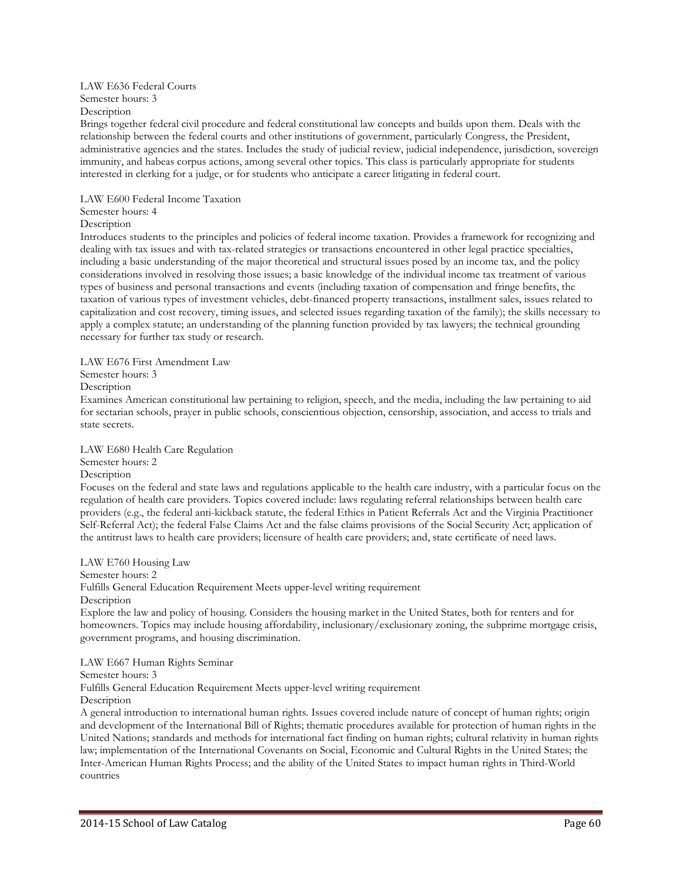LAW E636 Federal Courts
Semester hours: 3
Description
Brings together federal civil procedure and federal constitutional law concepts and builds upon them. Deals with the relationship between the federal courts and other institutions of government, particularly Congress, the President, administrative agencies and the states. Includes the study of judicial review, judicial independence, jurisdiction, sovereign immunity, and habeas corpus actions, among several other topics. This class is particularly appropriate for students interested in clerking for a judge, or for students who anticipate a career litigating in federal court.

LAW E600 Federal Income Taxation
Semester hours: 4
Description
Introduces students to the principles and policies of federal income taxation. Provides a framework for recognizing and dealing with tax issues and with tax-related strategies or transactions encountered in other legal practice specialties, including a basic understanding of the major theoretical and structural issues posed by an income tax, and the policy considerations involved in resolving those issues; a basic knowledge of the individual income tax treatment of various types of business and personal transactions and events (including taxation of compensation and fringe benefits, the taxation of various types of investment vehicles, debt-financed property transactions, installment sales, issues related to capitalization and cost recovery, timing issues, and selected issues regarding taxation of the family); the skills necessary to apply a complex statute; an understanding of the planning function provided by tax lawyers; the technical grounding necessary for further tax study or research.

LAW E676 First Amendment Law
Semester hours: 3
Description
Examines American constitutional law pertaining to religion, speech, and the media, including the law pertaining to aid for sectarian schools, prayer in public schools, conscientious objection, censorship, association, and access to trials and state secrets.

LAW E680 Health Care Regulation
Semester hours: 2
Description
Focuses on the federal and state laws and regulations applicable to the health care industry, with a particular focus on the regulation of health care providers. Topics covered include: laws regulating referral relationships between health care providers (e.g., the federal anti-kickback statute, the federal Ethics in Patient Referrals Act and the Virginia Practitioner Self-Referral Act); the federal False Claims Act and the false claims provisions of the Social Security Act; application of the antitrust laws to health care providers; licensure of health care providers; and, state certificate of need laws.

LAW E760 Housing Law
Semester hours: 2
Fulfills General Education Requirement Meets upper-level writing requirement
Description
Explore the law and policy of housing. Considers the housing market in the United States, both for renters and for homeowners. Topics may include housing affordability, inclusionary/exclusionary zoning, the subprime mortgage crisis, government programs, and housing discrimination.

LAW E667 Human Rights Seminar
Semester hours: 3
Fulfills General Education Requirement Meets upper-level writing requirement
Description
A general introduction to international human rights. Issues covered include nature of concept of human rights; origin and development of the International Bill of Rights; thematic procedures available for protection of human rights in the United Nations; standards and methods for international fact finding on human rights; cultural relativity in human rights law; implementation of the International Covenants on Social, Economic and Cultural Rights in the United States; the Inter-American Human Rights Process; and the ability of the United States to impact human rights in Third-World countries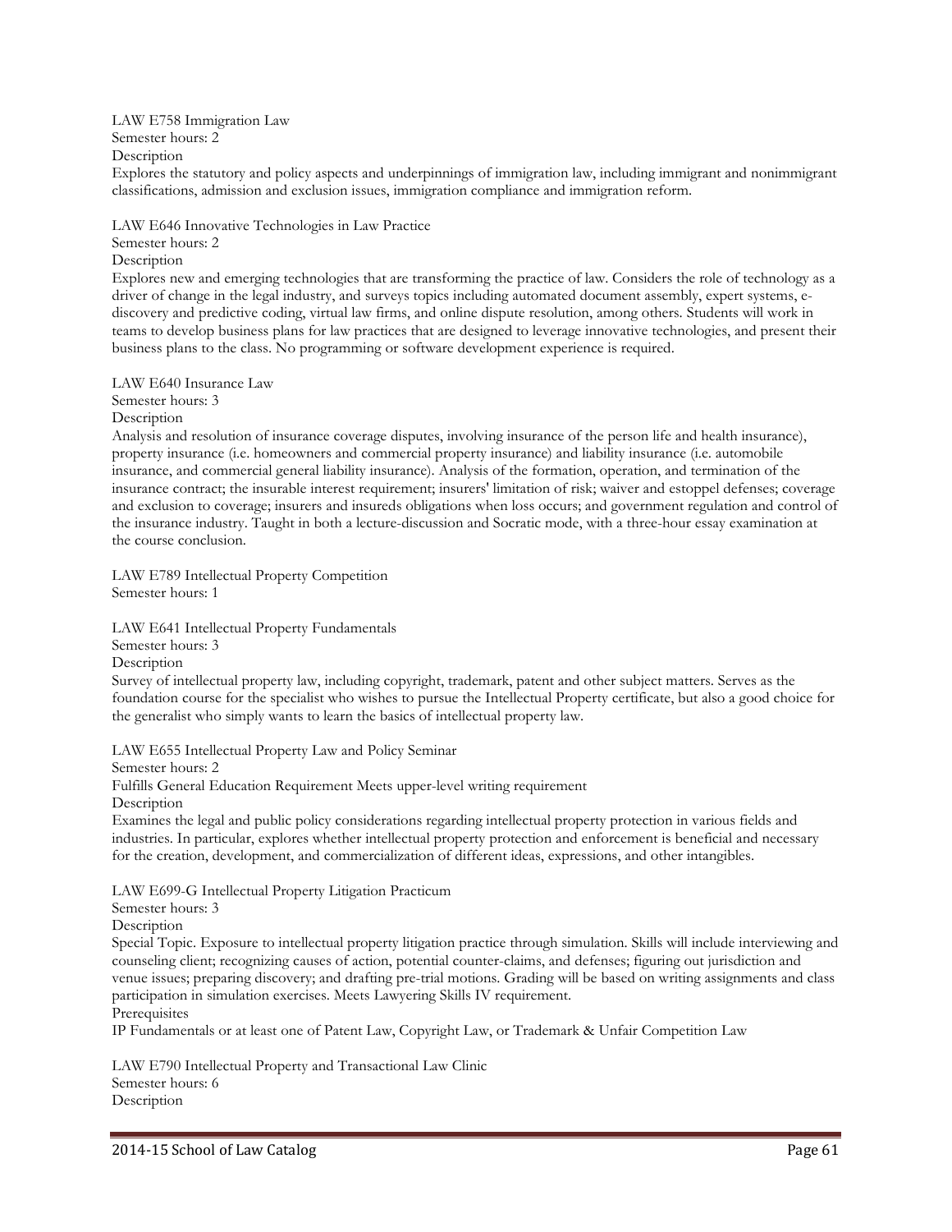LAW E758 Immigration Law
Semester hours: 2
Description
Explores the statutory and policy aspects and underpinnings of immigration law, including immigrant and nonimmigrant classifications, admission and exclusion issues, immigration compliance and immigration reform.

LAW E646 Innovative Technologies in Law Practice
Semester hours: 2
Description
Explores new and emerging technologies that are transforming the practice of law. Considers the role of technology as a driver of change in the legal industry, and surveys topics including automated document assembly, expert systems, e-discovery and predictive coding, virtual law firms, and online dispute resolution, among others. Students will work in teams to develop business plans for law practices that are designed to leverage innovative technologies, and present their business plans to the class. No programming or software development experience is required.

LAW E640 Insurance Law
Semester hours: 3
Description
Analysis and resolution of insurance coverage disputes, involving insurance of the person life and health insurance), property insurance (i.e. homeowners and commercial property insurance) and liability insurance (i.e. automobile insurance, and commercial general liability insurance). Analysis of the formation, operation, and termination of the insurance contract; the insurable interest requirement; insurers' limitation of risk; waiver and estoppel defenses; coverage and exclusion to coverage; insurers and insureds obligations when loss occurs; and government regulation and control of the insurance industry. Taught in both a lecture-discussion and Socratic mode, with a three-hour essay examination at the course conclusion.

LAW E789 Intellectual Property Competition
Semester hours: 1

LAW E641 Intellectual Property Fundamentals
Semester hours: 3
Description
Survey of intellectual property law, including copyright, trademark, patent and other subject matters. Serves as the foundation course for the specialist who wishes to pursue the Intellectual Property certificate, but also a good choice for the generalist who simply wants to learn the basics of intellectual property law.

LAW E655 Intellectual Property Law and Policy Seminar
Semester hours: 2
Fulfills General Education Requirement Meets upper-level writing requirement
Description
Examines the legal and public policy considerations regarding intellectual property protection in various fields and industries. In particular, explores whether intellectual property protection and enforcement is beneficial and necessary for the creation, development, and commercialization of different ideas, expressions, and other intangibles.

LAW E699-G Intellectual Property Litigation Practicum
Semester hours: 3
Description
Special Topic. Exposure to intellectual property litigation practice through simulation. Skills will include interviewing and counseling client; recognizing causes of action, potential counter-claims, and defenses; figuring out jurisdiction and venue issues; preparing discovery; and drafting pre-trial motions. Grading will be based on writing assignments and class participation in simulation exercises. Meets Lawyering Skills IV requirement.
Prerequisites
IP Fundamentals or at least one of Patent Law, Copyright Law, or Trademark & Unfair Competition Law

LAW E790 Intellectual Property and Transactional Law Clinic
Semester hours: 6
Description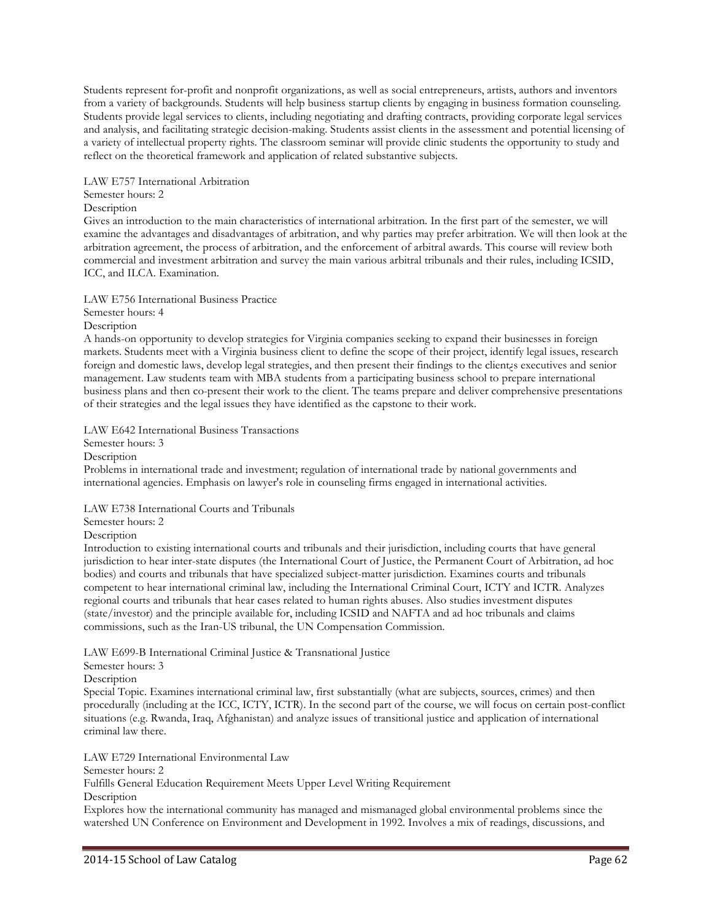Students represent for-profit and nonprofit organizations, as well as social entrepreneurs, artists, authors and inventors from a variety of backgrounds. Students will help business startup clients by engaging in business formation counseling. Students provide legal services to clients, including negotiating and drafting contracts, providing corporate legal services and analysis, and facilitating strategic decision-making. Students assist clients in the assessment and potential licensing of a variety of intellectual property rights. The classroom seminar will provide clinic students the opportunity to study and reflect on the theoretical framework and application of related substantive subjects.

LAW E757 International Arbitration

Semester hours: 2

Description

Gives an introduction to the main characteristics of international arbitration. In the first part of the semester, we will examine the advantages and disadvantages of arbitration, and why parties may prefer arbitration. We will then look at the arbitration agreement, the process of arbitration, and the enforcement of arbitral awards. This course will review both commercial and investment arbitration and survey the main various arbitral tribunals and their rules, including ICSID, ICC, and ILCA. Examination.

LAW E756 International Business Practice

Semester hours: 4

Description

A hands-on opportunity to develop strategies for Virginia companies seeking to expand their businesses in foreign markets. Students meet with a Virginia business client to define the scope of their project, identify legal issues, research foreign and domestic laws, develop legal strategies, and then present their findings to the client¿s executives and senior management. Law students team with MBA students from a participating business school to prepare international business plans and then co-present their work to the client. The teams prepare and deliver comprehensive presentations of their strategies and the legal issues they have identified as the capstone to their work.

LAW E642 International Business Transactions

Semester hours: 3

Description

Problems in international trade and investment; regulation of international trade by national governments and international agencies. Emphasis on lawyer's role in counseling firms engaged in international activities.

LAW E738 International Courts and Tribunals

Semester hours: 2

Description

Introduction to existing international courts and tribunals and their jurisdiction, including courts that have general jurisdiction to hear inter-state disputes (the International Court of Justice, the Permanent Court of Arbitration, ad hoc bodies) and courts and tribunals that have specialized subject-matter jurisdiction. Examines courts and tribunals competent to hear international criminal law, including the International Criminal Court, ICTY and ICTR. Analyzes regional courts and tribunals that hear cases related to human rights abuses. Also studies investment disputes (state/investor) and the principle available for, including ICSID and NAFTA and ad hoc tribunals and claims commissions, such as the Iran-US tribunal, the UN Compensation Commission.

LAW E699-B International Criminal Justice & Transnational Justice

Semester hours: 3

Description

Special Topic. Examines international criminal law, first substantially (what are subjects, sources, crimes) and then procedurally (including at the ICC, ICTY, ICTR). In the second part of the course, we will focus on certain post-conflict situations (e.g. Rwanda, Iraq, Afghanistan) and analyze issues of transitional justice and application of international criminal law there.

LAW E729 International Environmental Law

Semester hours: 2

Fulfills General Education Requirement Meets Upper Level Writing Requirement

Description

Explores how the international community has managed and mismanaged global environmental problems since the watershed UN Conference on Environment and Development in 1992. Involves a mix of readings, discussions, and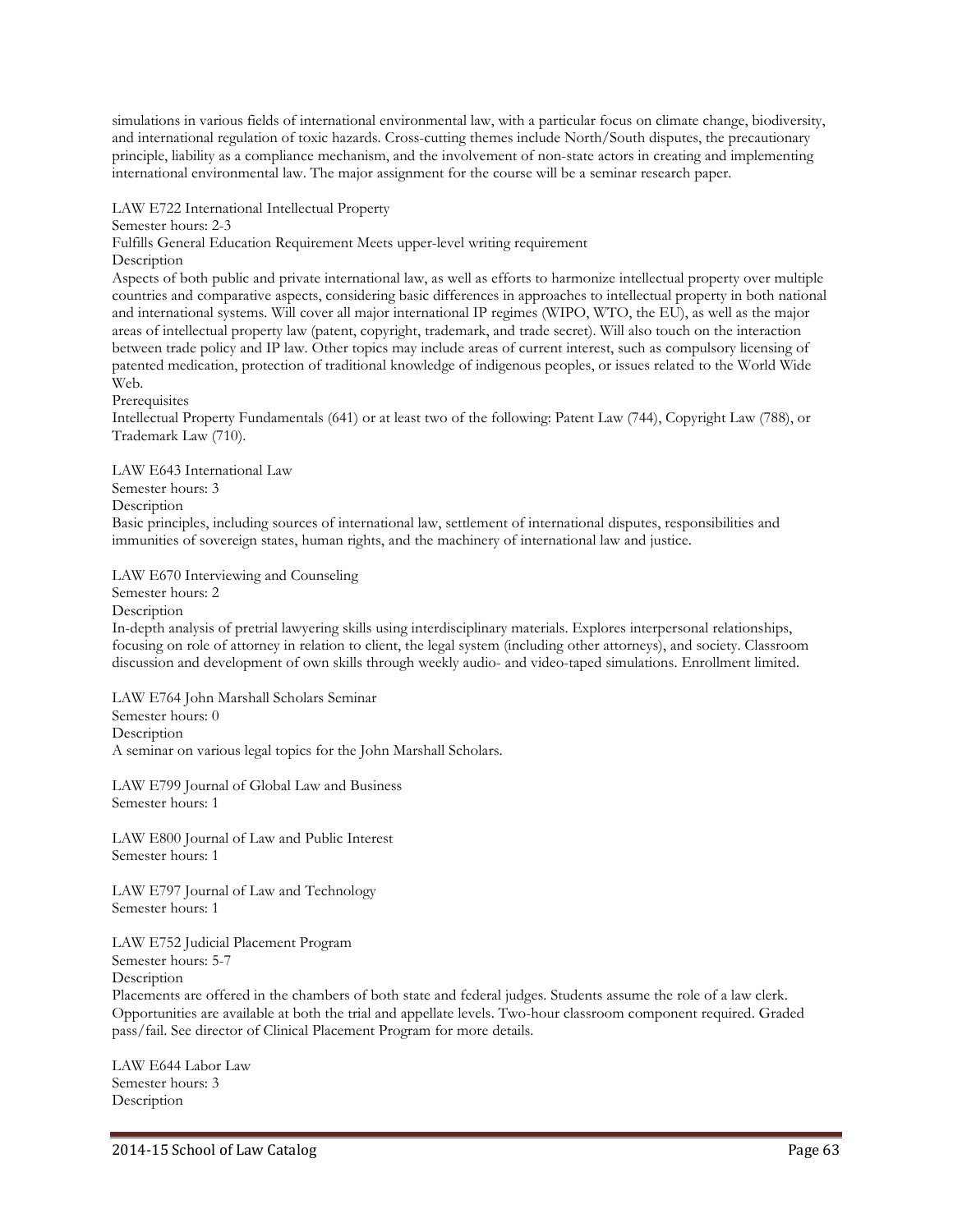simulations in various fields of international environmental law, with a particular focus on climate change, biodiversity, and international regulation of toxic hazards. Cross-cutting themes include North/South disputes, the precautionary principle, liability as a compliance mechanism, and the involvement of non-state actors in creating and implementing international environmental law. The major assignment for the course will be a seminar research paper.

LAW E722 International Intellectual Property

Semester hours: 2-3

Fulfills General Education Requirement Meets upper-level writing requirement

Description

Aspects of both public and private international law, as well as efforts to harmonize intellectual property over multiple countries and comparative aspects, considering basic differences in approaches to intellectual property in both national and international systems. Will cover all major international IP regimes (WIPO, WTO, the EU), as well as the major areas of intellectual property law (patent, copyright, trademark, and trade secret). Will also touch on the interaction between trade policy and IP law. Other topics may include areas of current interest, such as compulsory licensing of patented medication, protection of traditional knowledge of indigenous peoples, or issues related to the World Wide Web.

Prerequisites

Intellectual Property Fundamentals (641) or at least two of the following: Patent Law (744), Copyright Law (788), or Trademark Law (710).

LAW E643 International Law

Semester hours: 3

Description

Basic principles, including sources of international law, settlement of international disputes, responsibilities and immunities of sovereign states, human rights, and the machinery of international law and justice.

LAW E670 Interviewing and Counseling

Semester hours: 2

Description

In-depth analysis of pretrial lawyering skills using interdisciplinary materials. Explores interpersonal relationships, focusing on role of attorney in relation to client, the legal system (including other attorneys), and society. Classroom discussion and development of own skills through weekly audio- and video-taped simulations. Enrollment limited.

LAW E764 John Marshall Scholars Seminar

Semester hours: 0

Description

A seminar on various legal topics for the John Marshall Scholars.

LAW E799 Journal of Global Law and Business

Semester hours: 1

LAW E800 Journal of Law and Public Interest

Semester hours: 1

LAW E797 Journal of Law and Technology

Semester hours: 1

LAW E752 Judicial Placement Program

Semester hours: 5-7

Description

Placements are offered in the chambers of both state and federal judges. Students assume the role of a law clerk. Opportunities are available at both the trial and appellate levels. Two-hour classroom component required. Graded pass/fail. See director of Clinical Placement Program for more details.

LAW E644 Labor Law

Semester hours: 3

Description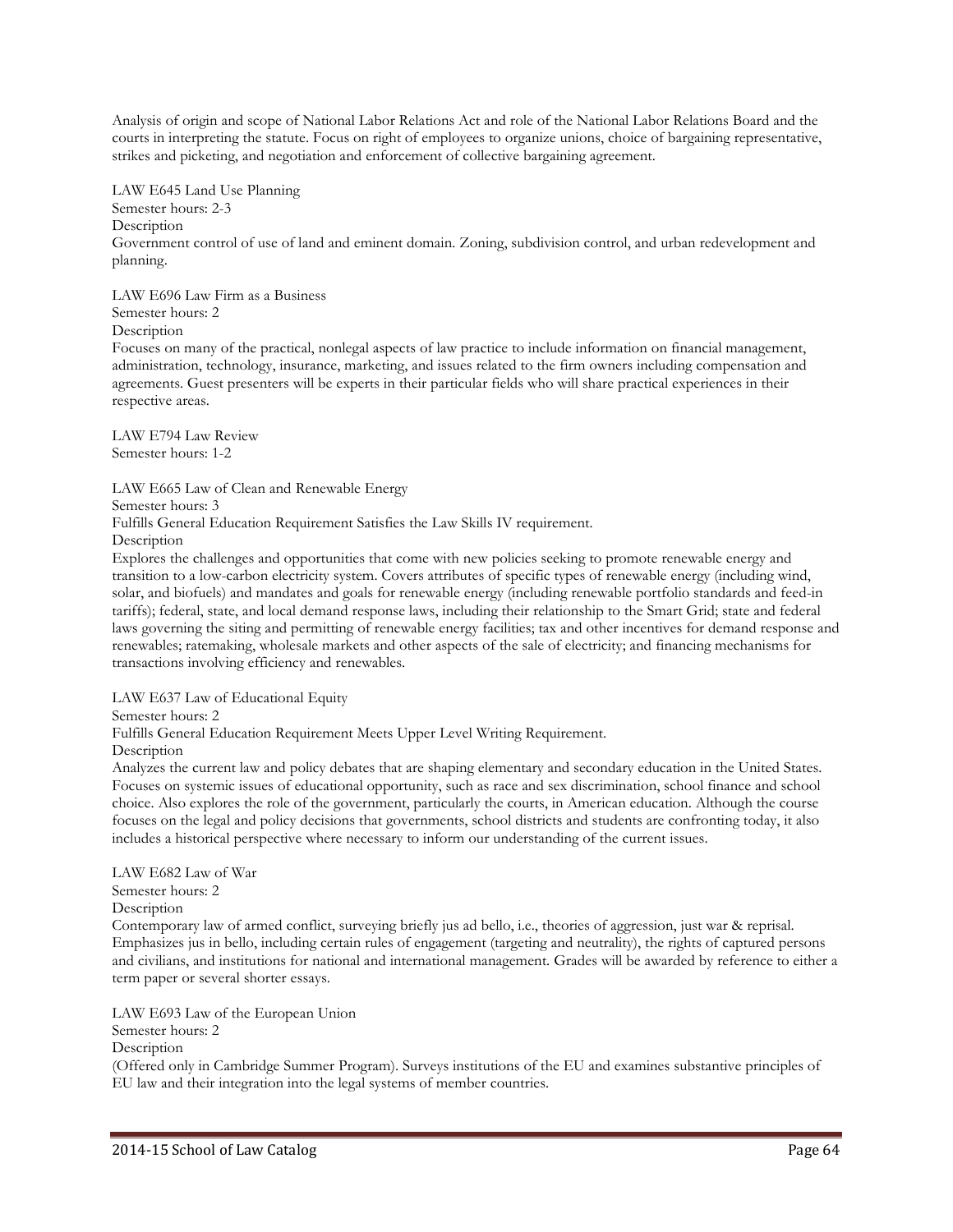Analysis of origin and scope of National Labor Relations Act and role of the National Labor Relations Board and the courts in interpreting the statute. Focus on right of employees to organize unions, choice of bargaining representative, strikes and picketing, and negotiation and enforcement of collective bargaining agreement.

LAW E645 Land Use Planning
Semester hours: 2-3
Description
Government control of use of land and eminent domain. Zoning, subdivision control, and urban redevelopment and planning.

LAW E696 Law Firm as a Business
Semester hours: 2
Description
Focuses on many of the practical, nonlegal aspects of law practice to include information on financial management, administration, technology, insurance, marketing, and issues related to the firm owners including compensation and agreements. Guest presenters will be experts in their particular fields who will share practical experiences in their respective areas.

LAW E794 Law Review
Semester hours: 1-2

LAW E665 Law of Clean and Renewable Energy
Semester hours: 3
Fulfills General Education Requirement Satisfies the Law Skills IV requirement.
Description
Explores the challenges and opportunities that come with new policies seeking to promote renewable energy and transition to a low-carbon electricity system. Covers attributes of specific types of renewable energy (including wind, solar, and biofuels) and mandates and goals for renewable energy (including renewable portfolio standards and feed-in tariffs); federal, state, and local demand response laws, including their relationship to the Smart Grid; state and federal laws governing the siting and permitting of renewable energy facilities; tax and other incentives for demand response and renewables; ratemaking, wholesale markets and other aspects of the sale of electricity; and financing mechanisms for transactions involving efficiency and renewables.

LAW E637 Law of Educational Equity
Semester hours: 2
Fulfills General Education Requirement Meets Upper Level Writing Requirement.
Description
Analyzes the current law and policy debates that are shaping elementary and secondary education in the United States. Focuses on systemic issues of educational opportunity, such as race and sex discrimination, school finance and school choice. Also explores the role of the government, particularly the courts, in American education. Although the course focuses on the legal and policy decisions that governments, school districts and students are confronting today, it also includes a historical perspective where necessary to inform our understanding of the current issues.

LAW E682 Law of War
Semester hours: 2
Description
Contemporary law of armed conflict, surveying briefly jus ad bello, i.e., theories of aggression, just war & reprisal. Emphasizes jus in bello, including certain rules of engagement (targeting and neutrality), the rights of captured persons and civilians, and institutions for national and international management. Grades will be awarded by reference to either a term paper or several shorter essays.

LAW E693 Law of the European Union
Semester hours: 2
Description
(Offered only in Cambridge Summer Program). Surveys institutions of the EU and examines substantive principles of EU law and their integration into the legal systems of member countries.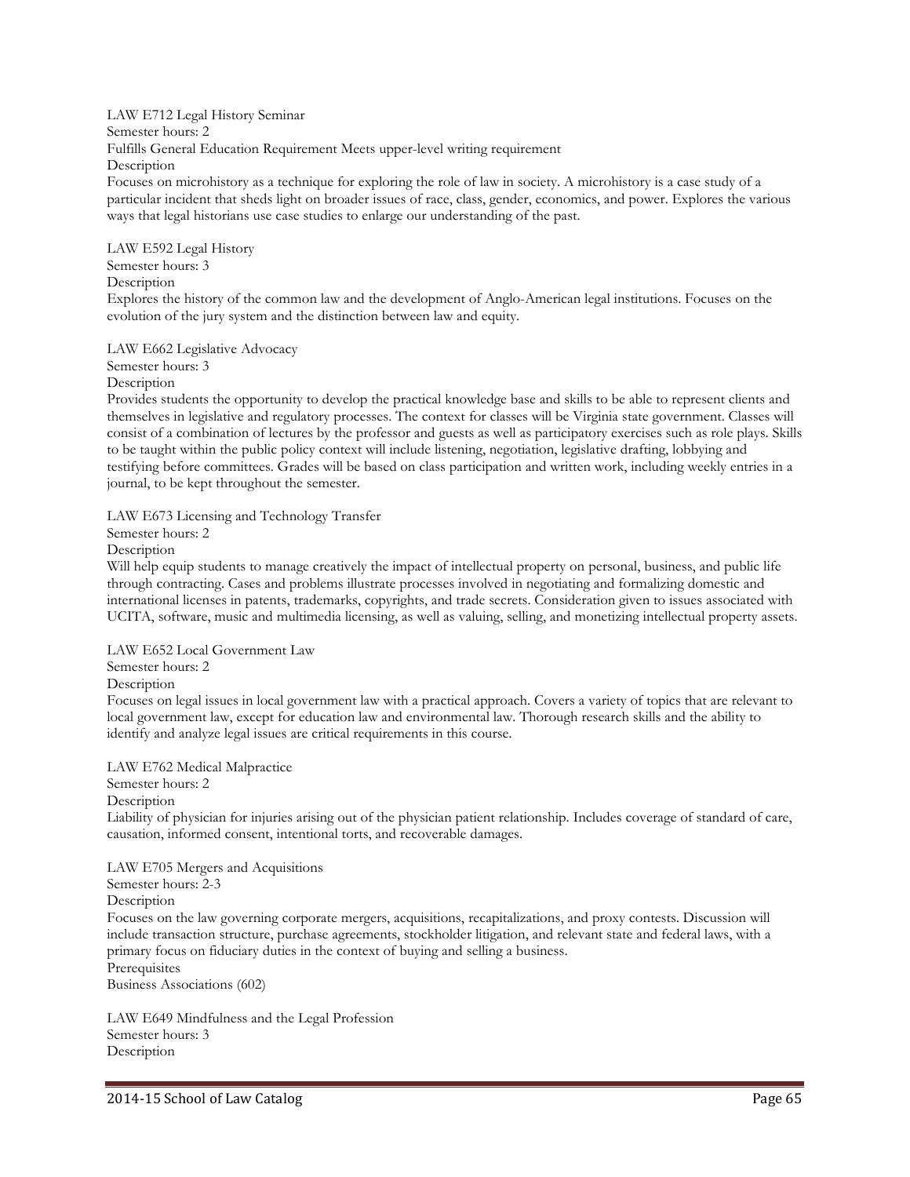LAW E712 Legal History Seminar

Semester hours: 2

Fulfills General Education Requirement Meets upper-level writing requirement

Description

Focuses on microhistory as a technique for exploring the role of law in society. A microhistory is a case study of a particular incident that sheds light on broader issues of race, class, gender, economics, and power. Explores the various ways that legal historians use case studies to enlarge our understanding of the past.

LAW E592 Legal History

Semester hours: 3

Description

Explores the history of the common law and the development of Anglo-American legal institutions. Focuses on the evolution of the jury system and the distinction between law and equity.

LAW E662 Legislative Advocacy

Semester hours: 3

Description

Provides students the opportunity to develop the practical knowledge base and skills to be able to represent clients and themselves in legislative and regulatory processes. The context for classes will be Virginia state government. Classes will consist of a combination of lectures by the professor and guests as well as participatory exercises such as role plays. Skills to be taught within the public policy context will include listening, negotiation, legislative drafting, lobbying and testifying before committees. Grades will be based on class participation and written work, including weekly entries in a journal, to be kept throughout the semester.

LAW E673 Licensing and Technology Transfer

Semester hours: 2

Description

Will help equip students to manage creatively the impact of intellectual property on personal, business, and public life through contracting. Cases and problems illustrate processes involved in negotiating and formalizing domestic and international licenses in patents, trademarks, copyrights, and trade secrets. Consideration given to issues associated with UCITA, software, music and multimedia licensing, as well as valuing, selling, and monetizing intellectual property assets.

LAW E652 Local Government Law

Semester hours: 2

Description

Focuses on legal issues in local government law with a practical approach. Covers a variety of topics that are relevant to local government law, except for education law and environmental law. Thorough research skills and the ability to identify and analyze legal issues are critical requirements in this course.

LAW E762 Medical Malpractice

Semester hours: 2

Description

Liability of physician for injuries arising out of the physician patient relationship. Includes coverage of standard of care, causation, informed consent, intentional torts, and recoverable damages.

LAW E705 Mergers and Acquisitions

Semester hours: 2-3

Description

Focuses on the law governing corporate mergers, acquisitions, recapitalizations, and proxy contests. Discussion will include transaction structure, purchase agreements, stockholder litigation, and relevant state and federal laws, with a primary focus on fiduciary duties in the context of buying and selling a business.

Prerequisites

Business Associations (602)

LAW E649 Mindfulness and the Legal Profession

Semester hours: 3

Description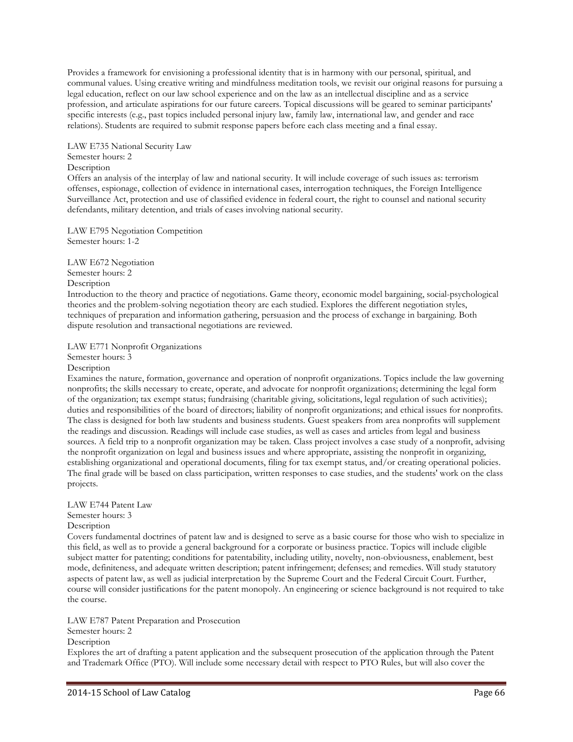Provides a framework for envisioning a professional identity that is in harmony with our personal, spiritual, and communal values. Using creative writing and mindfulness meditation tools, we revisit our original reasons for pursuing a legal education, reflect on our law school experience and on the law as an intellectual discipline and as a service profession, and articulate aspirations for our future careers. Topical discussions will be geared to seminar participants' specific interests (e.g., past topics included personal injury law, family law, international law, and gender and race relations). Students are required to submit response papers before each class meeting and a final essay.

LAW E735 National Security Law
Semester hours: 2
Description
Offers an analysis of the interplay of law and national security. It will include coverage of such issues as: terrorism offenses, espionage, collection of evidence in international cases, interrogation techniques, the Foreign Intelligence Surveillance Act, protection and use of classified evidence in federal court, the right to counsel and national security defendants, military detention, and trials of cases involving national security.

LAW E795 Negotiation Competition
Semester hours: 1-2

LAW E672 Negotiation
Semester hours: 2
Description
Introduction to the theory and practice of negotiations. Game theory, economic model bargaining, social-psychological theories and the problem-solving negotiation theory are each studied. Explores the different negotiation styles, techniques of preparation and information gathering, persuasion and the process of exchange in bargaining. Both dispute resolution and transactional negotiations are reviewed.

LAW E771 Nonprofit Organizations
Semester hours: 3
Description
Examines the nature, formation, governance and operation of nonprofit organizations. Topics include the law governing nonprofits; the skills necessary to create, operate, and advocate for nonprofit organizations; determining the legal form of the organization; tax exempt status; fundraising (charitable giving, solicitations, legal regulation of such activities); duties and responsibilities of the board of directors; liability of nonprofit organizations; and ethical issues for nonprofits. The class is designed for both law students and business students. Guest speakers from area nonprofits will supplement the readings and discussion. Readings will include case studies, as well as cases and articles from legal and business sources. A field trip to a nonprofit organization may be taken. Class project involves a case study of a nonprofit, advising the nonprofit organization on legal and business issues and where appropriate, assisting the nonprofit in organizing, establishing organizational and operational documents, filing for tax exempt status, and/or creating operational policies. The final grade will be based on class participation, written responses to case studies, and the students' work on the class projects.

LAW E744 Patent Law
Semester hours: 3
Description
Covers fundamental doctrines of patent law and is designed to serve as a basic course for those who wish to specialize in this field, as well as to provide a general background for a corporate or business practice. Topics will include eligible subject matter for patenting; conditions for patentability, including utility, novelty, non-obviousness, enablement, best mode, definiteness, and adequate written description; patent infringement; defenses; and remedies. Will study statutory aspects of patent law, as well as judicial interpretation by the Supreme Court and the Federal Circuit Court. Further, course will consider justifications for the patent monopoly. An engineering or science background is not required to take the course.

LAW E787 Patent Preparation and Prosecution
Semester hours: 2
Description
Explores the art of drafting a patent application and the subsequent prosecution of the application through the Patent and Trademark Office (PTO). Will include some necessary detail with respect to PTO Rules, but will also cover the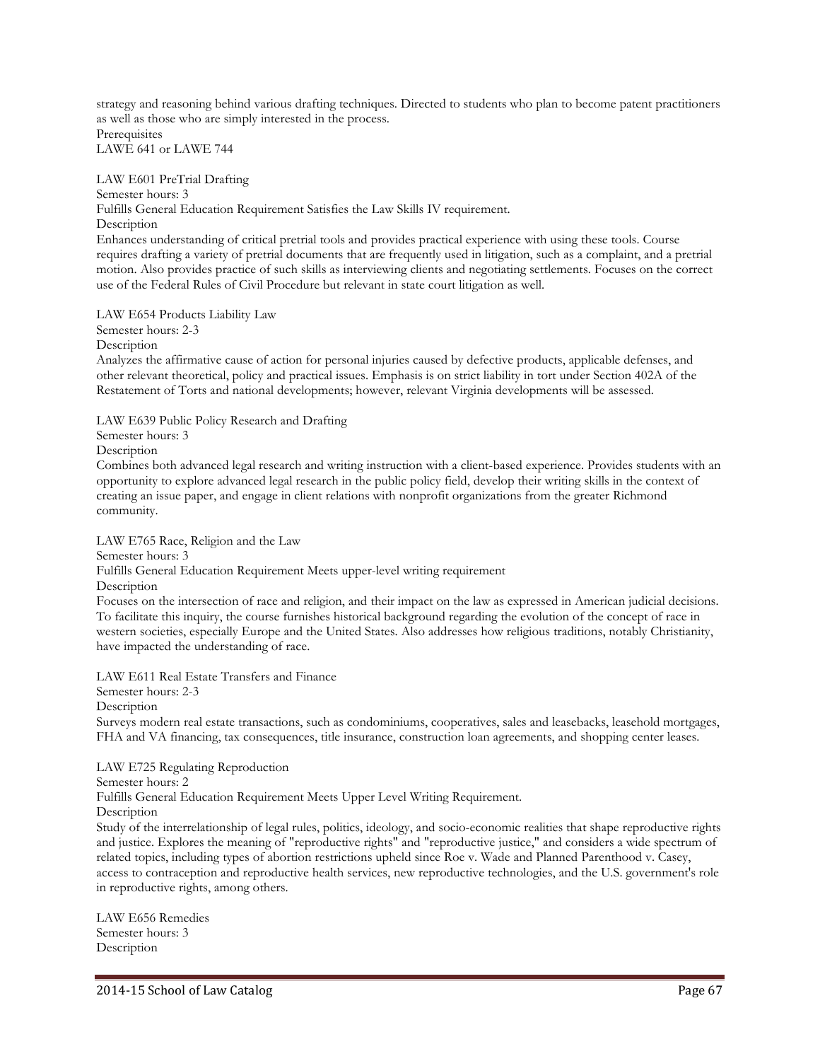strategy and reasoning behind various drafting techniques. Directed to students who plan to become patent practitioners as well as those who are simply interested in the process.

Prerequisites

LAWE 641 or LAWE 744

LAW E601 PreTrial Drafting

Semester hours: 3

Fulfills General Education Requirement Satisfies the Law Skills IV requirement.

Description

Enhances understanding of critical pretrial tools and provides practical experience with using these tools. Course requires drafting a variety of pretrial documents that are frequently used in litigation, such as a complaint, and a pretrial motion. Also provides practice of such skills as interviewing clients and negotiating settlements. Focuses on the correct use of the Federal Rules of Civil Procedure but relevant in state court litigation as well.

LAW E654 Products Liability Law

Semester hours: 2-3

Description

Analyzes the affirmative cause of action for personal injuries caused by defective products, applicable defenses, and other relevant theoretical, policy and practical issues. Emphasis is on strict liability in tort under Section 402A of the Restatement of Torts and national developments; however, relevant Virginia developments will be assessed.

LAW E639 Public Policy Research and Drafting

Semester hours: 3

Description

Combines both advanced legal research and writing instruction with a client-based experience. Provides students with an opportunity to explore advanced legal research in the public policy field, develop their writing skills in the context of creating an issue paper, and engage in client relations with nonprofit organizations from the greater Richmond community.

LAW E765 Race, Religion and the Law

Semester hours: 3

Fulfills General Education Requirement Meets upper-level writing requirement

Description

Focuses on the intersection of race and religion, and their impact on the law as expressed in American judicial decisions. To facilitate this inquiry, the course furnishes historical background regarding the evolution of the concept of race in western societies, especially Europe and the United States. Also addresses how religious traditions, notably Christianity, have impacted the understanding of race.

LAW E611 Real Estate Transfers and Finance

Semester hours: 2-3

Description

Surveys modern real estate transactions, such as condominiums, cooperatives, sales and leasebacks, leasehold mortgages, FHA and VA financing, tax consequences, title insurance, construction loan agreements, and shopping center leases.

LAW E725 Regulating Reproduction

Semester hours: 2

Fulfills General Education Requirement Meets Upper Level Writing Requirement.

Description

Study of the interrelationship of legal rules, politics, ideology, and socio-economic realities that shape reproductive rights and justice. Explores the meaning of "reproductive rights" and "reproductive justice," and considers a wide spectrum of related topics, including types of abortion restrictions upheld since Roe v. Wade and Planned Parenthood v. Casey, access to contraception and reproductive health services, new reproductive technologies, and the U.S. government's role in reproductive rights, among others.

LAW E656 Remedies

Semester hours: 3

Description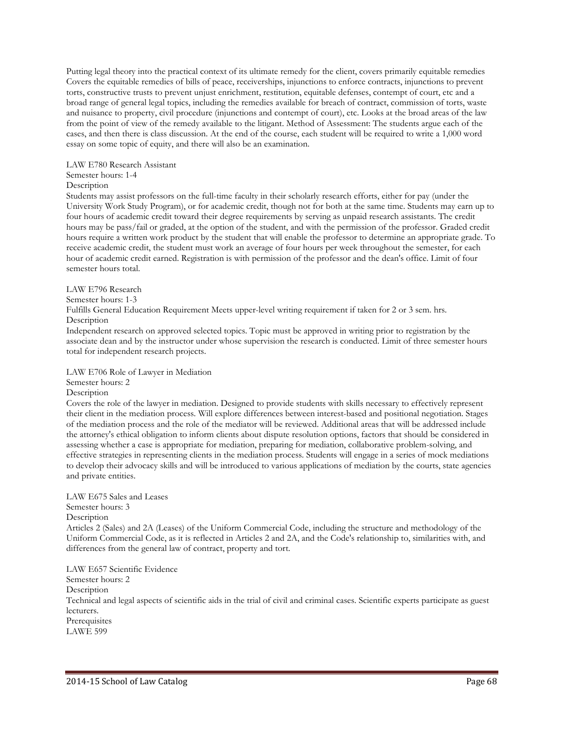Putting legal theory into the practical context of its ultimate remedy for the client, covers primarily equitable remedies Covers the equitable remedies of bills of peace, receiverships, injunctions to enforce contracts, injunctions to prevent torts, constructive trusts to prevent unjust enrichment, restitution, equitable defenses, contempt of court, etc and a broad range of general legal topics, including the remedies available for breach of contract, commission of torts, waste and nuisance to property, civil procedure (injunctions and contempt of court), etc. Looks at the broad areas of the law from the point of view of the remedy available to the litigant. Method of Assessment: The students argue each of the cases, and then there is class discussion. At the end of the course, each student will be required to write a 1,000 word essay on some topic of equity, and there will also be an examination.

LAW E780 Research Assistant

Semester hours: 1-4

Description

Students may assist professors on the full-time faculty in their scholarly research efforts, either for pay (under the University Work Study Program), or for academic credit, though not for both at the same time. Students may earn up to four hours of academic credit toward their degree requirements by serving as unpaid research assistants. The credit hours may be pass/fail or graded, at the option of the student, and with the permission of the professor. Graded credit hours require a written work product by the student that will enable the professor to determine an appropriate grade. To receive academic credit, the student must work an average of four hours per week throughout the semester, for each hour of academic credit earned. Registration is with permission of the professor and the dean's office. Limit of four semester hours total.

LAW E796 Research

Semester hours: 1-3

Fulfills General Education Requirement Meets upper-level writing requirement if taken for 2 or 3 sem. hrs.

Description

Independent research on approved selected topics. Topic must be approved in writing prior to registration by the associate dean and by the instructor under whose supervision the research is conducted. Limit of three semester hours total for independent research projects.

LAW E706 Role of Lawyer in Mediation

Semester hours: 2

Description

Covers the role of the lawyer in mediation. Designed to provide students with skills necessary to effectively represent their client in the mediation process. Will explore differences between interest-based and positional negotiation. Stages of the mediation process and the role of the mediator will be reviewed. Additional areas that will be addressed include the attorney's ethical obligation to inform clients about dispute resolution options, factors that should be considered in assessing whether a case is appropriate for mediation, preparing for mediation, collaborative problem-solving, and effective strategies in representing clients in the mediation process. Students will engage in a series of mock mediations to develop their advocacy skills and will be introduced to various applications of mediation by the courts, state agencies and private entities.

LAW E675 Sales and Leases

Semester hours: 3

Description

Articles 2 (Sales) and 2A (Leases) of the Uniform Commercial Code, including the structure and methodology of the Uniform Commercial Code, as it is reflected in Articles 2 and 2A, and the Code's relationship to, similarities with, and differences from the general law of contract, property and tort.

LAW E657 Scientific Evidence

Semester hours: 2

Description

Technical and legal aspects of scientific aids in the trial of civil and criminal cases. Scientific experts participate as guest lecturers.

Prerequisites

LAWE 599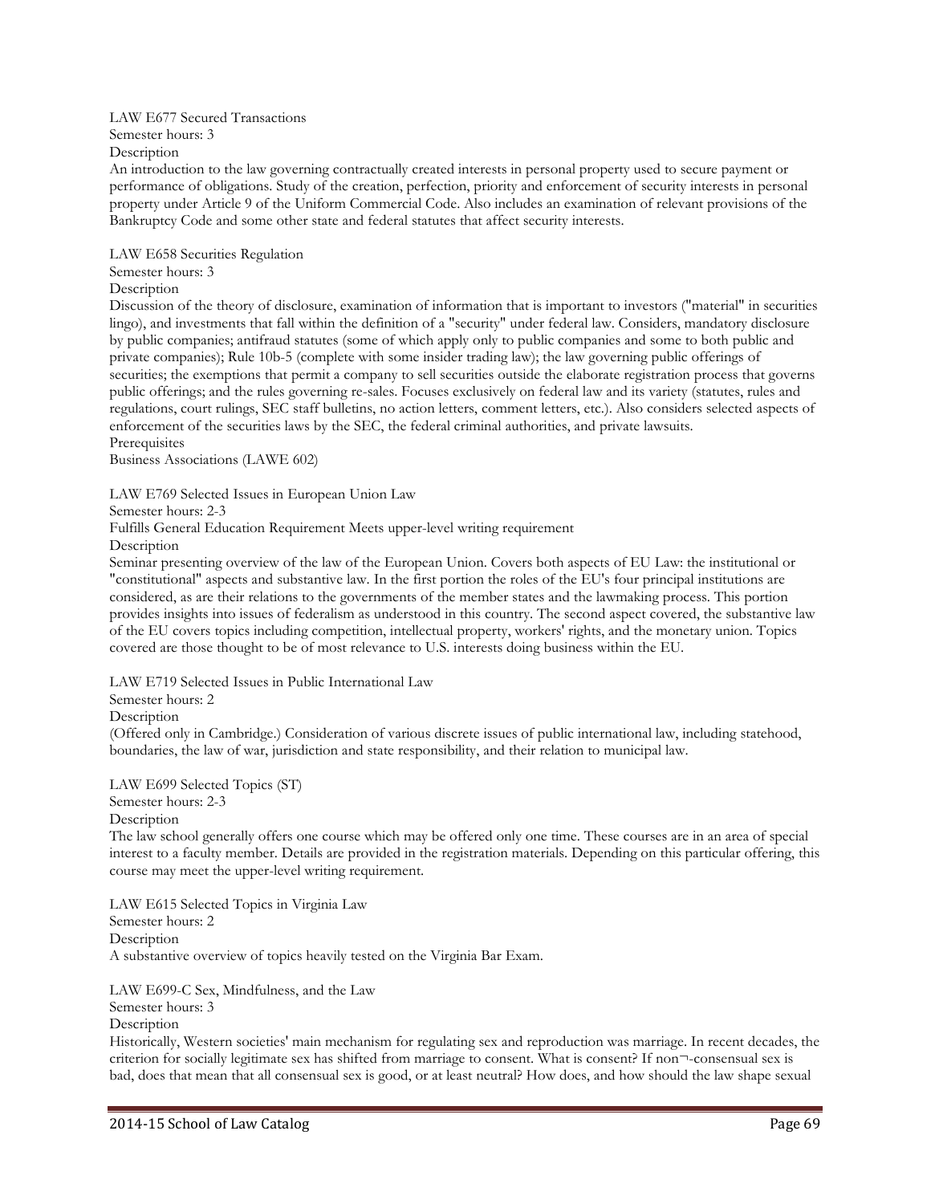LAW E677 Secured Transactions

Semester hours: 3

Description

An introduction to the law governing contractually created interests in personal property used to secure payment or performance of obligations. Study of the creation, perfection, priority and enforcement of security interests in personal property under Article 9 of the Uniform Commercial Code. Also includes an examination of relevant provisions of the Bankruptcy Code and some other state and federal statutes that affect security interests.

LAW E658 Securities Regulation

Semester hours: 3

Description

Discussion of the theory of disclosure, examination of information that is important to investors ("material" in securities lingo), and investments that fall within the definition of a "security" under federal law. Considers, mandatory disclosure by public companies; antifraud statutes (some of which apply only to public companies and some to both public and private companies); Rule 10b-5 (complete with some insider trading law); the law governing public offerings of securities; the exemptions that permit a company to sell securities outside the elaborate registration process that governs public offerings; and the rules governing re-sales. Focuses exclusively on federal law and its variety (statutes, rules and regulations, court rulings, SEC staff bulletins, no action letters, comment letters, etc.). Also considers selected aspects of enforcement of the securities laws by the SEC, the federal criminal authorities, and private lawsuits.

Prerequisites

Business Associations (LAWE 602)

LAW E769 Selected Issues in European Union Law

Semester hours: 2-3

Fulfills General Education Requirement Meets upper-level writing requirement

Description

Seminar presenting overview of the law of the European Union. Covers both aspects of EU Law: the institutional or "constitutional" aspects and substantive law. In the first portion the roles of the EU's four principal institutions are considered, as are their relations to the governments of the member states and the lawmaking process. This portion provides insights into issues of federalism as understood in this country. The second aspect covered, the substantive law of the EU covers topics including competition, intellectual property, workers' rights, and the monetary union. Topics covered are those thought to be of most relevance to U.S. interests doing business within the EU.

LAW E719 Selected Issues in Public International Law

Semester hours: 2

Description

(Offered only in Cambridge.) Consideration of various discrete issues of public international law, including statehood, boundaries, the law of war, jurisdiction and state responsibility, and their relation to municipal law.

LAW E699 Selected Topics (ST)

Semester hours: 2-3

Description

The law school generally offers one course which may be offered only one time. These courses are in an area of special interest to a faculty member. Details are provided in the registration materials. Depending on this particular offering, this course may meet the upper-level writing requirement.

LAW E615 Selected Topics in Virginia Law

Semester hours: 2

Description

A substantive overview of topics heavily tested on the Virginia Bar Exam.

LAW E699-C Sex, Mindfulness, and the Law

Semester hours: 3

Description

Historically, Western societies' main mechanism for regulating sex and reproduction was marriage. In recent decades, the criterion for socially legitimate sex has shifted from marriage to consent. What is consent? If non¬-consensual sex is bad, does that mean that all consensual sex is good, or at least neutral? How does, and how should the law shape sexual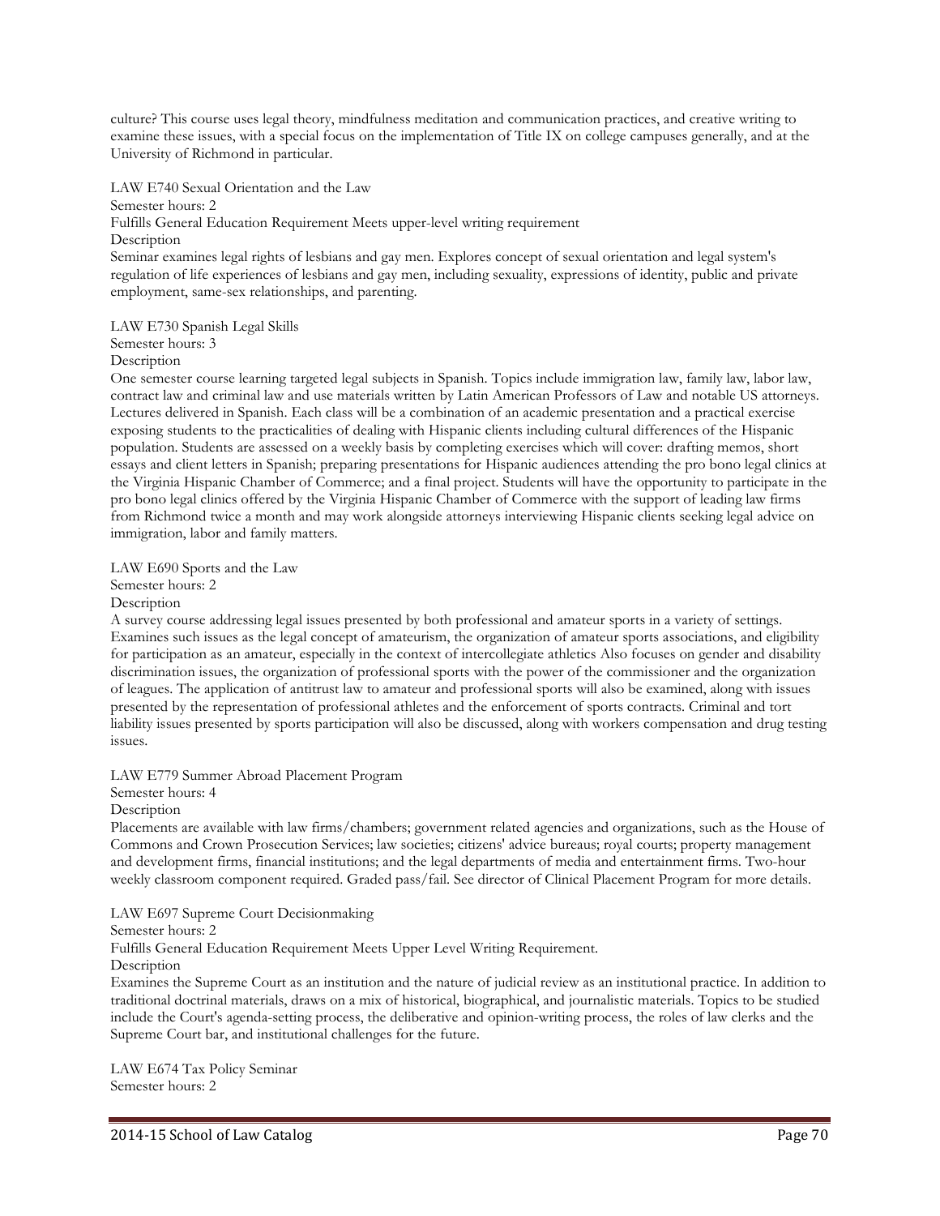culture? This course uses legal theory, mindfulness meditation and communication practices, and creative writing to examine these issues, with a special focus on the implementation of Title IX on college campuses generally, and at the University of Richmond in particular.

LAW E740 Sexual Orientation and the Law

Semester hours: 2

Fulfills General Education Requirement Meets upper-level writing requirement

Description

Seminar examines legal rights of lesbians and gay men. Explores concept of sexual orientation and legal system's regulation of life experiences of lesbians and gay men, including sexuality, expressions of identity, public and private employment, same-sex relationships, and parenting.

LAW E730 Spanish Legal Skills

Semester hours: 3

Description

One semester course learning targeted legal subjects in Spanish. Topics include immigration law, family law, labor law, contract law and criminal law and use materials written by Latin American Professors of Law and notable US attorneys. Lectures delivered in Spanish. Each class will be a combination of an academic presentation and a practical exercise exposing students to the practicalities of dealing with Hispanic clients including cultural differences of the Hispanic population. Students are assessed on a weekly basis by completing exercises which will cover: drafting memos, short essays and client letters in Spanish; preparing presentations for Hispanic audiences attending the pro bono legal clinics at the Virginia Hispanic Chamber of Commerce; and a final project. Students will have the opportunity to participate in the pro bono legal clinics offered by the Virginia Hispanic Chamber of Commerce with the support of leading law firms from Richmond twice a month and may work alongside attorneys interviewing Hispanic clients seeking legal advice on immigration, labor and family matters.

LAW E690 Sports and the Law

Semester hours: 2

Description

A survey course addressing legal issues presented by both professional and amateur sports in a variety of settings. Examines such issues as the legal concept of amateurism, the organization of amateur sports associations, and eligibility for participation as an amateur, especially in the context of intercollegiate athletics Also focuses on gender and disability discrimination issues, the organization of professional sports with the power of the commissioner and the organization of leagues. The application of antitrust law to amateur and professional sports will also be examined, along with issues presented by the representation of professional athletes and the enforcement of sports contracts. Criminal and tort liability issues presented by sports participation will also be discussed, along with workers compensation and drug testing issues.

LAW E779 Summer Abroad Placement Program

Semester hours: 4

Description

Placements are available with law firms/chambers; government related agencies and organizations, such as the House of Commons and Crown Prosecution Services; law societies; citizens' advice bureaus; royal courts; property management and development firms, financial institutions; and the legal departments of media and entertainment firms. Two-hour weekly classroom component required. Graded pass/fail. See director of Clinical Placement Program for more details.

LAW E697 Supreme Court Decisionmaking

Semester hours: 2

Fulfills General Education Requirement Meets Upper Level Writing Requirement.

Description

Examines the Supreme Court as an institution and the nature of judicial review as an institutional practice. In addition to traditional doctrinal materials, draws on a mix of historical, biographical, and journalistic materials. Topics to be studied include the Court's agenda-setting process, the deliberative and opinion-writing process, the roles of law clerks and the Supreme Court bar, and institutional challenges for the future.

LAW E674 Tax Policy Seminar

Semester hours: 2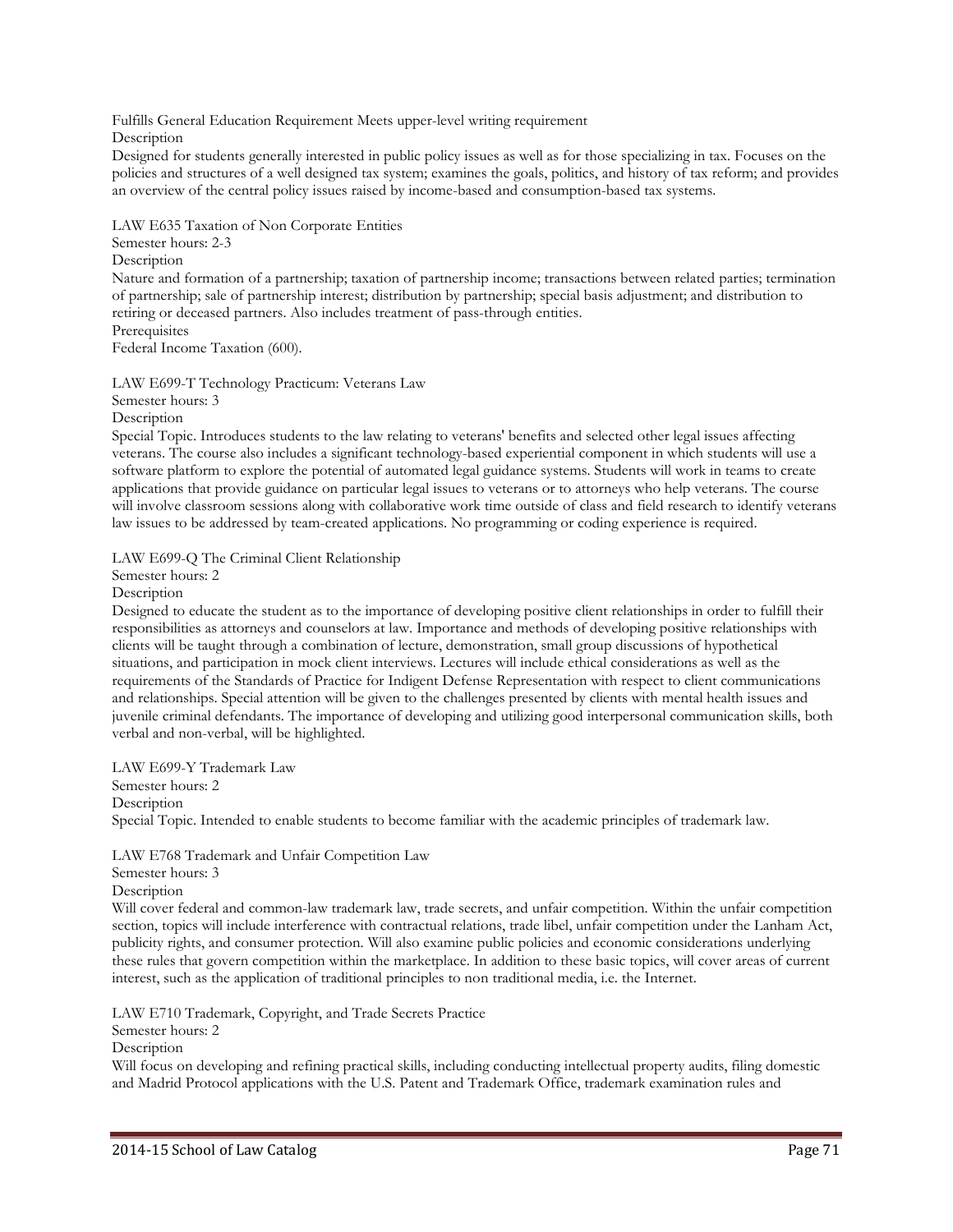Fulfills General Education Requirement Meets upper-level writing requirement

Description

Designed for students generally interested in public policy issues as well as for those specializing in tax. Focuses on the policies and structures of a well designed tax system; examines the goals, politics, and history of tax reform; and provides an overview of the central policy issues raised by income-based and consumption-based tax systems.

LAW E635 Taxation of Non Corporate Entities

Semester hours: 2-3

Description

Nature and formation of a partnership; taxation of partnership income; transactions between related parties; termination of partnership; sale of partnership interest; distribution by partnership; special basis adjustment; and distribution to retiring or deceased partners. Also includes treatment of pass-through entities.

Prerequisites

Federal Income Taxation (600).

LAW E699-T Technology Practicum: Veterans Law

Semester hours: 3

Description

Special Topic. Introduces students to the law relating to veterans' benefits and selected other legal issues affecting veterans. The course also includes a significant technology-based experiential component in which students will use a software platform to explore the potential of automated legal guidance systems. Students will work in teams to create applications that provide guidance on particular legal issues to veterans or to attorneys who help veterans. The course will involve classroom sessions along with collaborative work time outside of class and field research to identify veterans law issues to be addressed by team-created applications. No programming or coding experience is required.

LAW E699-Q The Criminal Client Relationship

Semester hours: 2

Description

Designed to educate the student as to the importance of developing positive client relationships in order to fulfill their responsibilities as attorneys and counselors at law. Importance and methods of developing positive relationships with clients will be taught through a combination of lecture, demonstration, small group discussions of hypothetical situations, and participation in mock client interviews. Lectures will include ethical considerations as well as the requirements of the Standards of Practice for Indigent Defense Representation with respect to client communications and relationships. Special attention will be given to the challenges presented by clients with mental health issues and juvenile criminal defendants. The importance of developing and utilizing good interpersonal communication skills, both verbal and non-verbal, will be highlighted.

LAW E699-Y Trademark Law

Semester hours: 2

Description

Special Topic. Intended to enable students to become familiar with the academic principles of trademark law.

LAW E768 Trademark and Unfair Competition Law

Semester hours: 3

Description

Will cover federal and common-law trademark law, trade secrets, and unfair competition. Within the unfair competition section, topics will include interference with contractual relations, trade libel, unfair competition under the Lanham Act, publicity rights, and consumer protection. Will also examine public policies and economic considerations underlying these rules that govern competition within the marketplace. In addition to these basic topics, will cover areas of current interest, such as the application of traditional principles to non traditional media, i.e. the Internet.

LAW E710 Trademark, Copyright, and Trade Secrets Practice

Semester hours: 2

Description

Will focus on developing and refining practical skills, including conducting intellectual property audits, filing domestic and Madrid Protocol applications with the U.S. Patent and Trademark Office, trademark examination rules and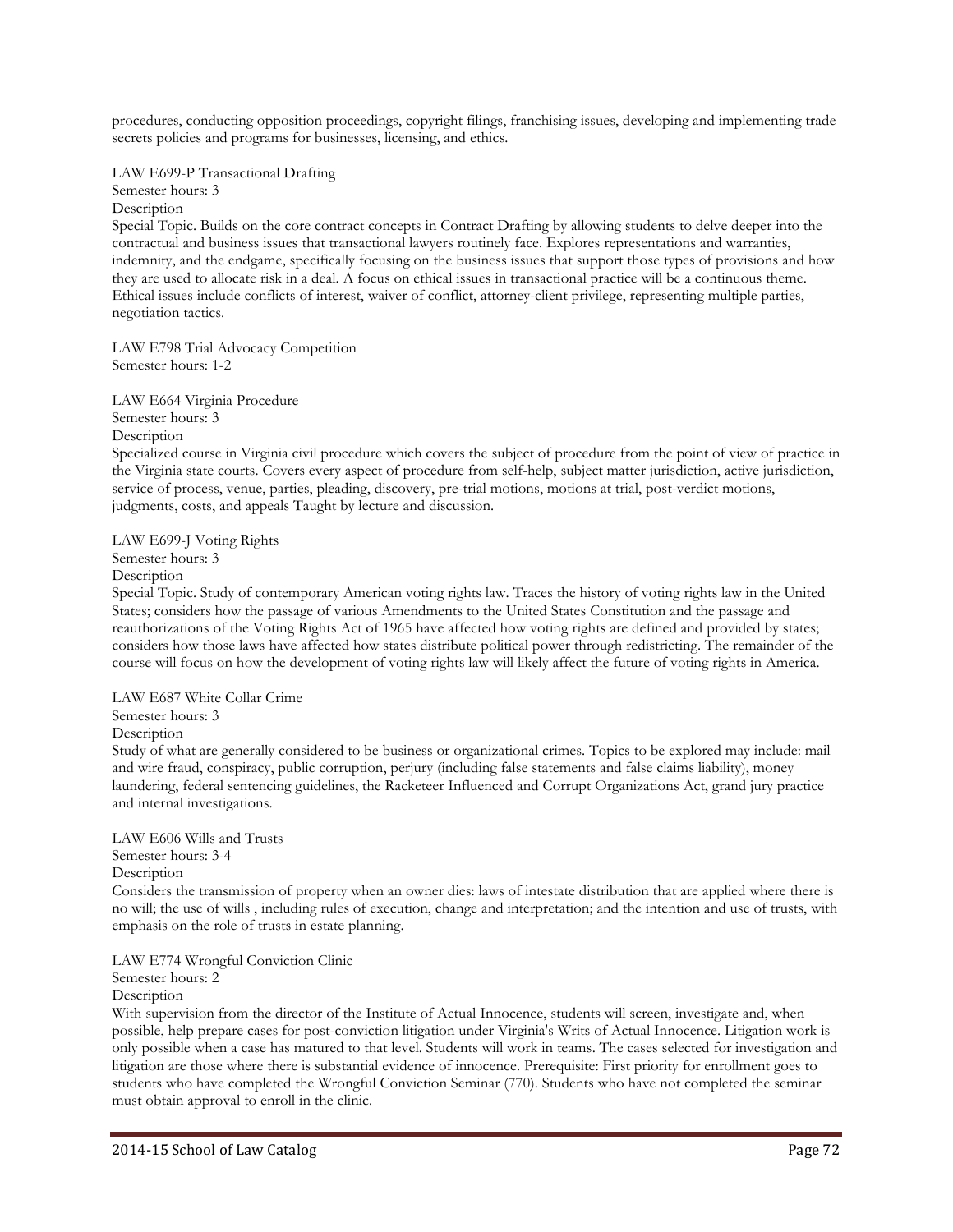procedures, conducting opposition proceedings, copyright filings, franchising issues, developing and implementing trade secrets policies and programs for businesses, licensing, and ethics.

LAW E699-P Transactional Drafting
Semester hours: 3
Description
Special Topic. Builds on the core contract concepts in Contract Drafting by allowing students to delve deeper into the contractual and business issues that transactional lawyers routinely face. Explores representations and warranties, indemnity, and the endgame, specifically focusing on the business issues that support those types of provisions and how they are used to allocate risk in a deal. A focus on ethical issues in transactional practice will be a continuous theme. Ethical issues include conflicts of interest, waiver of conflict, attorney-client privilege, representing multiple parties, negotiation tactics.

LAW E798 Trial Advocacy Competition
Semester hours: 1-2

LAW E664 Virginia Procedure
Semester hours: 3
Description
Specialized course in Virginia civil procedure which covers the subject of procedure from the point of view of practice in the Virginia state courts. Covers every aspect of procedure from self-help, subject matter jurisdiction, active jurisdiction, service of process, venue, parties, pleading, discovery, pre-trial motions, motions at trial, post-verdict motions, judgments, costs, and appeals Taught by lecture and discussion.

LAW E699-J Voting Rights
Semester hours: 3
Description
Special Topic. Study of contemporary American voting rights law. Traces the history of voting rights law in the United States; considers how the passage of various Amendments to the United States Constitution and the passage and reauthorizations of the Voting Rights Act of 1965 have affected how voting rights are defined and provided by states; considers how those laws have affected how states distribute political power through redistricting. The remainder of the course will focus on how the development of voting rights law will likely affect the future of voting rights in America.

LAW E687 White Collar Crime
Semester hours: 3
Description
Study of what are generally considered to be business or organizational crimes. Topics to be explored may include: mail and wire fraud, conspiracy, public corruption, perjury (including false statements and false claims liability), money laundering, federal sentencing guidelines, the Racketeer Influenced and Corrupt Organizations Act, grand jury practice and internal investigations.

LAW E606 Wills and Trusts
Semester hours: 3-4
Description
Considers the transmission of property when an owner dies: laws of intestate distribution that are applied where there is no will; the use of wills , including rules of execution, change and interpretation; and the intention and use of trusts, with emphasis on the role of trusts in estate planning.

LAW E774 Wrongful Conviction Clinic
Semester hours: 2
Description
With supervision from the director of the Institute of Actual Innocence, students will screen, investigate and, when possible, help prepare cases for post-conviction litigation under Virginia's Writs of Actual Innocence. Litigation work is only possible when a case has matured to that level. Students will work in teams. The cases selected for investigation and litigation are those where there is substantial evidence of innocence. Prerequisite: First priority for enrollment goes to students who have completed the Wrongful Conviction Seminar (770). Students who have not completed the seminar must obtain approval to enroll in the clinic.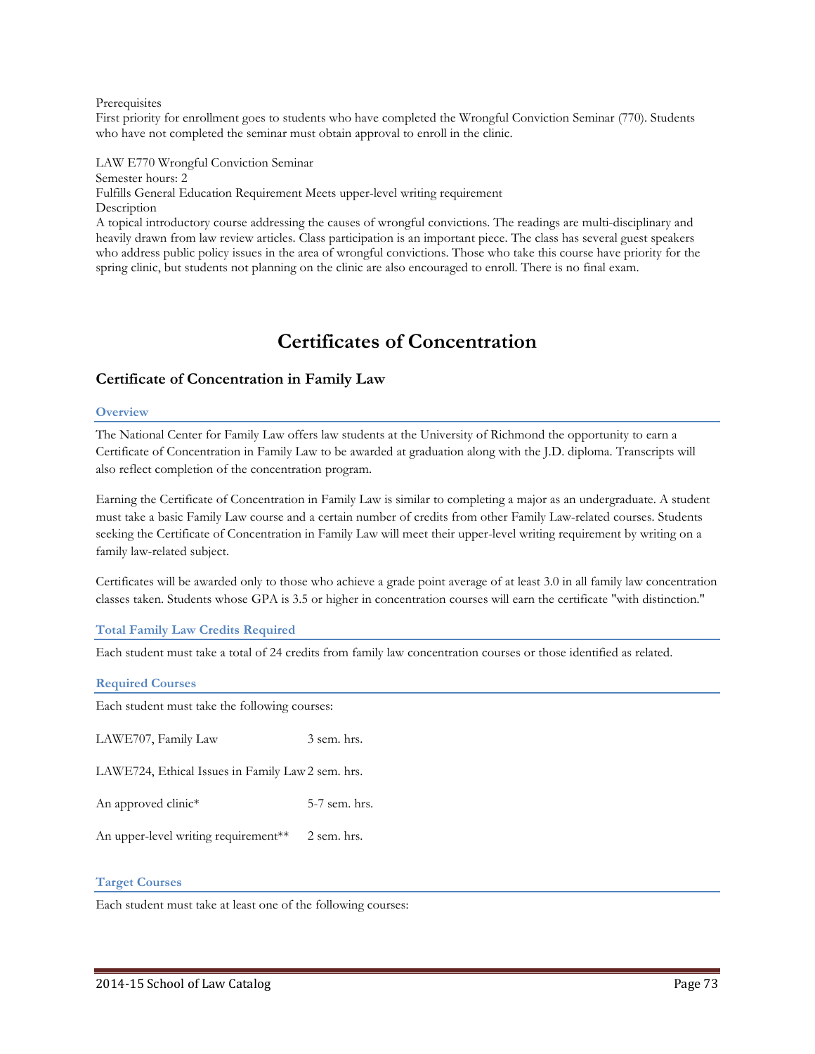Prerequisites

First priority for enrollment goes to students who have completed the Wrongful Conviction Seminar (770). Students who have not completed the seminar must obtain approval to enroll in the clinic.

LAW E770 Wrongful Conviction Seminar

Semester hours: 2

Fulfills General Education Requirement Meets upper-level writing requirement

Description

A topical introductory course addressing the causes of wrongful convictions. The readings are multi-disciplinary and heavily drawn from law review articles. Class participation is an important piece. The class has several guest speakers who address public policy issues in the area of wrongful convictions. Those who take this course have priority for the spring clinic, but students not planning on the clinic are also encouraged to enroll. There is no final exam.

# Certificates of Concentration

## Certificate of Concentration in Family Law

### Overview

The National Center for Family Law offers law students at the University of Richmond the opportunity to earn a Certificate of Concentration in Family Law to be awarded at graduation along with the J.D. diploma. Transcripts will also reflect completion of the concentration program.

Earning the Certificate of Concentration in Family Law is similar to completing a major as an undergraduate. A student must take a basic Family Law course and a certain number of credits from other Family Law-related courses. Students seeking the Certificate of Concentration in Family Law will meet their upper-level writing requirement by writing on a family law-related subject.

Certificates will be awarded only to those who achieve a grade point average of at least 3.0 in all family law concentration classes taken. Students whose GPA is 3.5 or higher in concentration courses will earn the certificate "with distinction."

### Total Family Law Credits Required

Each student must take a total of 24 credits from family law concentration courses or those identified as related.

### Required Courses

Each student must take the following courses:

| | |
|---|---|
| LAWE707, Family Law | 3 sem. hrs. |
| LAWE724, Ethical Issues in Family Law | 2 sem. hrs. |
| An approved clinic* | 5-7 sem. hrs. |
| An upper-level writing requirement** | 2 sem. hrs. |

### Target Courses

Each student must take at least one of the following courses: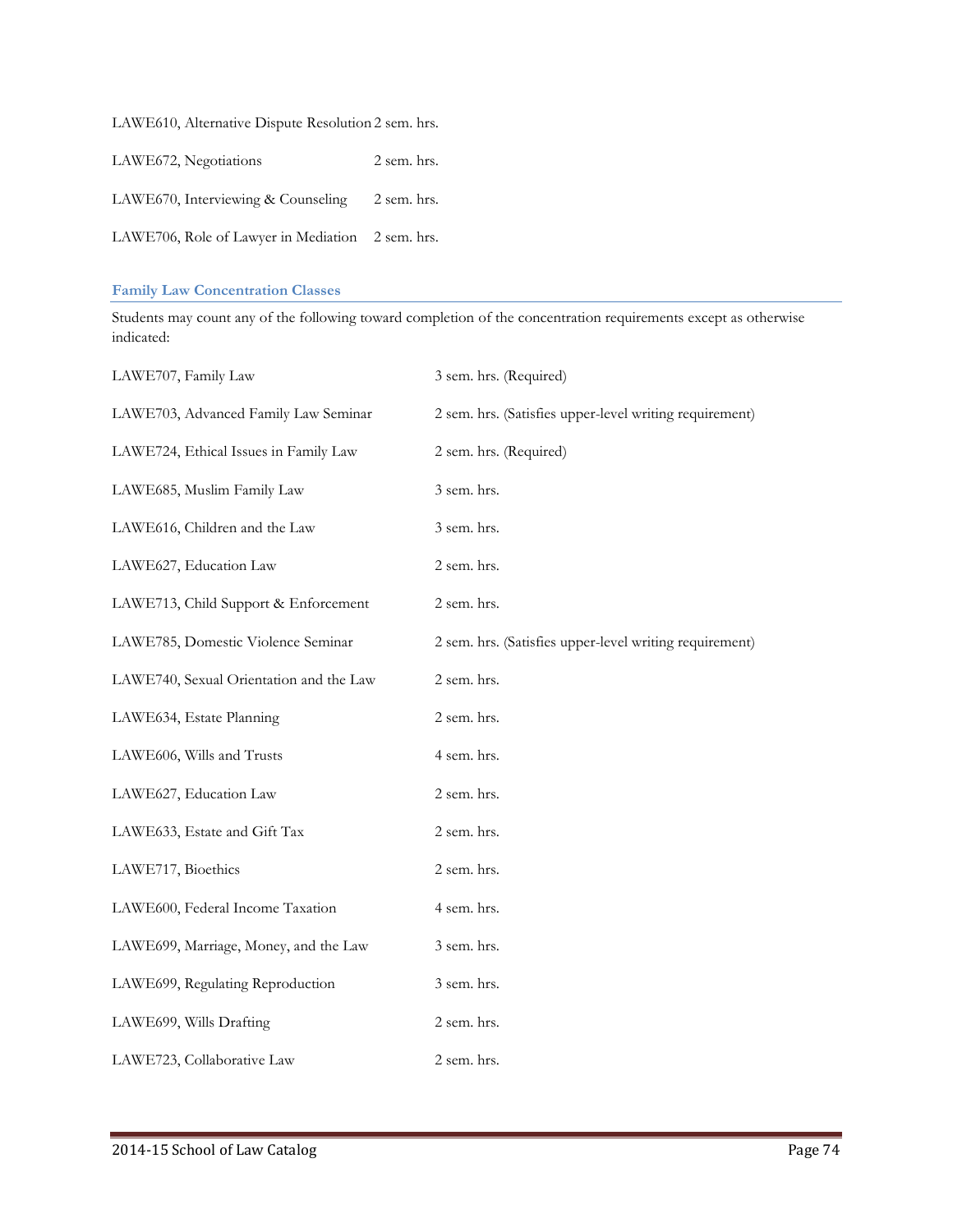| | |
|---|---|
| LAWE610, Alternative Dispute Resolution | 2 sem. hrs. |
| LAWE672, Negotiations | 2 sem. hrs. |
| LAWE670, Interviewing & Counseling | 2 sem. hrs. |
| LAWE706, Role of Lawyer in Mediation | 2 sem. hrs. |

### Family Law Concentration Classes

Students may count any of the following toward completion of the concentration requirements except as otherwise indicated:

| | |
|---|---|
| LAWE707, Family Law | 3 sem. hrs. (Required) |
| LAWE703, Advanced Family Law Seminar | 2 sem. hrs. (Satisfies upper-level writing requirement) |
| LAWE724, Ethical Issues in Family Law | 2 sem. hrs. (Required) |
| LAWE685, Muslim Family Law | 3 sem. hrs. |
| LAWE616, Children and the Law | 3 sem. hrs. |
| LAWE627, Education Law | 2 sem. hrs. |
| LAWE713, Child Support & Enforcement | 2 sem. hrs. |
| LAWE785, Domestic Violence Seminar | 2 sem. hrs. (Satisfies upper-level writing requirement) |
| LAWE740, Sexual Orientation and the Law | 2 sem. hrs. |
| LAWE634, Estate Planning | 2 sem. hrs. |
| LAWE606, Wills and Trusts | 4 sem. hrs. |
| LAWE627, Education Law | 2 sem. hrs. |
| LAWE633, Estate and Gift Tax | 2 sem. hrs. |
| LAWE717, Bioethics | 2 sem. hrs. |
| LAWE600, Federal Income Taxation | 4 sem. hrs. |
| LAWE699, Marriage, Money, and the Law | 3 sem. hrs. |
| LAWE699, Regulating Reproduction | 3 sem. hrs. |
| LAWE699, Wills Drafting | 2 sem. hrs. |
| LAWE723, Collaborative Law | 2 sem. hrs. |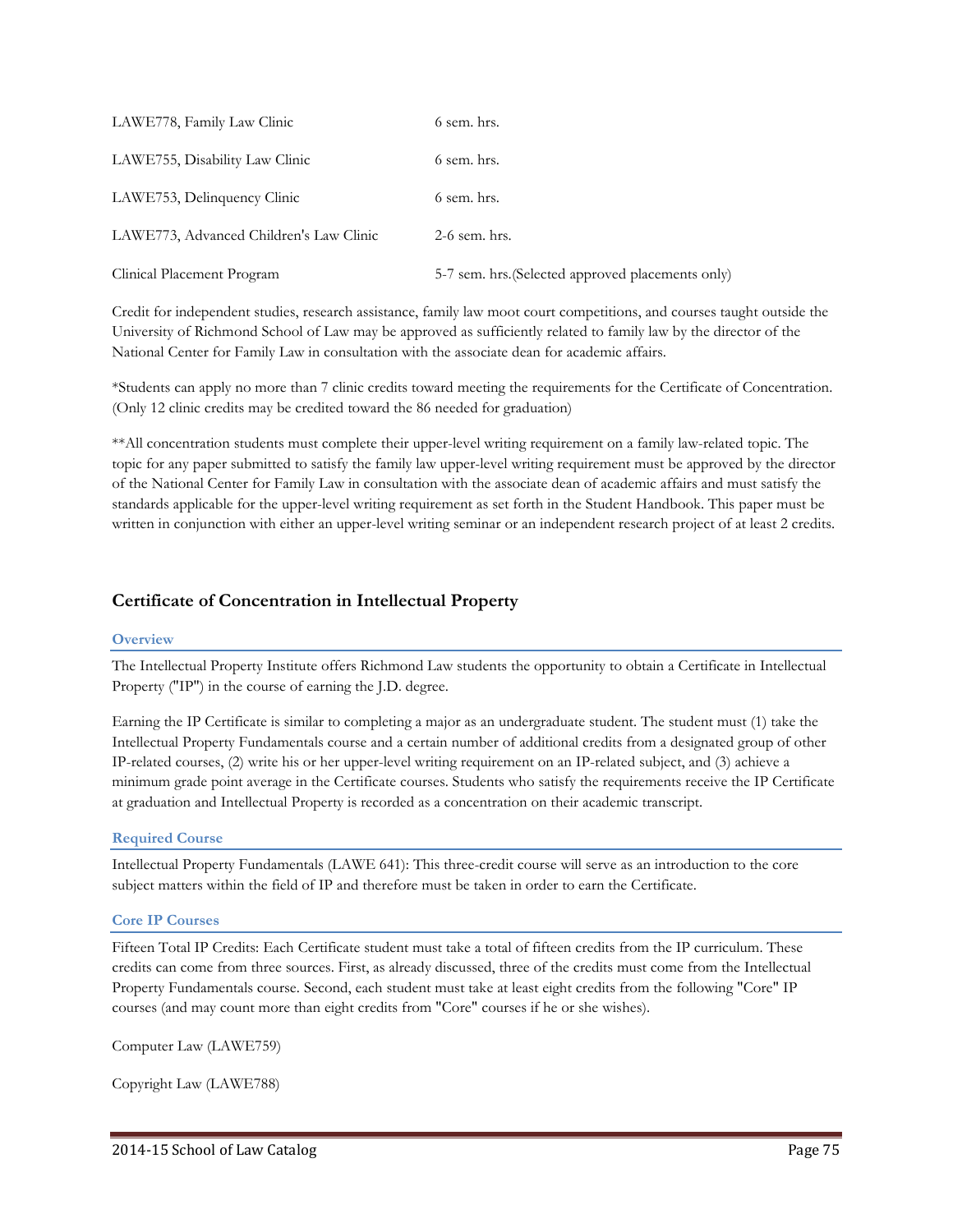| | |
|---|---|
| LAWE778, Family Law Clinic | 6 sem. hrs. |
| LAWE755, Disability Law Clinic | 6 sem. hrs. |
| LAWE753, Delinquency Clinic | 6 sem. hrs. |
| LAWE773, Advanced Children's Law Clinic | 2-6 sem. hrs. |
| Clinical Placement Program | 5-7 sem. hrs.(Selected approved placements only) |

Credit for independent studies, research assistance, family law moot court competitions, and courses taught outside the University of Richmond School of Law may be approved as sufficiently related to family law by the director of the National Center for Family Law in consultation with the associate dean for academic affairs.

*Students can apply no more than 7 clinic credits toward meeting the requirements for the Certificate of Concentration. (Only 12 clinic credits may be credited toward the 86 needed for graduation)

**All concentration students must complete their upper-level writing requirement on a family law-related topic. The topic for any paper submitted to satisfy the family law upper-level writing requirement must be approved by the director of the National Center for Family Law in consultation with the associate dean of academic affairs and must satisfy the standards applicable for the upper-level writing requirement as set forth in the Student Handbook. This paper must be written in conjunction with either an upper-level writing seminar or an independent research project of at least 2 credits.

## Certificate of Concentration in Intellectual Property

### Overview

The Intellectual Property Institute offers Richmond Law students the opportunity to obtain a Certificate in Intellectual Property ("IP") in the course of earning the J.D. degree.

Earning the IP Certificate is similar to completing a major as an undergraduate student. The student must (1) take the Intellectual Property Fundamentals course and a certain number of additional credits from a designated group of other IP-related courses, (2) write his or her upper-level writing requirement on an IP-related subject, and (3) achieve a minimum grade point average in the Certificate courses. Students who satisfy the requirements receive the IP Certificate at graduation and Intellectual Property is recorded as a concentration on their academic transcript.

### Required Course

Intellectual Property Fundamentals (LAWE 641): This three-credit course will serve as an introduction to the core subject matters within the field of IP and therefore must be taken in order to earn the Certificate.

### Core IP Courses

Fifteen Total IP Credits: Each Certificate student must take a total of fifteen credits from the IP curriculum. These credits can come from three sources. First, as already discussed, three of the credits must come from the Intellectual Property Fundamentals course. Second, each student must take at least eight credits from the following "Core" IP courses (and may count more than eight credits from "Core" courses if he or she wishes).

Computer Law (LAWE759)

Copyright Law (LAWE788)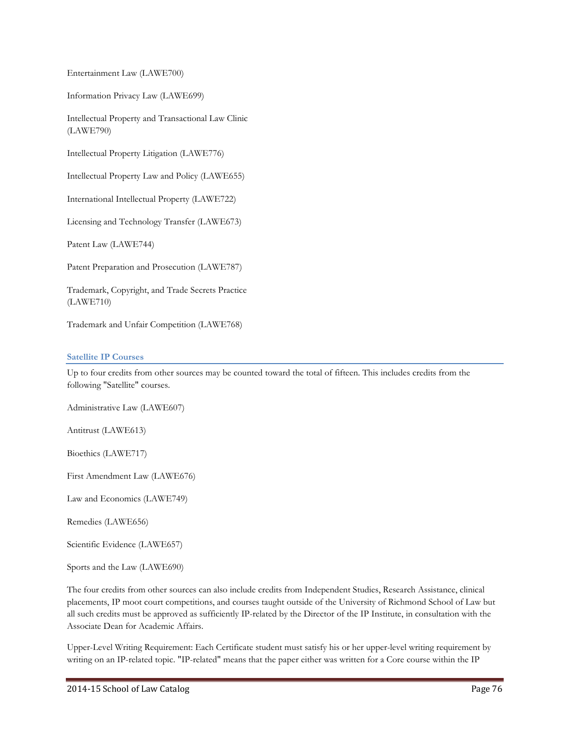Entertainment Law (LAWE700)

Information Privacy Law (LAWE699)

Intellectual Property and Transactional Law Clinic (LAWE790)

Intellectual Property Litigation (LAWE776)

Intellectual Property Law and Policy (LAWE655)

International Intellectual Property (LAWE722)

Licensing and Technology Transfer (LAWE673)

Patent Law (LAWE744)

Patent Preparation and Prosecution (LAWE787)

Trademark, Copyright, and Trade Secrets Practice (LAWE710)

Trademark and Unfair Competition (LAWE768)

### Satellite IP Courses

Up to four credits from other sources may be counted toward the total of fifteen. This includes credits from the following "Satellite" courses.

Administrative Law (LAWE607)

Antitrust (LAWE613)

Bioethics (LAWE717)

First Amendment Law (LAWE676)

Law and Economics (LAWE749)

Remedies (LAWE656)

Scientific Evidence (LAWE657)

Sports and the Law (LAWE690)

The four credits from other sources can also include credits from Independent Studies, Research Assistance, clinical placements, IP moot court competitions, and courses taught outside of the University of Richmond School of Law but all such credits must be approved as sufficiently IP-related by the Director of the IP Institute, in consultation with the Associate Dean for Academic Affairs.

Upper-Level Writing Requirement: Each Certificate student must satisfy his or her upper-level writing requirement by writing on an IP-related topic. "IP-related" means that the paper either was written for a Core course within the IP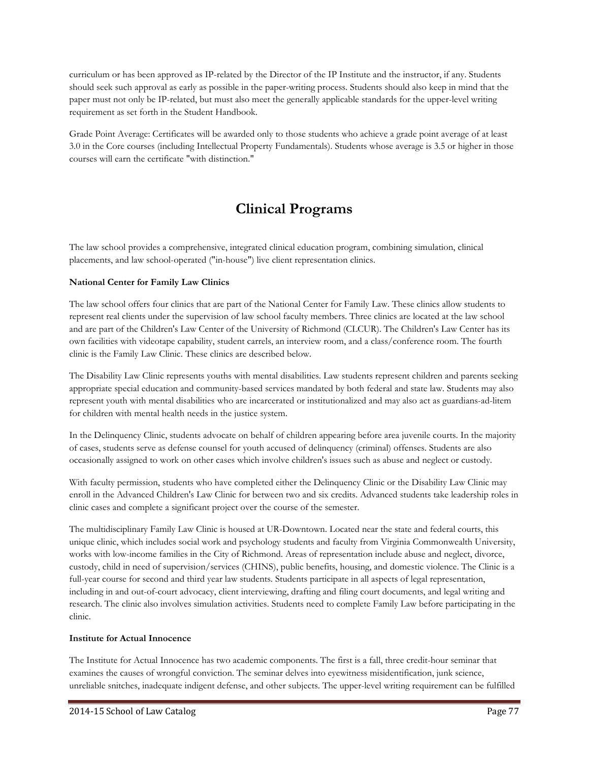curriculum or has been approved as IP-related by the Director of the IP Institute and the instructor, if any. Students should seek such approval as early as possible in the paper-writing process. Students should also keep in mind that the paper must not only be IP-related, but must also meet the generally applicable standards for the upper-level writing requirement as set forth in the Student Handbook.

Grade Point Average: Certificates will be awarded only to those students who achieve a grade point average of at least 3.0 in the Core courses (including Intellectual Property Fundamentals). Students whose average is 3.5 or higher in those courses will earn the certificate "with distinction."

# Clinical Programs

The law school provides a comprehensive, integrated clinical education program, combining simulation, clinical placements, and law school-operated ("in-house") live client representation clinics.

**National Center for Family Law Clinics**

The law school offers four clinics that are part of the National Center for Family Law. These clinics allow students to represent real clients under the supervision of law school faculty members. Three clinics are located at the law school and are part of the Children's Law Center of the University of Richmond (CLCUR). The Children's Law Center has its own facilities with videotape capability, student carrels, an interview room, and a class/conference room. The fourth clinic is the Family Law Clinic. These clinics are described below.

The Disability Law Clinic represents youths with mental disabilities. Law students represent children and parents seeking appropriate special education and community-based services mandated by both federal and state law. Students may also represent youth with mental disabilities who are incarcerated or institutionalized and may also act as guardians-ad-litem for children with mental health needs in the justice system.

In the Delinquency Clinic, students advocate on behalf of children appearing before area juvenile courts. In the majority of cases, students serve as defense counsel for youth accused of delinquency (criminal) offenses. Students are also occasionally assigned to work on other cases which involve children's issues such as abuse and neglect or custody.

With faculty permission, students who have completed either the Delinquency Clinic or the Disability Law Clinic may enroll in the Advanced Children's Law Clinic for between two and six credits. Advanced students take leadership roles in clinic cases and complete a significant project over the course of the semester.

The multidisciplinary Family Law Clinic is housed at UR-Downtown. Located near the state and federal courts, this unique clinic, which includes social work and psychology students and faculty from Virginia Commonwealth University, works with low-income families in the City of Richmond. Areas of representation include abuse and neglect, divorce, custody, child in need of supervision/services (CHINS), public benefits, housing, and domestic violence. The Clinic is a full-year course for second and third year law students. Students participate in all aspects of legal representation, including in and out-of-court advocacy, client interviewing, drafting and filing court documents, and legal writing and research. The clinic also involves simulation activities. Students need to complete Family Law before participating in the clinic.

**Institute for Actual Innocence**

The Institute for Actual Innocence has two academic components. The first is a fall, three credit-hour seminar that examines the causes of wrongful conviction. The seminar delves into eyewitness misidentification, junk science, unreliable snitches, inadequate indigent defense, and other subjects. The upper-level writing requirement can be fulfilled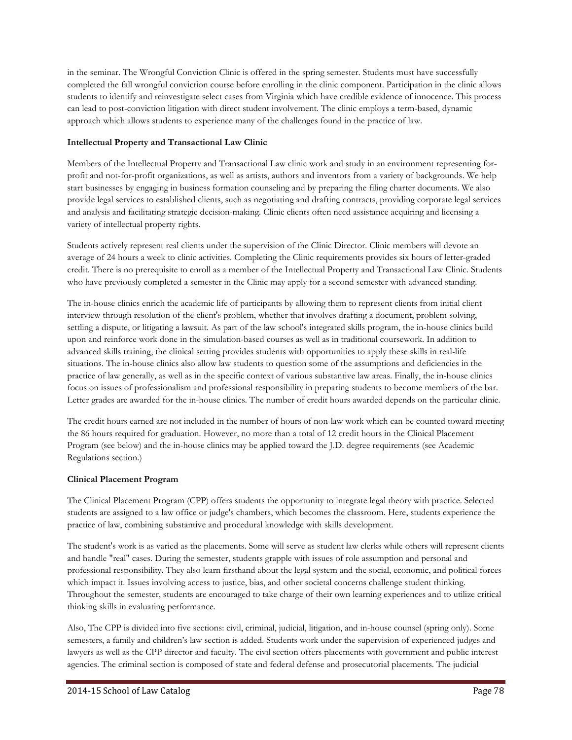in the seminar. The Wrongful Conviction Clinic is offered in the spring semester. Students must have successfully completed the fall wrongful conviction course before enrolling in the clinic component. Participation in the clinic allows students to identify and reinvestigate select cases from Virginia which have credible evidence of innocence. This process can lead to post-conviction litigation with direct student involvement. The clinic employs a term-based, dynamic approach which allows students to experience many of the challenges found in the practice of law.

**Intellectual Property and Transactional Law Clinic**

Members of the Intellectual Property and Transactional Law clinic work and study in an environment representing for-profit and not-for-profit organizations, as well as artists, authors and inventors from a variety of backgrounds. We help start businesses by engaging in business formation counseling and by preparing the filing charter documents. We also provide legal services to established clients, such as negotiating and drafting contracts, providing corporate legal services and analysis and facilitating strategic decision-making. Clinic clients often need assistance acquiring and licensing a variety of intellectual property rights.

Students actively represent real clients under the supervision of the Clinic Director. Clinic members will devote an average of 24 hours a week to clinic activities. Completing the Clinic requirements provides six hours of letter-graded credit. There is no prerequisite to enroll as a member of the Intellectual Property and Transactional Law Clinic. Students who have previously completed a semester in the Clinic may apply for a second semester with advanced standing.

The in-house clinics enrich the academic life of participants by allowing them to represent clients from initial client interview through resolution of the client's problem, whether that involves drafting a document, problem solving, settling a dispute, or litigating a lawsuit. As part of the law school's integrated skills program, the in-house clinics build upon and reinforce work done in the simulation-based courses as well as in traditional coursework. In addition to advanced skills training, the clinical setting provides students with opportunities to apply these skills in real-life situations. The in-house clinics also allow law students to question some of the assumptions and deficiencies in the practice of law generally, as well as in the specific context of various substantive law areas. Finally, the in-house clinics focus on issues of professionalism and professional responsibility in preparing students to become members of the bar. Letter grades are awarded for the in-house clinics. The number of credit hours awarded depends on the particular clinic.

The credit hours earned are not included in the number of hours of non-law work which can be counted toward meeting the 86 hours required for graduation. However, no more than a total of 12 credit hours in the Clinical Placement Program (see below) and the in-house clinics may be applied toward the J.D. degree requirements (see Academic Regulations section.)

**Clinical Placement Program**

The Clinical Placement Program (CPP) offers students the opportunity to integrate legal theory with practice. Selected students are assigned to a law office or judge's chambers, which becomes the classroom. Here, students experience the practice of law, combining substantive and procedural knowledge with skills development.

The student's work is as varied as the placements. Some will serve as student law clerks while others will represent clients and handle "real" cases. During the semester, students grapple with issues of role assumption and personal and professional responsibility. They also learn firsthand about the legal system and the social, economic, and political forces which impact it. Issues involving access to justice, bias, and other societal concerns challenge student thinking. Throughout the semester, students are encouraged to take charge of their own learning experiences and to utilize critical thinking skills in evaluating performance.

Also, The CPP is divided into five sections: civil, criminal, judicial, litigation, and in-house counsel (spring only). Some semesters, a family and children's law section is added. Students work under the supervision of experienced judges and lawyers as well as the CPP director and faculty. The civil section offers placements with government and public interest agencies. The criminal section is composed of state and federal defense and prosecutorial placements. The judicial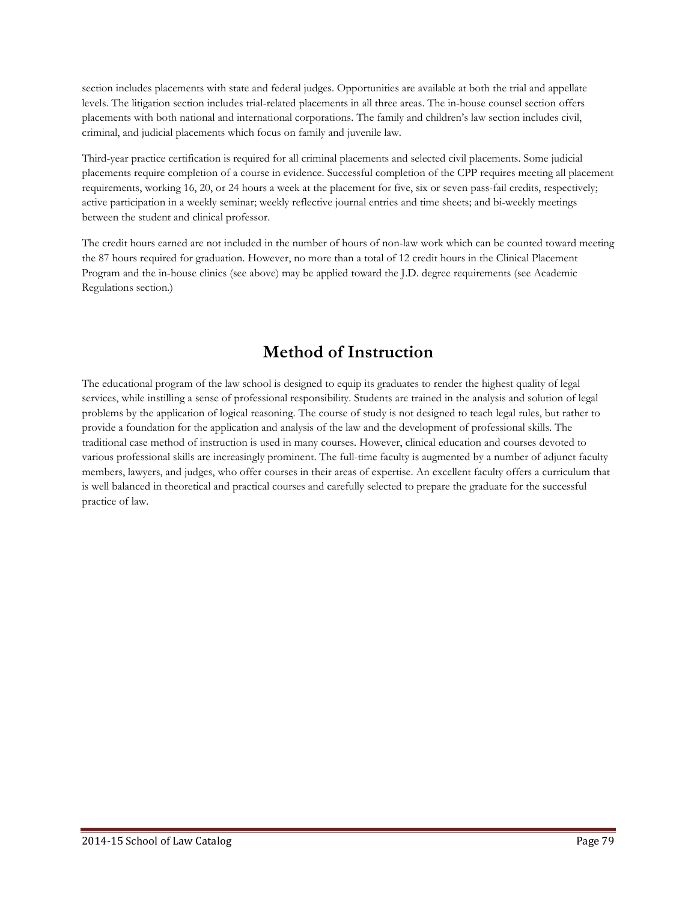section includes placements with state and federal judges. Opportunities are available at both the trial and appellate levels. The litigation section includes trial-related placements in all three areas. The in-house counsel section offers placements with both national and international corporations. The family and children's law section includes civil, criminal, and judicial placements which focus on family and juvenile law.

Third-year practice certification is required for all criminal placements and selected civil placements. Some judicial placements require completion of a course in evidence. Successful completion of the CPP requires meeting all placement requirements, working 16, 20, or 24 hours a week at the placement for five, six or seven pass-fail credits, respectively; active participation in a weekly seminar; weekly reflective journal entries and time sheets; and bi-weekly meetings between the student and clinical professor.

The credit hours earned are not included in the number of hours of non-law work which can be counted toward meeting the 87 hours required for graduation. However, no more than a total of 12 credit hours in the Clinical Placement Program and the in-house clinics (see above) may be applied toward the J.D. degree requirements (see Academic Regulations section.)

# Method of Instruction

The educational program of the law school is designed to equip its graduates to render the highest quality of legal services, while instilling a sense of professional responsibility. Students are trained in the analysis and solution of legal problems by the application of logical reasoning. The course of study is not designed to teach legal rules, but rather to provide a foundation for the application and analysis of the law and the development of professional skills. The traditional case method of instruction is used in many courses. However, clinical education and courses devoted to various professional skills are increasingly prominent. The full-time faculty is augmented by a number of adjunct faculty members, lawyers, and judges, who offer courses in their areas of expertise. An excellent faculty offers a curriculum that is well balanced in theoretical and practical courses and carefully selected to prepare the graduate for the successful practice of law.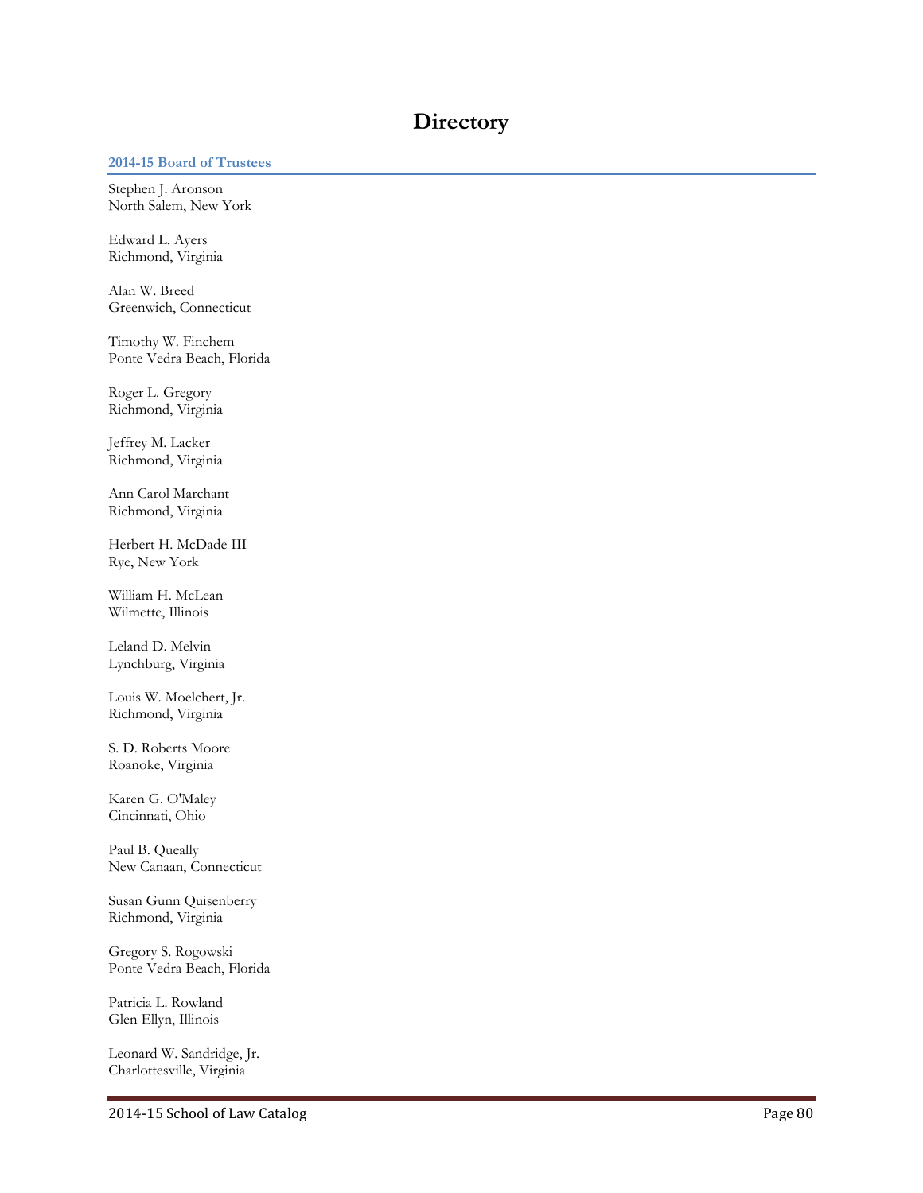# Directory

### 2014-15 Board of Trustees

Stephen J. Aronson
North Salem, New York

Edward L. Ayers
Richmond, Virginia

Alan W. Breed
Greenwich, Connecticut

Timothy W. Finchem
Ponte Vedra Beach, Florida

Roger L. Gregory
Richmond, Virginia

Jeffrey M. Lacker
Richmond, Virginia

Ann Carol Marchant
Richmond, Virginia

Herbert H. McDade III
Rye, New York

William H. McLean
Wilmette, Illinois

Leland D. Melvin
Lynchburg, Virginia

Louis W. Moelchert, Jr.
Richmond, Virginia

S. D. Roberts Moore
Roanoke, Virginia

Karen G. O'Maley
Cincinnati, Ohio

Paul B. Queally
New Canaan, Connecticut

Susan Gunn Quisenberry
Richmond, Virginia

Gregory S. Rogowski
Ponte Vedra Beach, Florida

Patricia L. Rowland
Glen Ellyn, Illinois

Leonard W. Sandridge, Jr.
Charlottesville, Virginia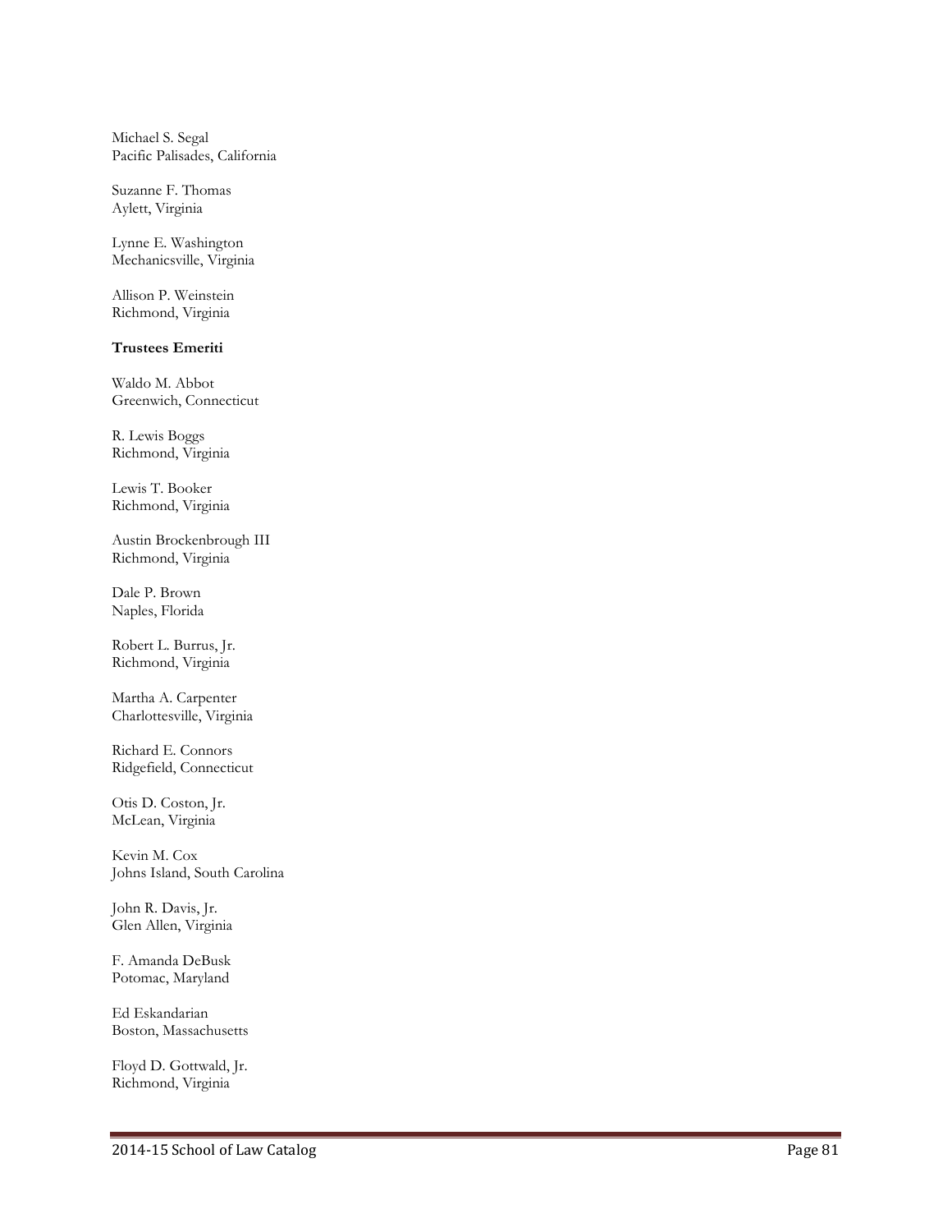Michael S. Segal
Pacific Palisades, California

Suzanne F. Thomas
Aylett, Virginia

Lynne E. Washington
Mechanicsville, Virginia

Allison P. Weinstein
Richmond, Virginia

**Trustees Emeriti**

Waldo M. Abbot
Greenwich, Connecticut

R. Lewis Boggs
Richmond, Virginia

Lewis T. Booker
Richmond, Virginia

Austin Brockenbrough III
Richmond, Virginia

Dale P. Brown
Naples, Florida

Robert L. Burrus, Jr.
Richmond, Virginia

Martha A. Carpenter
Charlottesville, Virginia

Richard E. Connors
Ridgefield, Connecticut

Otis D. Coston, Jr.
McLean, Virginia

Kevin M. Cox
Johns Island, South Carolina

John R. Davis, Jr.
Glen Allen, Virginia

F. Amanda DeBusk
Potomac, Maryland

Ed Eskandarian
Boston, Massachusetts

Floyd D. Gottwald, Jr.
Richmond, Virginia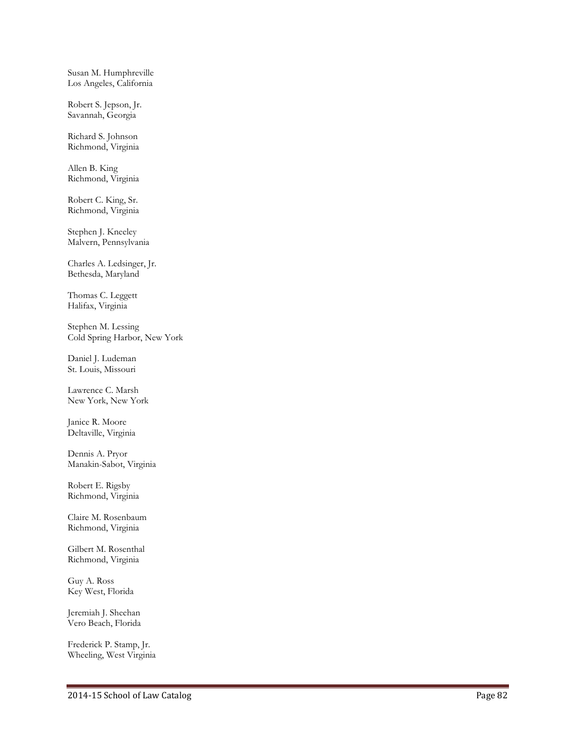Susan M. Humphreville
Los Angeles, California

Robert S. Jepson, Jr.
Savannah, Georgia

Richard S. Johnson
Richmond, Virginia

Allen B. King
Richmond, Virginia

Robert C. King, Sr.
Richmond, Virginia

Stephen J. Kneeley
Malvern, Pennsylvania

Charles A. Ledsinger, Jr.
Bethesda, Maryland

Thomas C. Leggett
Halifax, Virginia

Stephen M. Lessing
Cold Spring Harbor, New York

Daniel J. Ludeman
St. Louis, Missouri

Lawrence C. Marsh
New York, New York

Janice R. Moore
Deltaville, Virginia

Dennis A. Pryor
Manakin-Sabot, Virginia

Robert E. Rigsby
Richmond, Virginia

Claire M. Rosenbaum
Richmond, Virginia

Gilbert M. Rosenthal
Richmond, Virginia

Guy A. Ross
Key West, Florida

Jeremiah J. Sheehan
Vero Beach, Florida

Frederick P. Stamp, Jr.
Wheeling, West Virginia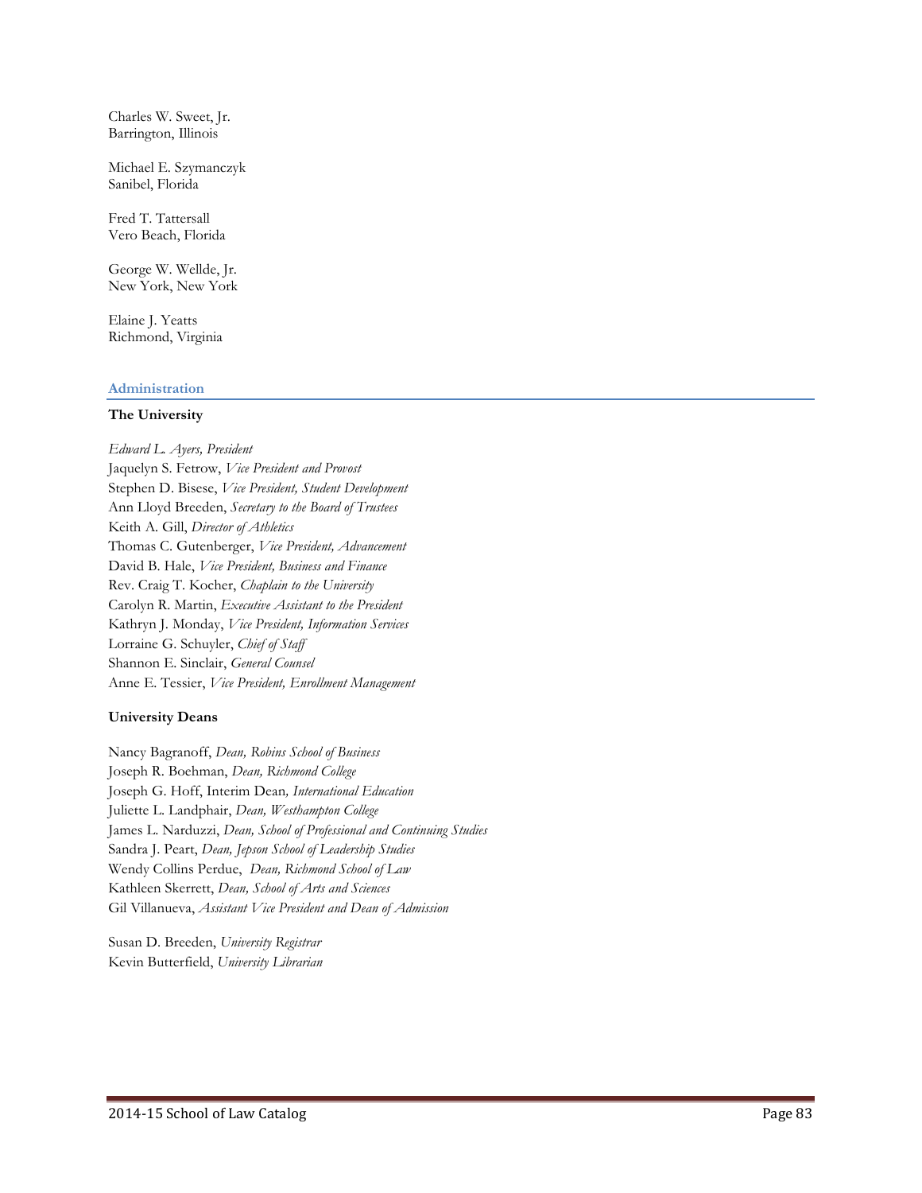Charles W. Sweet, Jr.
Barrington, Illinois

Michael E. Szymanczyk
Sanibel, Florida

Fred T. Tattersall
Vero Beach, Florida

George W. Wellde, Jr.
New York, New York

Elaine J. Yeatts
Richmond, Virginia

## Administration

### The University

*Edward L. Ayers, President*
Jaquelyn S. Fetrow, *Vice President and Provost*
Stephen D. Bisese, *Vice President, Student Development*
Ann Lloyd Breeden, *Secretary to the Board of Trustees*
Keith A. Gill, *Director of Athletics*
Thomas C. Gutenberger, *Vice President, Advancement*
David B. Hale, *Vice President, Business and Finance*
Rev. Craig T. Kocher, *Chaplain to the University*
Carolyn R. Martin, *Executive Assistant to the President*
Kathryn J. Monday, *Vice President, Information Services*
Lorraine G. Schuyler, *Chief of Staff*
Shannon E. Sinclair, *General Counsel*
Anne E. Tessier, *Vice President, Enrollment Management*

### University Deans

Nancy Bagranoff, *Dean, Robins School of Business*
Joseph R. Boehman, *Dean, Richmond College*
Joseph G. Hoff, Interim Dean*, International Education*
Juliette L. Landphair, *Dean, Westhampton College*
James L. Narduzzi, *Dean, School of Professional and Continuing Studies*
Sandra J. Peart, *Dean, Jepson School of Leadership Studies*
Wendy Collins Perdue, *Dean, Richmond School of Law*
Kathleen Skerrett, *Dean, School of Arts and Sciences*
Gil Villanueva, *Assistant Vice President and Dean of Admission*

Susan D. Breeden, *University Registrar*
Kevin Butterfield, *University Librarian*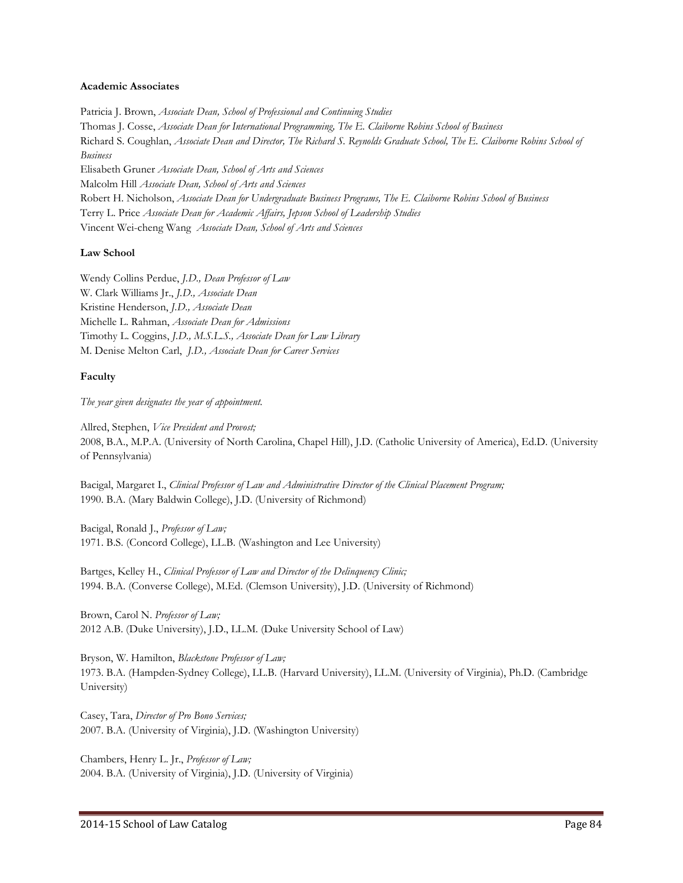**Academic Associates**

Patricia J. Brown, *Associate Dean, School of Professional and Continuing Studies*
Thomas J. Cosse, *Associate Dean for International Programming, The E. Claiborne Robins School of Business*
Richard S. Coughlan, *Associate Dean and Director, The Richard S. Reynolds Graduate School, The E. Claiborne Robins School of Business*
Elisabeth Gruner *Associate Dean, School of Arts and Sciences*
Malcolm Hill *Associate Dean, School of Arts and Sciences*
Robert H. Nicholson, *Associate Dean for Undergraduate Business Programs, The E. Claiborne Robins School of Business*
Terry L. Price *Associate Dean for Academic Affairs, Jepson School of Leadership Studies*
Vincent Wei-cheng Wang *Associate Dean, School of Arts and Sciences*

**Law School**

Wendy Collins Perdue, *J.D., Dean Professor of Law*
W. Clark Williams Jr., *J.D., Associate Dean*
Kristine Henderson, *J.D., Associate Dean*
Michelle L. Rahman, *Associate Dean for Admissions*
Timothy L. Coggins, *J.D., M.S.L.S., Associate Dean for Law Library*
M. Denise Melton Carl, *J.D., Associate Dean for Career Services*

**Faculty**

*The year given designates the year of appointment.*

Allred, Stephen, *Vice President and Provost;*
2008, B.A., M.P.A. (University of North Carolina, Chapel Hill), J.D. (Catholic University of America), Ed.D. (University of Pennsylvania)

Bacigal, Margaret I., *Clinical Professor of Law and Administrative Director of the Clinical Placement Program;*
1990. B.A. (Mary Baldwin College), J.D. (University of Richmond)

Bacigal, Ronald J., *Professor of Law;*
1971. B.S. (Concord College), LL.B. (Washington and Lee University)

Bartges, Kelley H., *Clinical Professor of Law and Director of the Delinquency Clinic;*
1994. B.A. (Converse College), M.Ed. (Clemson University), J.D. (University of Richmond)

Brown, Carol N. *Professor of Law;*
2012 A.B. (Duke University), J.D., LL.M. (Duke University School of Law)

Bryson, W. Hamilton, *Blackstone Professor of Law;*
1973. B.A. (Hampden-Sydney College), LL.B. (Harvard University), LL.M. (University of Virginia), Ph.D. (Cambridge University)

Casey, Tara, *Director of Pro Bono Services;*
2007. B.A. (University of Virginia), J.D. (Washington University)

Chambers, Henry L. Jr., *Professor of Law;*
2004. B.A. (University of Virginia), J.D. (University of Virginia)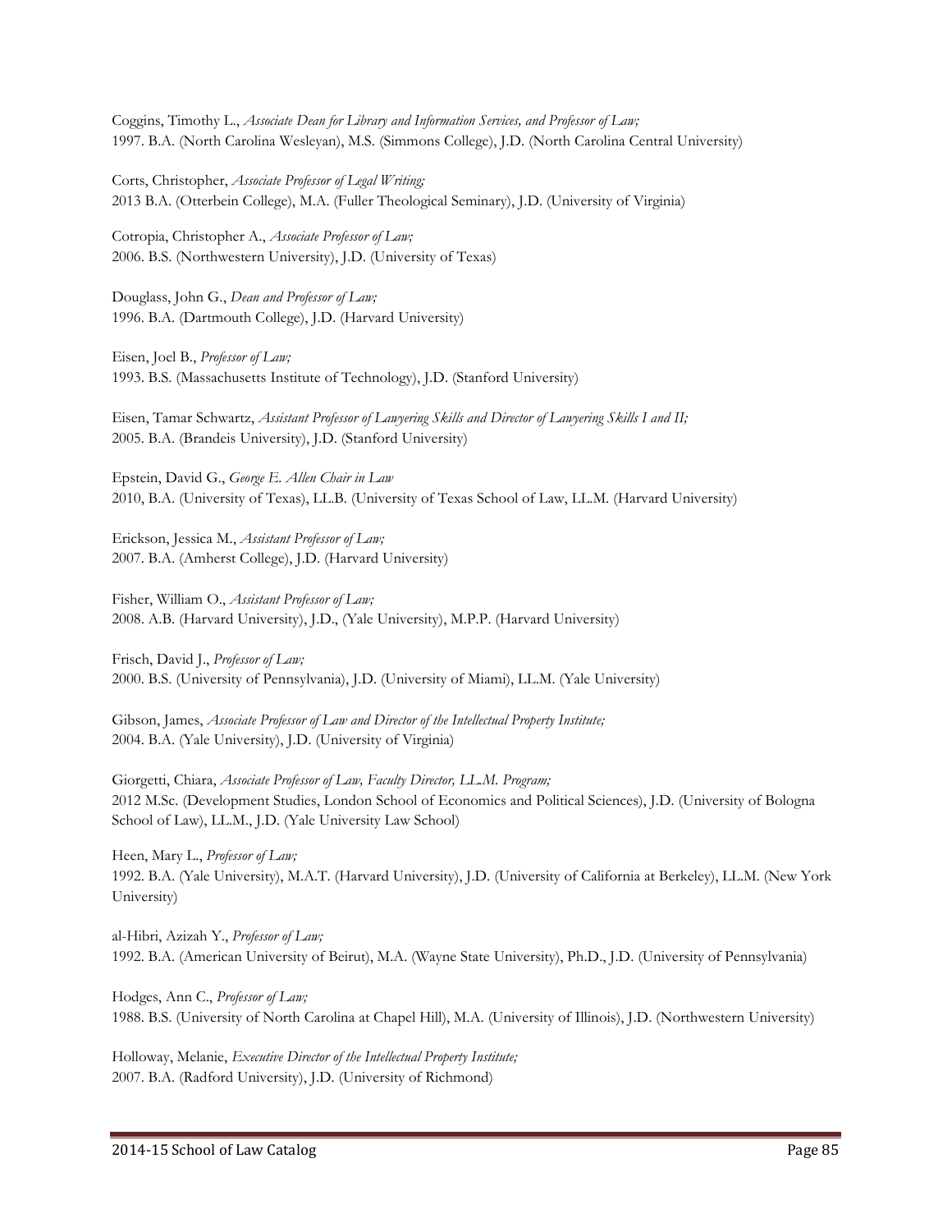Coggins, Timothy L., *Associate Dean for Library and Information Services, and Professor of Law;*
1997. B.A. (North Carolina Wesleyan), M.S. (Simmons College), J.D. (North Carolina Central University)

Corts, Christopher, *Associate Professor of Legal Writing;*
2013 B.A. (Otterbein College), M.A. (Fuller Theological Seminary), J.D. (University of Virginia)

Cotropia, Christopher A., *Associate Professor of Law;*
2006. B.S. (Northwestern University), J.D. (University of Texas)

Douglass, John G., *Dean and Professor of Law;*
1996. B.A. (Dartmouth College), J.D. (Harvard University)

Eisen, Joel B., *Professor of Law;*
1993. B.S. (Massachusetts Institute of Technology), J.D. (Stanford University)

Eisen, Tamar Schwartz, *Assistant Professor of Lawyering Skills and Director of Lawyering Skills I and II;*
2005. B.A. (Brandeis University), J.D. (Stanford University)

Epstein, David G., *George E. Allen Chair in Law*
2010, B.A. (University of Texas), LL.B. (University of Texas School of Law, LL.M. (Harvard University)

Erickson, Jessica M., *Assistant Professor of Law;*
2007. B.A. (Amherst College), J.D. (Harvard University)

Fisher, William O., *Assistant Professor of Law;*
2008. A.B. (Harvard University), J.D., (Yale University), M.P.P. (Harvard University)

Frisch, David J., *Professor of Law;*
2000. B.S. (University of Pennsylvania), J.D. (University of Miami), LL.M. (Yale University)

Gibson, James, *Associate Professor of Law and Director of the Intellectual Property Institute;*
2004. B.A. (Yale University), J.D. (University of Virginia)

Giorgetti, Chiara, *Associate Professor of Law, Faculty Director, LL.M. Program;*
2012 M.Sc. (Development Studies, London School of Economics and Political Sciences), J.D. (University of Bologna School of Law), LL.M., J.D. (Yale University Law School)

Heen, Mary L., *Professor of Law;*
1992. B.A. (Yale University), M.A.T. (Harvard University), J.D. (University of California at Berkeley), LL.M. (New York University)

al-Hibri, Azizah Y., *Professor of Law;*
1992. B.A. (American University of Beirut), M.A. (Wayne State University), Ph.D., J.D. (University of Pennsylvania)

Hodges, Ann C., *Professor of Law;*
1988. B.S. (University of North Carolina at Chapel Hill), M.A. (University of Illinois), J.D. (Northwestern University)

Holloway, Melanie, *Executive Director of the Intellectual Property Institute;*
2007. B.A. (Radford University), J.D. (University of Richmond)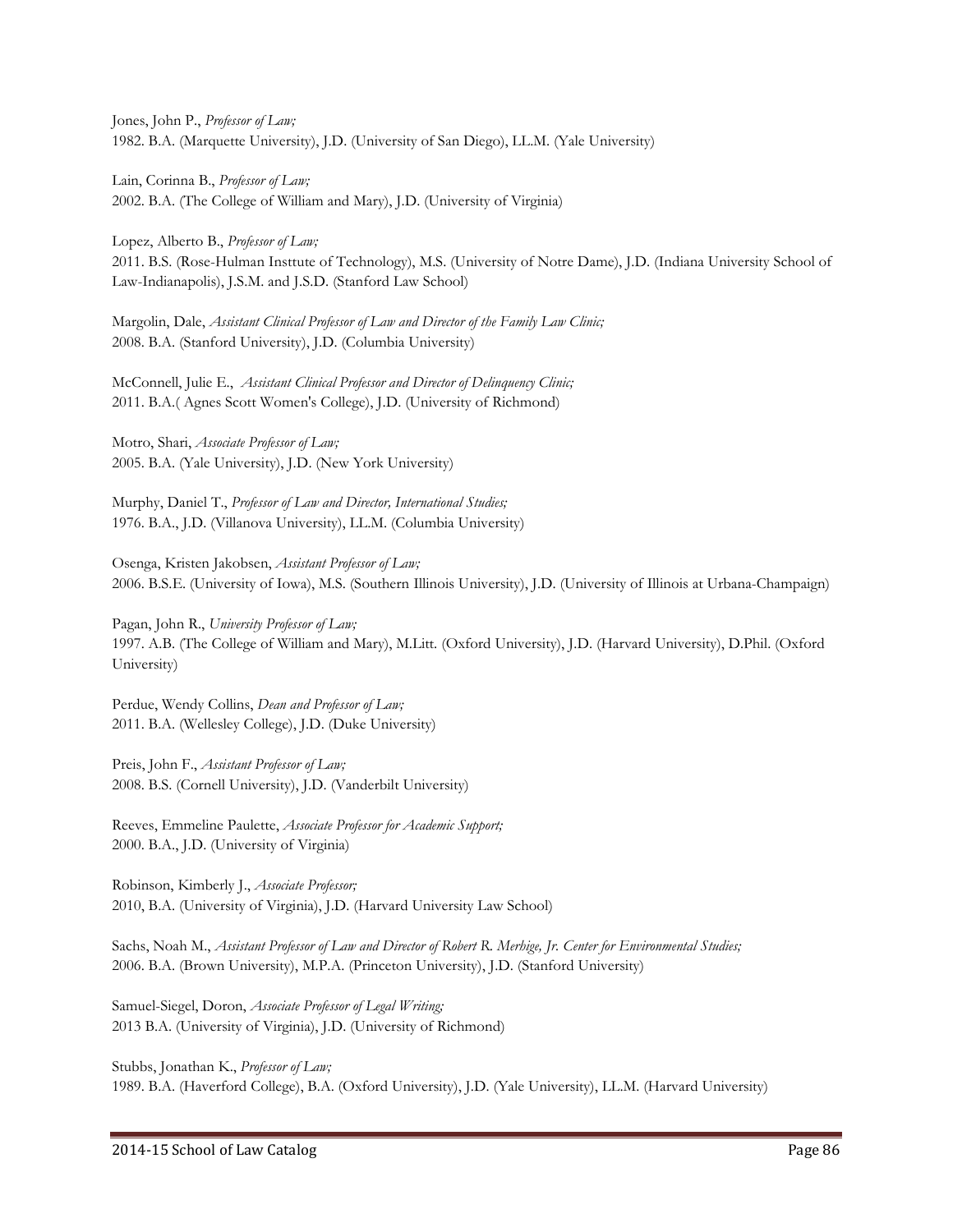Jones, John P., *Professor of Law;*
1982. B.A. (Marquette University), J.D. (University of San Diego), LL.M. (Yale University)

Lain, Corinna B., *Professor of Law;*
2002. B.A. (The College of William and Mary), J.D. (University of Virginia)

Lopez, Alberto B., *Professor of Law;*
2011. B.S. (Rose-Hulman Insttute of Technology), M.S. (University of Notre Dame), J.D. (Indiana University School of Law-Indianapolis), J.S.M. and J.S.D. (Stanford Law School)

Margolin, Dale, *Assistant Clinical Professor of Law and Director of the Family Law Clinic;*
2008. B.A. (Stanford University), J.D. (Columbia University)

McConnell, Julie E., *Assistant Clinical Professor and Director of Delinquency Clinic;*
2011. B.A.( Agnes Scott Women's College), J.D. (University of Richmond)

Motro, Shari, *Associate Professor of Law;*
2005. B.A. (Yale University), J.D. (New York University)

Murphy, Daniel T., *Professor of Law and Director, International Studies;*
1976. B.A., J.D. (Villanova University), LL.M. (Columbia University)

Osenga, Kristen Jakobsen, *Assistant Professor of Law;*
2006. B.S.E. (University of Iowa), M.S. (Southern Illinois University), J.D. (University of Illinois at Urbana-Champaign)

Pagan, John R., *University Professor of Law;*
1997. A.B. (The College of William and Mary), M.Litt. (Oxford University), J.D. (Harvard University), D.Phil. (Oxford University)

Perdue, Wendy Collins, *Dean and Professor of Law;*
2011. B.A. (Wellesley College), J.D. (Duke University)

Preis, John F., *Assistant Professor of Law;*
2008. B.S. (Cornell University), J.D. (Vanderbilt University)

Reeves, Emmeline Paulette, *Associate Professor for Academic Support;*
2000. B.A., J.D. (University of Virginia)

Robinson, Kimberly J., *Associate Professor;*
2010, B.A. (University of Virginia), J.D. (Harvard University Law School)

Sachs, Noah M., *Assistant Professor of Law and Director of Robert R. Merhige, Jr. Center for Environmental Studies;*
2006. B.A. (Brown University), M.P.A. (Princeton University), J.D. (Stanford University)

Samuel-Siegel, Doron, *Associate Professor of Legal Writing;*
2013 B.A. (University of Virginia), J.D. (University of Richmond)

Stubbs, Jonathan K., *Professor of Law;*
1989. B.A. (Haverford College), B.A. (Oxford University), J.D. (Yale University), LL.M. (Harvard University)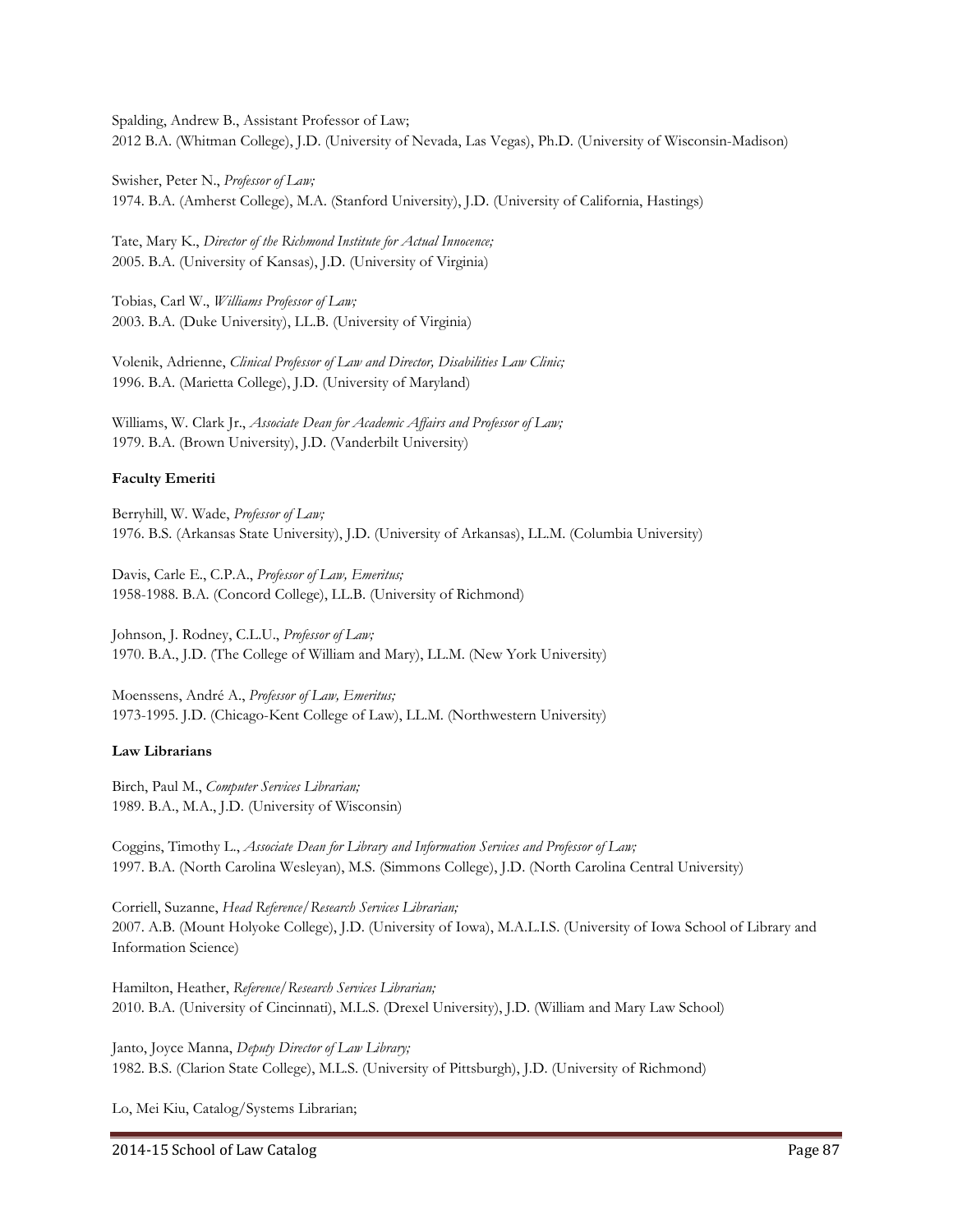Spalding, Andrew B., Assistant Professor of Law;
2012 B.A. (Whitman College), J.D. (University of Nevada, Las Vegas), Ph.D. (University of Wisconsin-Madison)

Swisher, Peter N., *Professor of Law;*
1974. B.A. (Amherst College), M.A. (Stanford University), J.D. (University of California, Hastings)

Tate, Mary K., *Director of the Richmond Institute for Actual Innocence;*
2005. B.A. (University of Kansas), J.D. (University of Virginia)

Tobias, Carl W., *Williams Professor of Law;*
2003. B.A. (Duke University), LL.B. (University of Virginia)

Volenik, Adrienne, *Clinical Professor of Law and Director, Disabilities Law Clinic;*
1996. B.A. (Marietta College), J.D. (University of Maryland)

Williams, W. Clark Jr., *Associate Dean for Academic Affairs and Professor of Law;*
1979. B.A. (Brown University), J.D. (Vanderbilt University)

**Faculty Emeriti**

Berryhill, W. Wade, *Professor of Law;*
1976. B.S. (Arkansas State University), J.D. (University of Arkansas), LL.M. (Columbia University)

Davis, Carle E., C.P.A., *Professor of Law, Emeritus;*
1958-1988. B.A. (Concord College), LL.B. (University of Richmond)

Johnson, J. Rodney, C.L.U., *Professor of Law;*
1970. B.A., J.D. (The College of William and Mary), LL.M. (New York University)

Moenssens, André A., *Professor of Law, Emeritus;*
1973-1995. J.D. (Chicago-Kent College of Law), LL.M. (Northwestern University)

**Law Librarians**

Birch, Paul M., *Computer Services Librarian;*
1989. B.A., M.A., J.D. (University of Wisconsin)

Coggins, Timothy L., *Associate Dean for Library and Information Services and Professor of Law;*
1997. B.A. (North Carolina Wesleyan), M.S. (Simmons College), J.D. (North Carolina Central University)

Corriell, Suzanne, *Head Reference/Research Services Librarian;*
2007. A.B. (Mount Holyoke College), J.D. (University of Iowa), M.A.L.I.S. (University of Iowa School of Library and Information Science)

Hamilton, Heather, *Reference/Research Services Librarian;*
2010. B.A. (University of Cincinnati), M.L.S. (Drexel University), J.D. (William and Mary Law School)

Janto, Joyce Manna, *Deputy Director of Law Library;*
1982. B.S. (Clarion State College), M.L.S. (University of Pittsburgh), J.D. (University of Richmond)

Lo, Mei Kiu, Catalog/Systems Librarian;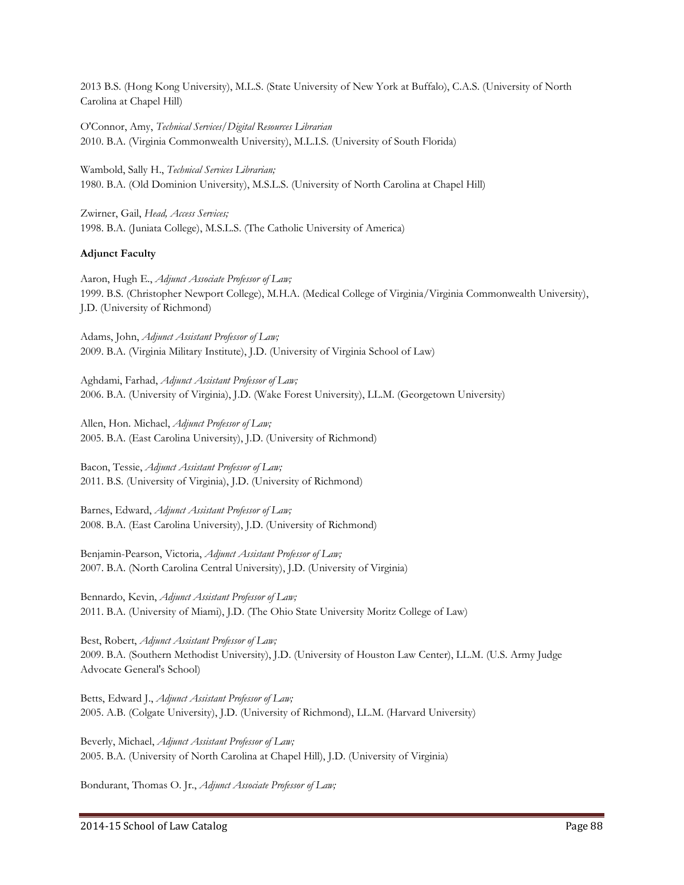2013 B.S. (Hong Kong University), M.L.S. (State University of New York at Buffalo), C.A.S. (University of North Carolina at Chapel Hill)

O'Connor, Amy, *Technical Services/Digital Resources Librarian*
2010. B.A. (Virginia Commonwealth University), M.L.I.S. (University of South Florida)

Wambold, Sally H., *Technical Services Librarian;*
1980. B.A. (Old Dominion University), M.S.L.S. (University of North Carolina at Chapel Hill)

Zwirner, Gail, *Head, Access Services;*
1998. B.A. (Juniata College), M.S.L.S. (The Catholic University of America)

**Adjunct Faculty**

Aaron, Hugh E., *Adjunct Associate Professor of Law;*
1999. B.S. (Christopher Newport College), M.H.A. (Medical College of Virginia/Virginia Commonwealth University), J.D. (University of Richmond)

Adams, John, *Adjunct Assistant Professor of Law;*
2009. B.A. (Virginia Military Institute), J.D. (University of Virginia School of Law)

Aghdami, Farhad, *Adjunct Assistant Professor of Law;*
2006. B.A. (University of Virginia), J.D. (Wake Forest University), LL.M. (Georgetown University)

Allen, Hon. Michael, *Adjunct Professor of Law;*
2005. B.A. (East Carolina University), J.D. (University of Richmond)

Bacon, Tessie, *Adjunct Assistant Professor of Law;*
2011. B.S. (University of Virginia), J.D. (University of Richmond)

Barnes, Edward, *Adjunct Assistant Professor of Law;*
2008. B.A. (East Carolina University), J.D. (University of Richmond)

Benjamin-Pearson, Victoria, *Adjunct Assistant Professor of Law;*
2007. B.A. (North Carolina Central University), J.D. (University of Virginia)

Bennardo, Kevin, *Adjunct Assistant Professor of Law;*
2011. B.A. (University of Miami), J.D. (The Ohio State University Moritz College of Law)

Best, Robert, *Adjunct Assistant Professor of Law;*
2009. B.A. (Southern Methodist University), J.D. (University of Houston Law Center), LL.M. (U.S. Army Judge Advocate General's School)

Betts, Edward J., *Adjunct Assistant Professor of Law;*
2005. A.B. (Colgate University), J.D. (University of Richmond), LL.M. (Harvard University)

Beverly, Michael, *Adjunct Assistant Professor of Law;*
2005. B.A. (University of North Carolina at Chapel Hill), J.D. (University of Virginia)

Bondurant, Thomas O. Jr., *Adjunct Associate Professor of Law;*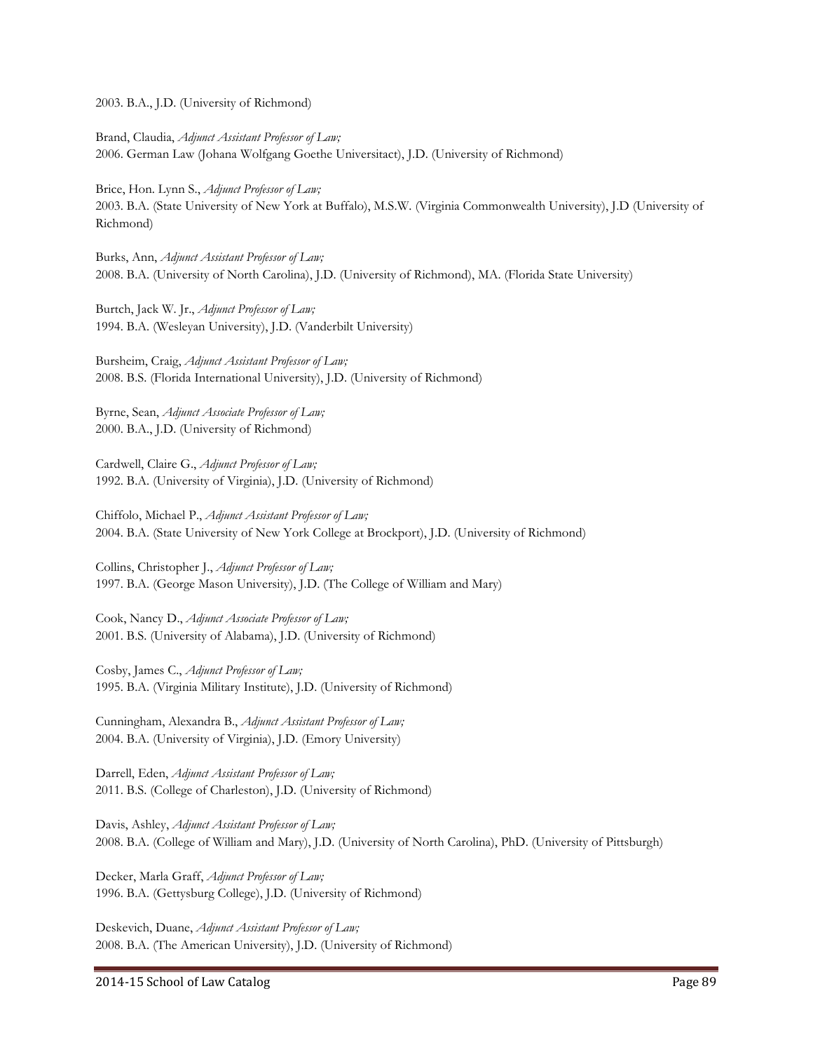2003. B.A., J.D. (University of Richmond)

Brand, Claudia, *Adjunct Assistant Professor of Law;*
2006. German Law (Johana Wolfgang Goethe Universitact), J.D. (University of Richmond)

Brice, Hon. Lynn S., *Adjunct Professor of Law;*
2003. B.A. (State University of New York at Buffalo), M.S.W. (Virginia Commonwealth University), J.D (University of Richmond)

Burks, Ann, *Adjunct Assistant Professor of Law;*
2008. B.A. (University of North Carolina), J.D. (University of Richmond), MA. (Florida State University)

Burtch, Jack W. Jr., *Adjunct Professor of Law;*
1994. B.A. (Wesleyan University), J.D. (Vanderbilt University)

Bursheim, Craig, *Adjunct Assistant Professor of Law;*
2008. B.S. (Florida International University), J.D. (University of Richmond)

Byrne, Sean, *Adjunct Associate Professor of Law;*
2000. B.A., J.D. (University of Richmond)

Cardwell, Claire G., *Adjunct Professor of Law;*
1992. B.A. (University of Virginia), J.D. (University of Richmond)

Chiffolo, Michael P., *Adjunct Assistant Professor of Law;*
2004. B.A. (State University of New York College at Brockport), J.D. (University of Richmond)

Collins, Christopher J., *Adjunct Professor of Law;*
1997. B.A. (George Mason University), J.D. (The College of William and Mary)

Cook, Nancy D., *Adjunct Associate Professor of Law;*
2001. B.S. (University of Alabama), J.D. (University of Richmond)

Cosby, James C., *Adjunct Professor of Law;*
1995. B.A. (Virginia Military Institute), J.D. (University of Richmond)

Cunningham, Alexandra B., *Adjunct Assistant Professor of Law;*
2004. B.A. (University of Virginia), J.D. (Emory University)

Darrell, Eden, *Adjunct Assistant Professor of Law;*
2011. B.S. (College of Charleston), J.D. (University of Richmond)

Davis, Ashley, *Adjunct Assistant Professor of Law;*
2008. B.A. (College of William and Mary), J.D. (University of North Carolina), PhD. (University of Pittsburgh)

Decker, Marla Graff, *Adjunct Professor of Law;*
1996. B.A. (Gettysburg College), J.D. (University of Richmond)

Deskevich, Duane, *Adjunct Assistant Professor of Law;*
2008. B.A. (The American University), J.D. (University of Richmond)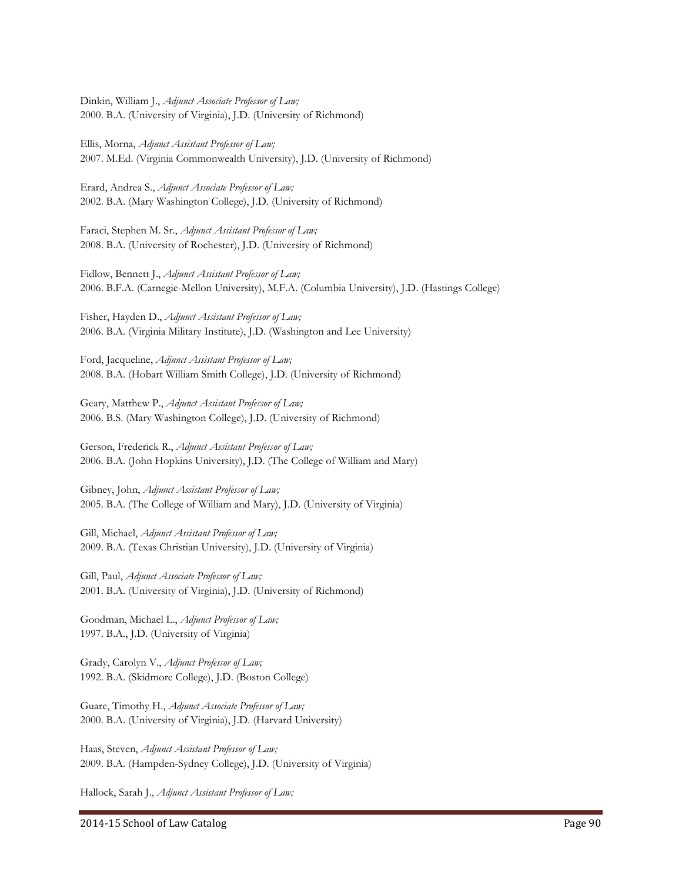Dinkin, William J., *Adjunct Associate Professor of Law;*
2000. B.A. (University of Virginia), J.D. (University of Richmond)

Ellis, Morna, *Adjunct Assistant Professor of Law;*
2007. M.Ed. (Virginia Commonwealth University), J.D. (University of Richmond)

Erard, Andrea S., *Adjunct Associate Professor of Law;*
2002. B.A. (Mary Washington College), J.D. (University of Richmond)

Faraci, Stephen M. Sr., *Adjunct Assistant Professor of Law;*
2008. B.A. (University of Rochester), J.D. (University of Richmond)

Fidlow, Bennett J., *Adjunct Assistant Professor of Law;*
2006. B.F.A. (Carnegie-Mellon University), M.F.A. (Columbia University), J.D. (Hastings College)

Fisher, Hayden D., *Adjunct Assistant Professor of Law;*
2006. B.A. (Virginia Military Institute), J.D. (Washington and Lee University)

Ford, Jacqueline, *Adjunct Assistant Professor of Law;*
2008. B.A. (Hobart William Smith College), J.D. (University of Richmond)

Geary, Matthew P., *Adjunct Assistant Professor of Law;*
2006. B.S. (Mary Washington College), J.D. (University of Richmond)

Gerson, Frederick R., *Adjunct Assistant Professor of Law;*
2006. B.A. (John Hopkins University), J.D. (The College of William and Mary)

Gibney, John, *Adjunct Assistant Professor of Law;*
2005. B.A. (The College of William and Mary), J.D. (University of Virginia)

Gill, Michael, *Adjunct Assistant Professor of Law;*
2009. B.A. (Texas Christian University), J.D. (University of Virginia)

Gill, Paul, *Adjunct Associate Professor of Law;*
2001. B.A. (University of Virginia), J.D. (University of Richmond)

Goodman, Michael L., *Adjunct Professor of Law;*
1997. B.A., J.D. (University of Virginia)

Grady, Carolyn V., *Adjunct Professor of Law;*
1992. B.A. (Skidmore College), J.D. (Boston College)

Guare, Timothy H., *Adjunct Associate Professor of Law;*
2000. B.A. (University of Virginia), J.D. (Harvard University)

Haas, Steven, *Adjunct Assistant Professor of Law;*
2009. B.A. (Hampden-Sydney College), J.D. (University of Virginia)

Hallock, Sarah J., *Adjunct Assistant Professor of Law;*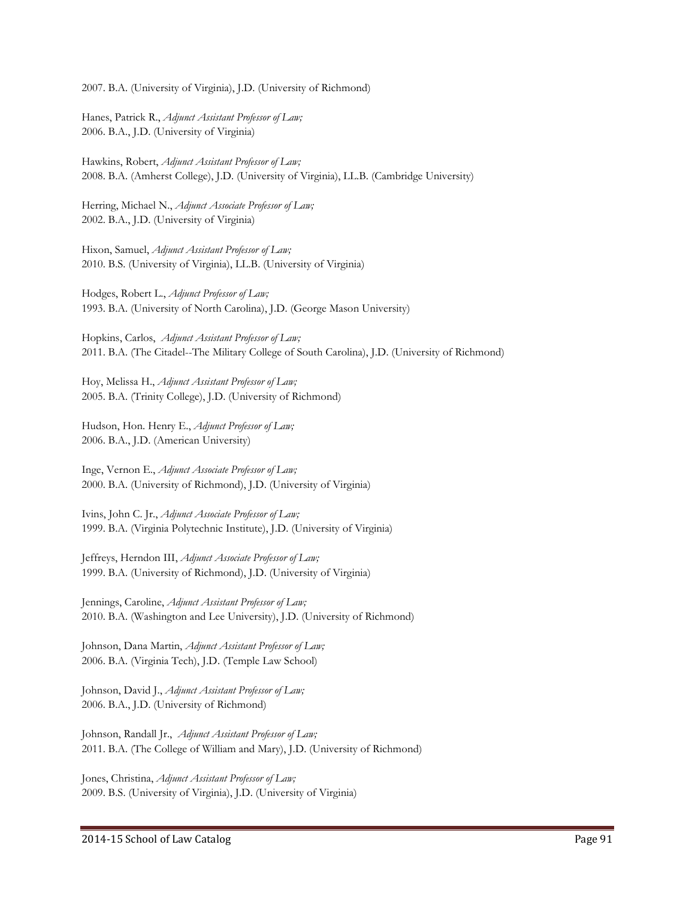2007. B.A. (University of Virginia), J.D. (University of Richmond)

Hanes, Patrick R., *Adjunct Assistant Professor of Law;*
2006. B.A., J.D. (University of Virginia)

Hawkins, Robert, *Adjunct Assistant Professor of Law;*
2008. B.A. (Amherst College), J.D. (University of Virginia), LL.B. (Cambridge University)

Herring, Michael N., *Adjunct Associate Professor of Law;*
2002. B.A., J.D. (University of Virginia)

Hixon, Samuel, *Adjunct Assistant Professor of Law;*
2010. B.S. (University of Virginia), LL.B. (University of Virginia)

Hodges, Robert L., *Adjunct Professor of Law;*
1993. B.A. (University of North Carolina), J.D. (George Mason University)

Hopkins, Carlos, *Adjunct Assistant Professor of Law;*
2011. B.A. (The Citadel--The Military College of South Carolina), J.D. (University of Richmond)

Hoy, Melissa H., *Adjunct Assistant Professor of Law;*
2005. B.A. (Trinity College), J.D. (University of Richmond)

Hudson, Hon. Henry E., *Adjunct Professor of Law;*
2006. B.A., J.D. (American University)

Inge, Vernon E., *Adjunct Associate Professor of Law;*
2000. B.A. (University of Richmond), J.D. (University of Virginia)

Ivins, John C. Jr., *Adjunct Associate Professor of Law;*
1999. B.A. (Virginia Polytechnic Institute), J.D. (University of Virginia)

Jeffreys, Herndon III, *Adjunct Associate Professor of Law;*
1999. B.A. (University of Richmond), J.D. (University of Virginia)

Jennings, Caroline, *Adjunct Assistant Professor of Law;*
2010. B.A. (Washington and Lee University), J.D. (University of Richmond)

Johnson, Dana Martin, *Adjunct Assistant Professor of Law;*
2006. B.A. (Virginia Tech), J.D. (Temple Law School)

Johnson, David J., *Adjunct Assistant Professor of Law;*
2006. B.A., J.D. (University of Richmond)

Johnson, Randall Jr., *Adjunct Assistant Professor of Law;*
2011. B.A. (The College of William and Mary), J.D. (University of Richmond)

Jones, Christina, *Adjunct Assistant Professor of Law;*
2009. B.S. (University of Virginia), J.D. (University of Virginia)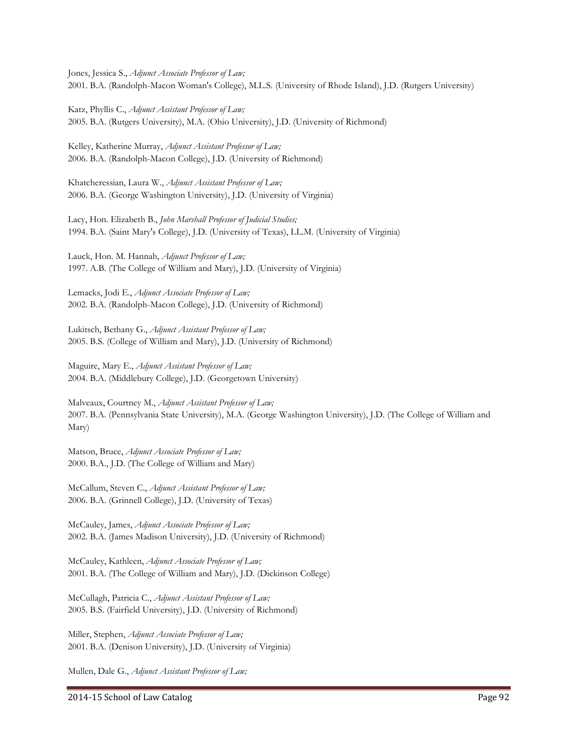Jones, Jessica S., *Adjunct Associate Professor of Law;*
2001. B.A. (Randolph-Macon Woman's College), M.L.S. (University of Rhode Island), J.D. (Rutgers University)

Katz, Phyllis C., *Adjunct Assistant Professor of Law;*
2005. B.A. (Rutgers University), M.A. (Ohio University), J.D. (University of Richmond)

Kelley, Katherine Murray, *Adjunct Assistant Professor of Law;*
2006. B.A. (Randolph-Macon College), J.D. (University of Richmond)

Khatcheressian, Laura W., *Adjunct Assistant Professor of Law;*
2006. B.A. (George Washington University), J.D. (University of Virginia)

Lacy, Hon. Elizabeth B., *John Marshall Professor of Judicial Studies;*
1994. B.A. (Saint Mary's College), J.D. (University of Texas), LL.M. (University of Virginia)

Lauck, Hon. M. Hannah, *Adjunct Professor of Law;*
1997. A.B. (The College of William and Mary), J.D. (University of Virginia)

Lemacks, Jodi E., *Adjunct Associate Professor of Law;*
2002. B.A. (Randolph-Macon College), J.D. (University of Richmond)

Lukitsch, Bethany G., *Adjunct Assistant Professor of Law;*
2005. B.S. (College of William and Mary), J.D. (University of Richmond)

Maguire, Mary E., *Adjunct Assistant Professor of Law;*
2004. B.A. (Middlebury College), J.D. (Georgetown University)

Malveaux, Courtney M., *Adjunct Assistant Professor of Law;*
2007. B.A. (Pennsylvania State University), M.A. (George Washington University), J.D. (The College of William and Mary)

Matson, Bruce, *Adjunct Associate Professor of Law;*
2000. B.A., J.D. (The College of William and Mary)

McCallum, Steven C., *Adjunct Assistant Professor of Law;*
2006. B.A. (Grinnell College), J.D. (University of Texas)

McCauley, James, *Adjunct Associate Professor of Law;*
2002. B.A. (James Madison University), J.D. (University of Richmond)

McCauley, Kathleen, *Adjunct Associate Professor of Law;*
2001. B.A. (The College of William and Mary), J.D. (Dickinson College)

McCullagh, Patricia C., *Adjunct Assistant Professor of Law;*
2005. B.S. (Fairfield University), J.D. (University of Richmond)

Miller, Stephen, *Adjunct Associate Professor of Law;*
2001. B.A. (Denison University), J.D. (University of Virginia)

Mullen, Dale G., *Adjunct Assistant Professor of Law;*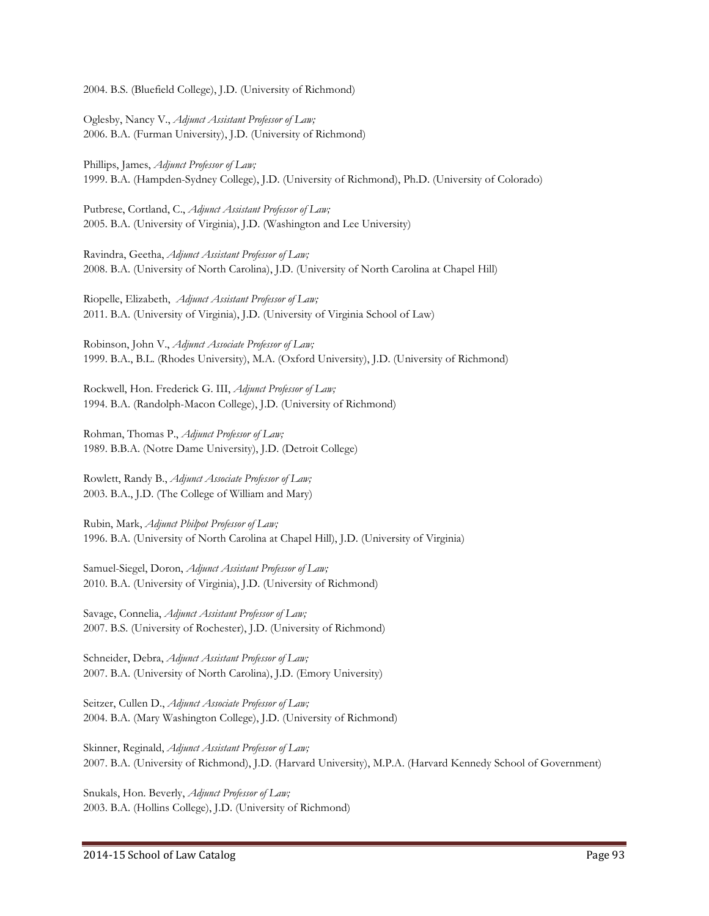2004. B.S. (Bluefield College), J.D. (University of Richmond)

Oglesby, Nancy V., *Adjunct Assistant Professor of Law;*
2006. B.A. (Furman University), J.D. (University of Richmond)

Phillips, James, *Adjunct Professor of Law;*
1999. B.A. (Hampden-Sydney College), J.D. (University of Richmond), Ph.D. (University of Colorado)

Putbrese, Cortland, C., *Adjunct Assistant Professor of Law;*
2005. B.A. (University of Virginia), J.D. (Washington and Lee University)

Ravindra, Geetha, *Adjunct Assistant Professor of Law;*
2008. B.A. (University of North Carolina), J.D. (University of North Carolina at Chapel Hill)

Riopelle, Elizabeth, *Adjunct Assistant Professor of Law;*
2011. B.A. (University of Virginia), J.D. (University of Virginia School of Law)

Robinson, John V., *Adjunct Associate Professor of Law;*
1999. B.A., B.L. (Rhodes University), M.A. (Oxford University), J.D. (University of Richmond)

Rockwell, Hon. Frederick G. III, *Adjunct Professor of Law;*
1994. B.A. (Randolph-Macon College), J.D. (University of Richmond)

Rohman, Thomas P., *Adjunct Professor of Law;*
1989. B.B.A. (Notre Dame University), J.D. (Detroit College)

Rowlett, Randy B., *Adjunct Associate Professor of Law;*
2003. B.A., J.D. (The College of William and Mary)

Rubin, Mark, *Adjunct Philpot Professor of Law;*
1996. B.A. (University of North Carolina at Chapel Hill), J.D. (University of Virginia)

Samuel-Siegel, Doron, *Adjunct Assistant Professor of Law;*
2010. B.A. (University of Virginia), J.D. (University of Richmond)

Savage, Connelia, *Adjunct Assistant Professor of Law;*
2007. B.S. (University of Rochester), J.D. (University of Richmond)

Schneider, Debra, *Adjunct Assistant Professor of Law;*
2007. B.A. (University of North Carolina), J.D. (Emory University)

Seitzer, Cullen D., *Adjunct Associate Professor of Law;*
2004. B.A. (Mary Washington College), J.D. (University of Richmond)

Skinner, Reginald, *Adjunct Assistant Professor of Law;*
2007. B.A. (University of Richmond), J.D. (Harvard University), M.P.A. (Harvard Kennedy School of Government)

Snukals, Hon. Beverly, *Adjunct Professor of Law;*
2003. B.A. (Hollins College), J.D. (University of Richmond)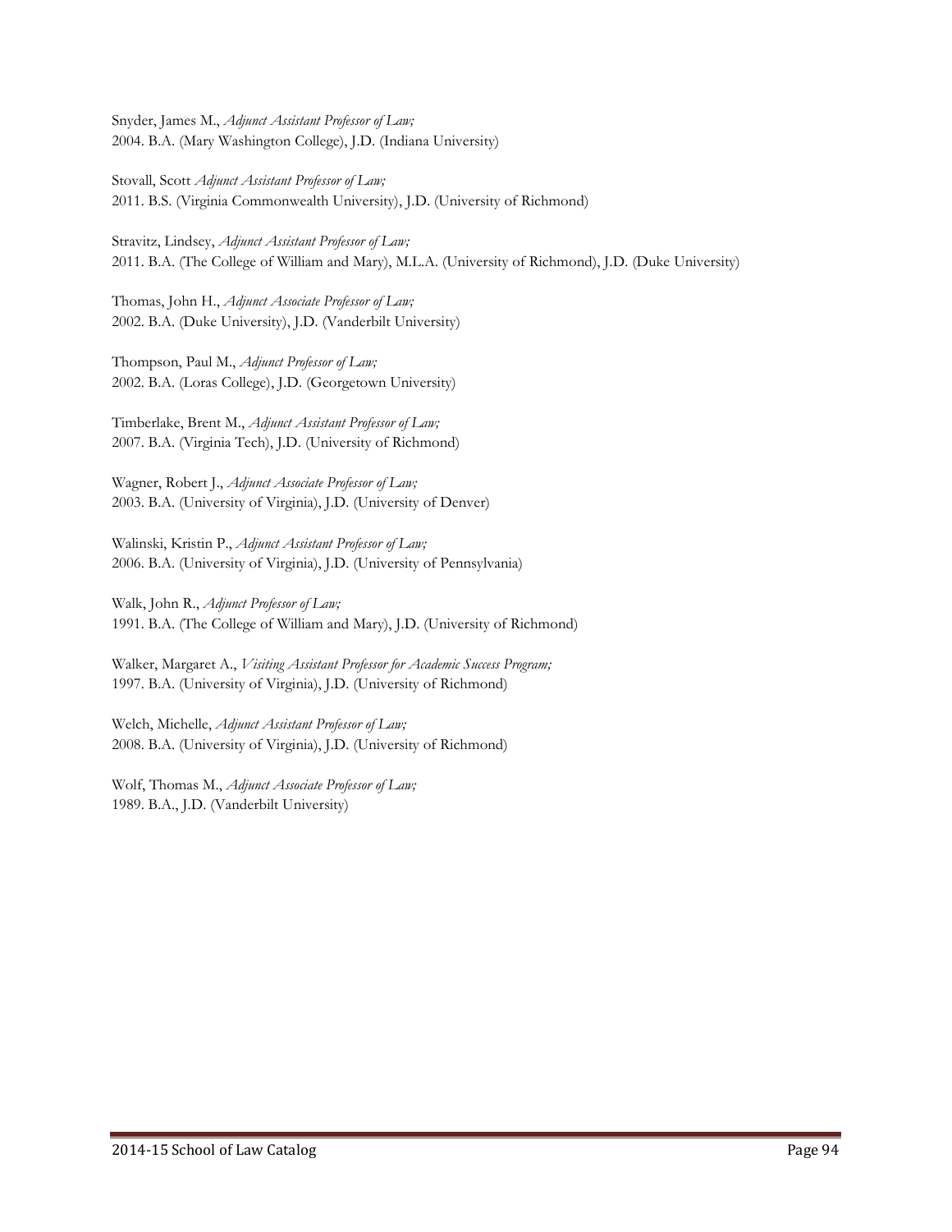Snyder, James M., *Adjunct Assistant Professor of Law;*
2004. B.A. (Mary Washington College), J.D. (Indiana University)

Stovall, Scott *Adjunct Assistant Professor of Law;*
2011. B.S. (Virginia Commonwealth University), J.D. (University of Richmond)

Stravitz, Lindsey, *Adjunct Assistant Professor of Law;*
2011. B.A. (The College of William and Mary), M.L.A. (University of Richmond), J.D. (Duke University)

Thomas, John H., *Adjunct Associate Professor of Law;*
2002. B.A. (Duke University), J.D. (Vanderbilt University)

Thompson, Paul M., *Adjunct Professor of Law;*
2002. B.A. (Loras College), J.D. (Georgetown University)

Timberlake, Brent M., *Adjunct Assistant Professor of Law;*
2007. B.A. (Virginia Tech), J.D. (University of Richmond)

Wagner, Robert J., *Adjunct Associate Professor of Law;*
2003. B.A. (University of Virginia), J.D. (University of Denver)

Walinski, Kristin P., *Adjunct Assistant Professor of Law;*
2006. B.A. (University of Virginia), J.D. (University of Pennsylvania)

Walk, John R., *Adjunct Professor of Law;*
1991. B.A. (The College of William and Mary), J.D. (University of Richmond)

Walker, Margaret A., *Visiting Assistant Professor for Academic Success Program;*
1997. B.A. (University of Virginia), J.D. (University of Richmond)

Welch, Michelle, *Adjunct Assistant Professor of Law;*
2008. B.A. (University of Virginia), J.D. (University of Richmond)

Wolf, Thomas M., *Adjunct Associate Professor of Law;*
1989. B.A., J.D. (Vanderbilt University)